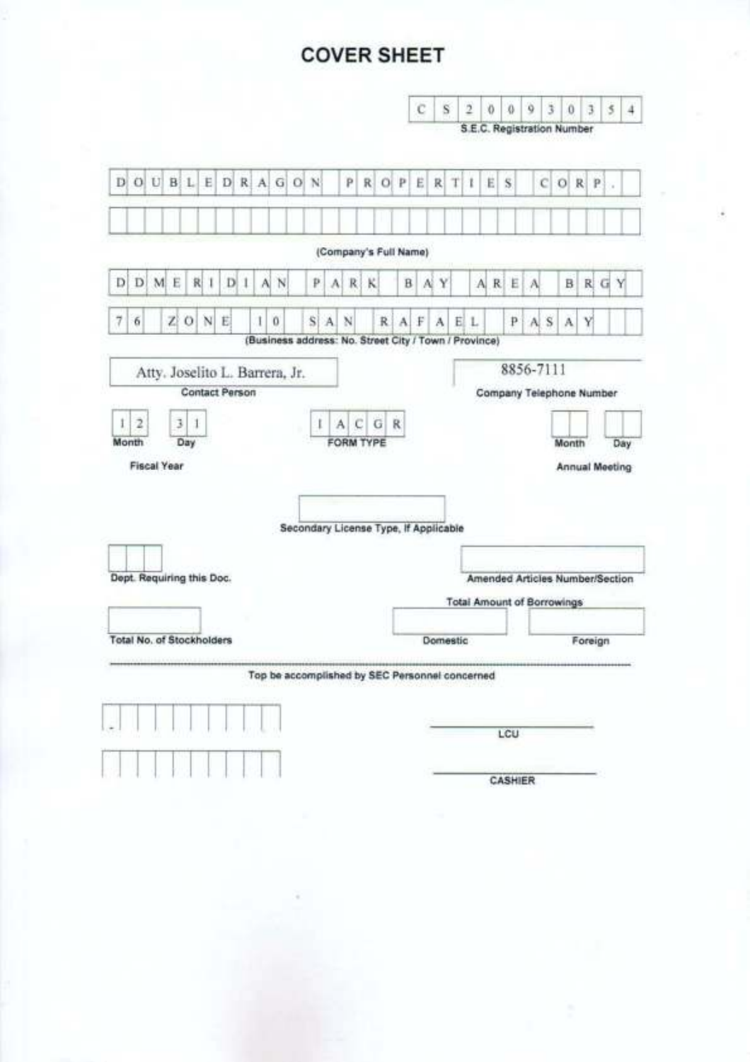# COVER SHEET

**C S 2 0 0 9 3 0 3 5 4**

S.E.C. Registration Number

**D O U B L E D R A G O N   P R O P E R T I E S   C O R P .**

(Company's Full Name)

**D D M E R I D I A N   P A R K   B A Y   A R E A   B R G Y**

**7 6   Z O N E   1 0   S A N   R A F A E L   P A S A Y**

(Business address: No. Street City / Town / Province)

| Contact Person | Company Telephone Number |
|---|---|
| Atty. Joselito L. Barrera, Jr. | 8856-7111 |

| Fiscal Year (Month) | Fiscal Year (Day) | FORM TYPE | Annual Meeting (Month) | Annual Meeting (Day) |
|---|---|---|---|---|
| 1 2 | 3 1 | I A C G R | | |

Secondary License Type, If Applicable

Dept. Requiring this Doc.

Amended Articles Number/Section

Total Amount of Borrowings

| Total No. of Stockholders | Domestic | Foreign |
|---|---|---|
| | | |

---

Top be accomplished by SEC Personnel concerned

LCU

CASHIER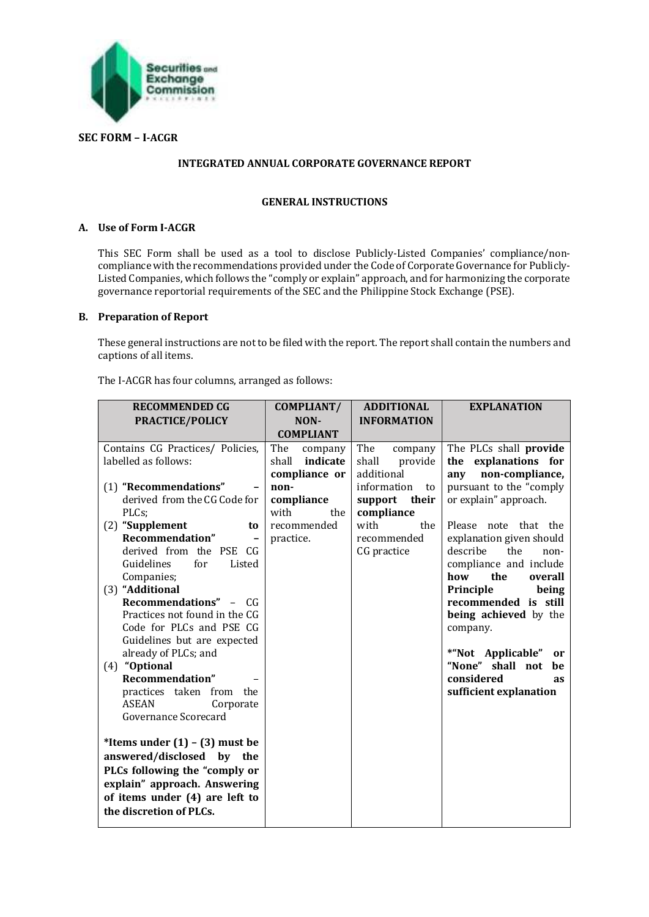**SEC FORM – I-ACGR**

**INTEGRATED ANNUAL CORPORATE GOVERNANCE REPORT**

**GENERAL INSTRUCTIONS**

**A. Use of Form I-ACGR**

This SEC Form shall be used as a tool to disclose Publicly-Listed Companies' compliance/non-compliance with the recommendations provided under the Code of Corporate Governance for Publicly-Listed Companies, which follows the "comply or explain" approach, and for harmonizing the corporate governance reportorial requirements of the SEC and the Philippine Stock Exchange (PSE).

**B. Preparation of Report**

These general instructions are not to be filed with the report. The report shall contain the numbers and captions of all items.

The I-ACGR has four columns, arranged as follows:

| RECOMMENDED CG PRACTICE/POLICY | COMPLIANT/ NON-COMPLIANT | ADDITIONAL INFORMATION | EXPLANATION |
|---|---|---|---|
| Contains CG Practices/ Policies, labelled as follows:<br><br>(1) **"Recommendations"** – derived from the CG Code for PLCs;<br>(2) **"Supplement to Recommendation"** – derived from the PSE CG Guidelines for Listed Companies;<br>(3) **"Additional Recommendations"** – CG Practices not found in the CG Code for PLCs and PSE CG Guidelines but are expected already of PLCs; and<br>(4) **"Optional Recommendation"** – practices taken from the ASEAN Corporate Governance Scorecard<br><br>**\*Items under (1) – (3) must be answered/disclosed by the PLCs following the "comply or explain" approach. Answering of items under (4) are left to the discretion of PLCs.** | The company shall **indicate compliance or non-compliance** with the recommended practice. | The company shall provide additional information to **support their compliance** with the recommended CG practice | The PLCs shall **provide the explanations for any non-compliance,** pursuant to the "comply or explain" approach.<br><br>Please note that the explanation given should describe the non-compliance and include **how the overall Principle being recommended is still being achieved** by the company.<br><br>**\*"Not Applicable" or "None" shall not be considered as sufficient explanation** |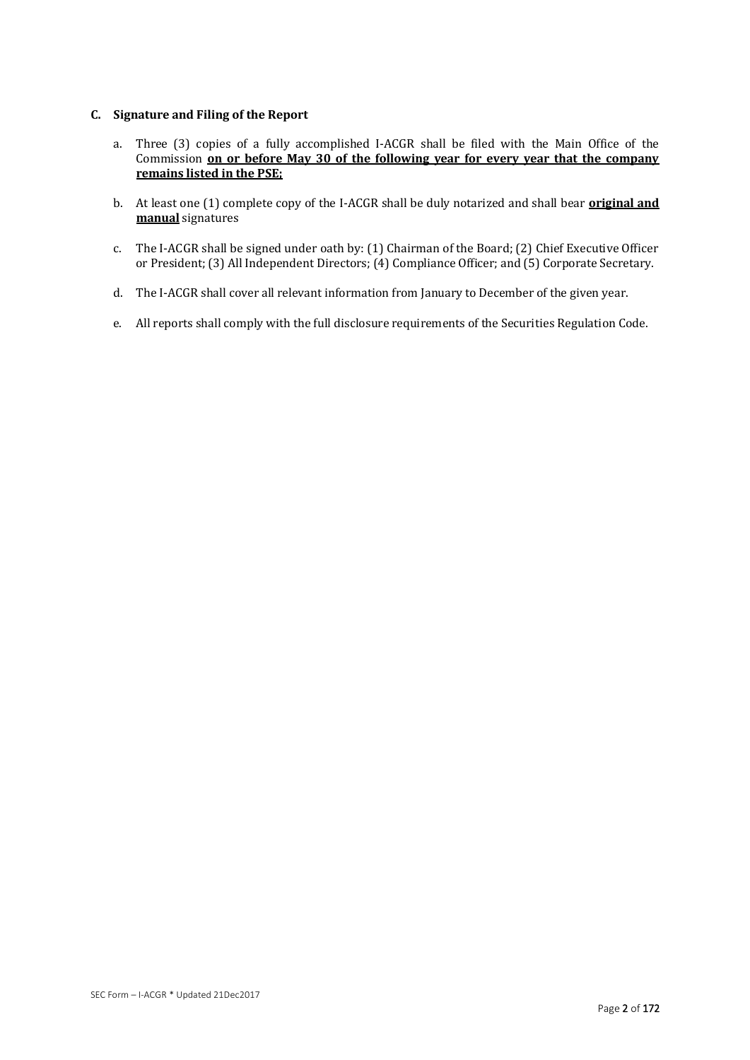### C. Signature and Filing of the Report

a. Three (3) copies of a fully accomplished I-ACGR shall be filed with the Main Office of the Commission **on or before May 30 of the following year for every year that the company remains listed in the PSE;**

b. At least one (1) complete copy of the I-ACGR shall be duly notarized and shall bear **original and manual** signatures

c. The I-ACGR shall be signed under oath by: (1) Chairman of the Board; (2) Chief Executive Officer or President; (3) All Independent Directors; (4) Compliance Officer; and (5) Corporate Secretary.

d. The I-ACGR shall cover all relevant information from January to December of the given year.

e. All reports shall comply with the full disclosure requirements of the Securities Regulation Code.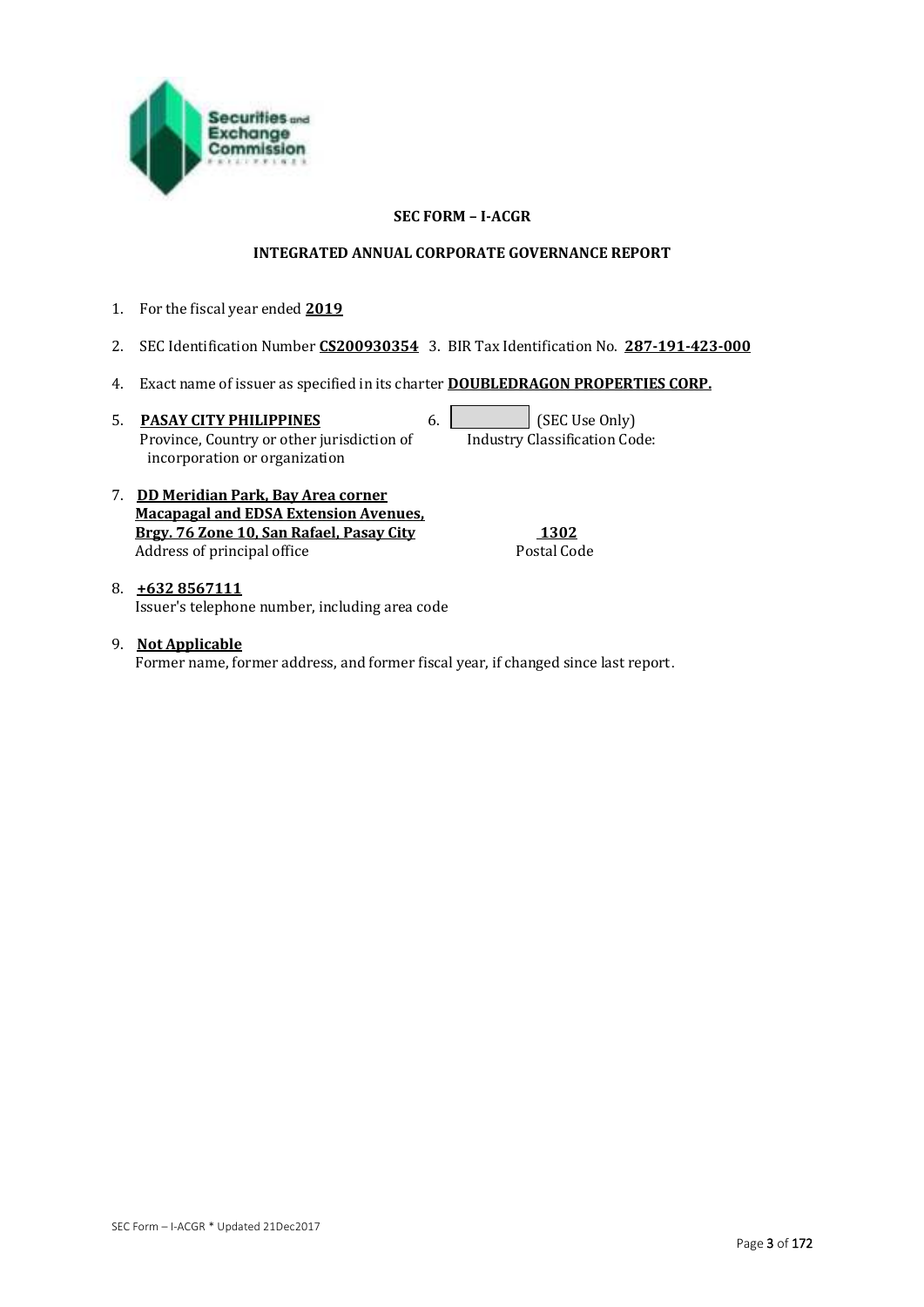**SEC FORM – I-ACGR**

**INTEGRATED ANNUAL CORPORATE GOVERNANCE REPORT**

1. For the fiscal year ended **2019**

2. SEC Identification Number **CS200930354** 3. BIR Tax Identification No. **287-191-423-000**

4. Exact name of issuer as specified in its charter **DOUBLEDRAGON PROPERTIES CORP.**

5. **PASAY CITY PHILIPPINES**
   Province, Country or other jurisdiction of incorporation or organization

6. (SEC Use Only)
   Industry Classification Code:

7. **DD Meridian Park, Bay Area corner Macapagal and EDSA Extension Avenues, Brgy. 76 Zone 10, San Rafael, Pasay City**
   Address of principal office
   **1302**
   Postal Code

8. **+632 8567111**
   Issuer's telephone number, including area code

9. **Not Applicable**
   Former name, former address, and former fiscal year, if changed since last report.

SEC Form – I-ACGR * Updated 21Dec2017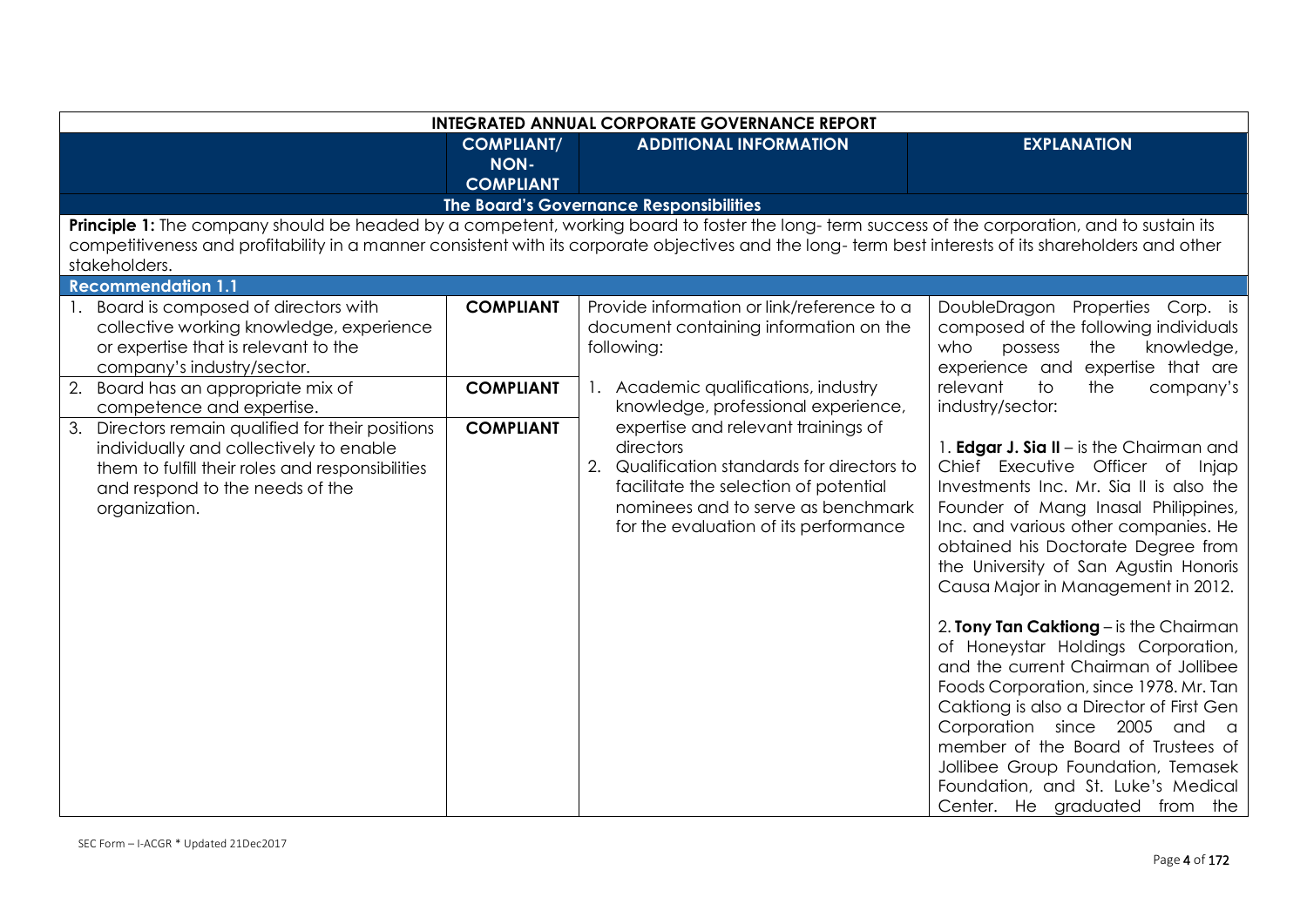| INTEGRATED ANNUAL CORPORATE GOVERNANCE REPORT | | | |
|---|---|---|---|
| | **COMPLIANT/ NON-COMPLIANT** | **ADDITIONAL INFORMATION** | **EXPLANATION** |
| **The Board's Governance Responsibilities** | | | |
| **Principle 1:** The company should be headed by a competent, working board to foster the long- term success of the corporation, and to sustain its competitiveness and profitability in a manner consistent with its corporate objectives and the long- term best interests of its shareholders and other stakeholders. | | | |
| **Recommendation 1.1** | | | |
| 1. Board is composed of directors with collective working knowledge, experience or expertise that is relevant to the company's industry/sector. | **COMPLIANT** | Provide information or link/reference to a document containing information on the following:<br><br>1. Academic qualifications, industry knowledge, professional experience, expertise and relevant trainings of directors<br>2. Qualification standards for directors to facilitate the selection of potential nominees and to serve as benchmark for the evaluation of its performance | DoubleDragon Properties Corp. is composed of the following individuals who possess the knowledge, experience and expertise that are relevant to the company's industry/sector:<br><br>1. **Edgar J. Sia II** – is the Chairman and Chief Executive Officer of Injap Investments Inc. Mr. Sia II is also the Founder of Mang Inasal Philippines, Inc. and various other companies. He obtained his Doctorate Degree from the University of San Agustin Honoris Causa Major in Management in 2012.<br><br>2. **Tony Tan Caktiong** – is the Chairman of Honeystar Holdings Corporation, and the current Chairman of Jollibee Foods Corporation, since 1978. Mr. Tan Caktiong is also a Director of First Gen Corporation since 2005 and a member of the Board of Trustees of Jollibee Group Foundation, Temasek Foundation, and St. Luke's Medical Center. He graduated from the |
| 2. Board has an appropriate mix of competence and expertise. | **COMPLIANT** | | |
| 3. Directors remain qualified for their positions individually and collectively to enable them to fulfill their roles and responsibilities and respond to the needs of the organization. | **COMPLIANT** | | |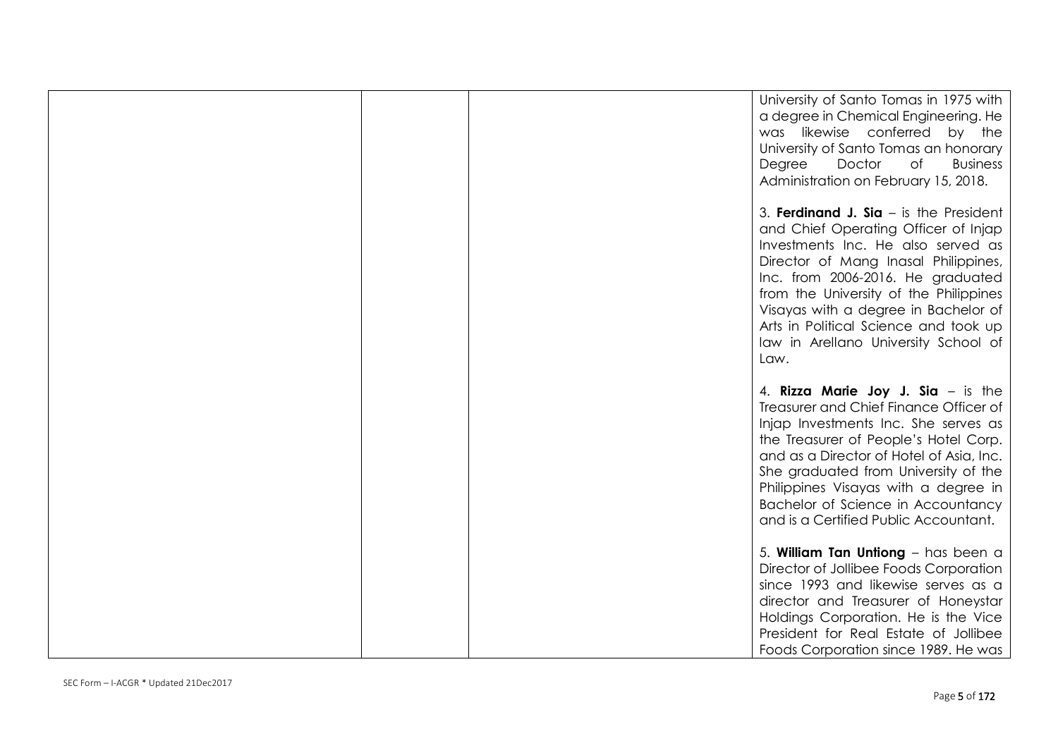| | | | |
|---|---|---|---|
| | | | University of Santo Tomas in 1975 with a degree in Chemical Engineering. He was likewise conferred by the University of Santo Tomas an honorary Degree Doctor of Business Administration on February 15, 2018.<br><br>3. **Ferdinand J. Sia** – is the President and Chief Operating Officer of Injap Investments Inc. He also served as Director of Mang Inasal Philippines, Inc. from 2006-2016. He graduated from the University of the Philippines Visayas with a degree in Bachelor of Arts in Political Science and took up law in Arellano University School of Law.<br><br>4. **Rizza Marie Joy J. Sia** – is the Treasurer and Chief Finance Officer of Injap Investments Inc. She serves as the Treasurer of People's Hotel Corp. and as a Director of Hotel of Asia, Inc. She graduated from University of the Philippines Visayas with a degree in Bachelor of Science in Accountancy and is a Certified Public Accountant.<br><br>5. **William Tan Untiong** – has been a Director of Jollibee Foods Corporation since 1993 and likewise serves as a director and Treasurer of Honeystar Holdings Corporation. He is the Vice President for Real Estate of Jollibee Foods Corporation since 1989. He was |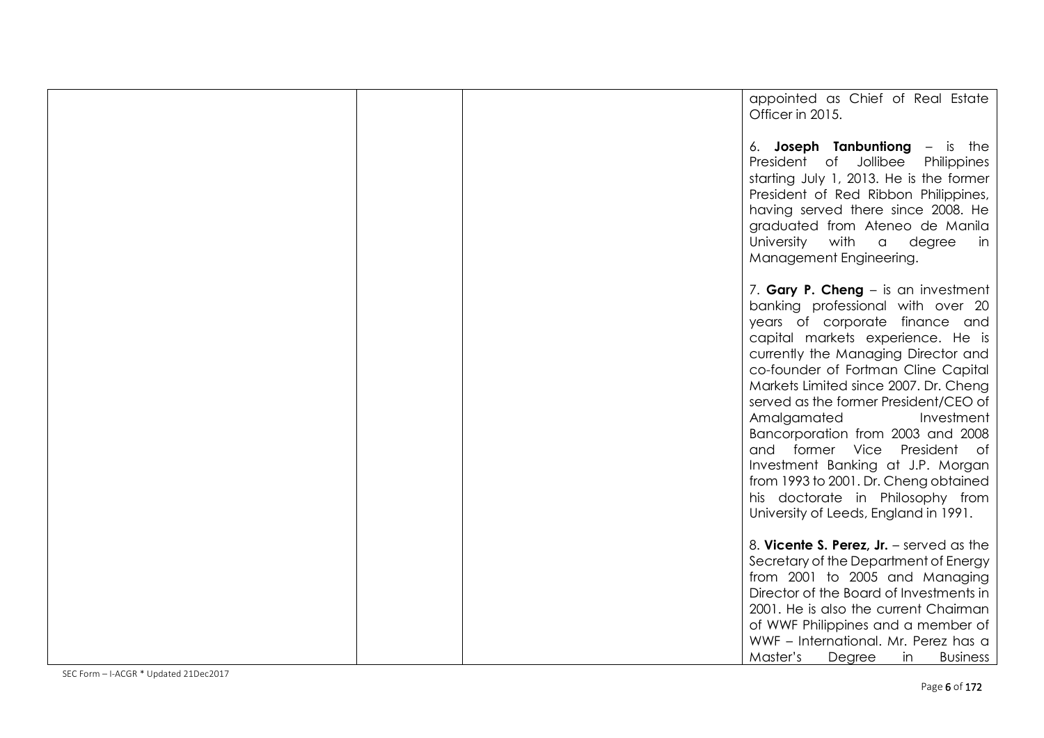|  |  |  | appointed as Chief of Real Estate Officer in 2015.<br><br>6. **Joseph Tanbuntiong** – is the President of Jollibee Philippines starting July 1, 2013. He is the former President of Red Ribbon Philippines, having served there since 2008. He graduated from Ateneo de Manila University with a degree in Management Engineering.<br><br>7. **Gary P. Cheng** – is an investment banking professional with over 20 years of corporate finance and capital markets experience. He is currently the Managing Director and co-founder of Fortman Cline Capital Markets Limited since 2007. Dr. Cheng served as the former President/CEO of Amalgamated Investment Bancorporation from 2003 and 2008 and former Vice President of Investment Banking at J.P. Morgan from 1993 to 2001. Dr. Cheng obtained his doctorate in Philosophy from University of Leeds, England in 1991.<br><br>8. **Vicente S. Perez, Jr.** – served as the Secretary of the Department of Energy from 2001 to 2005 and Managing Director of the Board of Investments in 2001. He is also the current Chairman of WWF Philippines and a member of WWF – International. Mr. Perez has a Master's Degree in Business |
|---|---|---|---|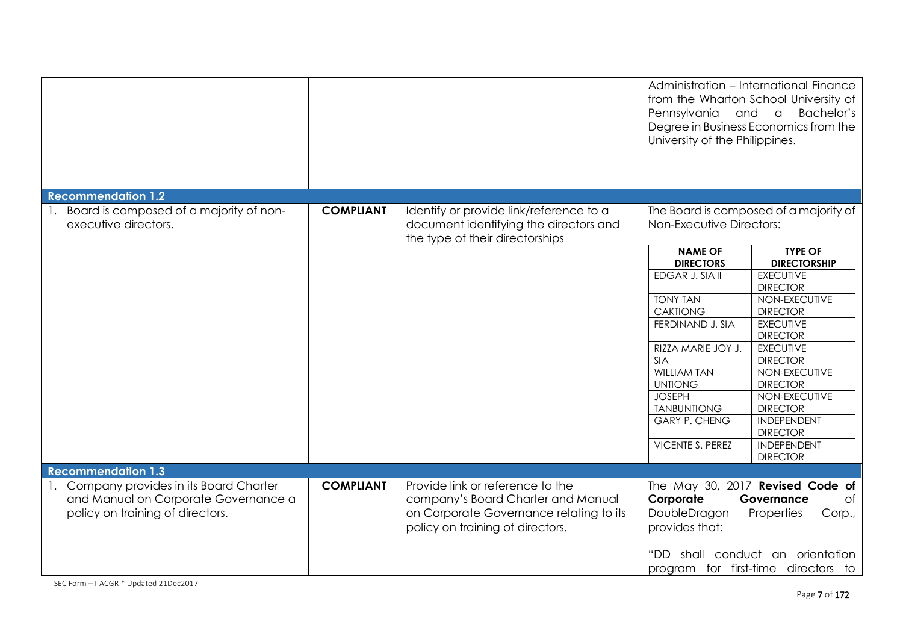| | | | |
|---|---|---|---|
| | | | Administration – International Finance from the Wharton School University of Pennsylvania and a Bachelor's Degree in Business Economics from the University of the Philippines. |
| **Recommendation 1.2** | | | |
| 1. Board is composed of a majority of non-executive directors. | **COMPLIANT** | Identify or provide link/reference to a document identifying the directors and the type of their directorships | The Board is composed of a majority of Non-Executive Directors: |

| NAME OF DIRECTORS | TYPE OF DIRECTORSHIP |
|---|---|
| EDGAR J. SIA II | EXECUTIVE DIRECTOR |
| TONY TAN CAKTIONG | NON-EXECUTIVE DIRECTOR |
| FERDINAND J. SIA | EXECUTIVE DIRECTOR |
| RIZZA MARIE JOY J. SIA | EXECUTIVE DIRECTOR |
| WILLIAM TAN UNTIONG | NON-EXECUTIVE DIRECTOR |
| JOSEPH TANBUNTIONG | NON-EXECUTIVE DIRECTOR |
| GARY P. CHENG | INDEPENDENT DIRECTOR |
| VICENTE S. PEREZ | INDEPENDENT DIRECTOR |

| | | | |
|---|---|---|---|
| **Recommendation 1.3** | | | |
| 1. Company provides in its Board Charter and Manual on Corporate Governance a policy on training of directors. | **COMPLIANT** | Provide link or reference to the company's Board Charter and Manual on Corporate Governance relating to its policy on training of directors. | The May 30, 2017 **Revised Code of Corporate Governance** of DoubleDragon Properties Corp., provides that:<br><br>"DD shall conduct an orientation program for first-time directors to |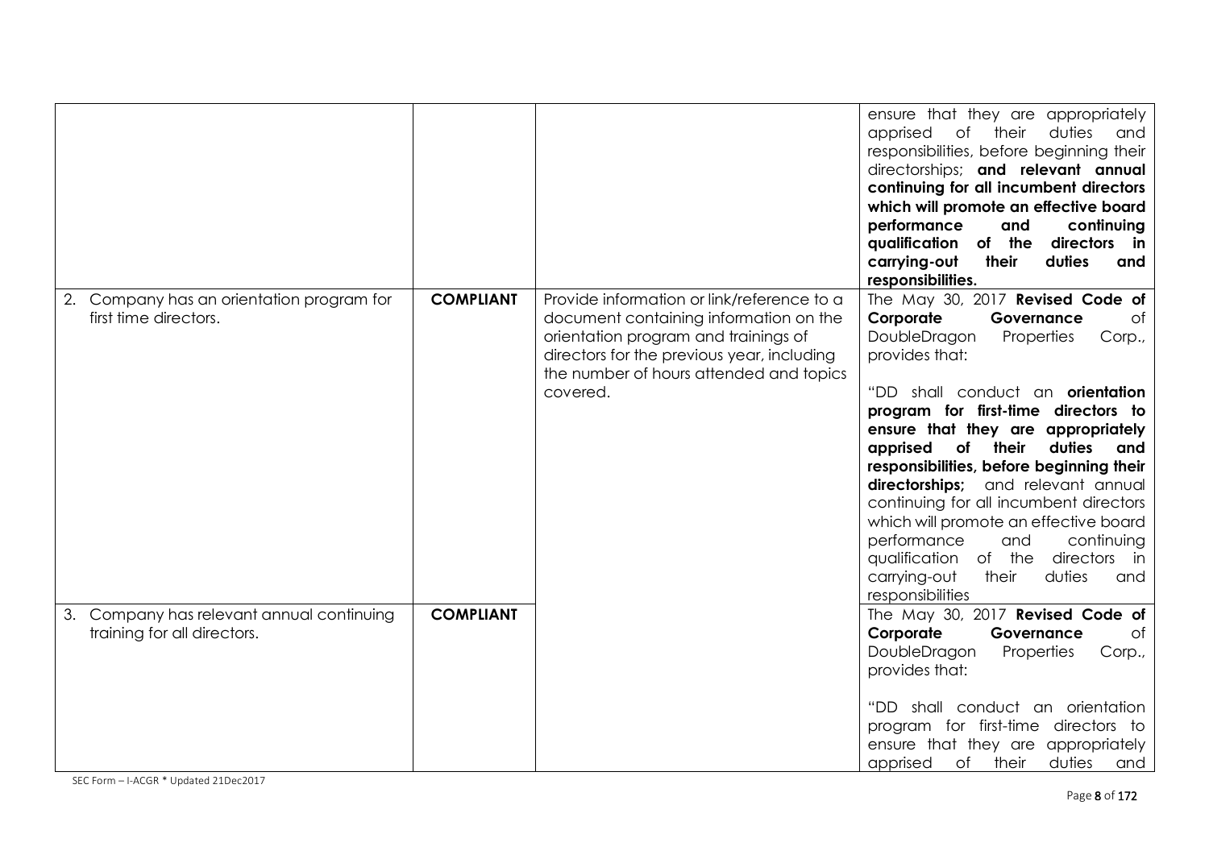| | | | |
|---|---|---|---|
| | | | ensure that they are appropriately apprised of their duties and responsibilities, before beginning their directorships; **and relevant annual continuing for all incumbent directors which will promote an effective board performance and continuing qualification of the directors in carrying-out their duties and responsibilities.** |
| 2. Company has an orientation program for first time directors. | **COMPLIANT** | Provide information or link/reference to a document containing information on the orientation program and trainings of directors for the previous year, including the number of hours attended and topics covered. | The May 30, 2017 **Revised Code of Corporate Governance** of DoubleDragon Properties Corp., provides that:<br><br>"DD shall conduct an **orientation program for first-time directors to ensure that they are appropriately apprised of their duties and responsibilities, before beginning their directorships;** and relevant annual continuing for all incumbent directors which will promote an effective board performance and continuing qualification of the directors in carrying-out their duties and responsibilities |
| 3. Company has relevant annual continuing training for all directors. | **COMPLIANT** | | The May 30, 2017 **Revised Code of Corporate Governance** of DoubleDragon Properties Corp., provides that:<br><br>"DD shall conduct an orientation program for first-time directors to ensure that they are appropriately apprised of their duties and |

SEC Form – I-ACGR * Updated 21Dec2017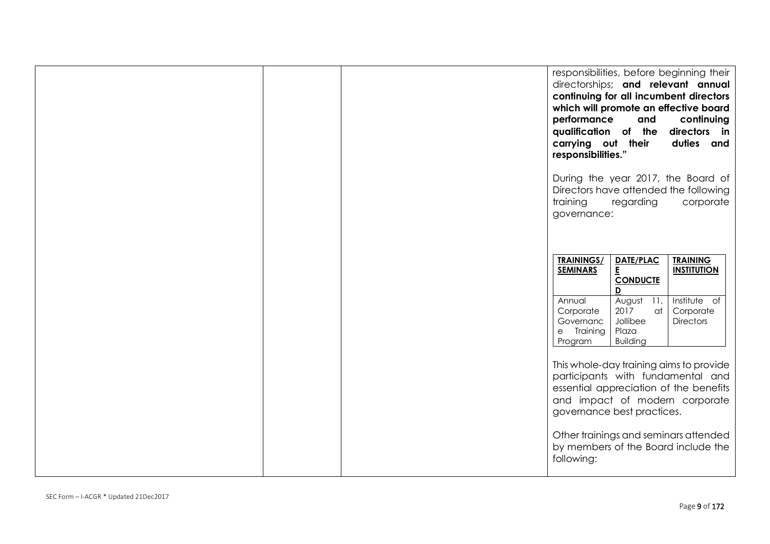| | | | responsibilities, before beginning their directorships; **and relevant annual continuing for all incumbent directors which will promote an effective board performance and continuing qualification of the directors in carrying out their duties and responsibilities."**<br><br>During the year 2017, the Board of Directors have attended the following training regarding corporate governance: |
|---|---|---|---|

| TRAININGS/ SEMINARS | DATE/PLACE CONDUCTED | TRAINING INSTITUTION |
|---|---|---|
| Annual Corporate Governance Training Program | August 11, 2017 at Jollibee Plaza Building | Institute of Corporate Directors |

This whole-day training aims to provide participants with fundamental and essential appreciation of the benefits and impact of modern corporate governance best practices.

Other trainings and seminars attended by members of the Board include the following: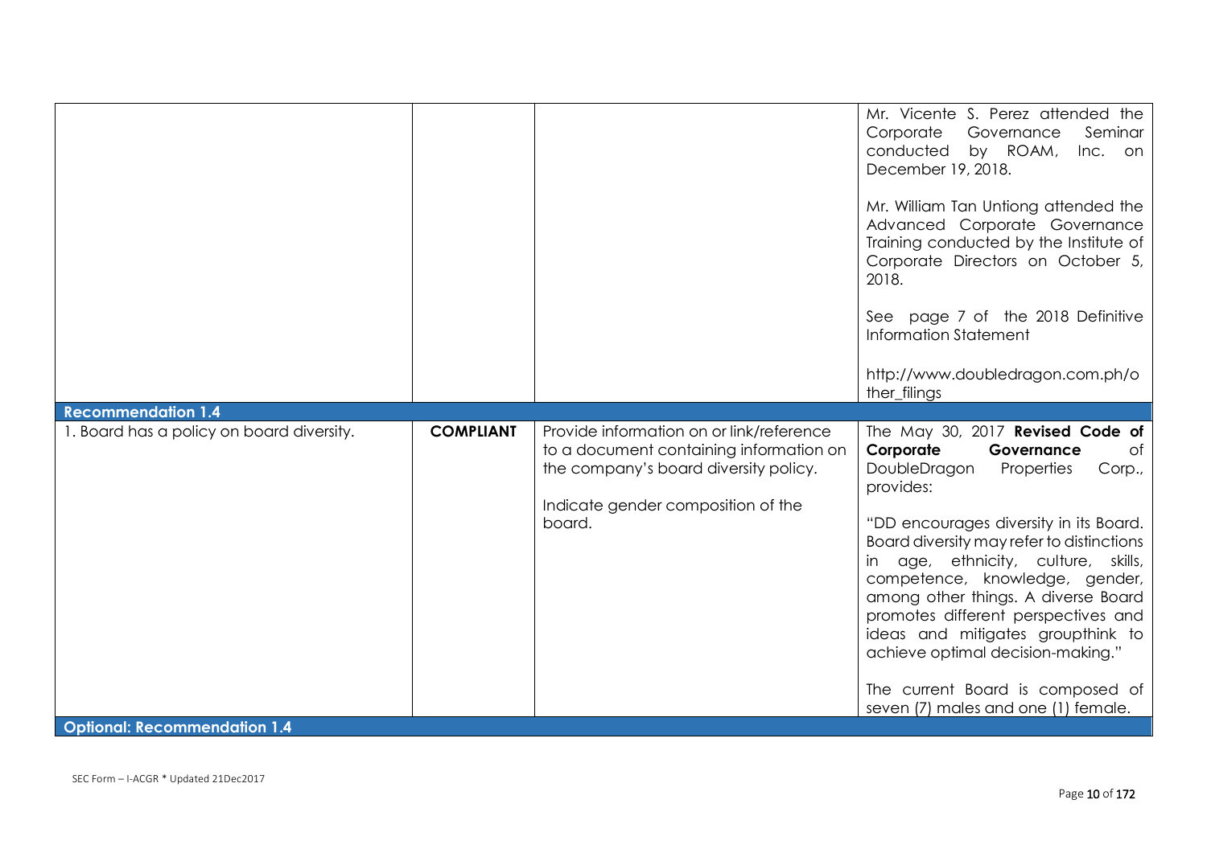| | | | |
|---|---|---|---|
| | | | Mr. Vicente S. Perez attended the Corporate Governance Seminar conducted by ROAM, Inc. on December 19, 2018.<br><br>Mr. William Tan Untiong attended the Advanced Corporate Governance Training conducted by the Institute of Corporate Directors on October 5, 2018.<br><br>See page 7 of the 2018 Definitive Information Statement<br><br>http://www.doubledragon.com.ph/other_filings |
| **Recommendation 1.4** | | | |
| 1. Board has a policy on board diversity. | **COMPLIANT** | Provide information on or link/reference to a document containing information on the company's board diversity policy.<br><br>Indicate gender composition of the board. | The May 30, 2017 **Revised Code of Corporate Governance** of DoubleDragon Properties Corp., provides:<br><br>"DD encourages diversity in its Board. Board diversity may refer to distinctions in age, ethnicity, culture, skills, competence, knowledge, gender, among other things. A diverse Board promotes different perspectives and ideas and mitigates groupthink to achieve optimal decision-making."<br><br>The current Board is composed of seven (7) males and one (1) female. |
| **Optional: Recommendation 1.4** | | | |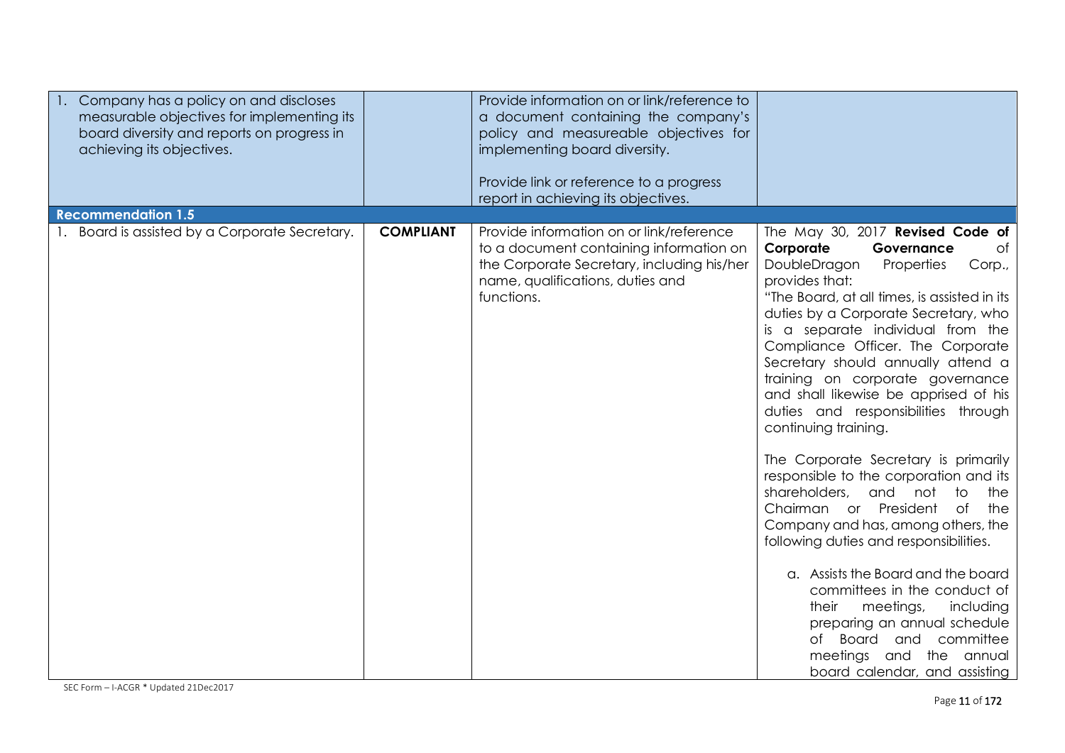| | | | |
|---|---|---|---|
| 1. Company has a policy on and discloses measurable objectives for implementing its board diversity and reports on progress in achieving its objectives. | | Provide information on or link/reference to a document containing the company's policy and measureable objectives for implementing board diversity.<br><br>Provide link or reference to a progress report in achieving its objectives. | |
| **Recommendation 1.5** | | | |
| 1. Board is assisted by a Corporate Secretary. | **COMPLIANT** | Provide information on or link/reference to a document containing information on the Corporate Secretary, including his/her name, qualifications, duties and functions. | The May 30, 2017 **Revised Code of Corporate Governance** of DoubleDragon Properties Corp., provides that:<br>"The Board, at all times, is assisted in its duties by a Corporate Secretary, who is a separate individual from the Compliance Officer. The Corporate Secretary should annually attend a training on corporate governance and shall likewise be apprised of his duties and responsibilities through continuing training.<br><br>The Corporate Secretary is primarily responsible to the corporation and its shareholders, and not to the Chairman or President of the Company and has, among others, the following duties and responsibilities.<br><br>a. Assists the Board and the board committees in the conduct of their meetings, including preparing an annual schedule of Board and committee meetings and the annual board calendar, and assisting |

SEC Form – I-ACGR * Updated 21Dec2017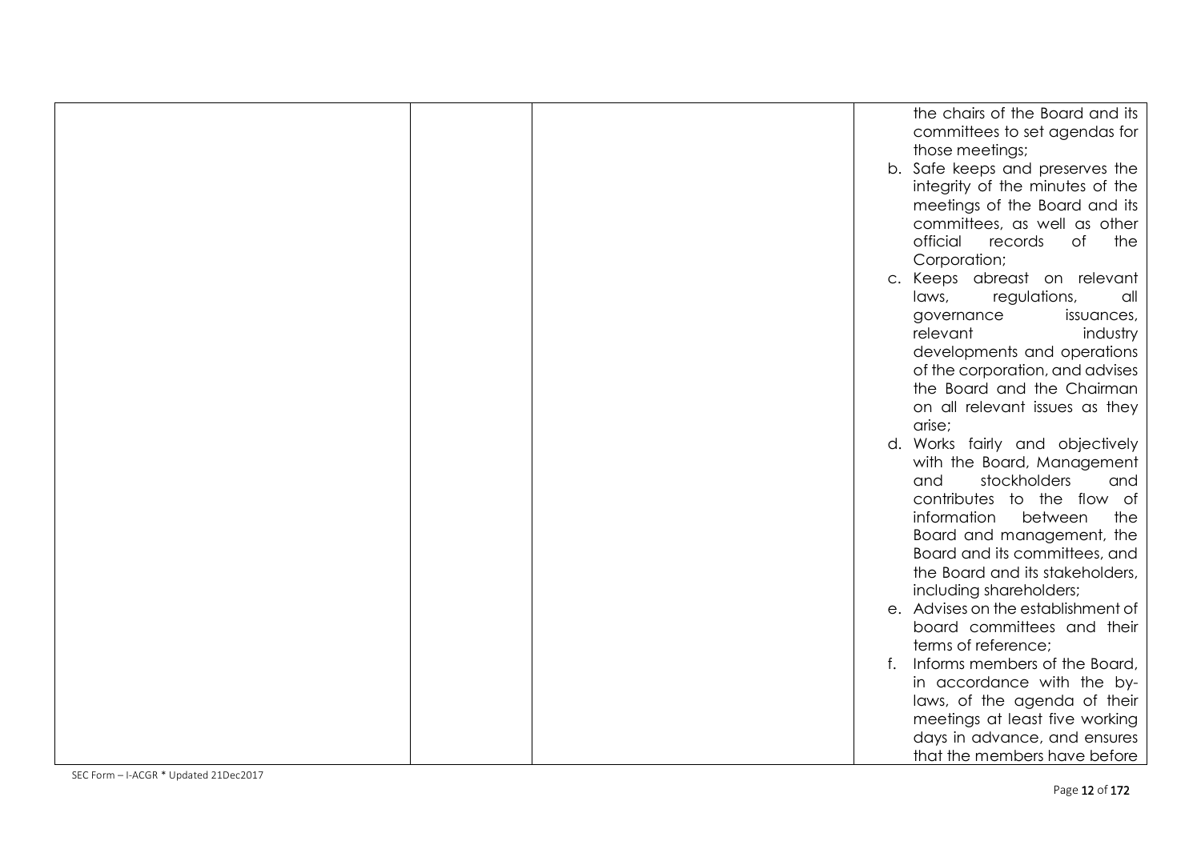|  |  |  | the chairs of the Board and its committees to set agendas for those meetings;<br>b. Safe keeps and preserves the integrity of the minutes of the meetings of the Board and its committees, as well as other official records of the Corporation;<br>c. Keeps abreast on relevant laws, regulations, all governance issuances, relevant industry developments and operations of the corporation, and advises the Board and the Chairman on all relevant issues as they arise;<br>d. Works fairly and objectively with the Board, Management and stockholders and contributes to the flow of information between the Board and management, the Board and its committees, and the Board and its stakeholders, including shareholders;<br>e. Advises on the establishment of board committees and their terms of reference;<br>f. Informs members of the Board, in accordance with the by-laws, of the agenda of their meetings at least five working days in advance, and ensures that the members have before |
|---|---|---|---|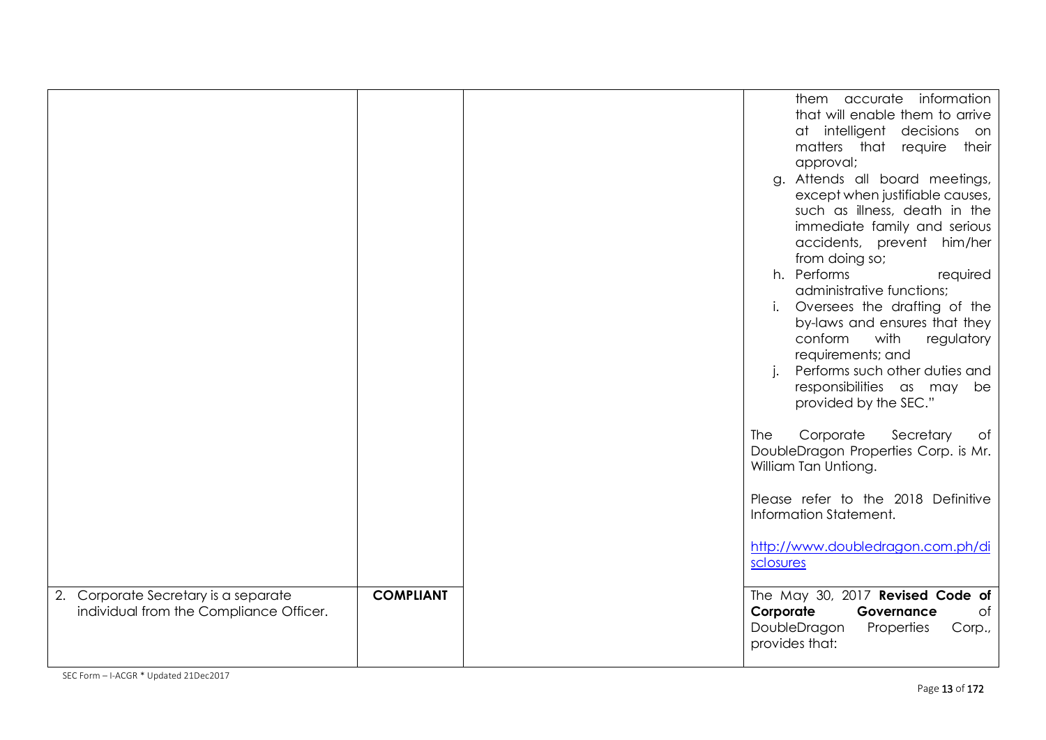| | | | |
|---|---|---|---|
| | | | them accurate information that will enable them to arrive at intelligent decisions on matters that require their approval;<br>g. Attends all board meetings, except when justifiable causes, such as illness, death in the immediate family and serious accidents, prevent him/her from doing so;<br>h. Performs required administrative functions;<br>i. Oversees the drafting of the by-laws and ensures that they conform with regulatory requirements; and<br>j. Performs such other duties and responsibilities as may be provided by the SEC."<br><br>The Corporate Secretary of DoubleDragon Properties Corp. is Mr. William Tan Untiong.<br><br>Please refer to the 2018 Definitive Information Statement.<br><br>[http://www.doubledragon.com.ph/disclosures](http://www.doubledragon.com.ph/disclosures) |
| 2. Corporate Secretary is a separate individual from the Compliance Officer. | **COMPLIANT** | | The May 30, 2017 **Revised Code of Corporate Governance** of DoubleDragon Properties Corp., provides that: |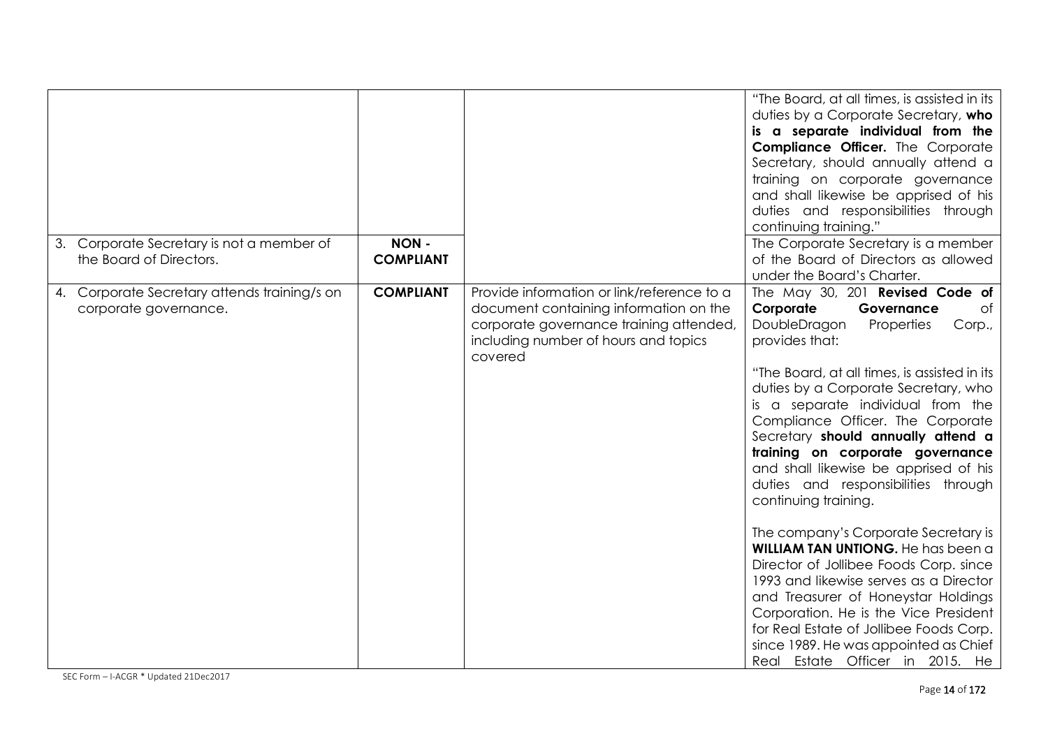| | | | |
|---|---|---|---|
| | | | "The Board, at all times, is assisted in its duties by a Corporate Secretary, **who is a separate individual from the Compliance Officer.** The Corporate Secretary, should annually attend a training on corporate governance and shall likewise be apprised of his duties and responsibilities through continuing training." |
| 3. Corporate Secretary is not a member of the Board of Directors. | **NON - COMPLIANT** | | The Corporate Secretary is a member of the Board of Directors as allowed under the Board's Charter. |
| 4. Corporate Secretary attends training/s on corporate governance. | **COMPLIANT** | Provide information or link/reference to a document containing information on the corporate governance training attended, including number of hours and topics covered | The May 30, 201 **Revised Code of Corporate Governance** of DoubleDragon Properties Corp., provides that:<br><br>"The Board, at all times, is assisted in its duties by a Corporate Secretary, who is a separate individual from the Compliance Officer. The Corporate Secretary **should annually attend a training on corporate governance** and shall likewise be apprised of his duties and responsibilities through continuing training.<br><br>The company's Corporate Secretary is **WILLIAM TAN UNTIONG.** He has been a Director of Jollibee Foods Corp. since 1993 and likewise serves as a Director and Treasurer of Honeystar Holdings Corporation. He is the Vice President for Real Estate of Jollibee Foods Corp. since 1989. He was appointed as Chief Real Estate Officer in 2015. He |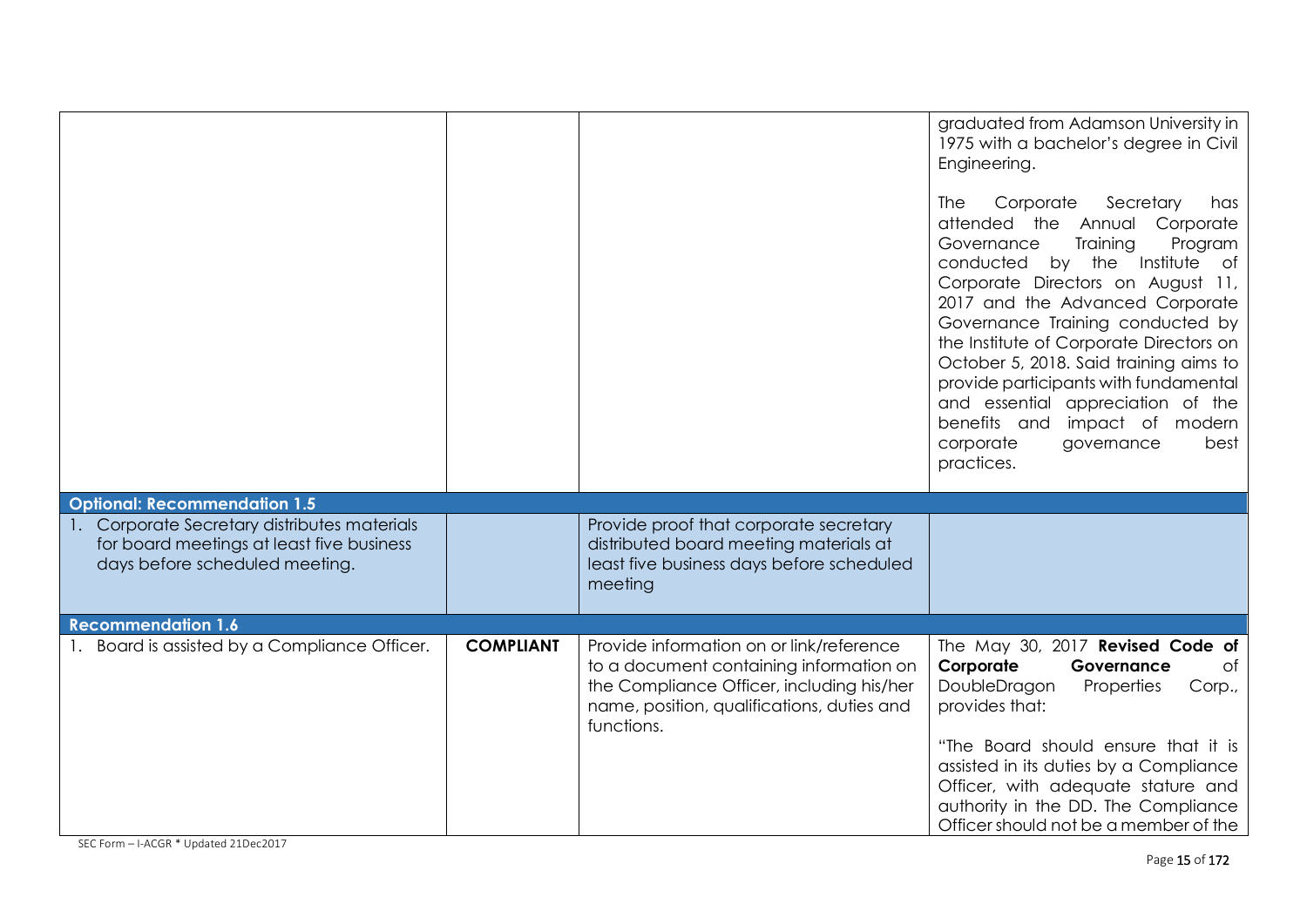| | | | |
|---|---|---|---|
| | | | graduated from Adamson University in 1975 with a bachelor's degree in Civil Engineering.<br><br>The Corporate Secretary has attended the Annual Corporate Governance Training Program conducted by the Institute of Corporate Directors on August 11, 2017 and the Advanced Corporate Governance Training conducted by the Institute of Corporate Directors on October 5, 2018. Said training aims to provide participants with fundamental and essential appreciation of the benefits and impact of modern corporate governance best practices. |
| **Optional: Recommendation 1.5** | | | |
| 1. Corporate Secretary distributes materials for board meetings at least five business days before scheduled meeting. | | Provide proof that corporate secretary distributed board meeting materials at least five business days before scheduled meeting | |
| **Recommendation 1.6** | | | |
| 1. Board is assisted by a Compliance Officer. | **COMPLIANT** | Provide information on or link/reference to a document containing information on the Compliance Officer, including his/her name, position, qualifications, duties and functions. | The May 30, 2017 **Revised Code of Corporate Governance** of DoubleDragon Properties Corp., provides that:<br><br>"The Board should ensure that it is assisted in its duties by a Compliance Officer, with adequate stature and authority in the DD. The Compliance Officer should not be a member of the |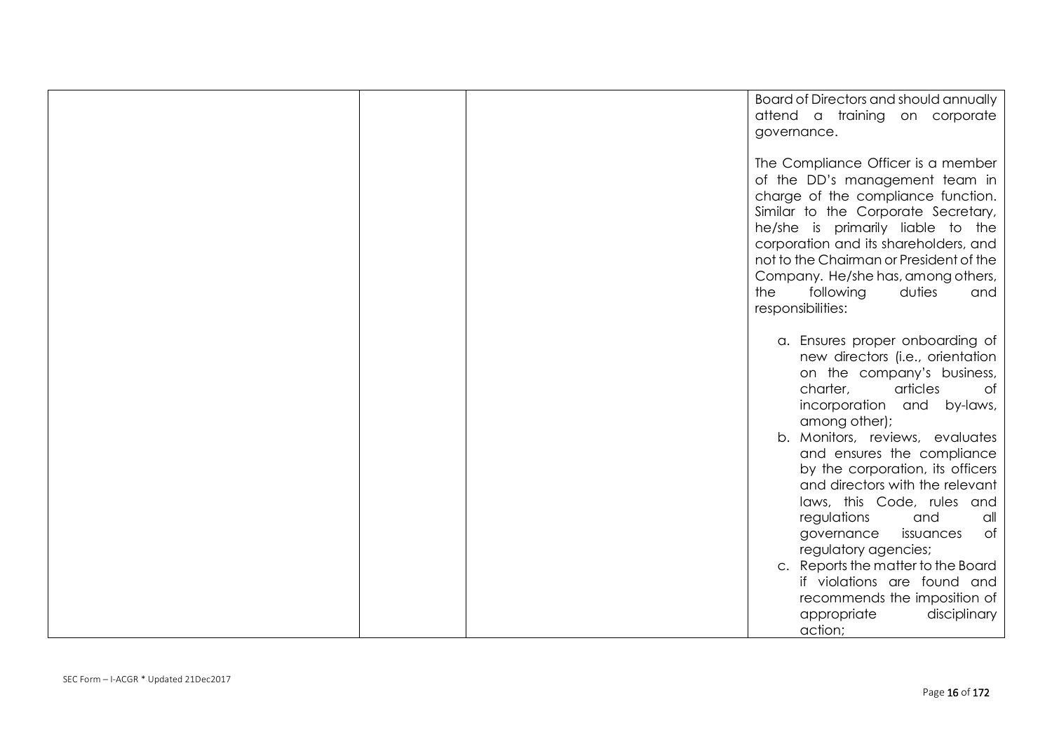|  |  |  | Board of Directors and should annually attend a training on corporate governance.<br><br>The Compliance Officer is a member of the DD's management team in charge of the compliance function. Similar to the Corporate Secretary, he/she is primarily liable to the corporation and its shareholders, and not to the Chairman or President of the Company. He/she has, among others, the following duties and responsibilities:<br><br>a. Ensures proper onboarding of new directors (i.e., orientation on the company's business, charter, articles of incorporation and by-laws, among other);<br>b. Monitors, reviews, evaluates and ensures the compliance by the corporation, its officers and directors with the relevant laws, this Code, rules and regulations and all governance issuances of regulatory agencies;<br>c. Reports the matter to the Board if violations are found and recommends the imposition of appropriate disciplinary action; |
|---|---|---|---|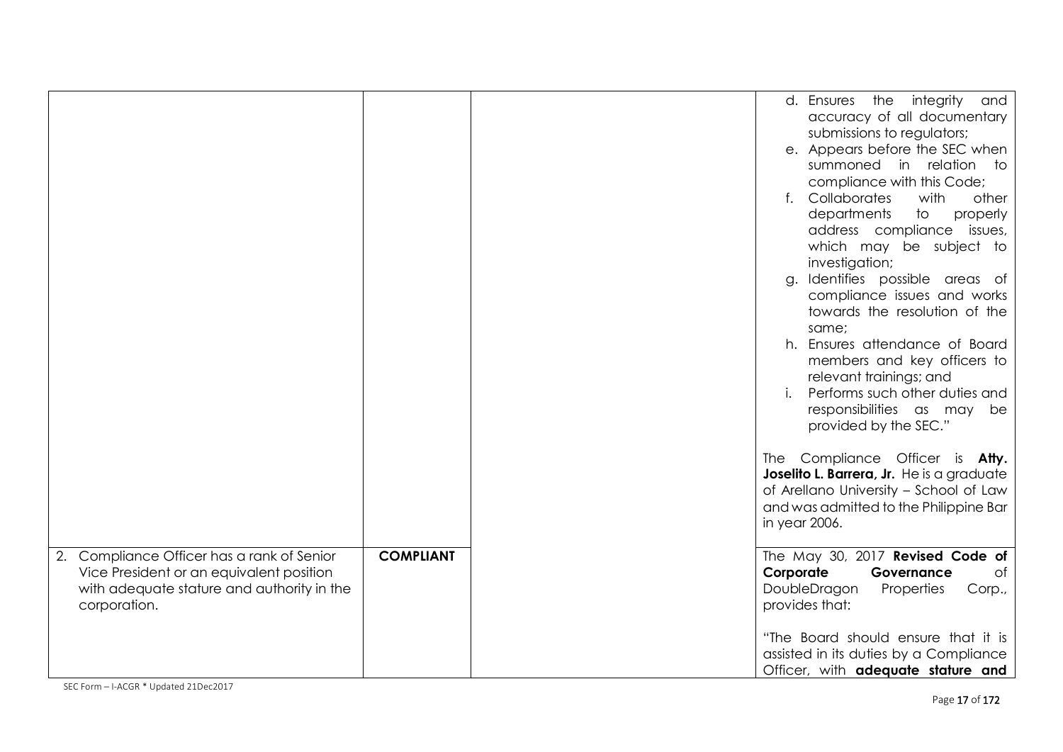| | | | |
|---|---|---|---|
| | | | d. Ensures the integrity and accuracy of all documentary submissions to regulators;<br>e. Appears before the SEC when summoned in relation to compliance with this Code;<br>f. Collaborates with other departments to properly address compliance issues, which may be subject to investigation;<br>g. Identifies possible areas of compliance issues and works towards the resolution of the same;<br>h. Ensures attendance of Board members and key officers to relevant trainings; and<br>i. Performs such other duties and responsibilities as may be provided by the SEC."<br><br>The Compliance Officer is **Atty. Joselito L. Barrera, Jr.** He is a graduate of Arellano University – School of Law and was admitted to the Philippine Bar in year 2006. |
| 2. Compliance Officer has a rank of Senior Vice President or an equivalent position with adequate stature and authority in the corporation. | **COMPLIANT** | | The May 30, 2017 **Revised Code of Corporate Governance** of DoubleDragon Properties Corp., provides that:<br><br>"The Board should ensure that it is assisted in its duties by a Compliance Officer, with **adequate stature and** |

SEC Form – I-ACGR * Updated 21Dec2017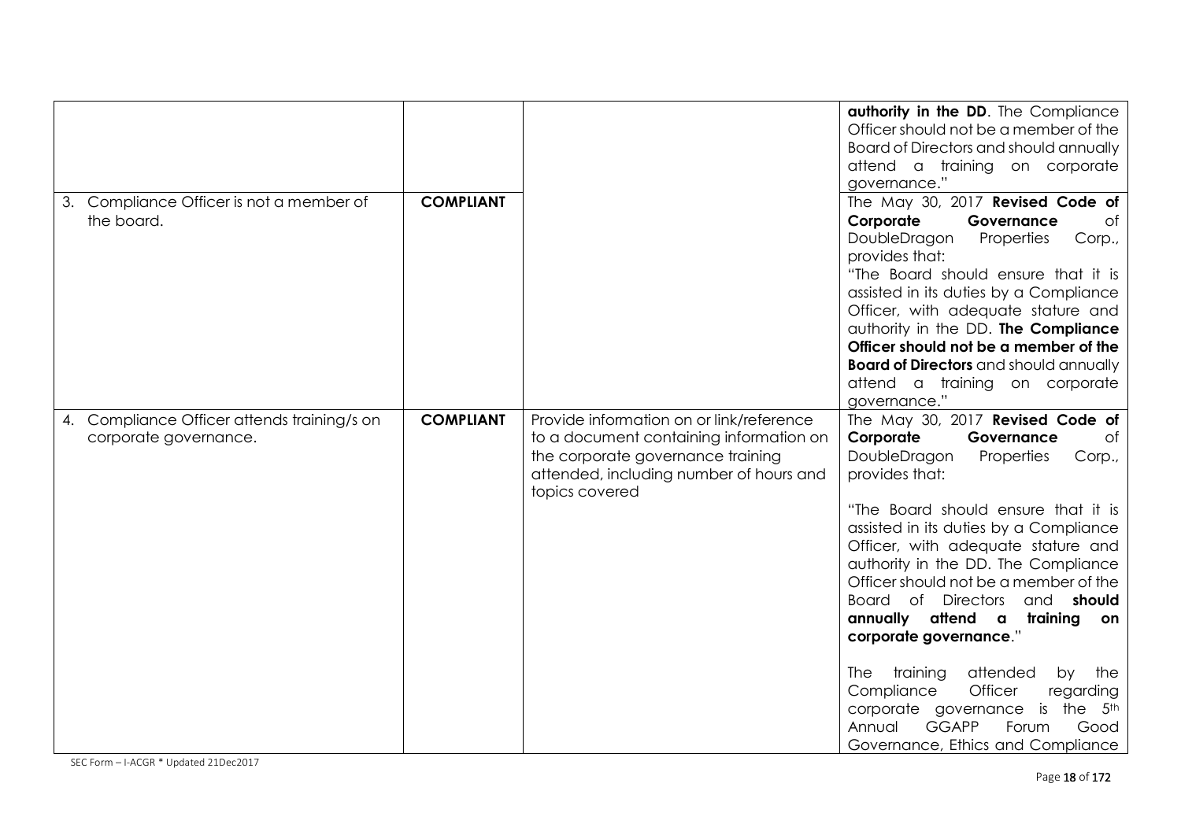|  |  |  | **authority in the DD**. The Compliance Officer should not be a member of the Board of Directors and should annually attend a training on corporate governance." |
|---|---|---|---|
| 3. Compliance Officer is not a member of the board. | **COMPLIANT** |  | The May 30, 2017 **Revised Code of Corporate Governance** of DoubleDragon Properties Corp., provides that: "The Board should ensure that it is assisted in its duties by a Compliance Officer, with adequate stature and authority in the DD. **The Compliance Officer should not be a member of the Board of Directors** and should annually attend a training on corporate governance." |
| 4. Compliance Officer attends training/s on corporate governance. | **COMPLIANT** | Provide information on or link/reference to a document containing information on the corporate governance training attended, including number of hours and topics covered | The May 30, 2017 **Revised Code of Corporate Governance** of DoubleDragon Properties Corp., provides that: "The Board should ensure that it is assisted in its duties by a Compliance Officer, with adequate stature and authority in the DD. The Compliance Officer should not be a member of the Board of Directors and **should annually attend a training on corporate governance**." The training attended by the Compliance Officer regarding corporate governance is the 5th Annual GGAPP Forum Good Governance, Ethics and Compliance |

SEC Form – I-ACGR * Updated 21Dec2017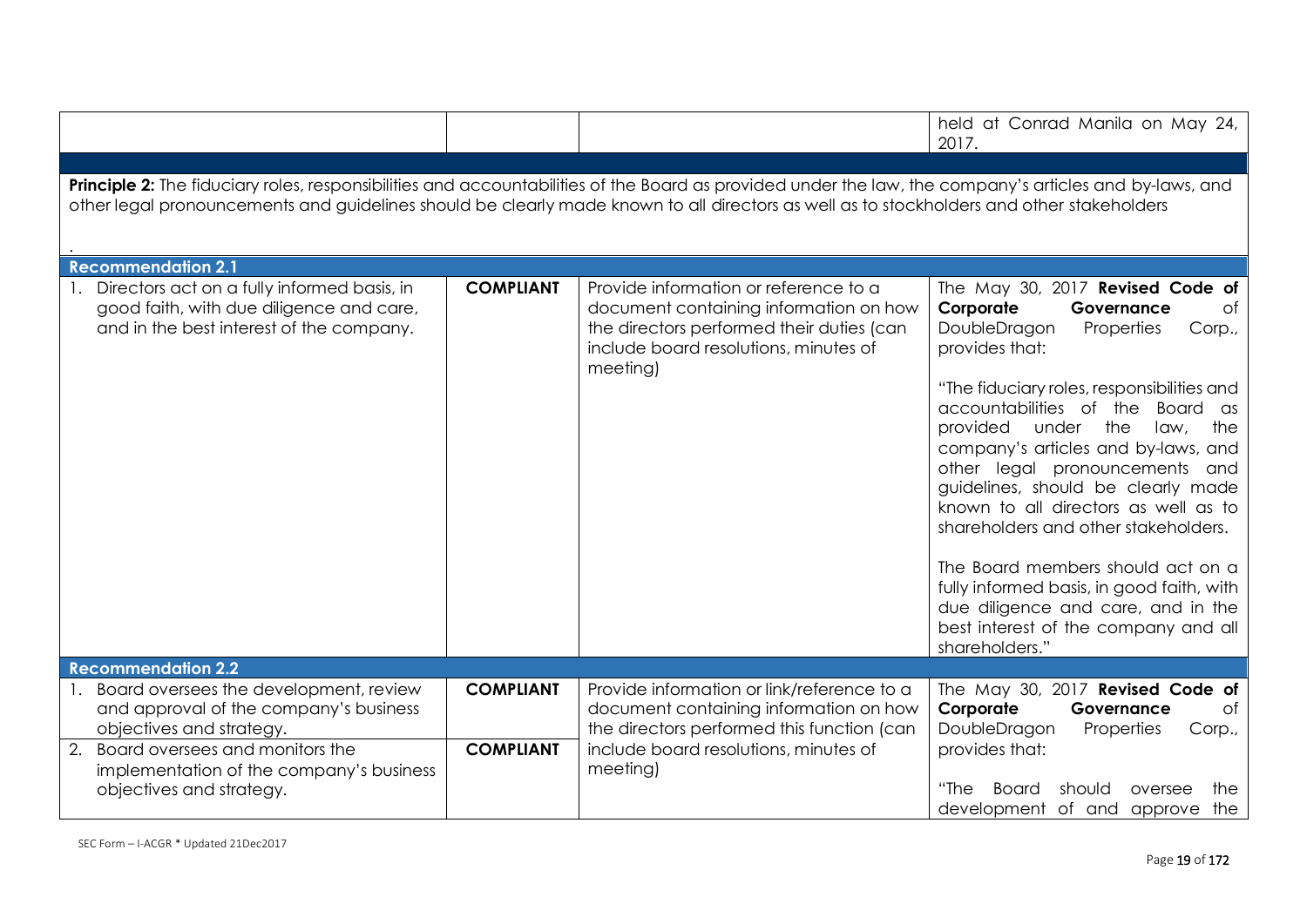| | | | held at Conrad Manila on May 24, 2017. |
|---|---|---|---|

**Principle 2:** The fiduciary roles, responsibilities and accountabilities of the Board as provided under the law, the company's articles and by-laws, and other legal pronouncements and guidelines should be clearly made known to all directors as well as to stockholders and other stakeholders

.

| | | | |
|---|---|---|---|
| **Recommendation 2.1** | | | |
| 1. Directors act on a fully informed basis, in good faith, with due diligence and care, and in the best interest of the company. | **COMPLIANT** | Provide information or reference to a document containing information on how the directors performed their duties (can include board resolutions, minutes of meeting) | The May 30, 2017 **Revised Code of Corporate Governance** of DoubleDragon Properties Corp., provides that:<br><br>"The fiduciary roles, responsibilities and accountabilities of the Board as provided under the law, the company's articles and by-laws, and other legal pronouncements and guidelines, should be clearly made known to all directors as well as to shareholders and other stakeholders.<br><br>The Board members should act on a fully informed basis, in good faith, with due diligence and care, and in the best interest of the company and all shareholders." |
| **Recommendation 2.2** | | | |
| 1. Board oversees the development, review and approval of the company's business objectives and strategy. | **COMPLIANT** | Provide information or link/reference to a document containing information on how the directors performed this function (can include board resolutions, minutes of meeting) | The May 30, 2017 **Revised Code of Corporate Governance** of DoubleDragon Properties Corp., provides that:<br><br>"The Board should oversee the development of and approve the |
| 2. Board oversees and monitors the implementation of the company's business objectives and strategy. | **COMPLIANT** | | |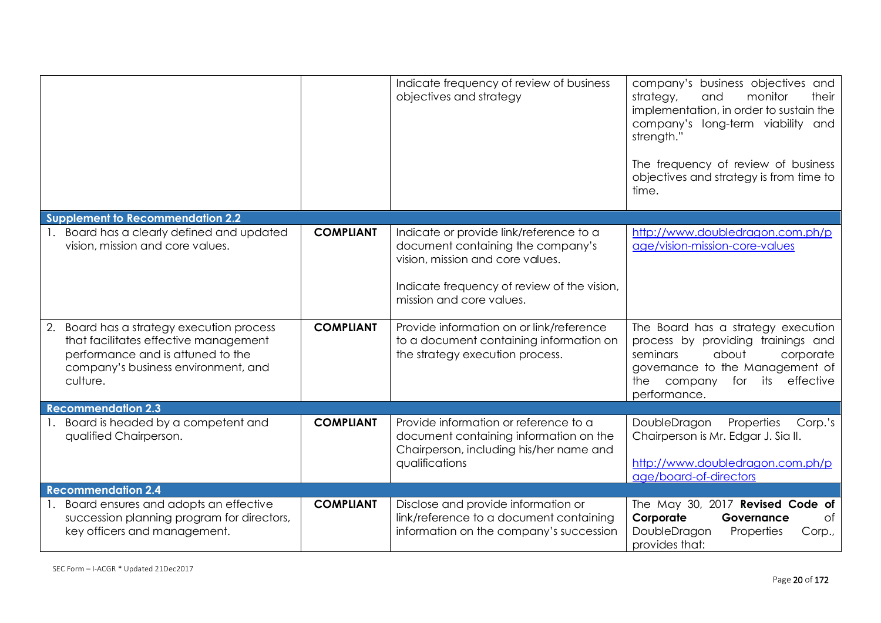| | | | |
|---|---|---|---|
| | | Indicate frequency of review of business objectives and strategy | company's business objectives and strategy, and monitor their implementation, in order to sustain the company's long-term viability and strength."<br><br>The frequency of review of business objectives and strategy is from time to time. |
| **Supplement to Recommendation 2.2** | | | |
| 1. Board has a clearly defined and updated vision, mission and core values. | **COMPLIANT** | Indicate or provide link/reference to a document containing the company's vision, mission and core values.<br><br>Indicate frequency of review of the vision, mission and core values. | http://www.doubledragon.com.ph/page/vision-mission-core-values |
| 2. Board has a strategy execution process that facilitates effective management performance and is attuned to the company's business environment, and culture. | **COMPLIANT** | Provide information on or link/reference to a document containing information on the strategy execution process. | The Board has a strategy execution process by providing trainings and seminars about corporate governance to the Management of the company for its effective performance. |
| **Recommendation 2.3** | | | |
| 1. Board is headed by a competent and qualified Chairperson. | **COMPLIANT** | Provide information or reference to a document containing information on the Chairperson, including his/her name and qualifications | DoubleDragon Properties Corp.'s Chairperson is Mr. Edgar J. Sia II.<br><br>http://www.doubledragon.com.ph/page/board-of-directors |
| **Recommendation 2.4** | | | |
| 1. Board ensures and adopts an effective succession planning program for directors, key officers and management. | **COMPLIANT** | Disclose and provide information or link/reference to a document containing information on the company's succession | The May 30, 2017 **Revised Code of Corporate Governance** of DoubleDragon Properties Corp., provides that: |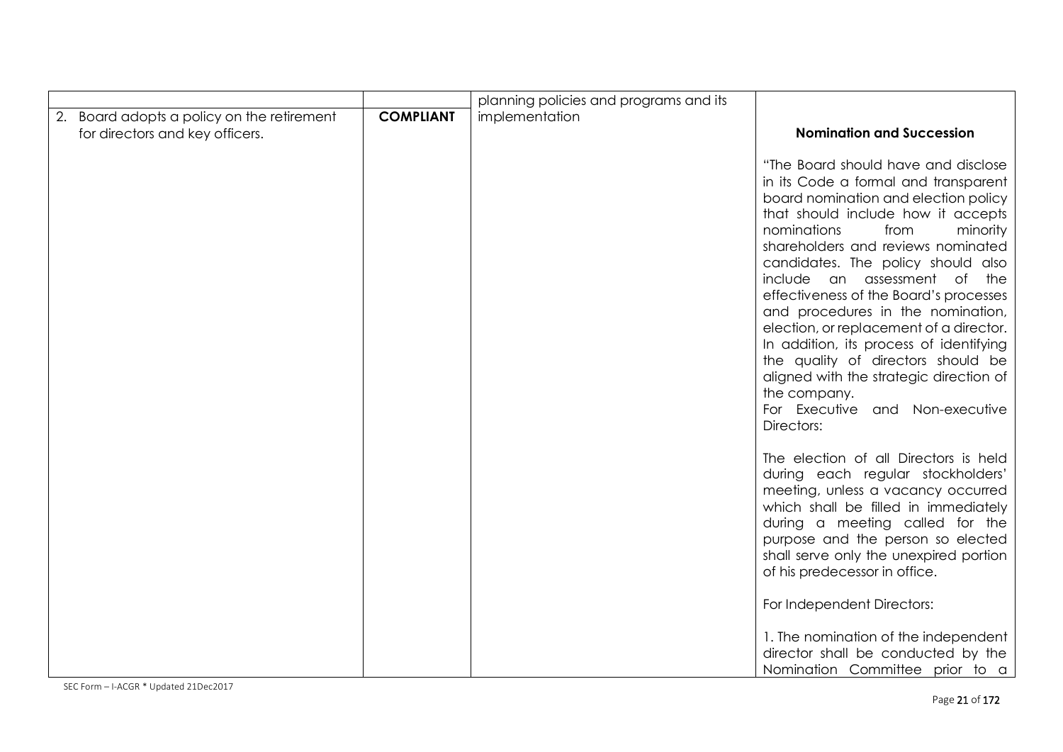| | | | |
|---|---|---|---|
| | | planning policies and programs and its implementation | |
| 2. Board adopts a policy on the retirement for directors and key officers. | **COMPLIANT** | | **Nomination and Succession**<br><br>"The Board should have and disclose in its Code a formal and transparent board nomination and election policy that should include how it accepts nominations from minority shareholders and reviews nominated candidates. The policy should also include an assessment of the effectiveness of the Board's processes and procedures in the nomination, election, or replacement of a director. In addition, its process of identifying the quality of directors should be aligned with the strategic direction of the company.<br>For Executive and Non-executive Directors:<br><br>The election of all Directors is held during each regular stockholders' meeting, unless a vacancy occurred which shall be filled in immediately during a meeting called for the purpose and the person so elected shall serve only the unexpired portion of his predecessor in office.<br><br>For Independent Directors:<br><br>1. The nomination of the independent director shall be conducted by the Nomination Committee prior to a |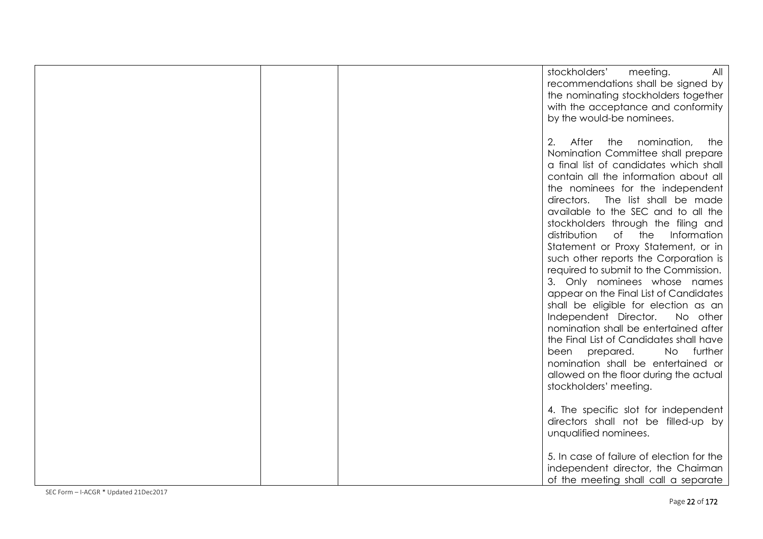|  |  |  | stockholders' meeting. All recommendations shall be signed by the nominating stockholders together with the acceptance and conformity by the would-be nominees.<br><br>2. After the nomination, the Nomination Committee shall prepare a final list of candidates which shall contain all the information about all the nominees for the independent directors. The list shall be made available to the SEC and to all the stockholders through the filing and distribution of the Information Statement or Proxy Statement, or in such other reports the Corporation is required to submit to the Commission.<br>3. Only nominees whose names appear on the Final List of Candidates shall be eligible for election as an Independent Director. No other nomination shall be entertained after the Final List of Candidates shall have been prepared. No further nomination shall be entertained or allowed on the floor during the actual stockholders' meeting.<br><br>4. The specific slot for independent directors shall not be filled-up by unqualified nominees.<br><br>5. In case of failure of election for the independent director, the Chairman of the meeting shall call a separate |
|---|---|---|---|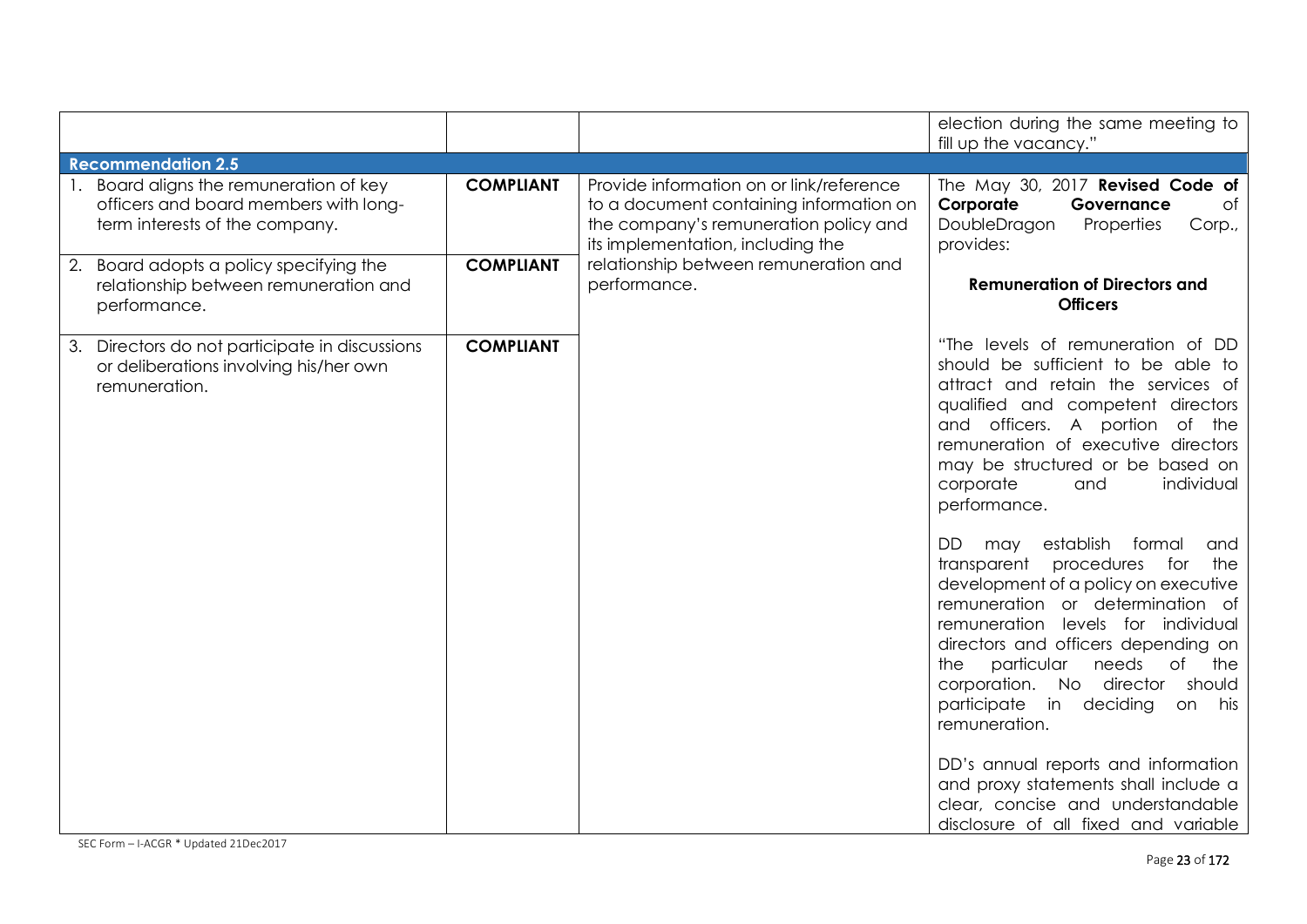| | | | |
|---|---|---|---|
| | | | election during the same meeting to fill up the vacancy." |
| **Recommendation 2.5** | | | |
| 1. Board aligns the remuneration of key officers and board members with long-term interests of the company. | **COMPLIANT** | Provide information on or link/reference to a document containing information on the company's remuneration policy and its implementation, including the relationship between remuneration and performance. | The May 30, 2017 **Revised Code of Corporate Governance** of DoubleDragon Properties Corp., provides:<br><br>**Remuneration of Directors and Officers**<br><br>"The levels of remuneration of DD should be sufficient to be able to attract and retain the services of qualified and competent directors and officers. A portion of the remuneration of executive directors may be structured or be based on corporate and individual performance.<br><br>DD may establish formal and transparent procedures for the development of a policy on executive remuneration or determination of remuneration levels for individual directors and officers depending on the particular needs of the corporation. No director should participate in deciding on his remuneration.<br><br>DD's annual reports and information and proxy statements shall include a clear, concise and understandable disclosure of all fixed and variable |
| 2. Board adopts a policy specifying the relationship between remuneration and performance. | **COMPLIANT** | | |
| 3. Directors do not participate in discussions or deliberations involving his/her own remuneration. | **COMPLIANT** | | |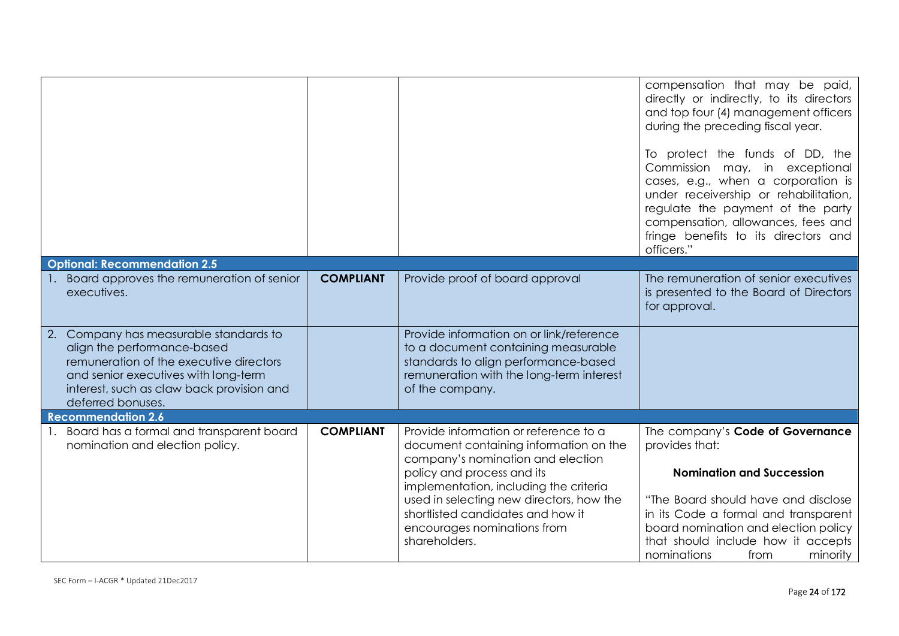| | | | |
|---|---|---|---|
| | | | compensation that may be paid, directly or indirectly, to its directors and top four (4) management officers during the preceding fiscal year.<br><br>To protect the funds of DD, the Commission may, in exceptional cases, e.g., when a corporation is under receivership or rehabilitation, regulate the payment of the party compensation, allowances, fees and fringe benefits to its directors and officers." |
| **Optional: Recommendation 2.5** | | | |
| 1. Board approves the remuneration of senior executives. | **COMPLIANT** | Provide proof of board approval | The remuneration of senior executives is presented to the Board of Directors for approval. |
| 2. Company has measurable standards to align the performance-based remuneration of the executive directors and senior executives with long-term interest, such as claw back provision and deferred bonuses. | | Provide information on or link/reference to a document containing measurable standards to align performance-based remuneration with the long-term interest of the company. | |
| **Recommendation 2.6** | | | |
| 1. Board has a formal and transparent board nomination and election policy. | **COMPLIANT** | Provide information or reference to a document containing information on the company's nomination and election policy and process and its implementation, including the criteria used in selecting new directors, how the shortlisted candidates and how it encourages nominations from shareholders. | The company's **Code of Governance** provides that:<br><br>**Nomination and Succession**<br><br>"The Board should have and disclose in its Code a formal and transparent board nomination and election policy that should include how it accepts nominations from minority |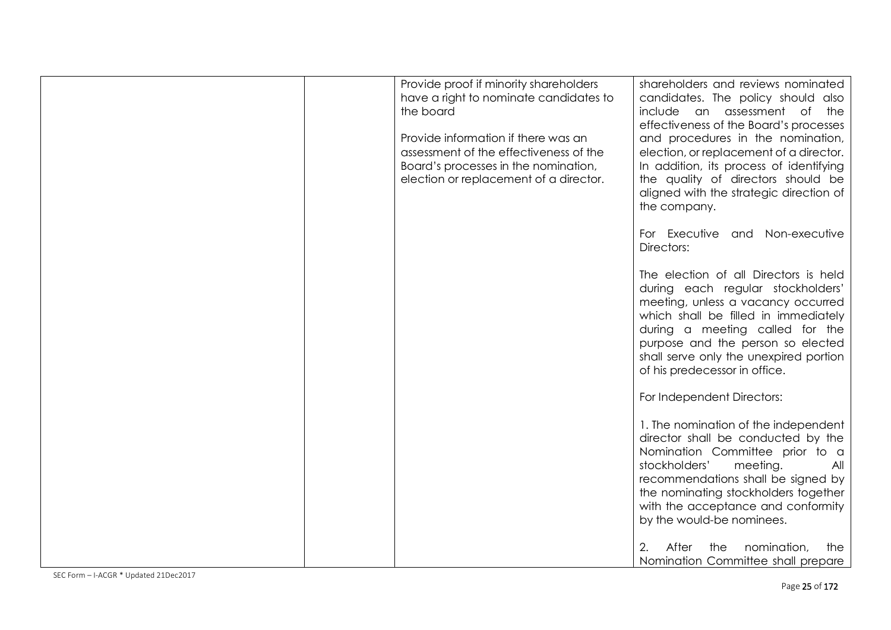| | | | |
|---|---|---|---|
| | | Provide proof if minority shareholders have a right to nominate candidates to the board<br><br>Provide information if there was an assessment of the effectiveness of the Board's processes in the nomination, election or replacement of a director. | shareholders and reviews nominated candidates. The policy should also include an assessment of the effectiveness of the Board's processes and procedures in the nomination, election, or replacement of a director. In addition, its process of identifying the quality of directors should be aligned with the strategic direction of the company.<br><br>For Executive and Non-executive Directors:<br><br>The election of all Directors is held during each regular stockholders' meeting, unless a vacancy occurred which shall be filled in immediately during a meeting called for the purpose and the person so elected shall serve only the unexpired portion of his predecessor in office.<br><br>For Independent Directors:<br><br>1. The nomination of the independent director shall be conducted by the Nomination Committee prior to a stockholders' meeting. All recommendations shall be signed by the nominating stockholders together with the acceptance and conformity by the would-be nominees.<br><br>2. After the nomination, the Nomination Committee shall prepare |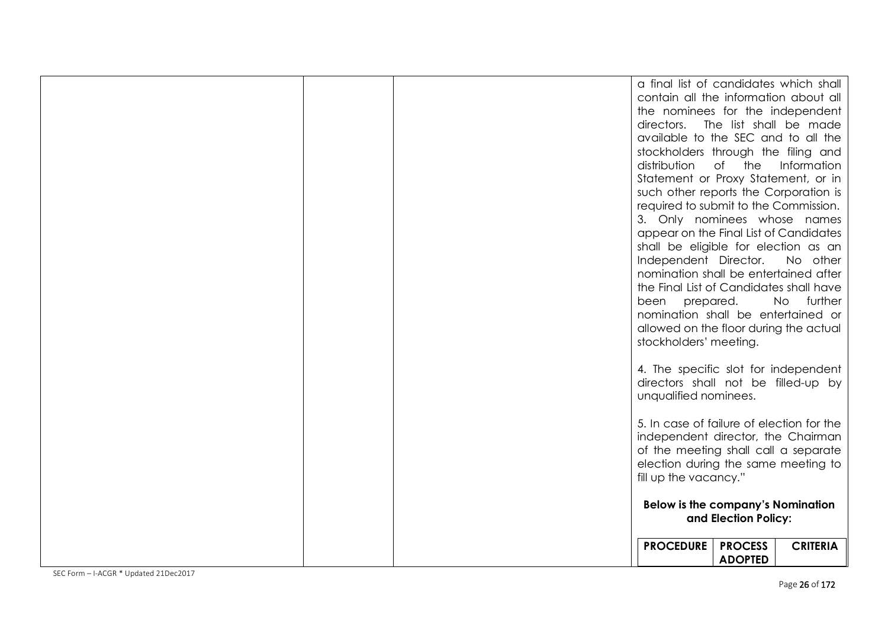| | | | |
|---|---|---|---|
| | | | a final list of candidates which shall contain all the information about all the nominees for the independent directors. The list shall be made available to the SEC and to all the stockholders through the filing and distribution of the Information Statement or Proxy Statement, or in such other reports the Corporation is required to submit to the Commission.<br>3. Only nominees whose names appear on the Final List of Candidates shall be eligible for election as an Independent Director. No other nomination shall be entertained after the Final List of Candidates shall have been prepared. No further nomination shall be entertained or allowed on the floor during the actual stockholders' meeting.<br><br>4. The specific slot for independent directors shall not be filled-up by unqualified nominees.<br><br>5. In case of failure of election for the independent director, the Chairman of the meeting shall call a separate election during the same meeting to fill up the vacancy."<br><br>**Below is the company's Nomination and Election Policy:** |

| PROCEDURE | PROCESS ADOPTED | CRITERIA |
|---|---|---|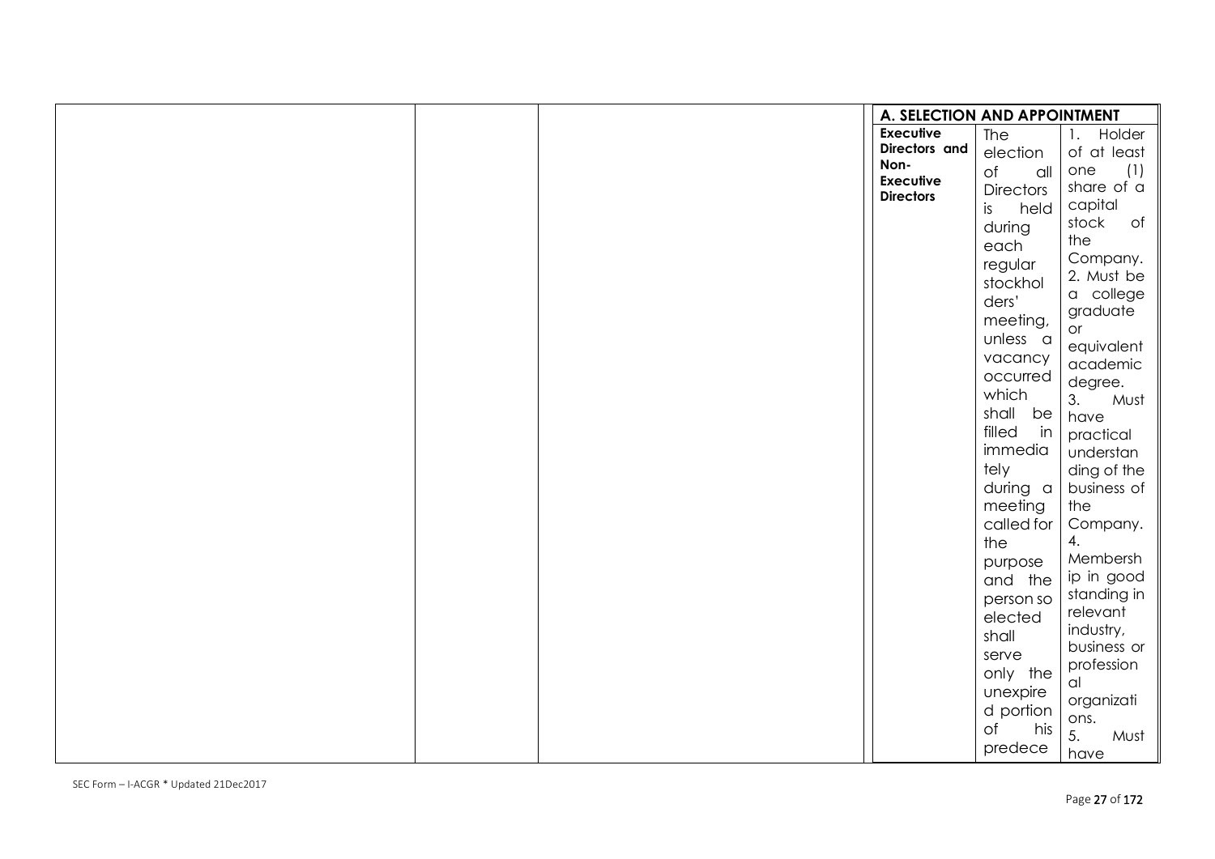| | | | A. SELECTION AND APPOINTMENT | | |
|---|---|---|---|---|---|
| | | | **Executive Directors and Non-Executive Directors** | The election of all Directors is held during each regular stockholders' meeting, unless a vacancy occurred which shall be filled in immediately during a meeting called for the purpose and the person so elected shall serve only the unexpired portion of his predece | 1. Holder of at least one (1) share of a capital stock of the Company. 2. Must be a college graduate or equivalent academic degree. 3. Must have practical understanding of the business of the Company. 4. Membership in good standing in relevant industry, business or professional organizations. 5. Must have |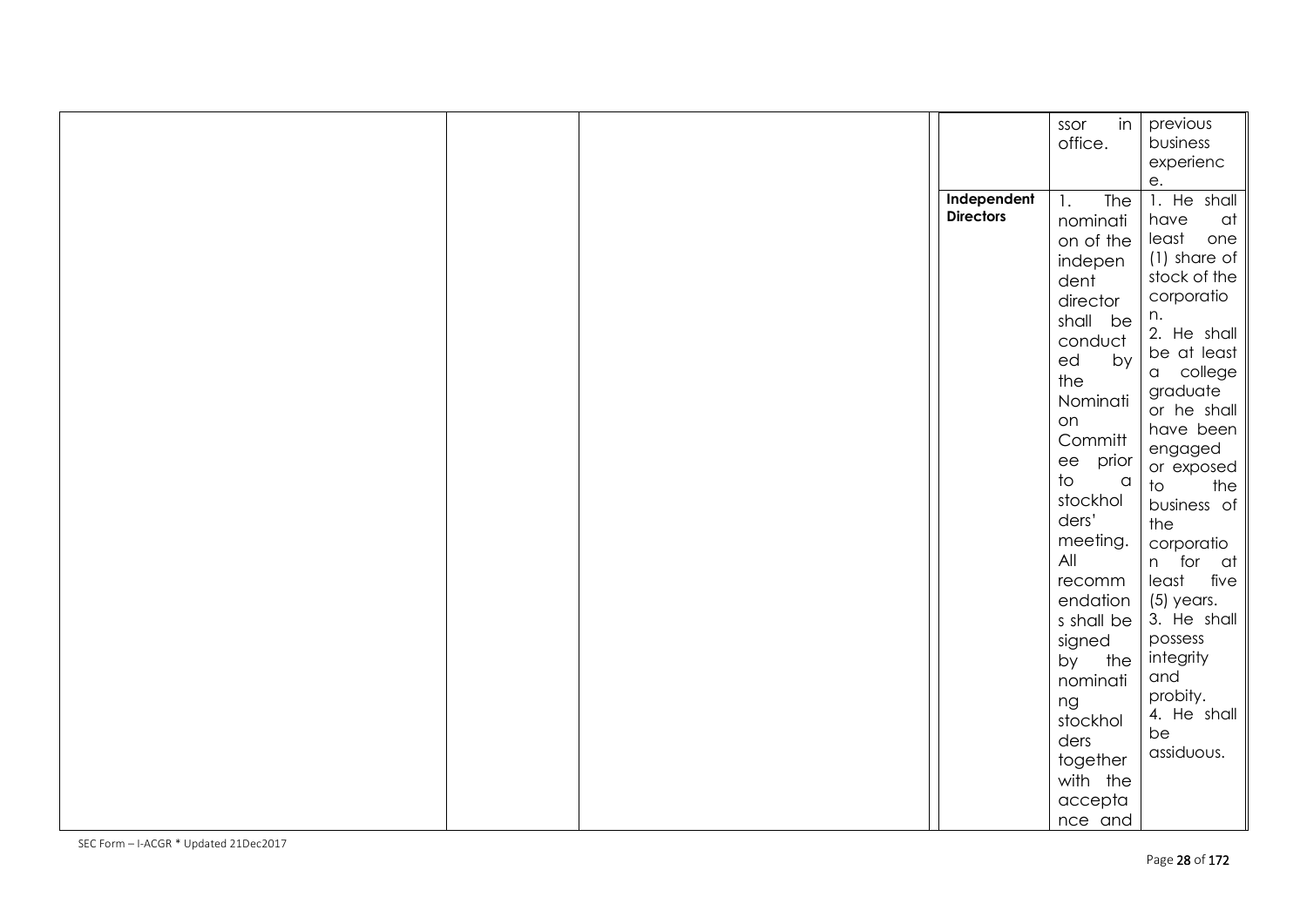| | | | | | |
|---|---|---|---|---|---|
| | | | | ssor in office. | previous business experience. |
| | | | **Independent Directors** | 1. The nomination of the independent director shall be conducted by the Nomination Committee prior to a stockholders' meeting. All recommendations shall be signed by the nominating stockholders together with the acceptance and | 1. He shall have at least one (1) share of stock of the corporation. 2. He shall be at least a college graduate or he shall have been engaged or exposed to the business of the corporation for at least five (5) years. 3. He shall possess integrity and probity. 4. He shall be assiduous. |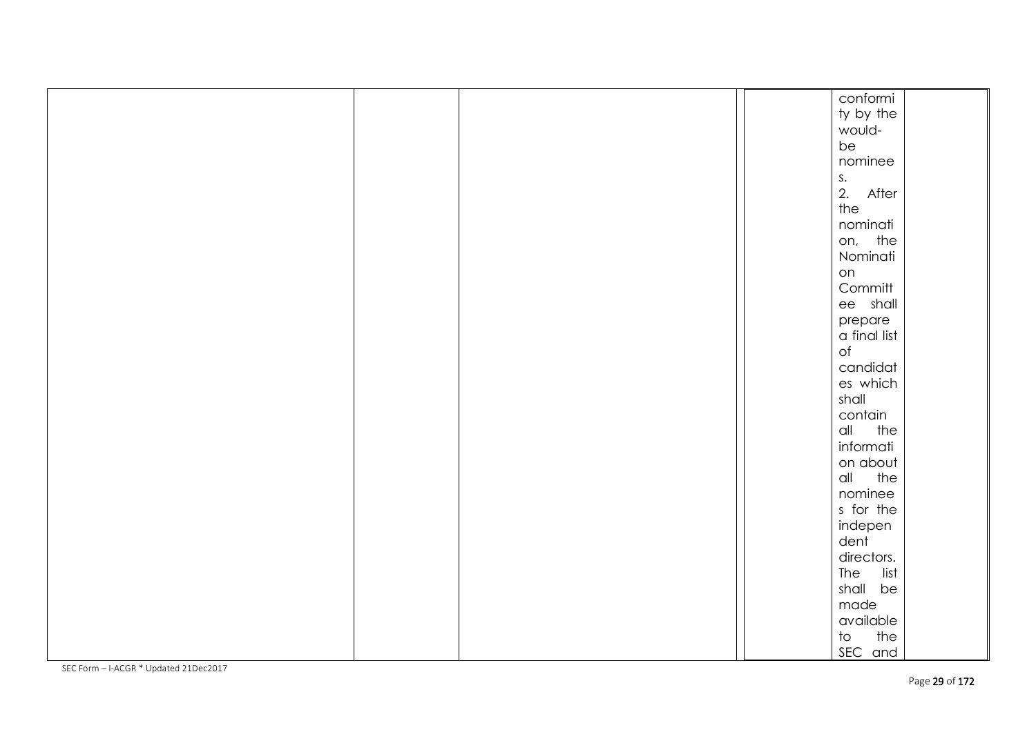|  |  |  |  |  |  |
|---|---|---|---|---|---|
|  |  |  |  | conformity by the would-be nominees.<br>2. After the nomination, the Nomination Committee shall prepare a final list of candidates which shall contain all the information about all the nominees for the independent directors. The list shall be made available to the SEC and |  |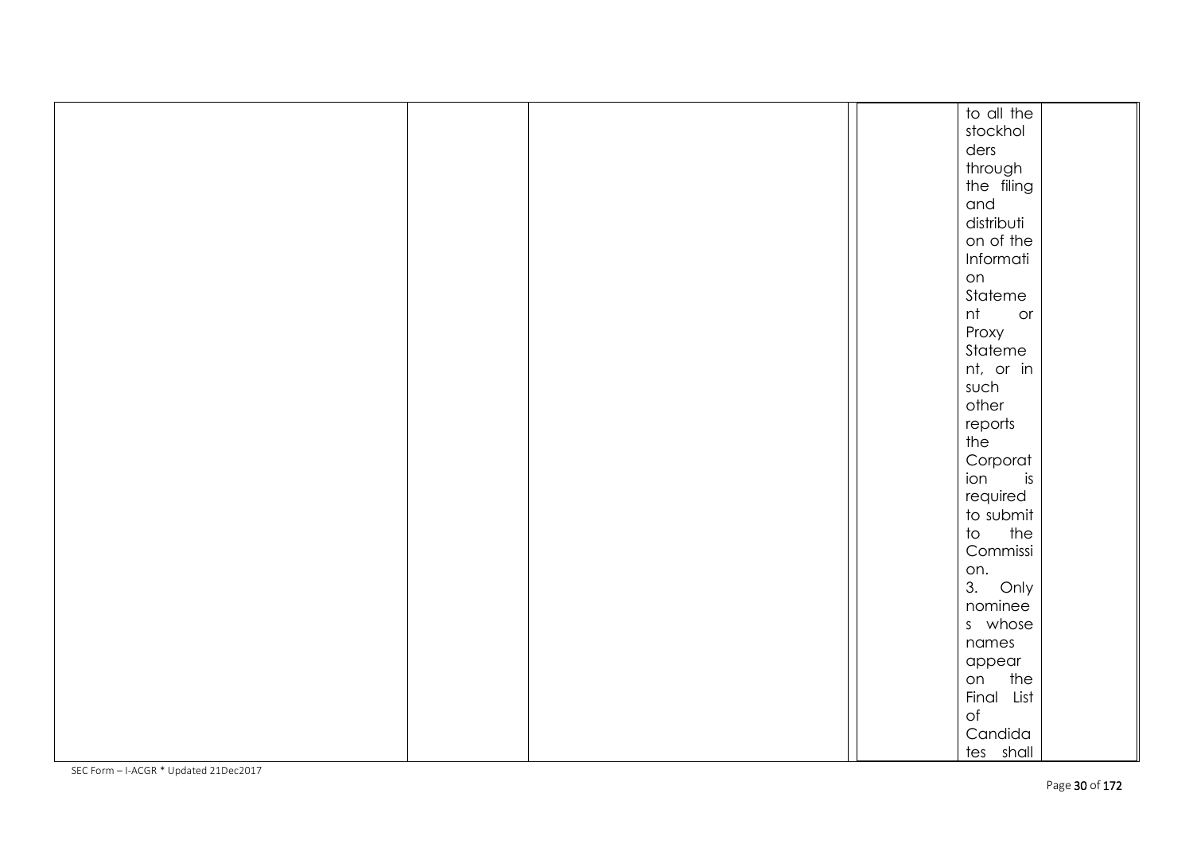| | | | | | |
|---|---|---|---|---|---|
| | | | | to all the stockholders through the filing and distribution of the Information Statement or Proxy Statement, or in such other reports the Corporation is required to submit to the Commission.<br>3. Only nominees whose names appear on the Final List of Candidates shall | |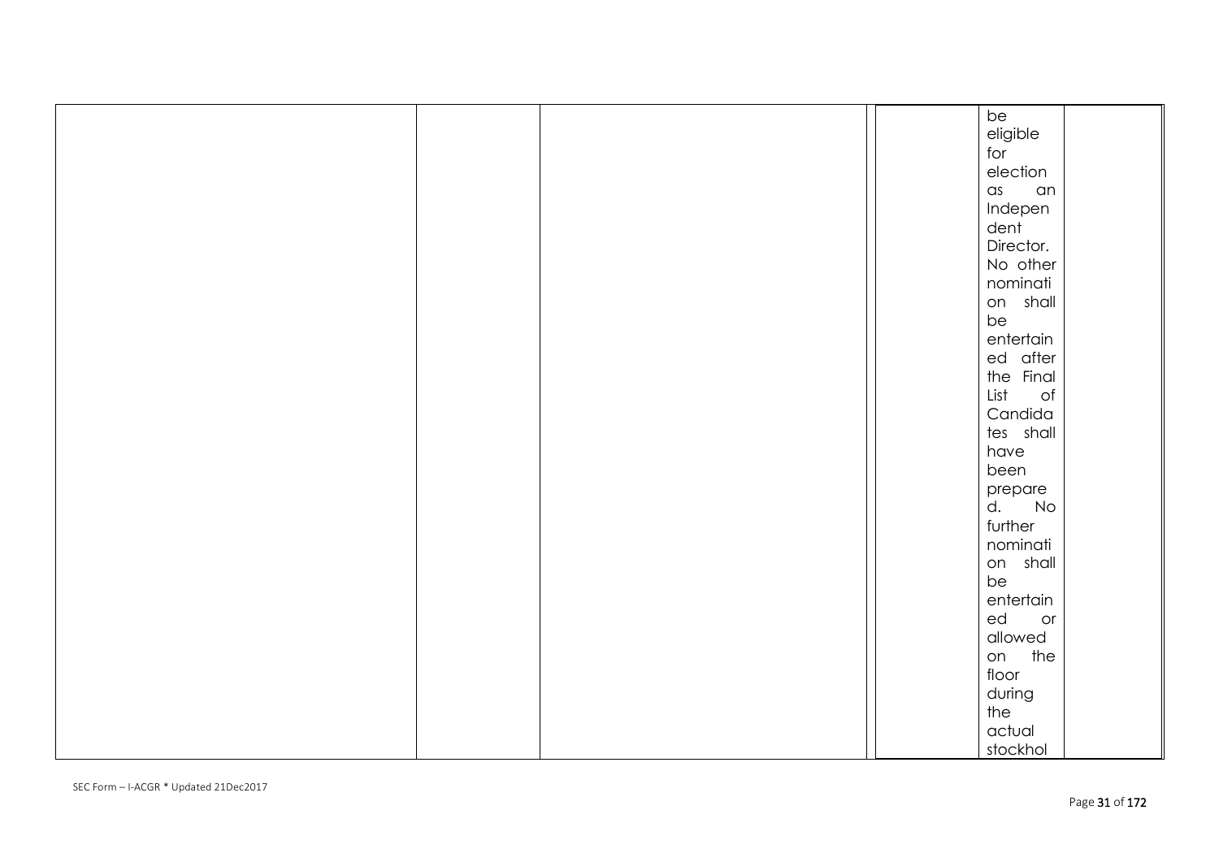| | | | | | |
|---|---|---|---|---|---|
| | | | | be eligible for election as an Independent Director. No other nomination shall be entertained after the Final List of Candidates shall have been prepared. No further nomination shall be entertained or allowed on the floor during the actual stockhol | |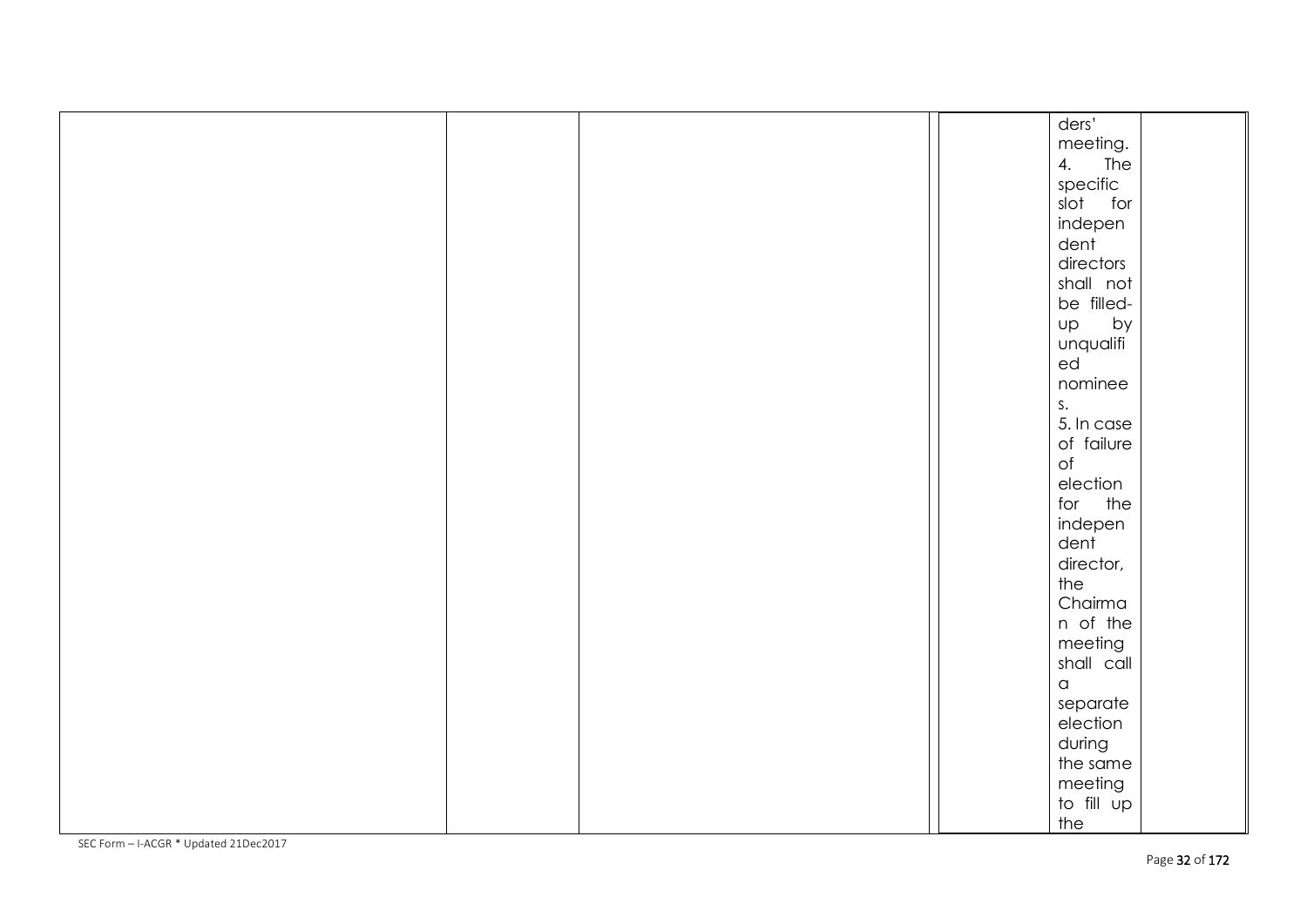|  |  |  |  | ders' meeting. 4. The specific slot for independent directors shall not be filled-up by unqualified nominees. 5. In case of failure of election for the independent director, the Chairman of the meeting shall call a separate election during the same meeting to fill up the |  |
|---|---|---|---|---|---|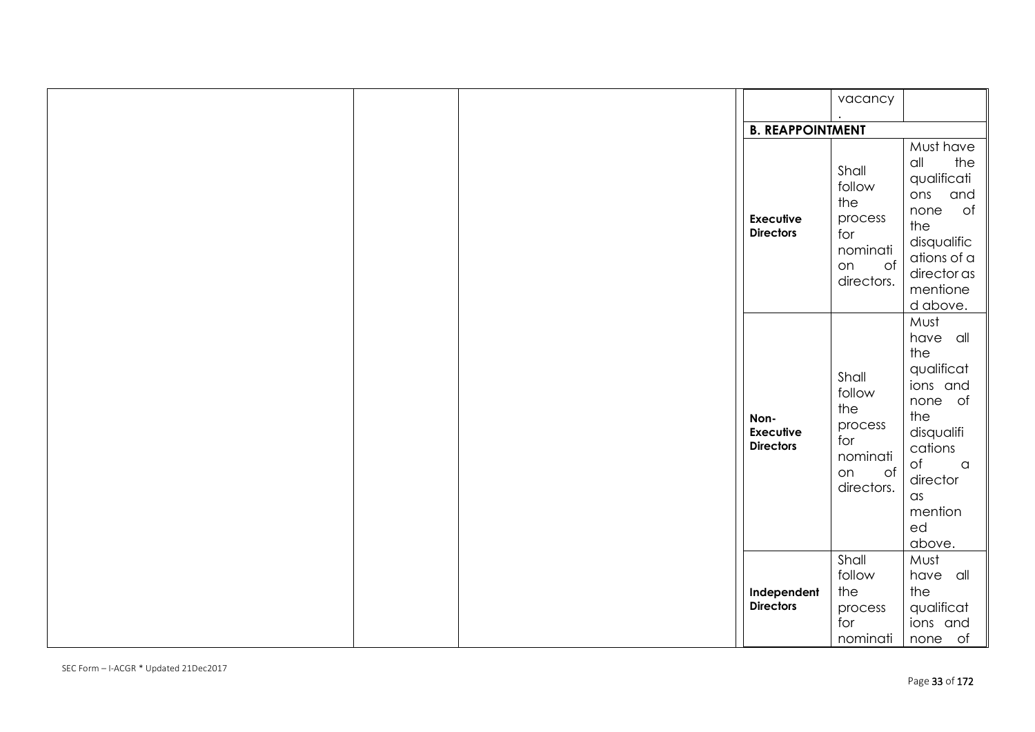| | | | | | |
|---|---|---|---|---|---|
| | | | | vacancy. | |
| | | | **B. REAPPOINTMENT** | | |
| | | | **Executive Directors** | Shall follow the process for nomination of directors. | Must have all the qualifications and none of the disqualifications of a director as mentioned above. |
| | | | **Non-Executive Directors** | Shall follow the process for nomination of directors. | Must have all the qualifications and none of the disqualifications of a director as mentioned above. |
| | | | **Independent Directors** | Shall follow the process for nominati | Must have all the qualifications and none of |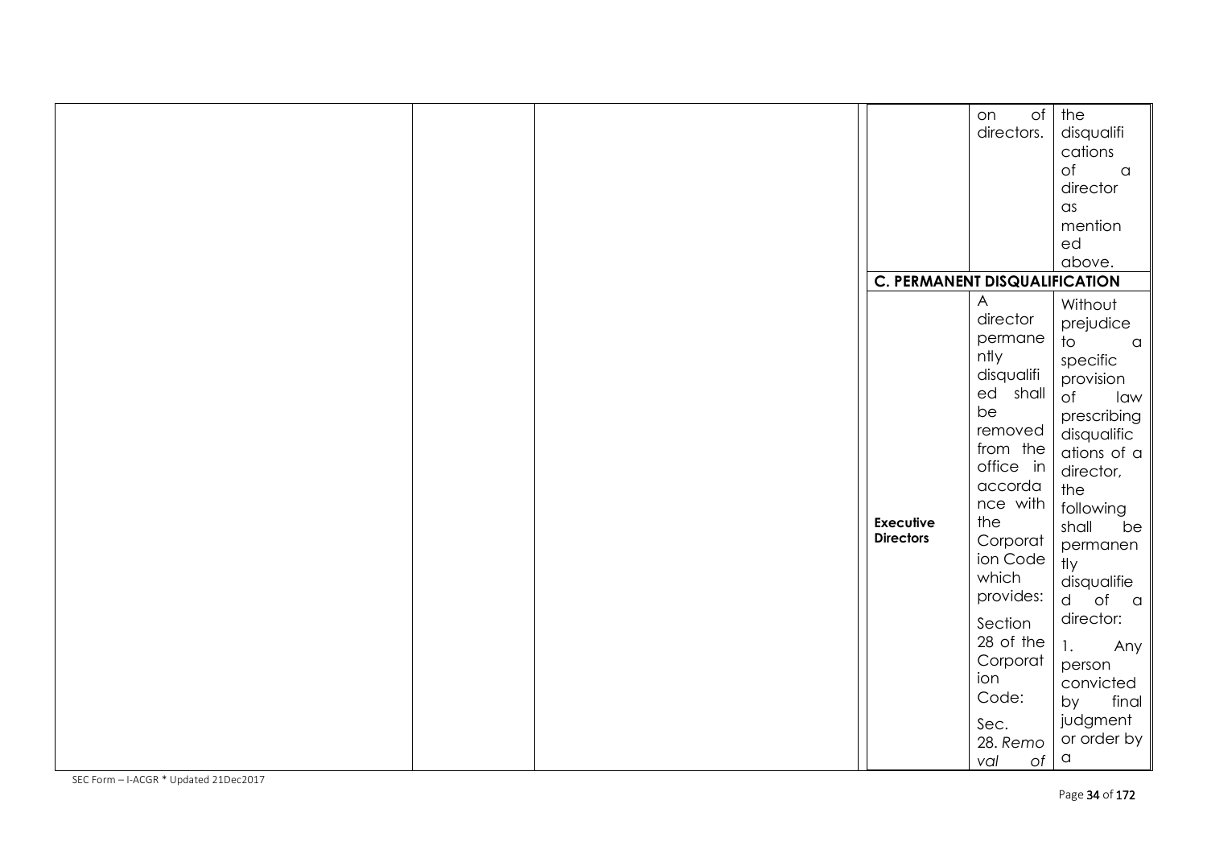| | | | | | |
|---|---|---|---|---|---|
| | | | | on of directors. | the disqualifications of a director as mentioned above. |
| | | | **C. PERMANENT DISQUALIFICATION** | | |
| | | | **Executive Directors** | A director permanently disqualified shall be removed from the office in accordance with the Corporation Code which provides: Section 28 of the Corporation Code: Sec. 28. *Removal of* | Without prejudice to a specific provision of law prescribing disqualifications of a director, the following shall be permanently disqualified of a director: 1. Any person convicted by final judgment or order by a |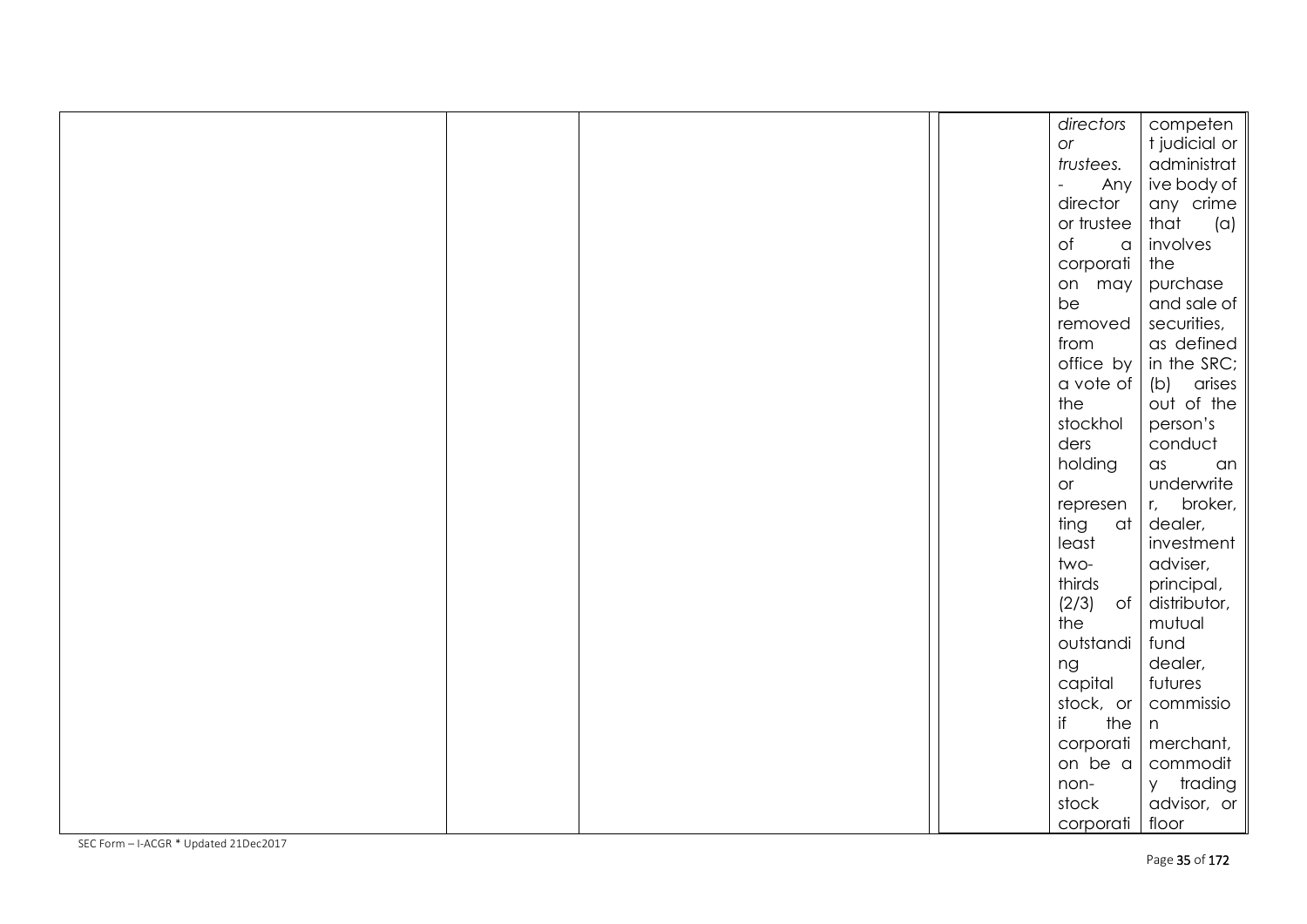| | | | | | |
|---|---|---|---|---|---|
| | | | | *directors or trustees.* - Any director or trustee of a corporation may be removed from office by a vote of the stockholders holding or representing at least two-thirds (2/3) of the outstanding capital stock, or if the corporation be a non-stock corporati | competent judicial or administrative body of any crime that (a) involves the purchase and sale of securities, as defined in the SRC; (b) arises out of the person's conduct as an underwriter, broker, dealer, investment adviser, principal, distributor, mutual fund dealer, futures commission merchant, commodity trading advisor, or floor |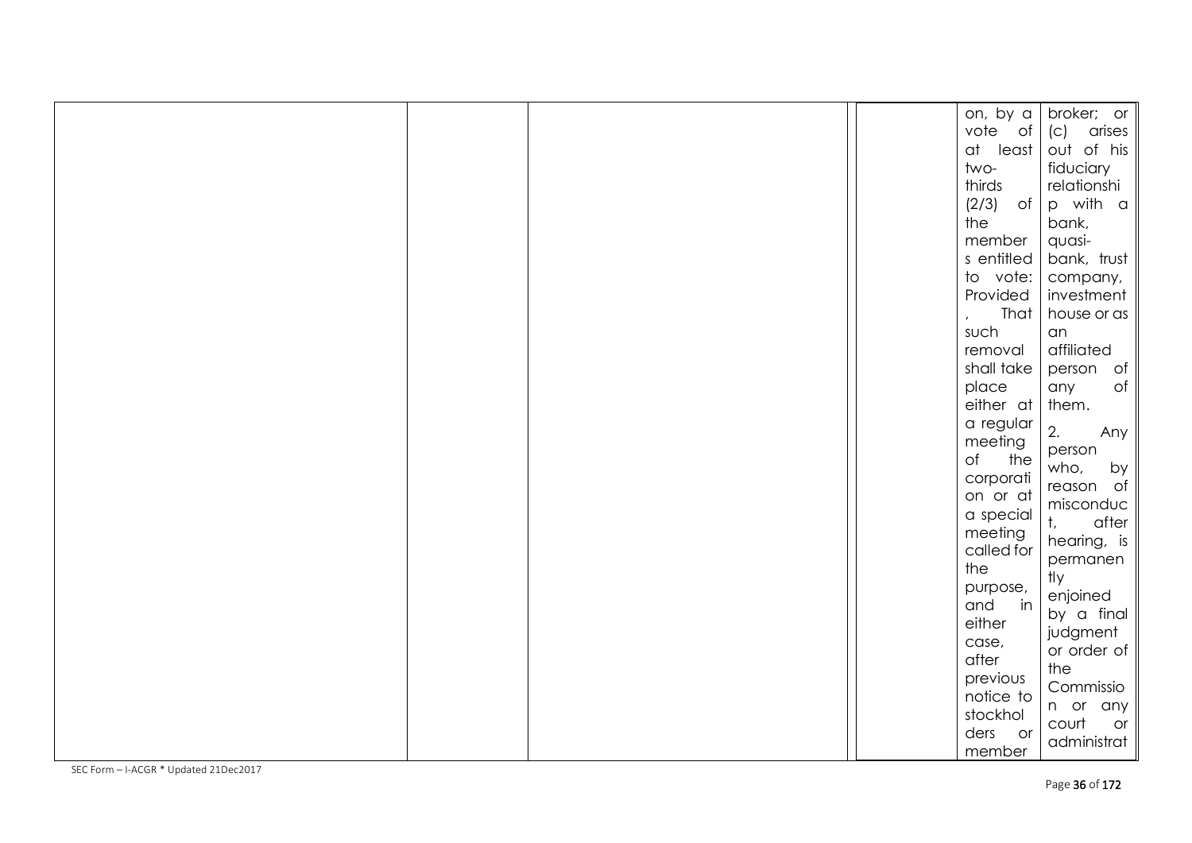| | | | | | |
|---|---|---|---|---|---|
| | | | | on, by a vote of at least two-thirds (2/3) of the members entitled to vote: Provided, That such removal shall take place either at a regular meeting of the corporation or at a special meeting called for the purpose, and in either case, after previous notice to stockholders or member | broker; or (c) arises out of his fiduciary relationship with a bank, quasi-bank, trust company, investment house or as an affiliated person of any of them.<br><br>2. Any person who, by reason of misconduct, after hearing, is permanently enjoined by a final judgment or order of the Commission or any court or administrat |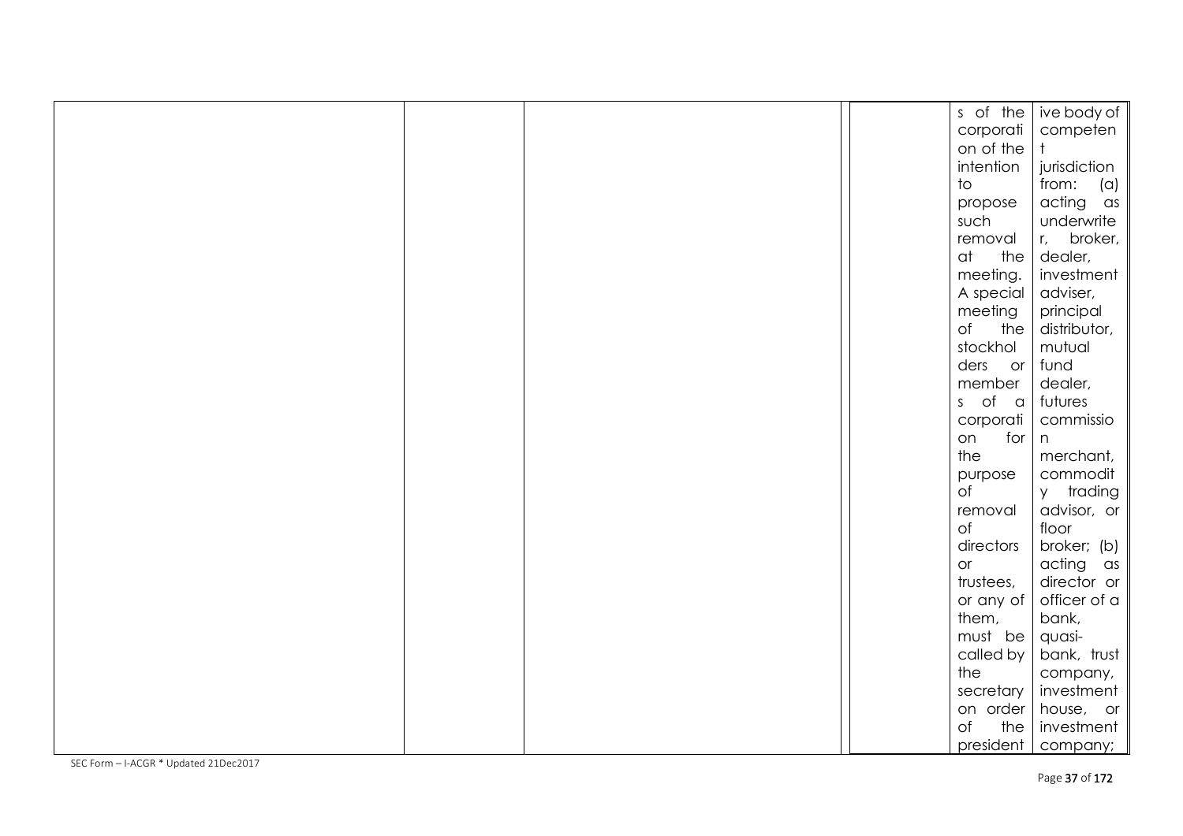|  |  |  |  |  | s of the corporation of the intention to propose such removal at the meeting. A special meeting of the stockholders or members of a corporation for the purpose of removal of directors or trustees, or any of them, must be called by the secretary on order of the president | ive body of competent jurisdiction from: (a) acting as underwriter, broker, dealer, investment adviser, principal distributor, mutual fund dealer, futures commission merchant, commodity trading advisor, or floor broker; (b) acting as director or officer of a bank, quasi-bank, trust company, investment house, or investment company; |
|---|---|---|---|---|---|---|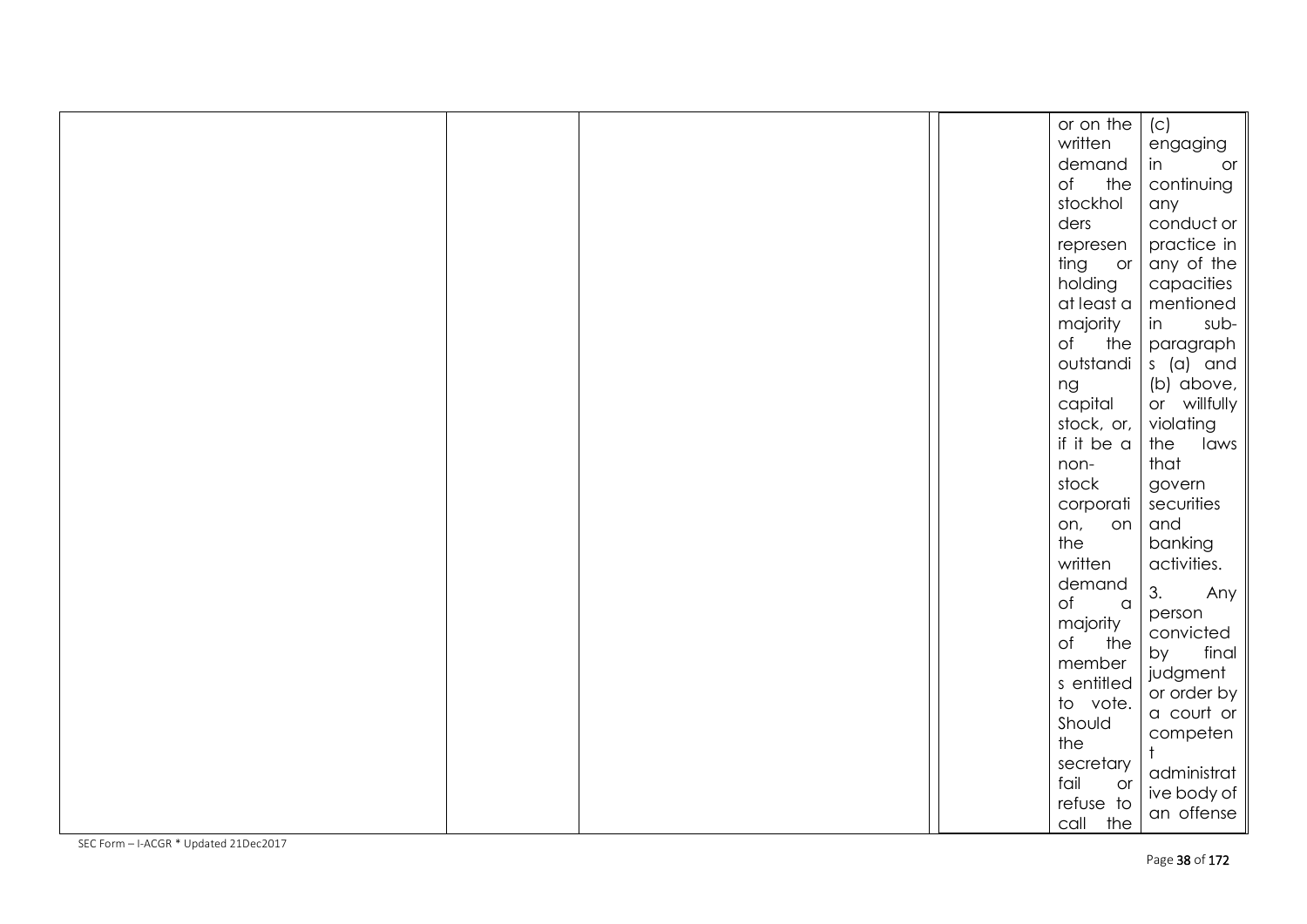| | | | | | | |
|---|---|---|---|---|---|---|
| | | | | | or on the written demand of the stockholders representing or holding at least a majority of the outstanding capital stock, or, if it be a non-stock corporation, on the written demand of a majority of the members entitled to vote. Should the secretary fail or refuse to call the | (c) engaging in or continuing any conduct or practice in any of the capacities mentioned in sub-paragraphs (a) and (b) above, or willfully violating the laws that govern securities and banking activities. 3. Any person convicted by final judgment or order by a court or competent administrative body of an offense |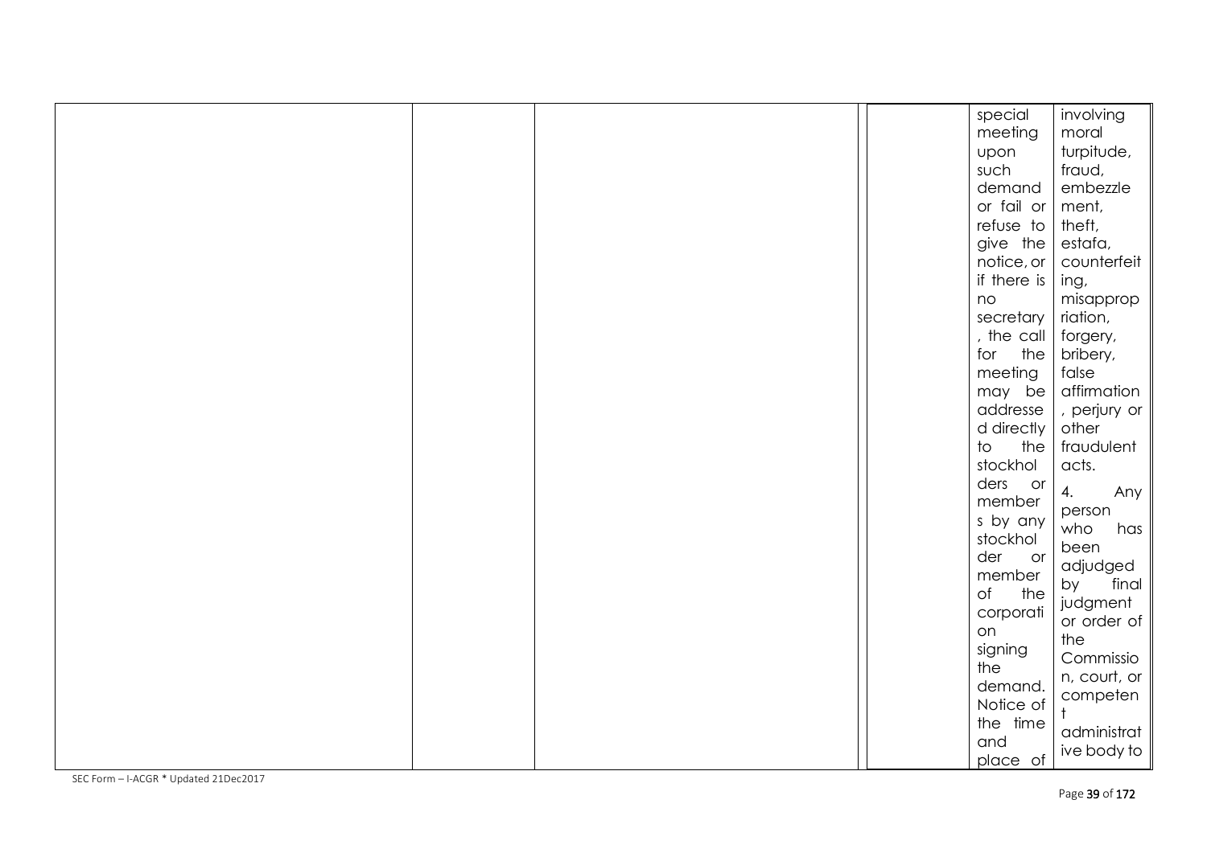| | | | | | |
|---|---|---|---|---|---|
| | | | | special meeting upon such demand or fail or refuse to give the notice, or if there is no secretary, the call for the meeting may be addressed directly to the stockholders or members by any stockholder or member of the corporation signing the demand. Notice of the time and place of | involving moral turpitude, fraud, embezzlement, theft, estafa, counterfeiting, misappropriation, forgery, bribery, false affirmation, perjury or other fraudulent acts.<br><br>4. Any person who has been adjudged by final judgment or order of the Commission, court, or competent administrative body to |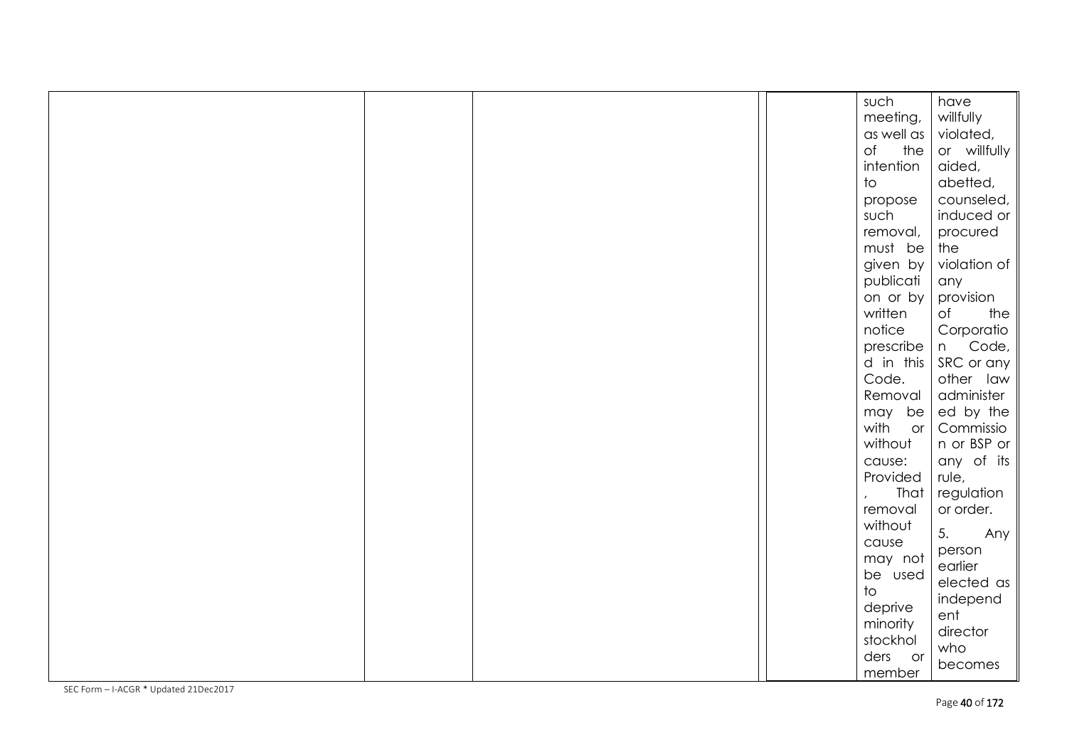|  |  |  |  | such meeting, as well as of the intention to propose such removal, must be given by publication or by written notice prescribed in this Code. Removal may be with or without cause: Provided, That removal without cause may not be used to deprive minority stockholders or member | have willfully violated, or willfully aided, abetted, counseled, induced or procured the violation of any provision of the Corporation Code, SRC or any other law administered by the Commission or BSP or any of its rule, regulation or order.<br><br>5. Any person earlier elected as independent director who becomes |
|---|---|---|---|---|---|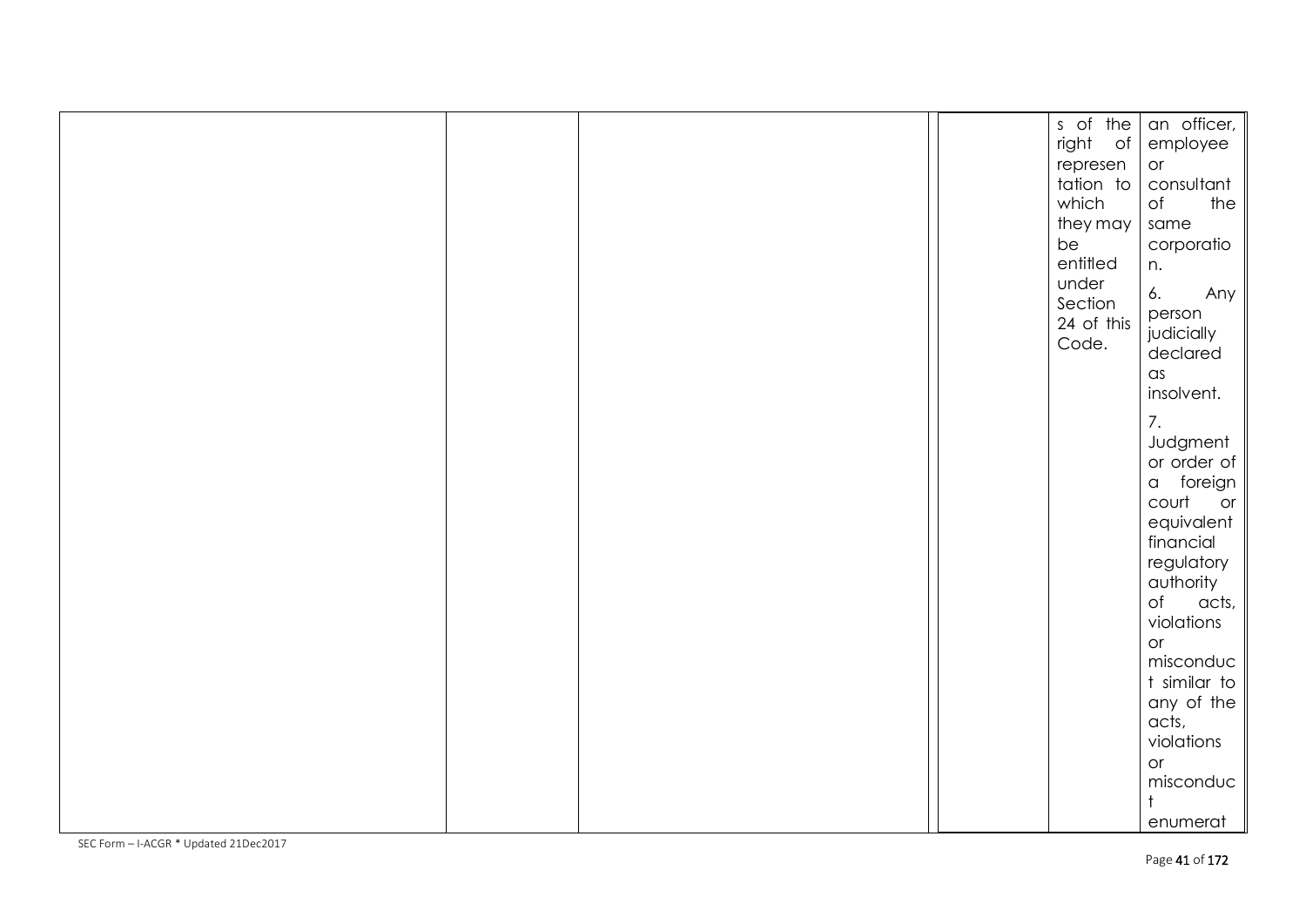| | | | | | |
|---|---|---|---|---|---|
| | | | | s of the right of representation to which they may be entitled under Section 24 of this Code. | an officer, employee or consultant of the same corporation.<br><br>6. Any person judicially declared as insolvent.<br><br>7. Judgment or order of a foreign court or equivalent financial regulatory authority of acts, violations or misconduct similar to any of the acts, violations or misconduct enumerat |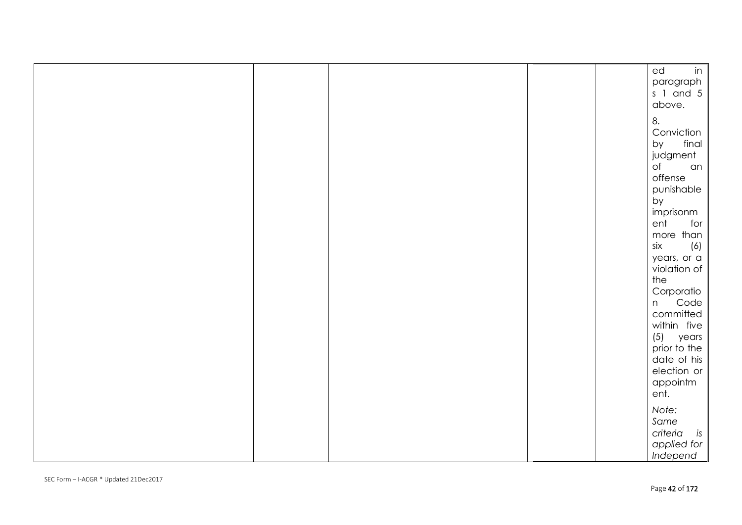| | | | | | |
|---|---|---|---|---|---|
| | | | | | ed in paragraphs 1 and 5 above.<br><br>8. Conviction by final judgment of an offense punishable by imprisonment for more than six (6) years, or a violation of the Corporation Code committed within five (5) years prior to the date of his election or appointment.<br><br>*Note: Same criteria is applied for Independ* |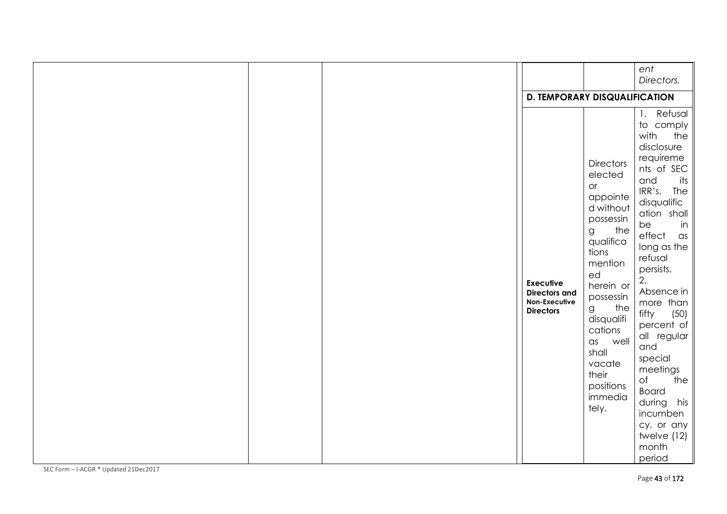| | | | | | |
|---|---|---|---|---|---|
| | | | | | *ent Directors.* |
| | | | **D. TEMPORARY DISQUALIFICATION** | | |
| | | | **Executive Directors and Non-Executive Directors** | Directors elected or appointed without possessing the qualifications mentioned herein or possessing the disqualifications as well shall vacate their positions immediately. | 1. Refusal to comply with the disclosure requirements of SEC and its IRR's. The disqualification shall be in effect as long as the refusal persists.<br>2. Absence in more than fifty (50) percent of all regular and special meetings of the Board during his incumbency, or any twelve (12) month period |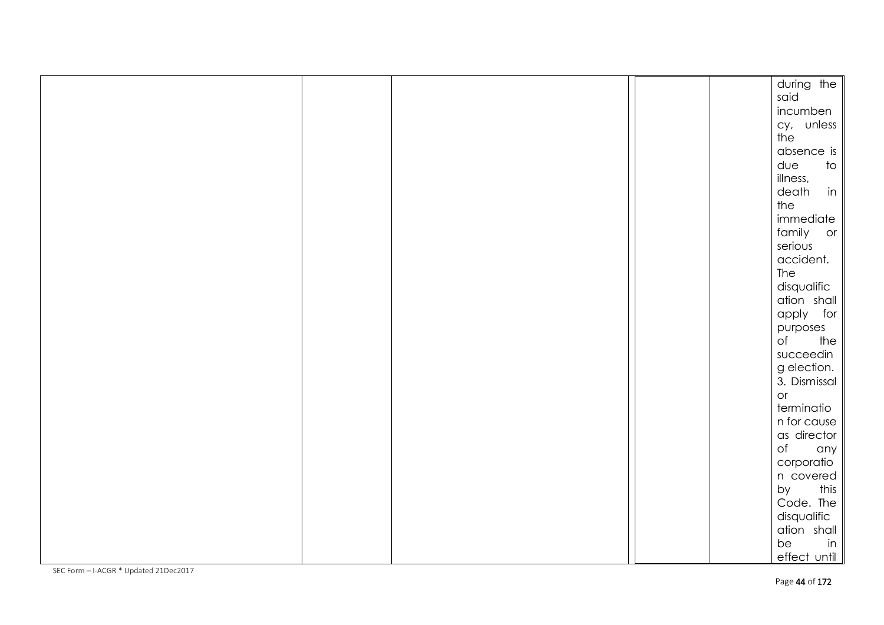| | | | | | |
|---|---|---|---|---|---|
| | | | | | during the said incumbency, unless the absence is due to illness, death in the immediate family or serious accident. The disqualification shall apply for purposes of the succeeding election. 3. Dismissal or termination for cause as director of any corporation covered by this Code. The disqualification shall be in effect until |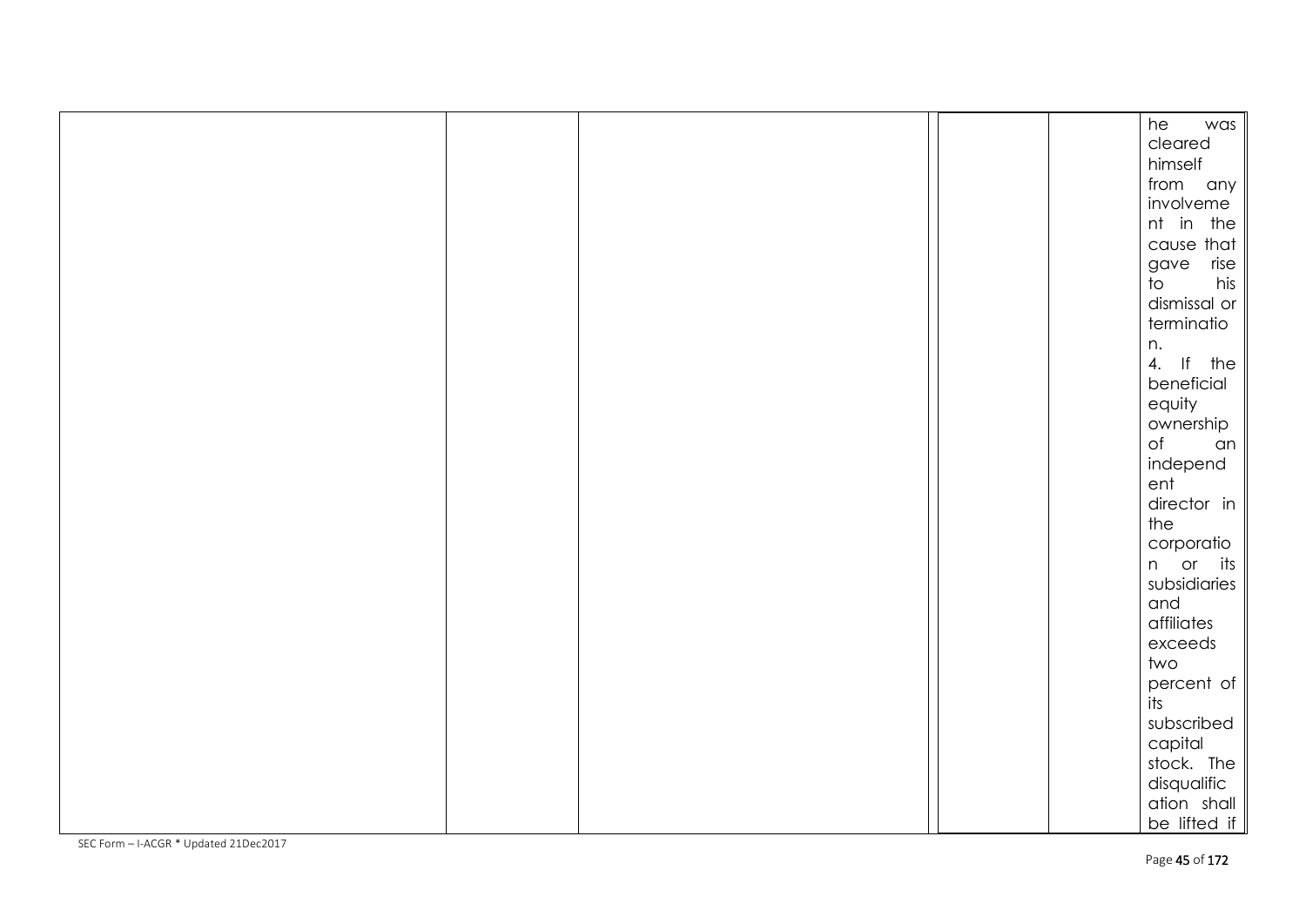| | | | | | |
|---|---|---|---|---|---|
| | | | | | he was cleared himself from any involvement in the cause that gave rise to his dismissal or termination.<br>4. If the beneficial equity ownership of an independent director in the corporation or its subsidiaries and affiliates exceeds two percent of its subscribed capital stock. The disqualification shall be lifted if |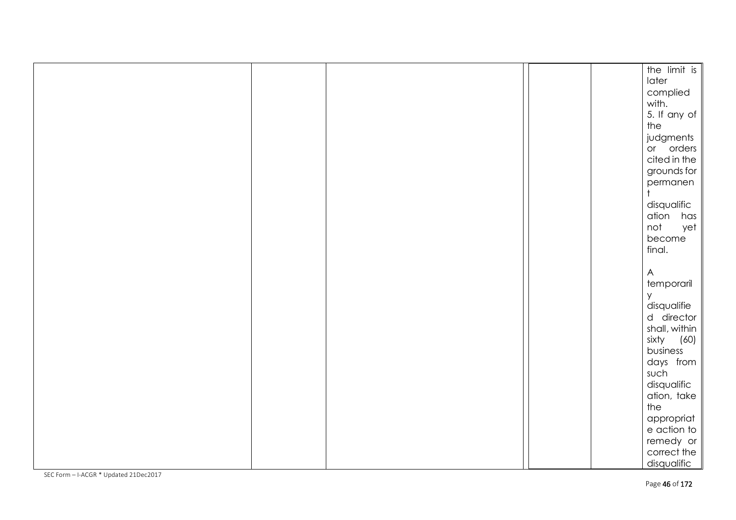| | | | | | |
|---|---|---|---|---|---|
| | | | | | the limit is later complied with.<br>5. If any of the judgments or orders cited in the grounds for permanent disqualification has not yet become final.<br><br>A temporarily disqualified director shall, within sixty (60) business days from such disqualification, take the appropriate action to remedy or correct the disqualific |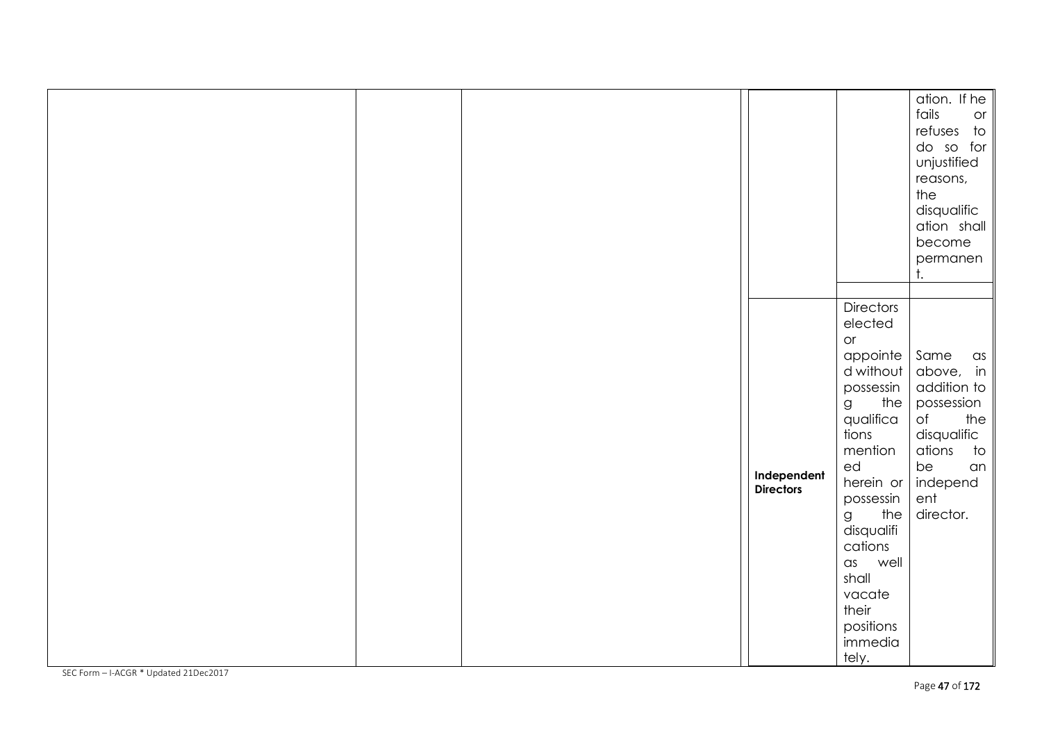| | | | | | |
|---|---|---|---|---|---|
| | | | | | ation. If he fails or refuses to do so for unjustified reasons, the disqualification shall become permanent. |
| | | | | | |
| | | | **Independent Directors** | Directors elected or appointed without possessing the qualifications mentioned herein or possessing the disqualifications as well shall vacate their positions immediately. | Same as above, in addition to possession of the disqualifications to be an independent director. |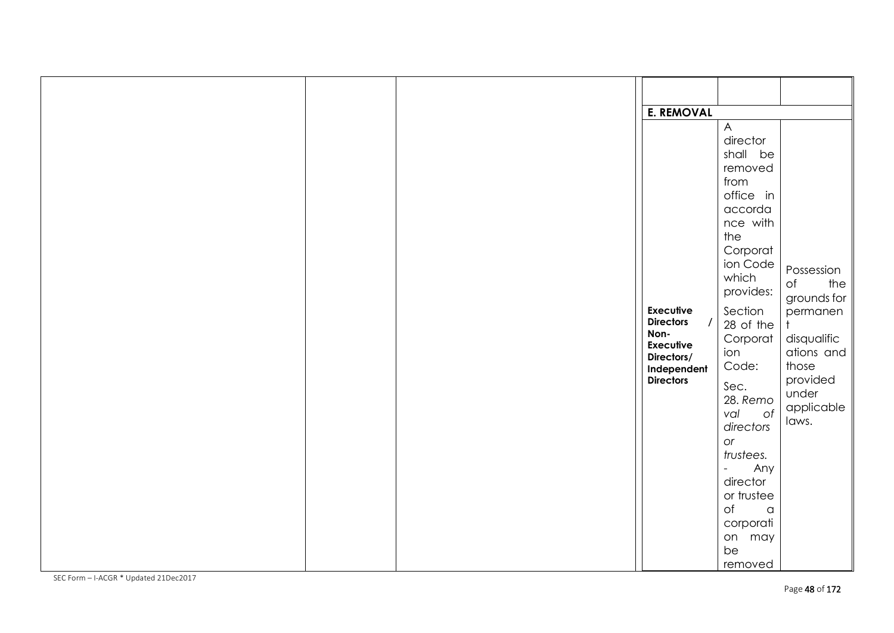| | | | | | |
|---|---|---|---|---|---|
| | | | | | |
| | | | **E. REMOVAL** | | |
| | | | **Executive Directors / Non-Executive Directors/ Independent Directors** | A director shall be removed from office in accordance with the Corporation Code which provides:<br><br>Section 28 of the Corporation Code:<br><br>Sec. 28. *Removal of directors or trustees.* - Any director or trustee of a corporation may be removed | Possession of the grounds for permanent disqualifications and those provided under applicable laws. |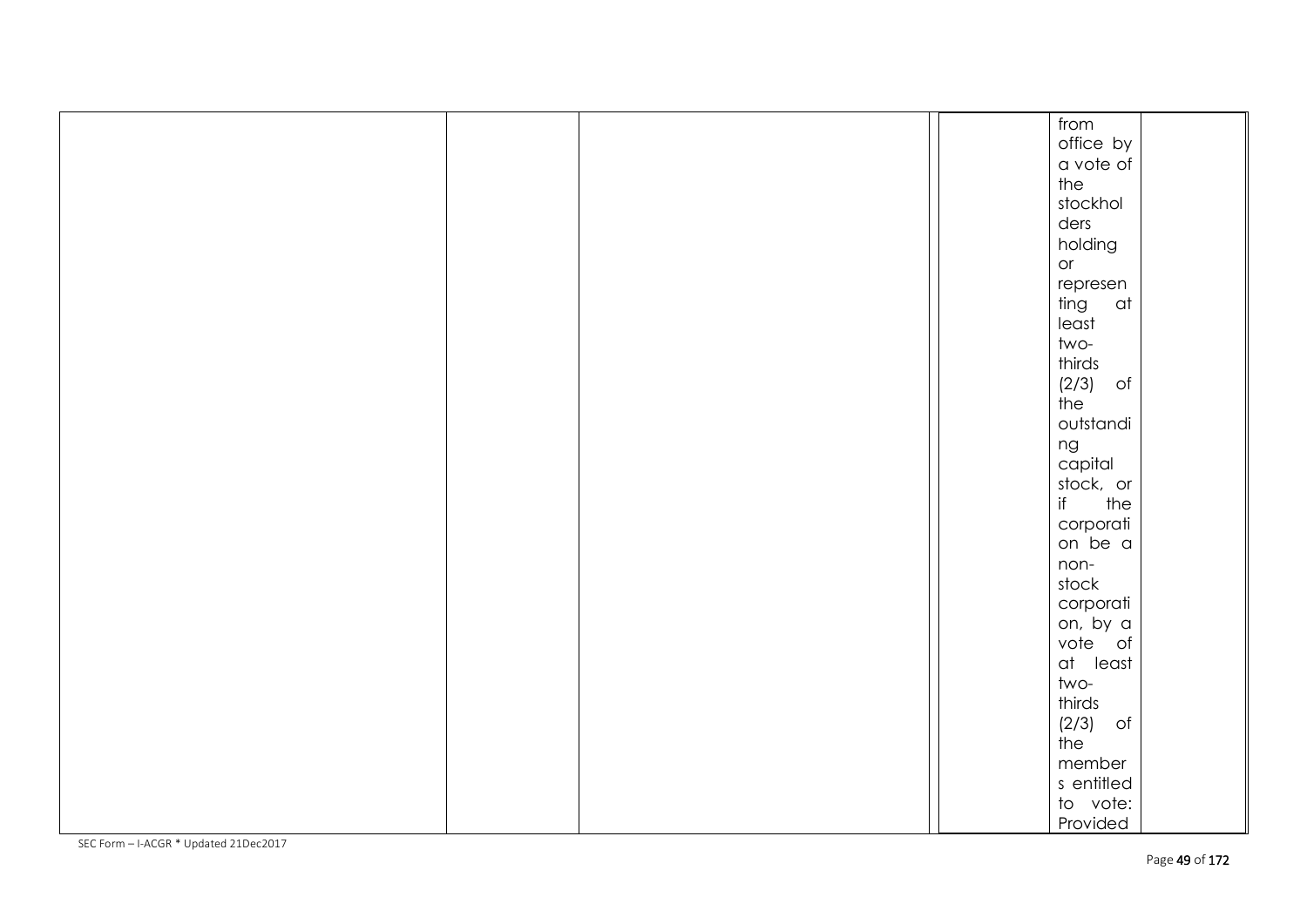|  |  |  |  |  |  |
| --- | --- | --- | --- | --- | --- |
|  |  |  |  | from office by a vote of the stockholders holding or representing at least two-thirds (2/3) of the outstanding capital stock, or if the corporation be a non-stock corporation, by a vote of at least two-thirds (2/3) of the members entitled to vote: Provided |  |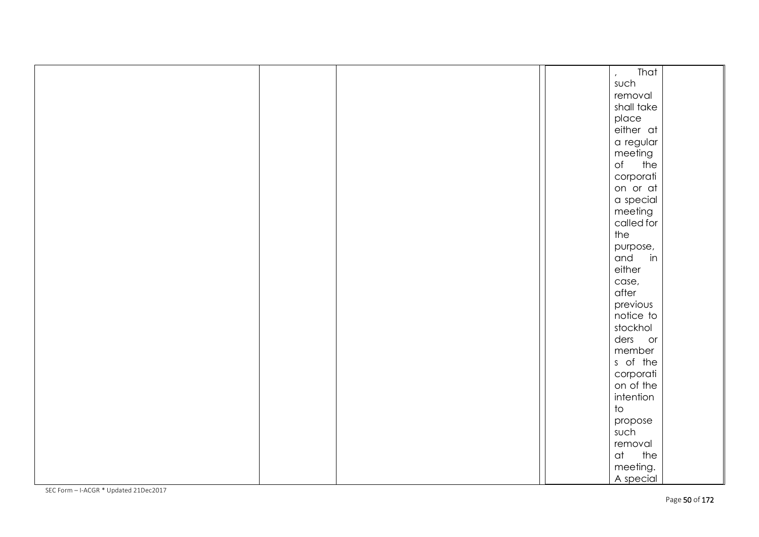|  |  |  |  | , That such removal shall take place either at a regular meeting of the corporation or at a special meeting called for the purpose, and in either case, after previous notice to stockholders or members of the corporation of the intention to propose such removal at the meeting. A special |  |
|---|---|---|---|---|---|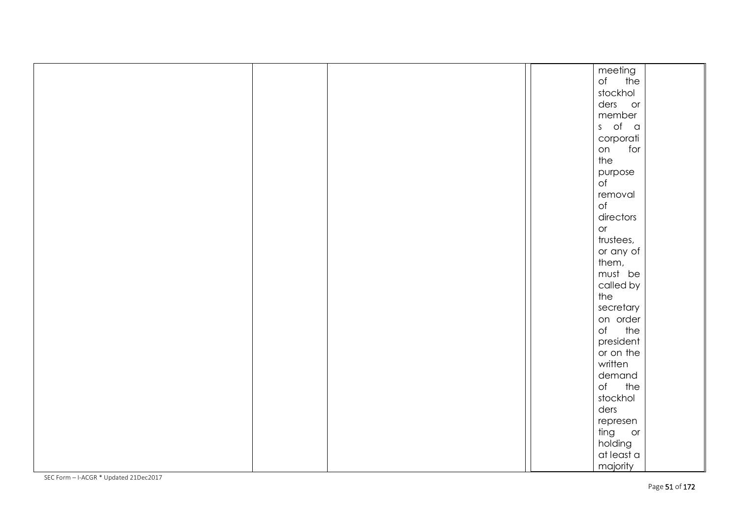| | | | | | |
|---|---|---|---|---|---|
| | | | | meeting of the stockholders or members of a corporation for the purpose of removal of directors or trustees, or any of them, must be called by the secretary on order of the president or on the written demand of the stockholders representing or holding at least a majority | |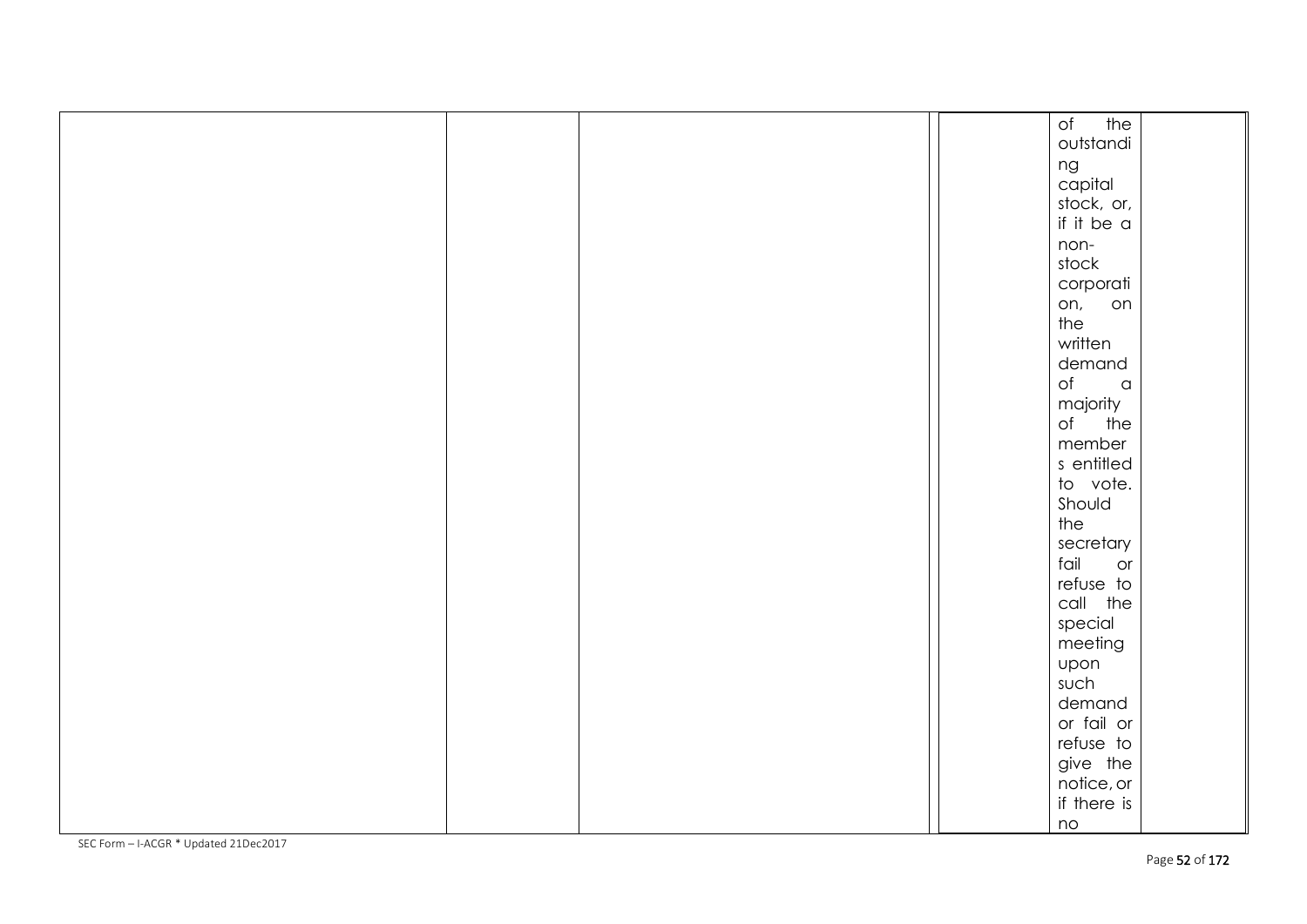|  |  |  |  | of the outstanding capital stock, or, if it be a non-stock corporation, on the written demand of a majority of the members entitled to vote. Should the secretary fail or refuse to call the special meeting upon such demand or fail or refuse to give the notice, or if there is no |  |
|---|---|---|---|---|---|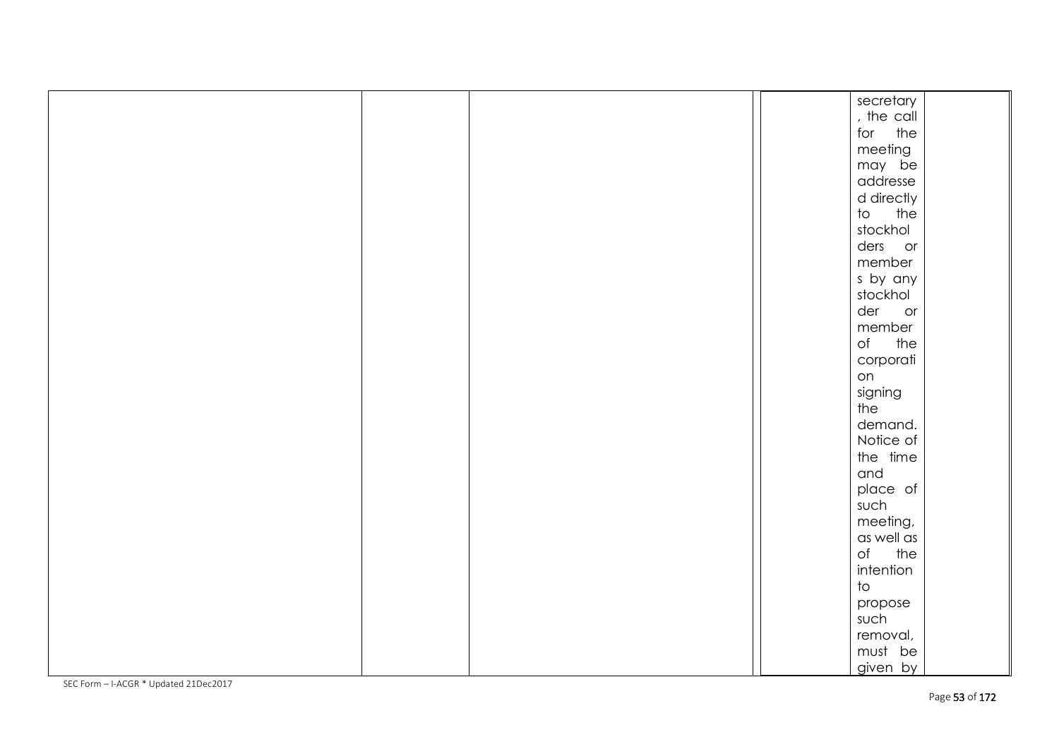|  |  |  |  |  | secretary, the call for the meeting may be addressed directly to the stockholders or members by any stockholder or member of the corporation signing the demand. Notice of the time and place of such meeting, as well as of the intention to propose such removal, must be given by |  |
|---|---|---|---|---|---|---|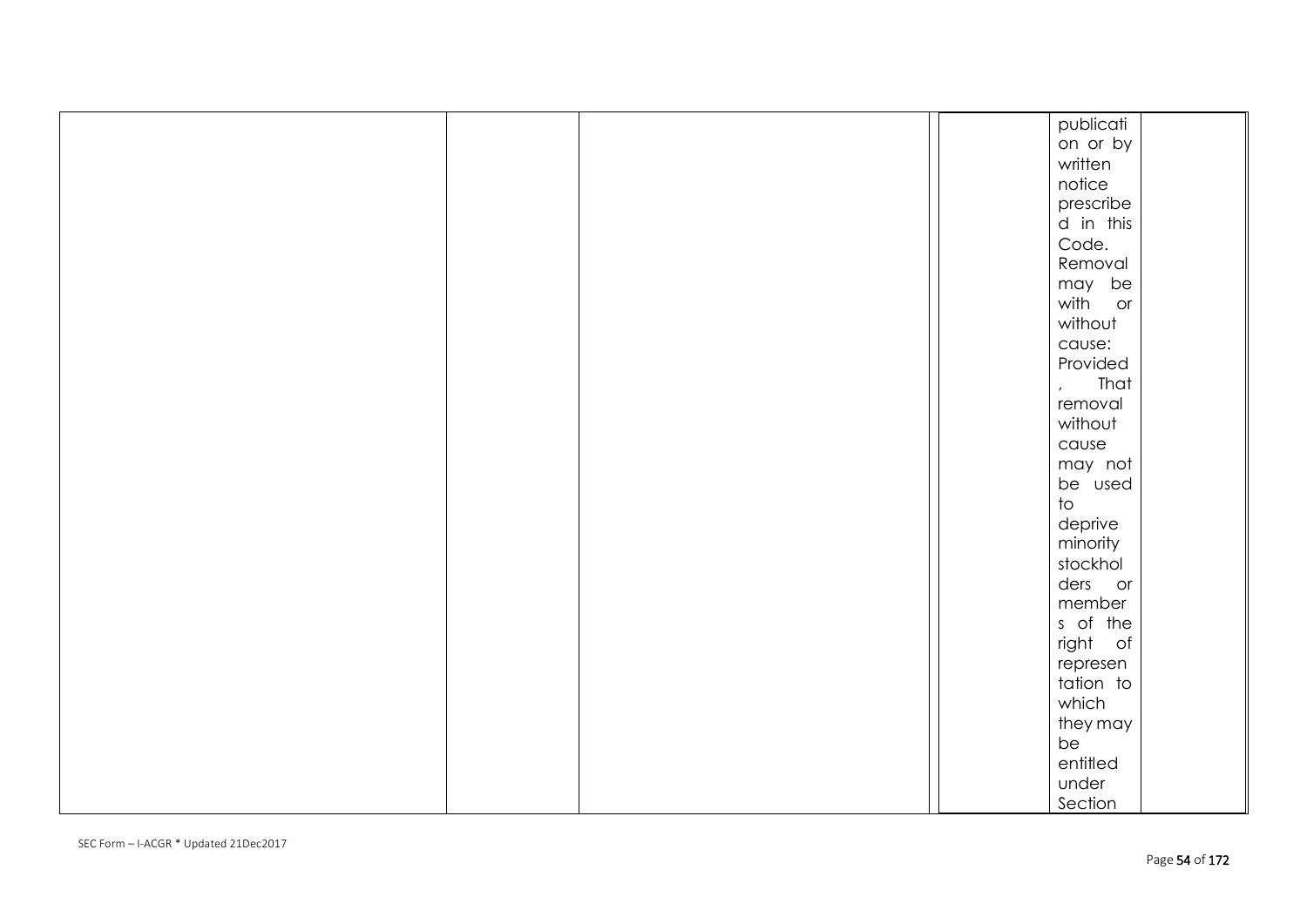|  |  |  |  |  |  |  |
|---|---|---|---|---|---|---|
|  |  |  |  |  | publication or by written notice prescribed in this Code. Removal may be with or without cause: Provided, That removal without cause may not be used to deprive minority stockholders or members of the right of representation to which they may be entitled under Section |  |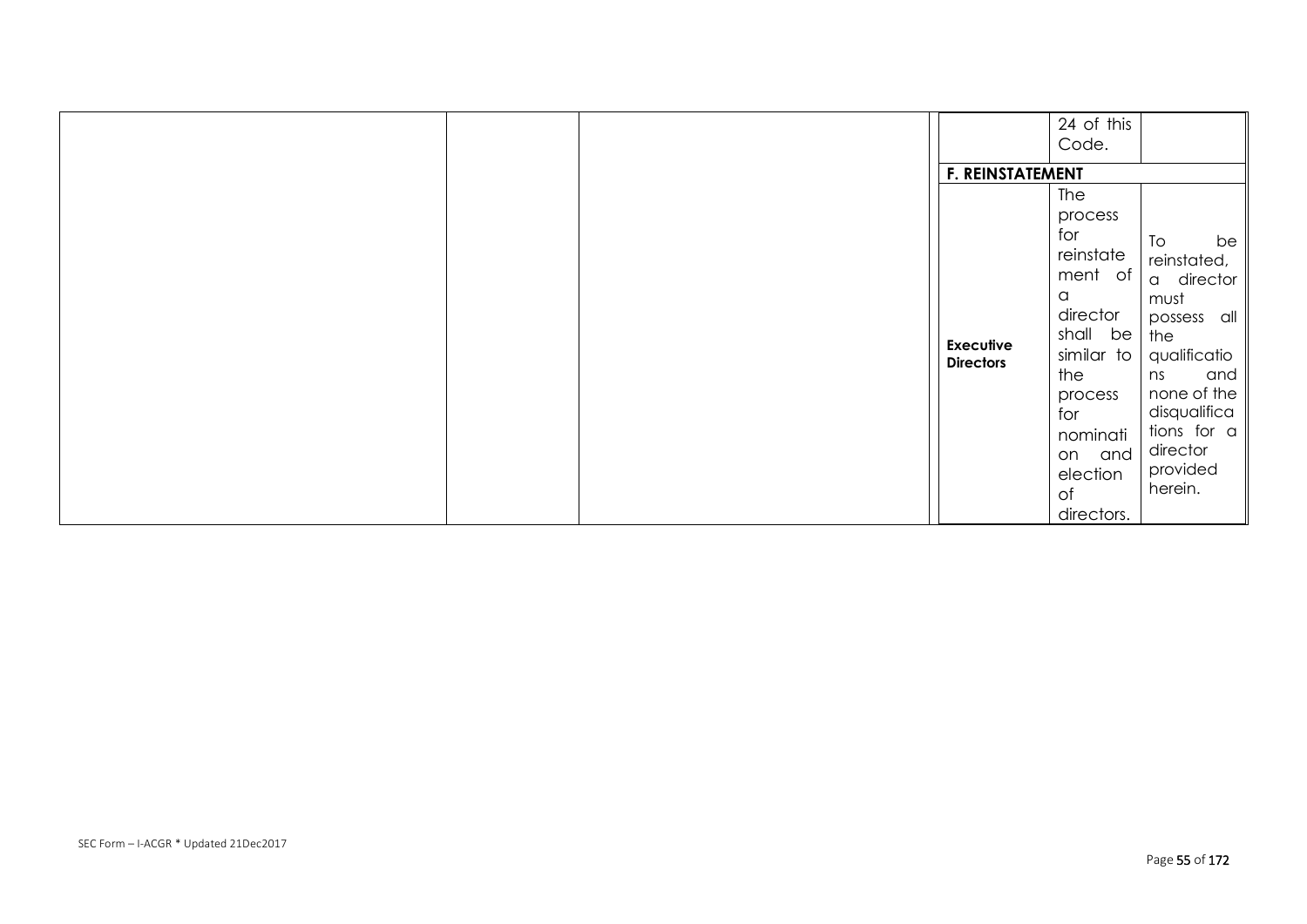| | | | | | |
|---|---|---|---|---|---|
| | | | | 24 of this Code. | |
| | | | **F. REINSTATEMENT** | | |
| | | | **Executive Directors** | The process for reinstatement of a director shall be similar to the process for nomination and election of directors. | To be reinstated, a director must possess all the qualifications and none of the disqualifications for a director provided herein. |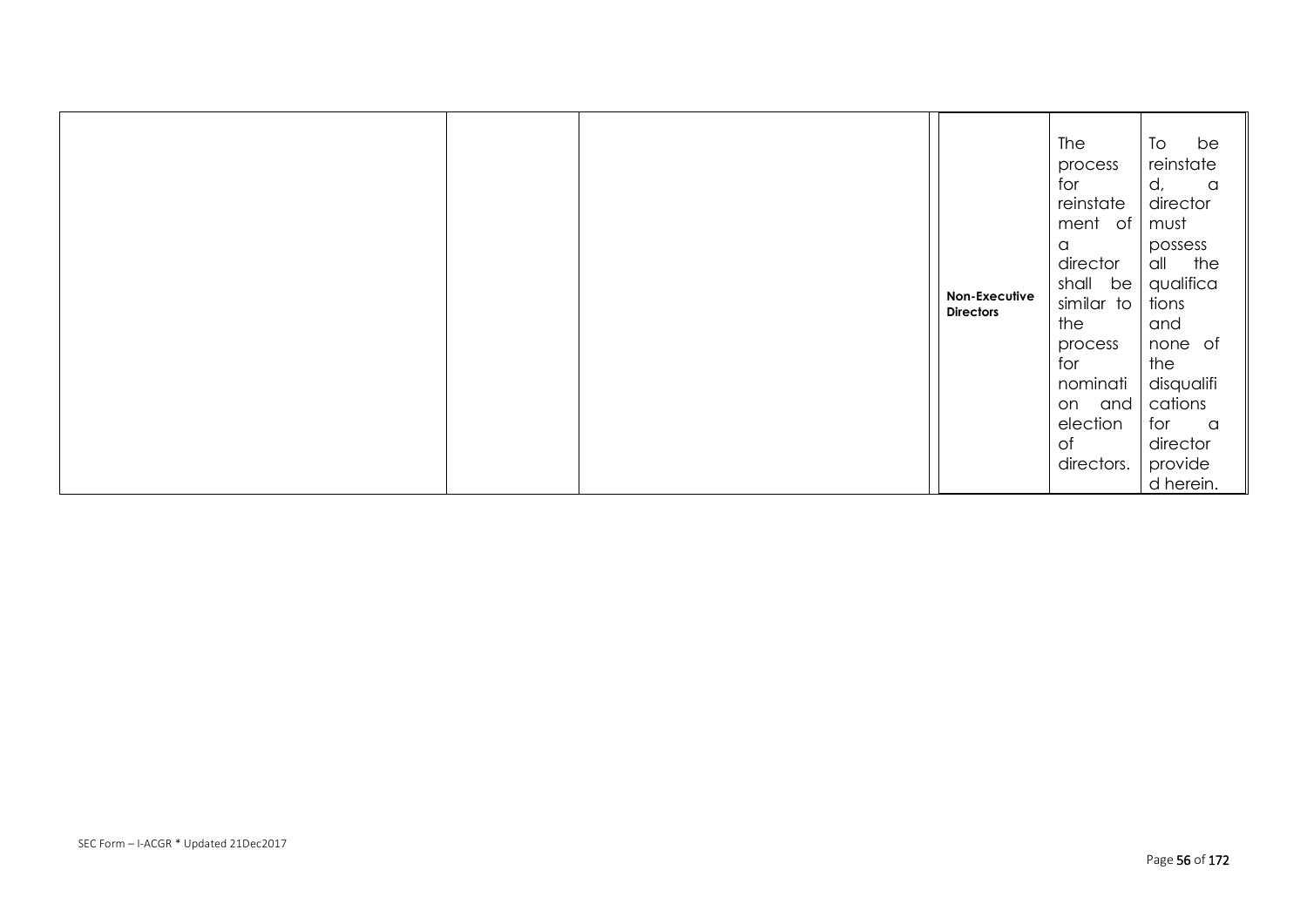| | | | | | |
|---|---|---|---|---|---|
| | | | Non-Executive Directors | The process for reinstatement of a director shall be similar to the process for nomination and election of directors. | To be reinstated, a director must possess all the qualifications and none of the disqualifications for a director provided herein. |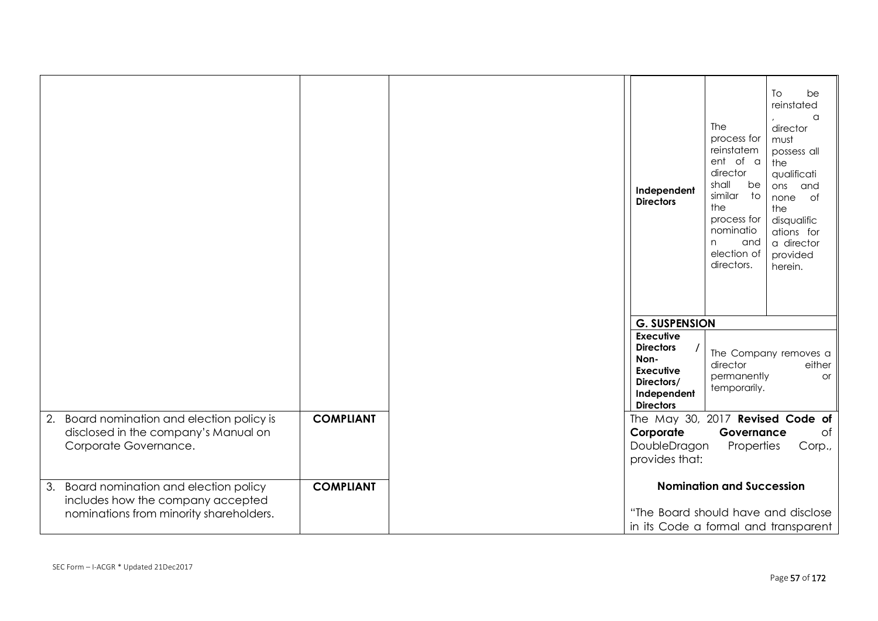| | | | |
|---|---|---|---|
| | | | <table><tr><td>**Independent Directors**</td><td>The process for reinstatement of a director shall be similar to the process for nomination and election of directors.</td><td>To be reinstated, a director must possess all the qualifications and none of the disqualifications for a director provided herein.</td></tr><tr><td colspan="3">**G. SUSPENSION**</td></tr><tr><td>**Executive Directors / Non-Executive Directors/ Independent Directors**</td><td colspan="2">The Company removes a director either permanently or temporarily.</td></tr></table> |
| 2. Board nomination and election policy is disclosed in the company's Manual on Corporate Governance. | **COMPLIANT** | | The May 30, 2017 **Revised Code of Corporate Governance** of DoubleDragon Properties Corp., provides that: |
| 3. Board nomination and election policy includes how the company accepted nominations from minority shareholders. | **COMPLIANT** | | **Nomination and Succession**<br><br>"The Board should have and disclose in its Code a formal and transparent |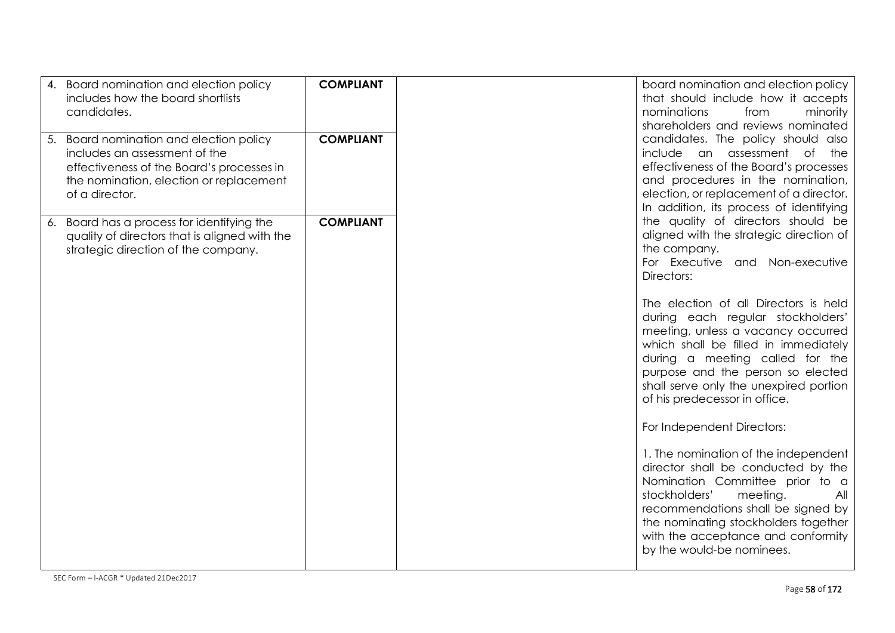| | | | |
|---|---|---|---|
| 4. Board nomination and election policy includes how the board shortlists candidates. | **COMPLIANT** | | board nomination and election policy that should include how it accepts nominations from minority shareholders and reviews nominated candidates. The policy should also include an assessment of the effectiveness of the Board's processes and procedures in the nomination, election, or replacement of a director. In addition, its process of identifying the quality of directors should be aligned with the strategic direction of the company.<br>For Executive and Non-executive Directors:<br><br>The election of all Directors is held during each regular stockholders' meeting, unless a vacancy occurred which shall be filled in immediately during a meeting called for the purpose and the person so elected shall serve only the unexpired portion of his predecessor in office.<br><br>For Independent Directors:<br><br>1. The nomination of the independent director shall be conducted by the Nomination Committee prior to a stockholders' meeting. All recommendations shall be signed by the nominating stockholders together with the acceptance and conformity by the would-be nominees. |
| 5. Board nomination and election policy includes an assessment of the effectiveness of the Board's processes in the nomination, election or replacement of a director. | **COMPLIANT** | | |
| 6. Board has a process for identifying the quality of directors that is aligned with the strategic direction of the company. | **COMPLIANT** | | |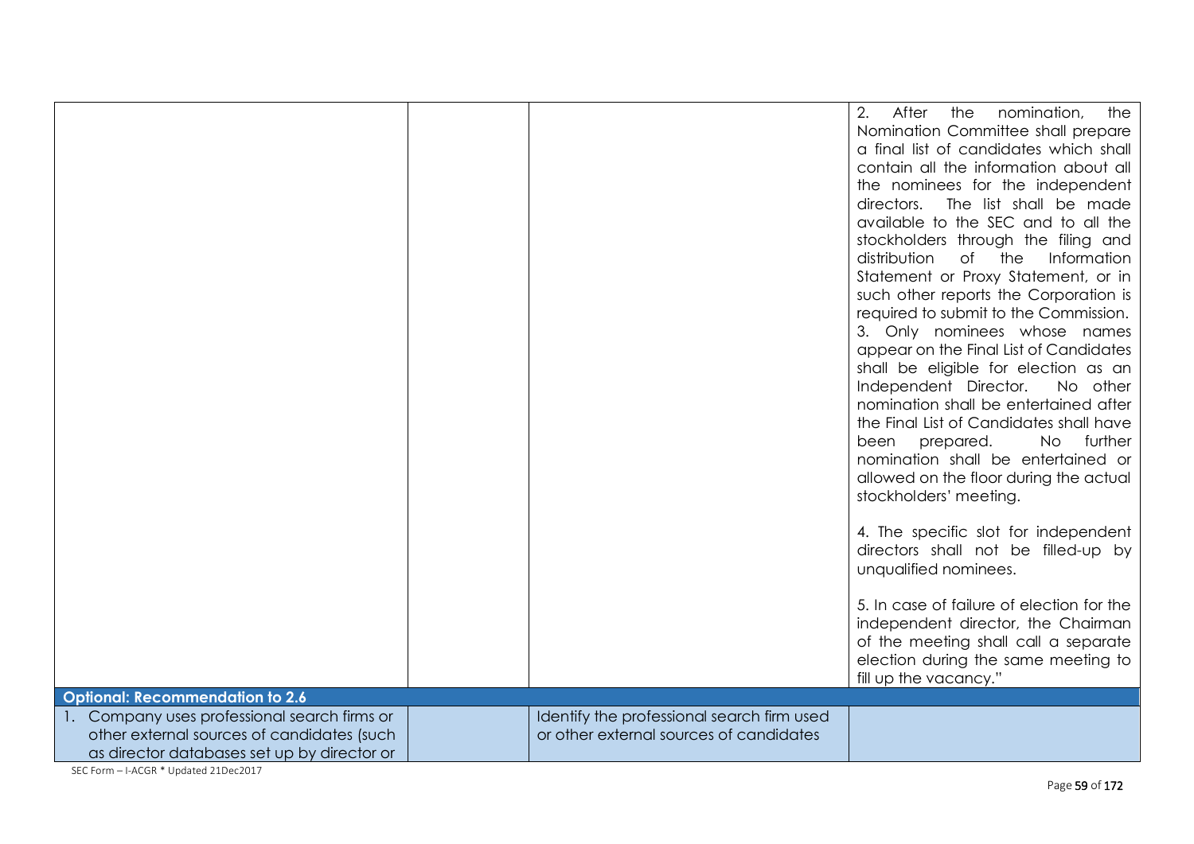| | | | |
|---|---|---|---|
| | | | 2. After the nomination, the Nomination Committee shall prepare a final list of candidates which shall contain all the information about all the nominees for the independent directors. The list shall be made available to the SEC and to all the stockholders through the filing and distribution of the Information Statement or Proxy Statement, or in such other reports the Corporation is required to submit to the Commission.<br>3. Only nominees whose names appear on the Final List of Candidates shall be eligible for election as an Independent Director. No other nomination shall be entertained after the Final List of Candidates shall have been prepared. No further nomination shall be entertained or allowed on the floor during the actual stockholders' meeting.<br><br>4. The specific slot for independent directors shall not be filled-up by unqualified nominees.<br><br>5. In case of failure of election for the independent director, the Chairman of the meeting shall call a separate election during the same meeting to fill up the vacancy." |
| **Optional: Recommendation to 2.6** | | | |
| 1. Company uses professional search firms or other external sources of candidates (such as director databases set up by director or | | Identify the professional search firm used or other external sources of candidates | |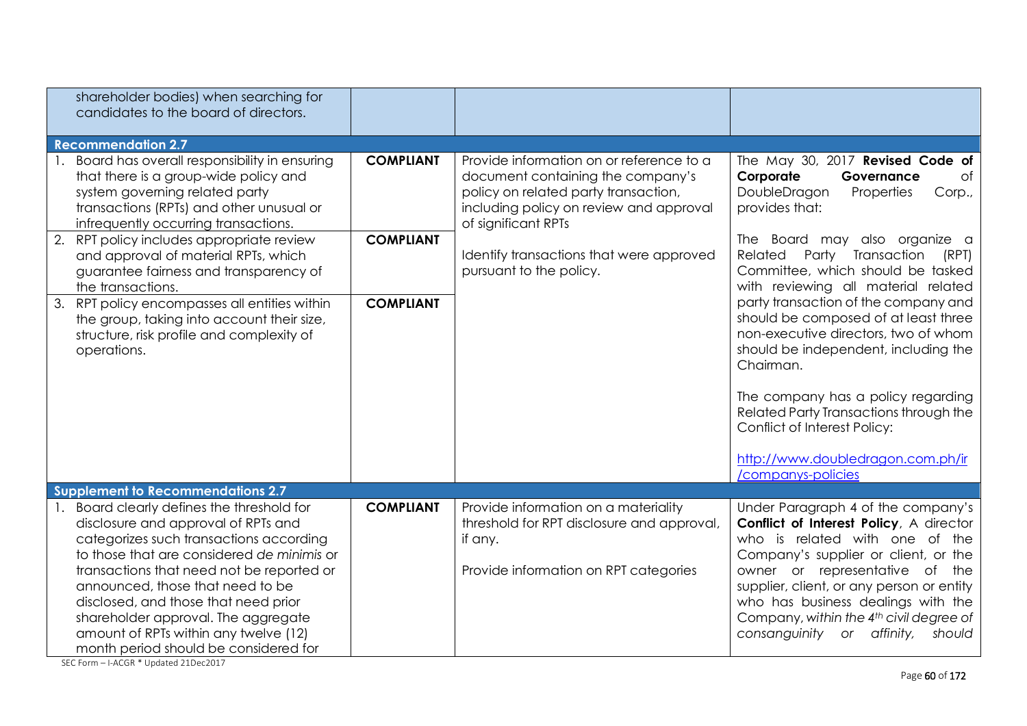| | | | |
|---|---|---|---|
| shareholder bodies) when searching for candidates to the board of directors. | | | |
| **Recommendation 2.7** | | | |
| 1. Board has overall responsibility in ensuring that there is a group-wide policy and system governing related party transactions (RPTs) and other unusual or infrequently occurring transactions. | **COMPLIANT** | Provide information on or reference to a document containing the company's policy on related party transaction, including policy on review and approval of significant RPTs<br><br>Identify transactions that were approved pursuant to the policy. | The May 30, 2017 **Revised Code of Corporate Governance** of DoubleDragon Properties Corp., provides that:<br><br>The Board may also organize a Related Party Transaction (RPT) Committee, which should be tasked with reviewing all material related party transaction of the company and should be composed of at least three non-executive directors, two of whom should be independent, including the Chairman.<br><br>The company has a policy regarding Related Party Transactions through the Conflict of Interest Policy:<br><br>[http://www.doubledragon.com.ph/ir/companys-policies](http://www.doubledragon.com.ph/ir/companys-policies) |
| 2. RPT policy includes appropriate review and approval of material RPTs, which guarantee fairness and transparency of the transactions. | **COMPLIANT** | | |
| 3. RPT policy encompasses all entities within the group, taking into account their size, structure, risk profile and complexity of operations. | **COMPLIANT** | | |
| **Supplement to Recommendations 2.7** | | | |
| 1. Board clearly defines the threshold for disclosure and approval of RPTs and categorizes such transactions according to those that are considered *de minimis* or transactions that need not be reported or announced, those that need to be disclosed, and those that need prior shareholder approval. The aggregate amount of RPTs within any twelve (12) month period should be considered for | **COMPLIANT** | Provide information on a materiality threshold for RPT disclosure and approval, if any.<br><br>Provide information on RPT categories | Under Paragraph 4 of the company's **Conflict of Interest Policy**, A director who is related with one of the Company's supplier or client, or the owner or representative of the supplier, client, or any person or entity who has business dealings with the Company, *within the 4th civil degree of consanguinity or affinity, should* |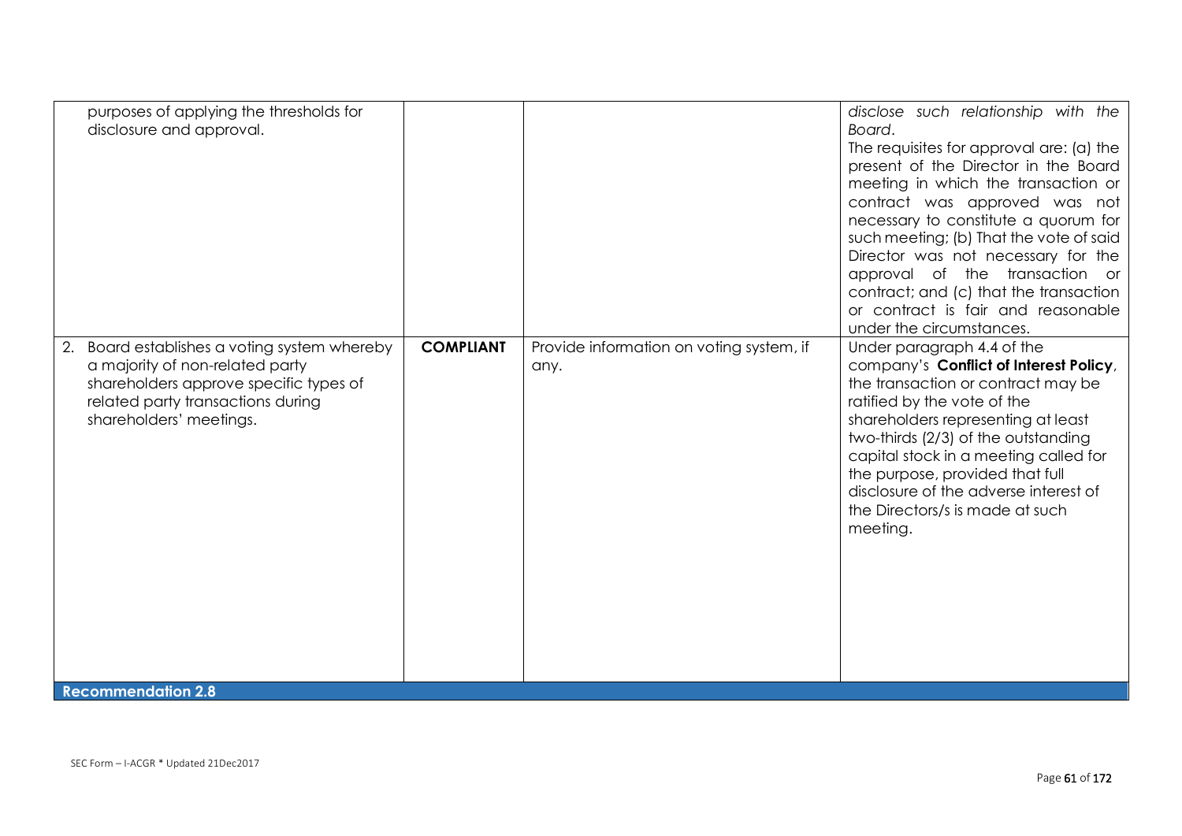| | | | |
|---|---|---|---|
| purposes of applying the thresholds for disclosure and approval. | | | *disclose such relationship with the Board*.<br>The requisites for approval are: (a) the present of the Director in the Board meeting in which the transaction or contract was approved was not necessary to constitute a quorum for such meeting; (b) That the vote of said Director was not necessary for the approval of the transaction or contract; and (c) that the transaction or contract is fair and reasonable under the circumstances. |
| 2. Board establishes a voting system whereby a majority of non-related party shareholders approve specific types of related party transactions during shareholders' meetings. | **COMPLIANT** | Provide information on voting system, if any. | Under paragraph 4.4 of the company's **Conflict of Interest Policy**, the transaction or contract may be ratified by the vote of the shareholders representing at least two-thirds (2/3) of the outstanding capital stock in a meeting called for the purpose, provided that full disclosure of the adverse interest of the Directors/s is made at such meeting. |
| **Recommendation 2.8** | | | |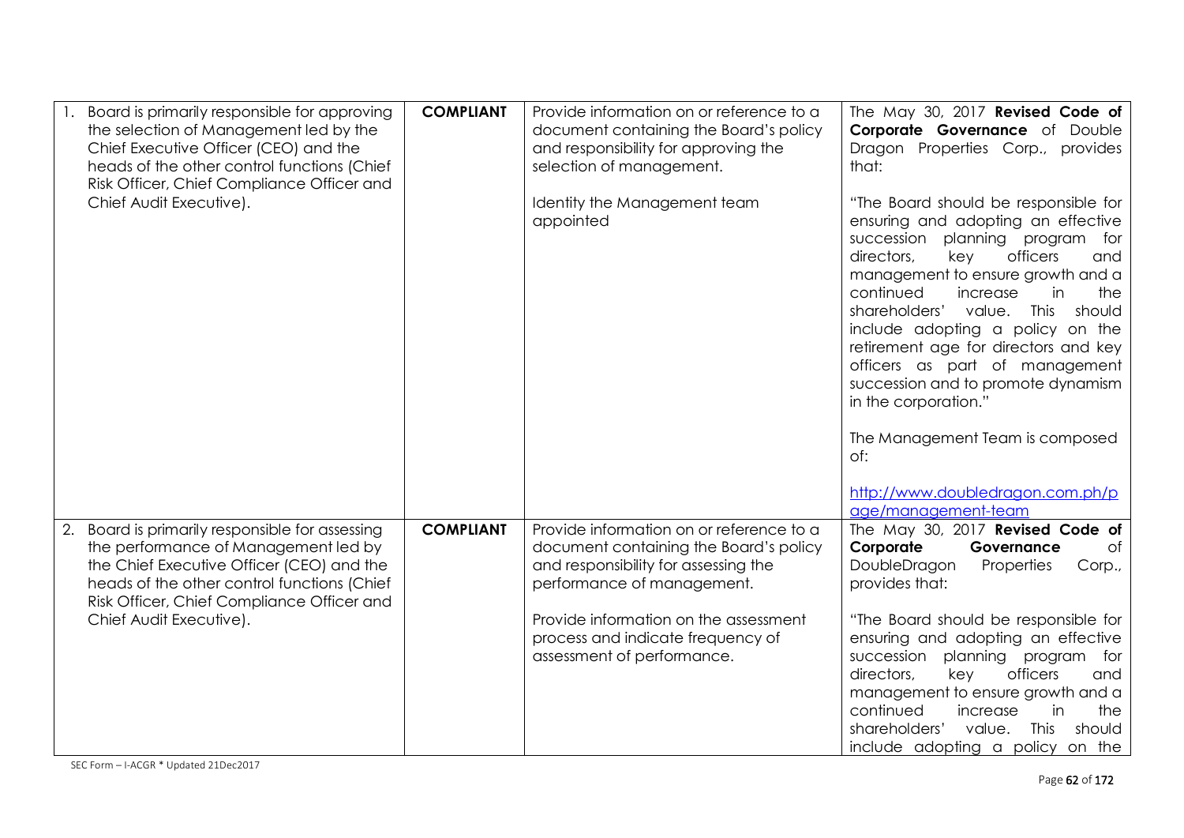| | | | |
|---|---|---|---|
| 1. Board is primarily responsible for approving the selection of Management led by the Chief Executive Officer (CEO) and the heads of the other control functions (Chief Risk Officer, Chief Compliance Officer and Chief Audit Executive). | **COMPLIANT** | Provide information on or reference to a document containing the Board's policy and responsibility for approving the selection of management.<br><br>Identity the Management team appointed | The May 30, 2017 **Revised Code of Corporate Governance** of Double Dragon Properties Corp., provides that:<br><br>"The Board should be responsible for ensuring and adopting an effective succession planning program for directors, key officers and management to ensure growth and a continued increase in the shareholders' value. This should include adopting a policy on the retirement age for directors and key officers as part of management succession and to promote dynamism in the corporation."<br><br>The Management Team is composed of:<br><br>http://www.doubledragon.com.ph/page/management-team |
| 2. Board is primarily responsible for assessing the performance of Management led by the Chief Executive Officer (CEO) and the heads of the other control functions (Chief Risk Officer, Chief Compliance Officer and Chief Audit Executive). | **COMPLIANT** | Provide information on or reference to a document containing the Board's policy and responsibility for assessing the performance of management.<br><br>Provide information on the assessment process and indicate frequency of assessment of performance. | The May 30, 2017 **Revised Code of Corporate Governance** of DoubleDragon Properties Corp., provides that:<br><br>"The Board should be responsible for ensuring and adopting an effective succession planning program for directors, key officers and management to ensure growth and a continued increase in the shareholders' value. This should include adopting a policy on the |

SEC Form – I-ACGR * Updated 21Dec2017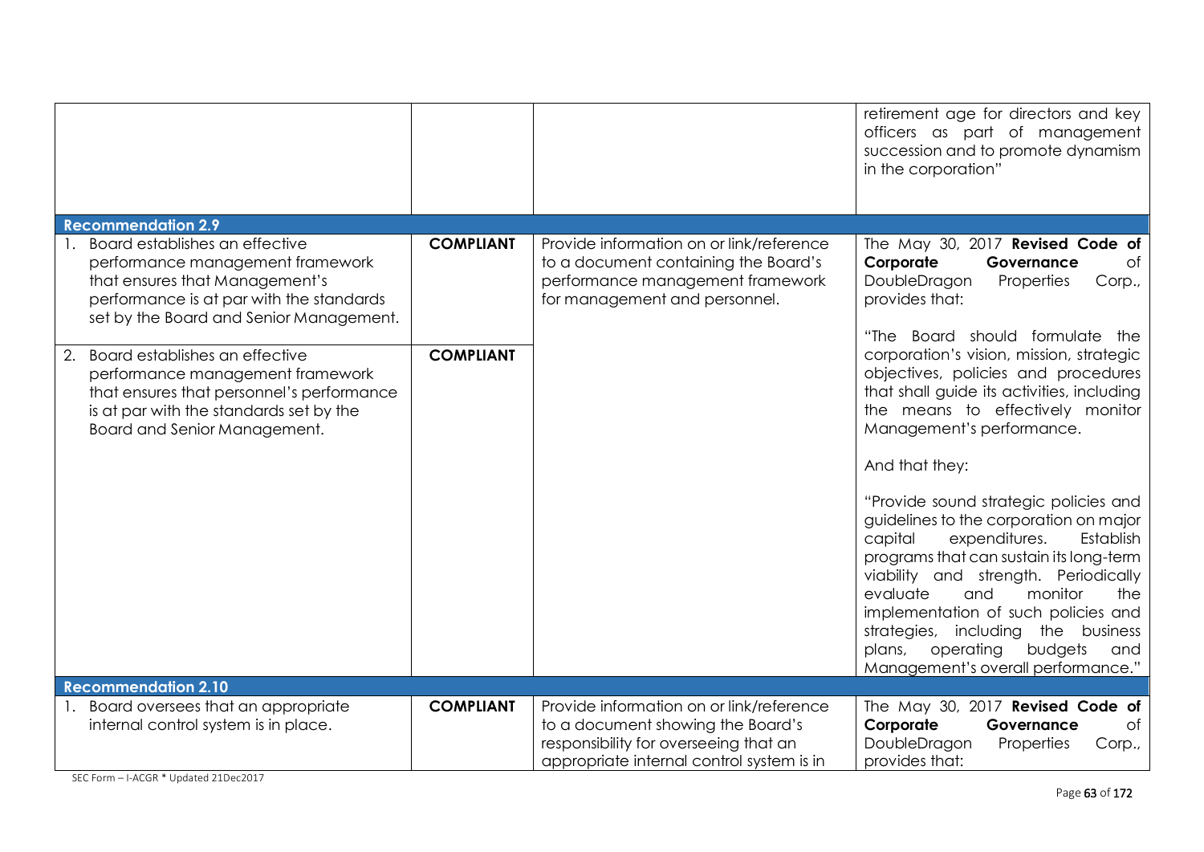| | | | |
|---|---|---|---|
| | | | retirement age for directors and key officers as part of management succession and to promote dynamism in the corporation" |
| **Recommendation 2.9** | | | |
| 1. Board establishes an effective performance management framework that ensures that Management's performance is at par with the standards set by the Board and Senior Management. | **COMPLIANT** | Provide information on or link/reference to a document containing the Board's performance management framework for management and personnel. | The May 30, 2017 **Revised Code of Corporate Governance** of DoubleDragon Properties Corp., provides that:<br><br>"The Board should formulate the corporation's vision, mission, strategic objectives, policies and procedures that shall guide its activities, including the means to effectively monitor Management's performance.<br><br>And that they:<br><br>"Provide sound strategic policies and guidelines to the corporation on major capital expenditures. Establish programs that can sustain its long-term viability and strength. Periodically evaluate and monitor the implementation of such policies and strategies, including the business plans, operating budgets and Management's overall performance." |
| 2. Board establishes an effective performance management framework that ensures that personnel's performance is at par with the standards set by the Board and Senior Management. | **COMPLIANT** | | |
| **Recommendation 2.10** | | | |
| 1. Board oversees that an appropriate internal control system is in place. | **COMPLIANT** | Provide information on or link/reference to a document showing the Board's responsibility for overseeing that an appropriate internal control system is in | The May 30, 2017 **Revised Code of Corporate Governance** of DoubleDragon Properties Corp., provides that: |

SEC Form – I-ACGR * Updated 21Dec2017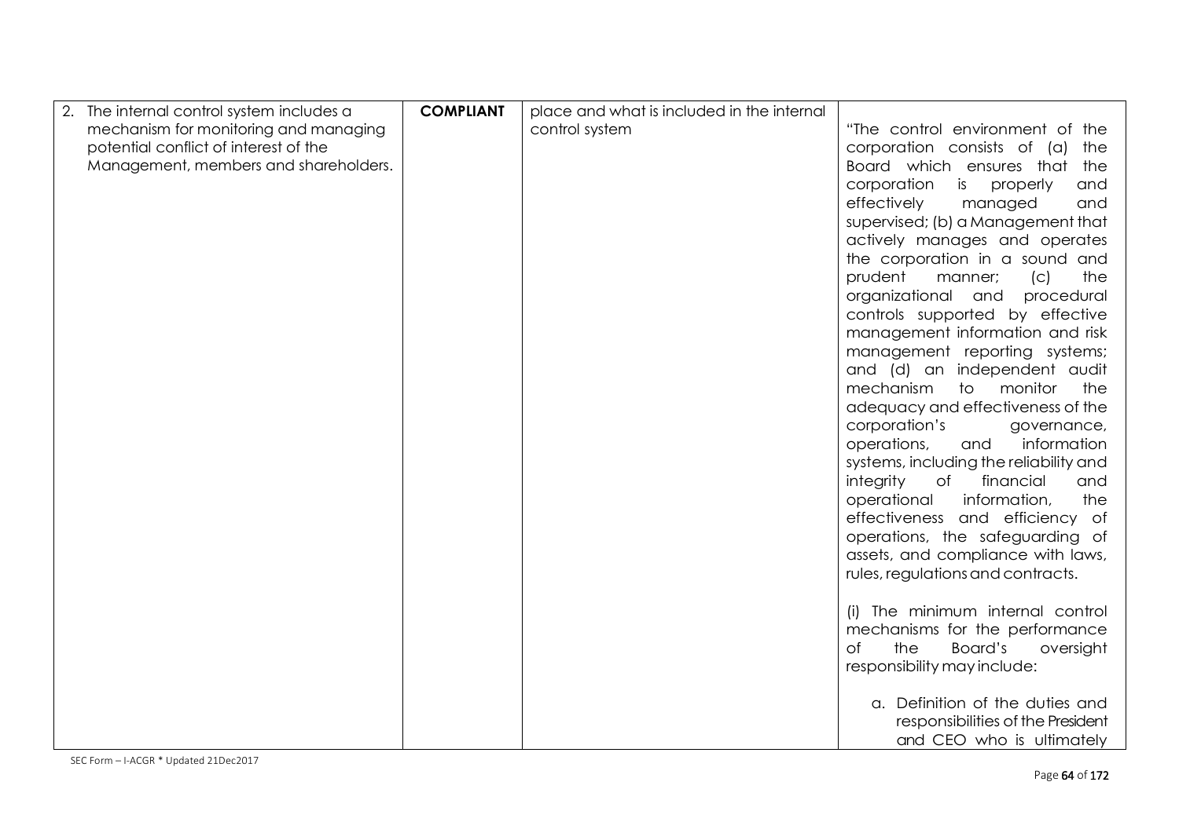| | | | |
|---|---|---|---|
| 2. The internal control system includes a mechanism for monitoring and managing potential conflict of interest of the Management, members and shareholders. | **COMPLIANT** | place and what is included in the internal control system | "The control environment of the corporation consists of (a) the Board which ensures that the corporation is properly and effectively managed and supervised; (b) a Management that actively manages and operates the corporation in a sound and prudent manner; (c) the organizational and procedural controls supported by effective management information and risk management reporting systems; and (d) an independent audit mechanism to monitor the adequacy and effectiveness of the corporation's governance, operations, and information systems, including the reliability and integrity of financial and operational information, the effectiveness and efficiency of operations, the safeguarding of assets, and compliance with laws, rules, regulations and contracts.<br><br>(i) The minimum internal control mechanisms for the performance of the Board's oversight responsibility may include:<br><br>a. Definition of the duties and responsibilities of the President and CEO who is ultimately |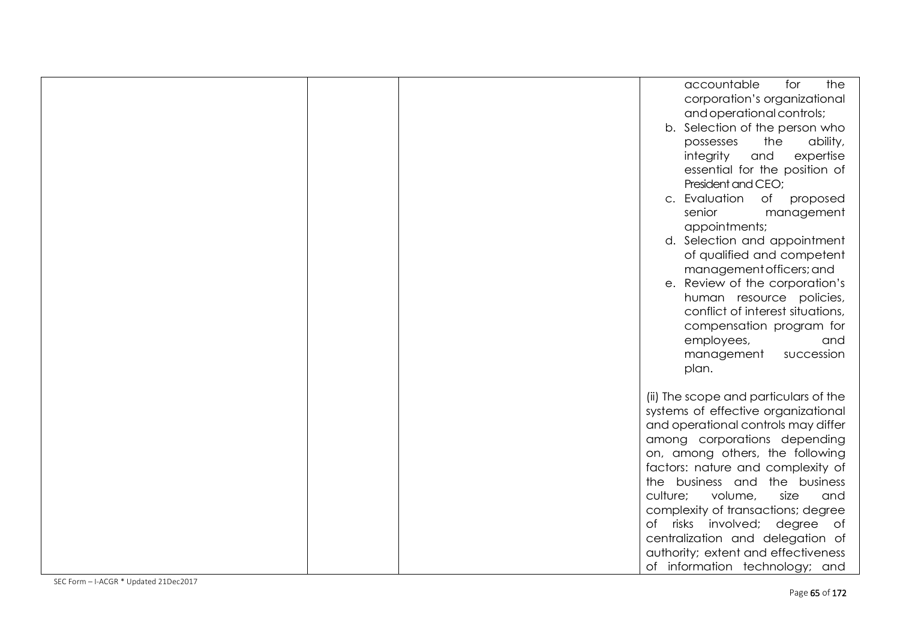| | | | accountable for the corporation's organizational and operational controls;<br>b. Selection of the person who possesses the ability, integrity and expertise essential for the position of President and CEO;<br>c. Evaluation of proposed senior management appointments;<br>d. Selection and appointment of qualified and competent management officers; and<br>e. Review of the corporation's human resource policies, conflict of interest situations, compensation program for employees, and management succession plan.<br><br>(ii) The scope and particulars of the systems of effective organizational and operational controls may differ among corporations depending on, among others, the following factors: nature and complexity of the business and the business culture; volume, size and complexity of transactions; degree of risks involved; degree of centralization and delegation of authority; extent and effectiveness of information technology; and |
|---|---|---|---|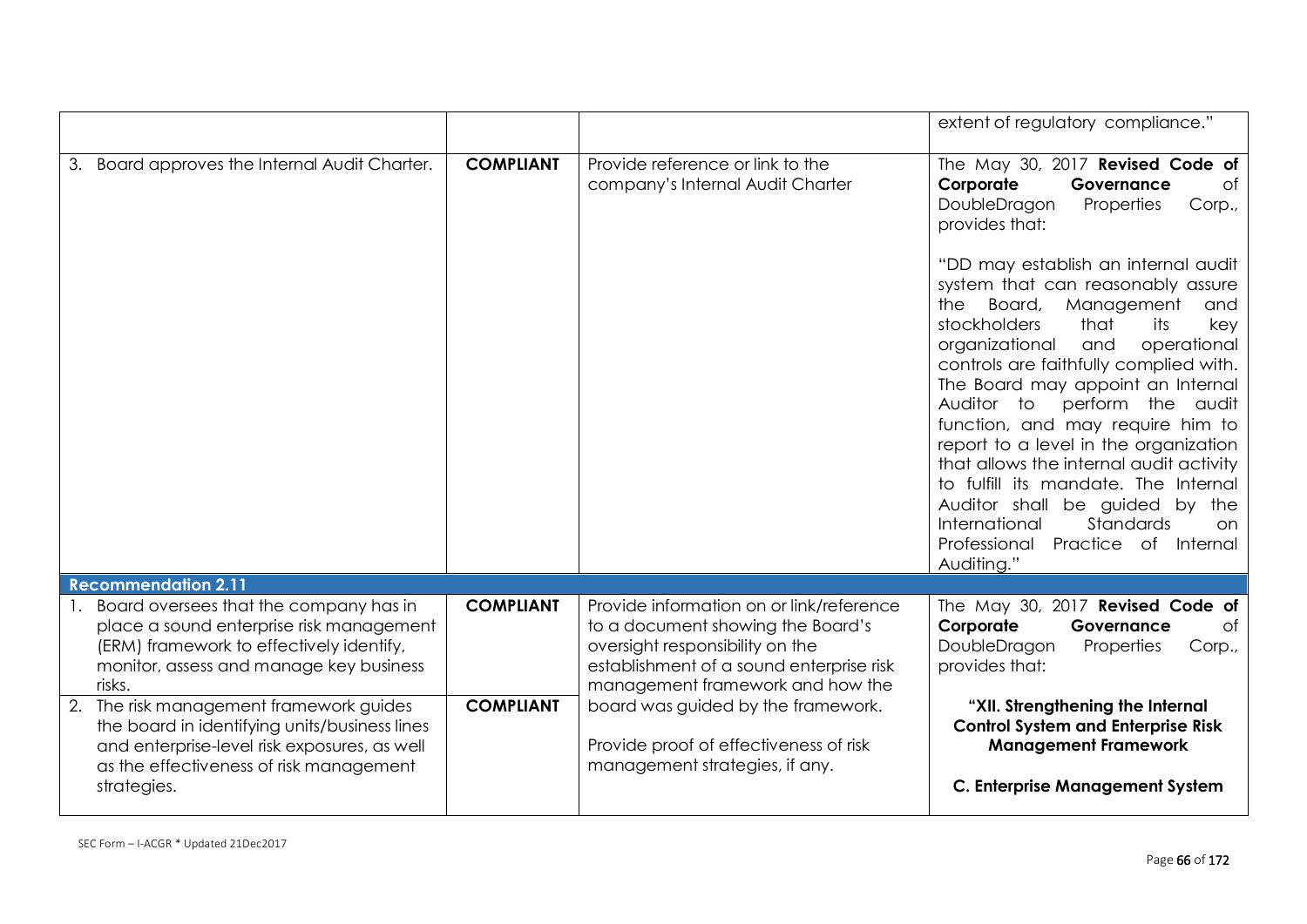| | | | |
|---|---|---|---|
| | | | extent of regulatory compliance." |
| 3. Board approves the Internal Audit Charter. | **COMPLIANT** | Provide reference or link to the company's Internal Audit Charter | The May 30, 2017 **Revised Code of Corporate Governance** of DoubleDragon Properties Corp., provides that:<br><br>"DD may establish an internal audit system that can reasonably assure the Board, Management and stockholders that its key organizational and operational controls are faithfully complied with. The Board may appoint an Internal Auditor to perform the audit function, and may require him to report to a level in the organization that allows the internal audit activity to fulfill its mandate. The Internal Auditor shall be guided by the International Standards on Professional Practice of Internal Auditing." |
| **Recommendation 2.11** | | | |
| 1. Board oversees that the company has in place a sound enterprise risk management (ERM) framework to effectively identify, monitor, assess and manage key business risks. | **COMPLIANT** | Provide information on or link/reference to a document showing the Board's oversight responsibility on the establishment of a sound enterprise risk management framework and how the board was guided by the framework.<br><br>Provide proof of effectiveness of risk management strategies, if any. | The May 30, 2017 **Revised Code of Corporate Governance** of DoubleDragon Properties Corp., provides that:<br><br>**"XII. Strengthening the Internal Control System and Enterprise Risk Management Framework**<br><br>**C. Enterprise Management System** |
| 2. The risk management framework guides the board in identifying units/business lines and enterprise-level risk exposures, as well as the effectiveness of risk management strategies. | **COMPLIANT** | | |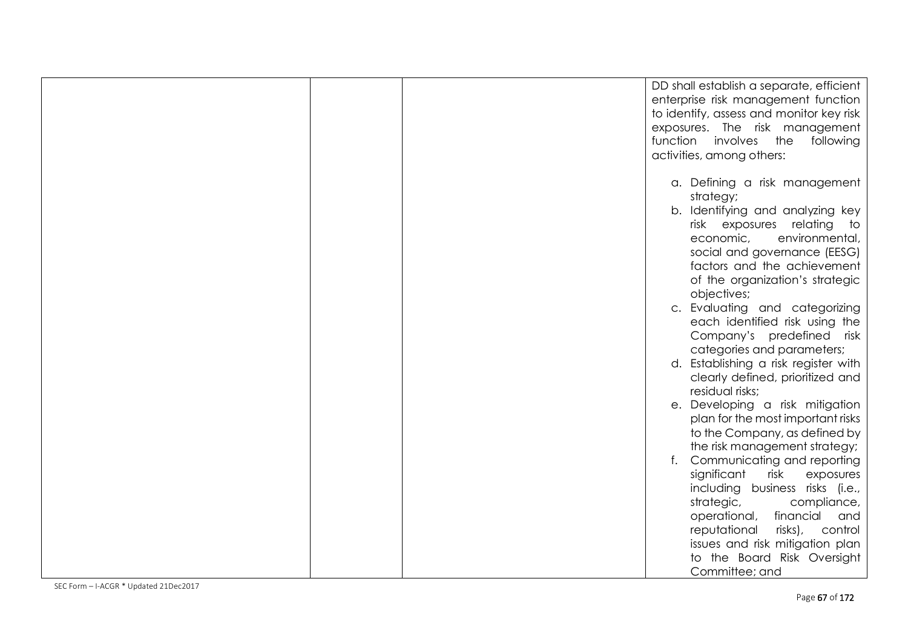| | | | |
|---|---|---|---|
| | | | DD shall establish a separate, efficient enterprise risk management function to identify, assess and monitor key risk exposures. The risk management function involves the following activities, among others:<br><br>a. Defining a risk management strategy;<br>b. Identifying and analyzing key risk exposures relating to economic, environmental, social and governance (EESG) factors and the achievement of the organization's strategic objectives;<br>c. Evaluating and categorizing each identified risk using the Company's predefined risk categories and parameters;<br>d. Establishing a risk register with clearly defined, prioritized and residual risks;<br>e. Developing a risk mitigation plan for the most important risks to the Company, as defined by the risk management strategy;<br>f. Communicating and reporting significant risk exposures including business risks (i.e., strategic, compliance, operational, financial and reputational risks), control issues and risk mitigation plan to the Board Risk Oversight Committee; and |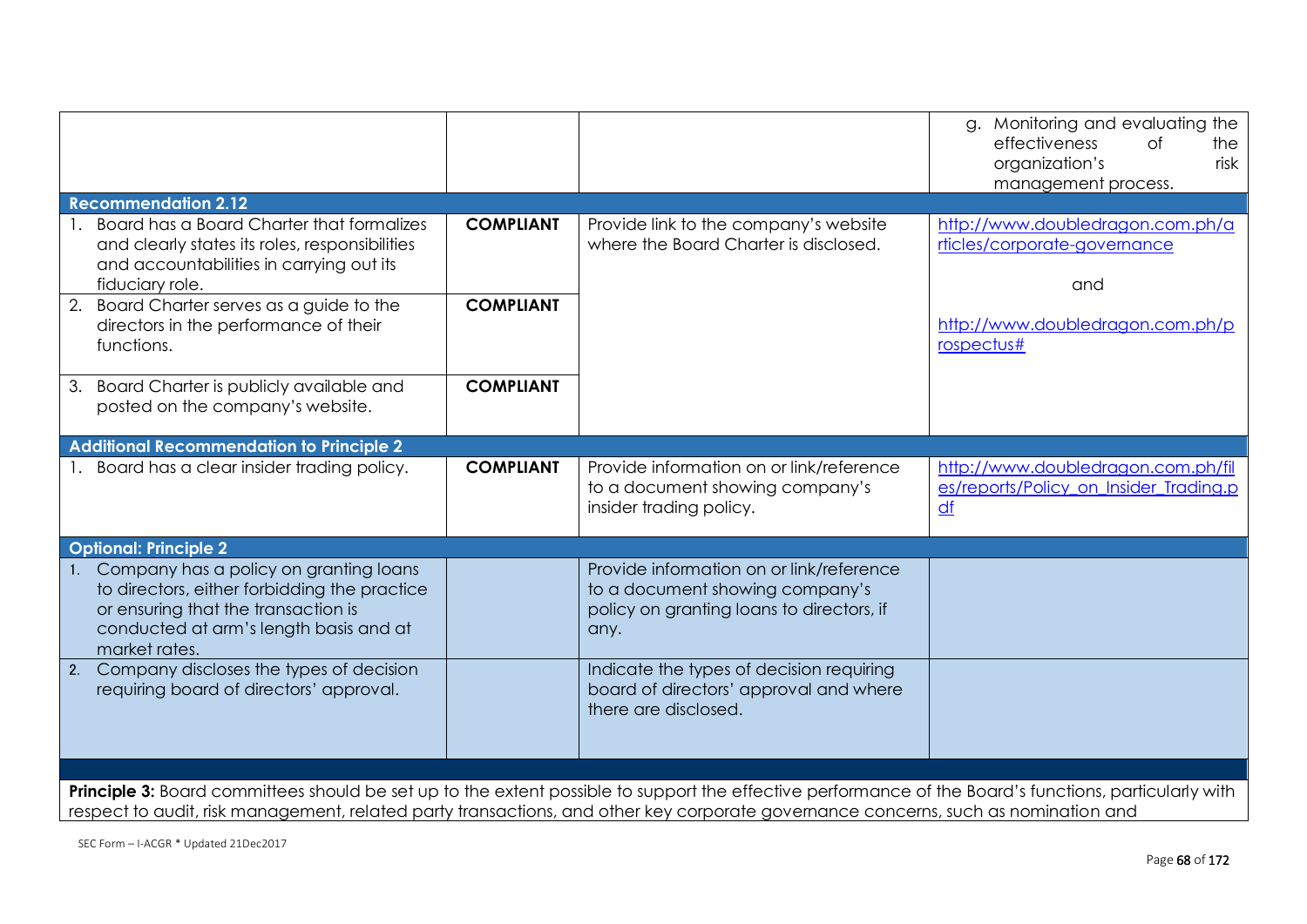| | | | |
|---|---|---|---|
| | | | g. Monitoring and evaluating the effectiveness of the organization's risk management process. |
| **Recommendation 2.12** | | | |
| 1. Board has a Board Charter that formalizes and clearly states its roles, responsibilities and accountabilities in carrying out its fiduciary role. | **COMPLIANT** | Provide link to the company's website where the Board Charter is disclosed. | http://www.doubledragon.com.ph/articles/corporate-governance<br><br>and<br><br>http://www.doubledragon.com.ph/prospectus# |
| 2. Board Charter serves as a guide to the directors in the performance of their functions. | **COMPLIANT** | | |
| 3. Board Charter is publicly available and posted on the company's website. | **COMPLIANT** | | |
| **Additional Recommendation to Principle 2** | | | |
| 1. Board has a clear insider trading policy. | **COMPLIANT** | Provide information on or link/reference to a document showing company's insider trading policy. | http://www.doubledragon.com.ph/files/reports/Policy_on_Insider_Trading.pdf |
| **Optional: Principle 2** | | | |
| 1. Company has a policy on granting loans to directors, either forbidding the practice or ensuring that the transaction is conducted at arm's length basis and at market rates. | | Provide information on or link/reference to a document showing company's policy on granting loans to directors, if any. | |
| 2. Company discloses the types of decision requiring board of directors' approval. | | Indicate the types of decision requiring board of directors' approval and where there are disclosed. | |

**Principle 3:** Board committees should be set up to the extent possible to support the effective performance of the Board's functions, particularly with respect to audit, risk management, related party transactions, and other key corporate governance concerns, such as nomination and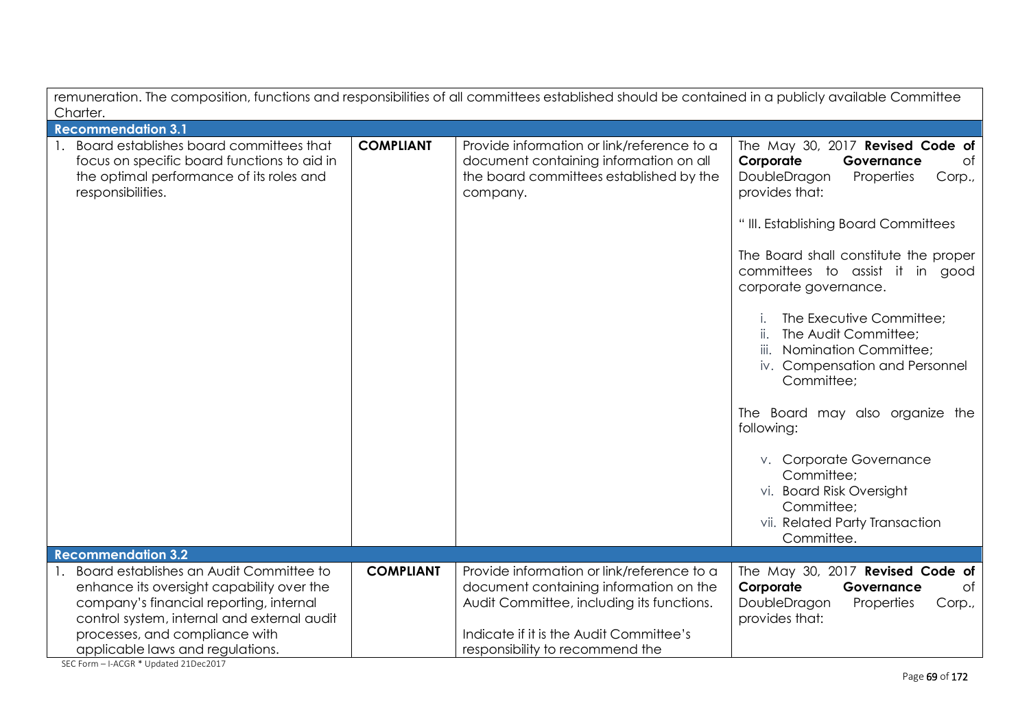| | | | |
|---|---|---|---|
| remuneration. The composition, functions and responsibilities of all committees established should be contained in a publicly available Committee Charter. | | | |
| **Recommendation 3.1** | | | |
| 1. Board establishes board committees that focus on specific board functions to aid in the optimal performance of its roles and responsibilities. | **COMPLIANT** | Provide information or link/reference to a document containing information on all the board committees established by the company. | The May 30, 2017 **Revised Code of Corporate Governance** of DoubleDragon Properties Corp., provides that:<br><br>" III. Establishing Board Committees<br><br>The Board shall constitute the proper committees to assist it in good corporate governance.<br><br>i. The Executive Committee;<br>ii. The Audit Committee;<br>iii. Nomination Committee;<br>iv. Compensation and Personnel Committee;<br><br>The Board may also organize the following:<br><br>v. Corporate Governance Committee;<br>vi. Board Risk Oversight Committee;<br>vii. Related Party Transaction Committee. |
| **Recommendation 3.2** | | | |
| 1. Board establishes an Audit Committee to enhance its oversight capability over the company's financial reporting, internal control system, internal and external audit processes, and compliance with applicable laws and regulations. | **COMPLIANT** | Provide information or link/reference to a document containing information on the Audit Committee, including its functions.<br><br>Indicate if it is the Audit Committee's responsibility to recommend the | The May 30, 2017 **Revised Code of Corporate Governance** of DoubleDragon Properties Corp., provides that: |

SEC Form – I-ACGR * Updated 21Dec2017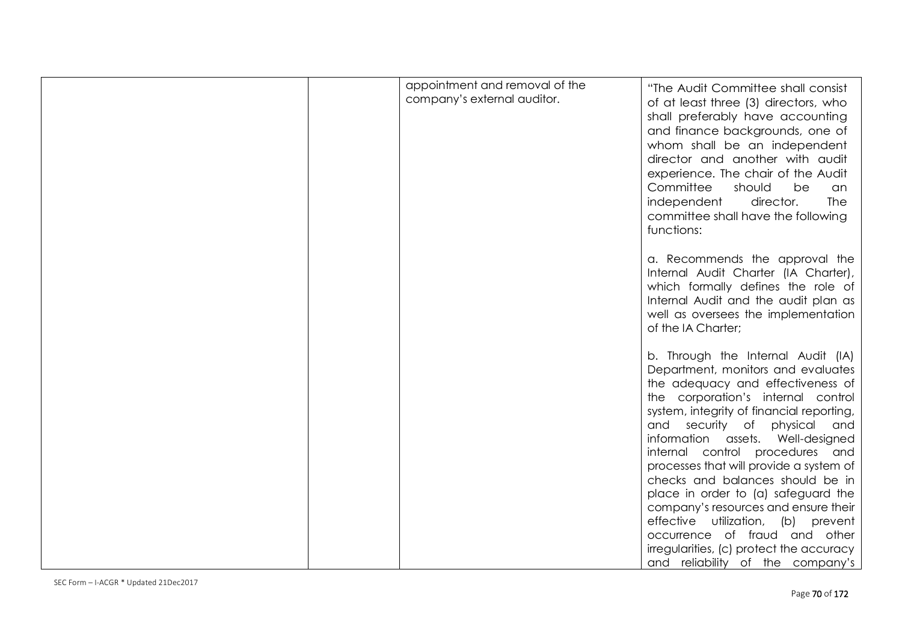| | | | |
|---|---|---|---|
| | | appointment and removal of the company's external auditor. | "The Audit Committee shall consist of at least three (3) directors, who shall preferably have accounting and finance backgrounds, one of whom shall be an independent director and another with audit experience. The chair of the Audit Committee should be an independent director. The committee shall have the following functions:<br><br>a. Recommends the approval the Internal Audit Charter (IA Charter), which formally defines the role of Internal Audit and the audit plan as well as oversees the implementation of the IA Charter;<br><br>b. Through the Internal Audit (IA) Department, monitors and evaluates the adequacy and effectiveness of the corporation's internal control system, integrity of financial reporting, and security of physical and information assets. Well-designed internal control procedures and processes that will provide a system of checks and balances should be in place in order to (a) safeguard the company's resources and ensure their effective utilization, (b) prevent occurrence of fraud and other irregularities, (c) protect the accuracy and reliability of the company's |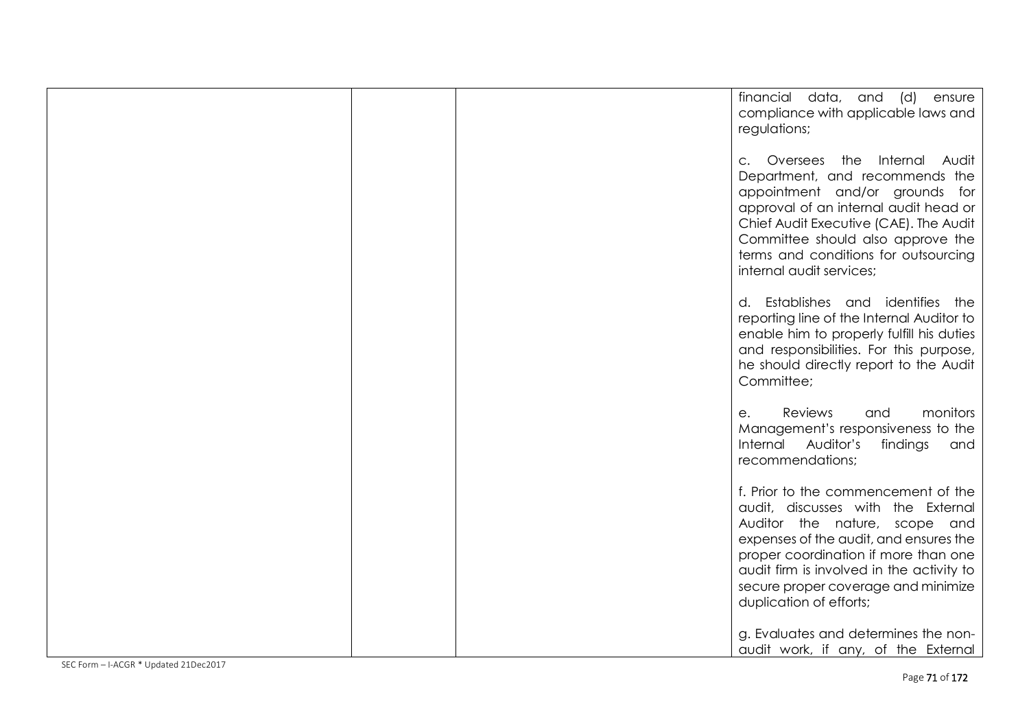| | | | |
|---|---|---|---|
| | | | financial data, and (d) ensure compliance with applicable laws and regulations;<br><br>c. Oversees the Internal Audit Department, and recommends the appointment and/or grounds for approval of an internal audit head or Chief Audit Executive (CAE). The Audit Committee should also approve the terms and conditions for outsourcing internal audit services;<br><br>d. Establishes and identifies the reporting line of the Internal Auditor to enable him to properly fulfill his duties and responsibilities. For this purpose, he should directly report to the Audit Committee;<br><br>e. Reviews and monitors Management's responsiveness to the Internal Auditor's findings and recommendations;<br><br>f. Prior to the commencement of the audit, discusses with the External Auditor the nature, scope and expenses of the audit, and ensures the proper coordination if more than one audit firm is involved in the activity to secure proper coverage and minimize duplication of efforts;<br><br>g. Evaluates and determines the non-audit work, if any, of the External |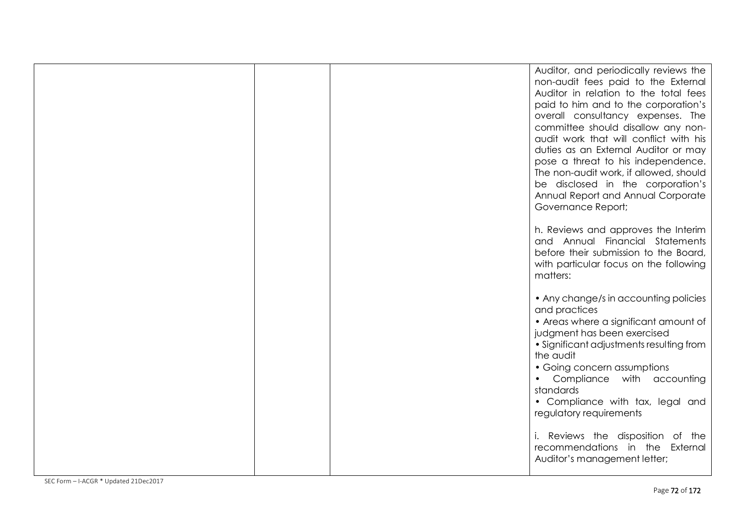| | | | |
|---|---|---|---|
| | | | Auditor, and periodically reviews the non-audit fees paid to the External Auditor in relation to the total fees paid to him and to the corporation's overall consultancy expenses. The committee should disallow any non-audit work that will conflict with his duties as an External Auditor or may pose a threat to his independence. The non-audit work, if allowed, should be disclosed in the corporation's Annual Report and Annual Corporate Governance Report;<br><br>h. Reviews and approves the Interim and Annual Financial Statements before their submission to the Board, with particular focus on the following matters:<br><br>• Any change/s in accounting policies and practices<br>• Areas where a significant amount of judgment has been exercised<br>• Significant adjustments resulting from the audit<br>• Going concern assumptions<br>• Compliance with accounting standards<br>• Compliance with tax, legal and regulatory requirements<br><br>i. Reviews the disposition of the recommendations in the External Auditor's management letter; |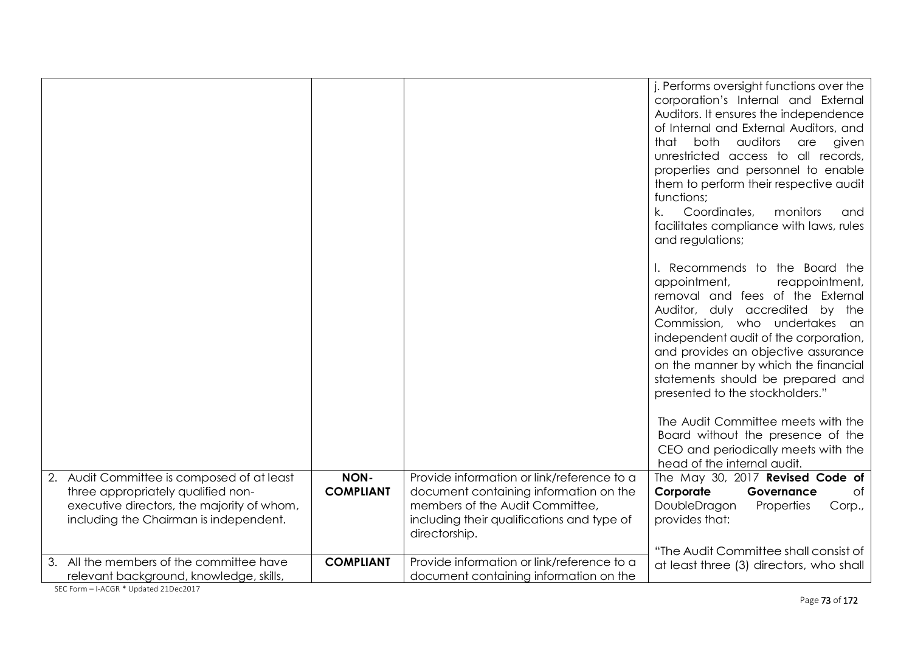| | | | |
|---|---|---|---|
| | | | j. Performs oversight functions over the corporation's Internal and External Auditors. It ensures the independence of Internal and External Auditors, and that both auditors are given unrestricted access to all records, properties and personnel to enable them to perform their respective audit functions;<br>k. Coordinates, monitors and facilitates compliance with laws, rules and regulations;<br><br>l. Recommends to the Board the appointment, reappointment, removal and fees of the External Auditor, duly accredited by the Commission, who undertakes an independent audit of the corporation, and provides an objective assurance on the manner by which the financial statements should be prepared and presented to the stockholders."<br><br>The Audit Committee meets with the Board without the presence of the CEO and periodically meets with the head of the internal audit. |
| 2. Audit Committee is composed of at least three appropriately qualified non-executive directors, the majority of whom, including the Chairman is independent. | **NON-COMPLIANT** | Provide information or link/reference to a document containing information on the members of the Audit Committee, including their qualifications and type of directorship. | The May 30, 2017 **Revised Code of Corporate Governance** of DoubleDragon Properties Corp., provides that:<br><br>"The Audit Committee shall consist of at least three (3) directors, who shall |
| 3. All the members of the committee have relevant background, knowledge, skills, | **COMPLIANT** | Provide information or link/reference to a document containing information on the | |

SEC Form – I-ACGR * Updated 21Dec2017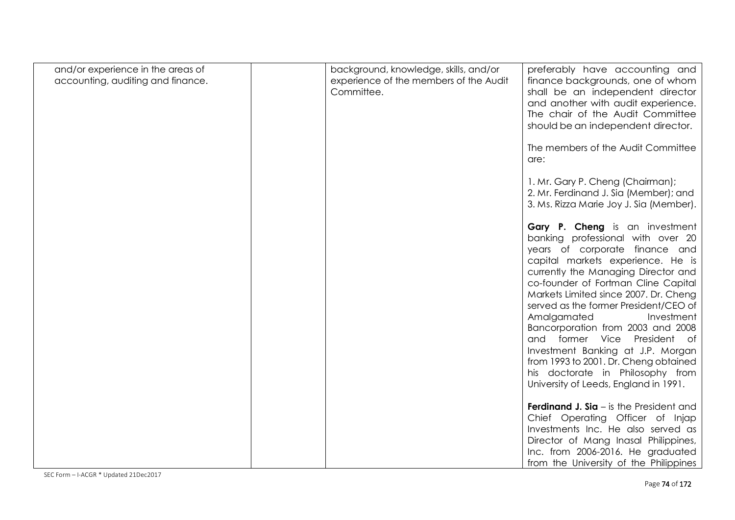| | | | |
|---|---|---|---|
| and/or experience in the areas of accounting, auditing and finance. | | background, knowledge, skills, and/or experience of the members of the Audit Committee. | preferably have accounting and finance backgrounds, one of whom shall be an independent director and another with audit experience. The chair of the Audit Committee should be an independent director.<br><br>The members of the Audit Committee are:<br><br>1. Mr. Gary P. Cheng (Chairman);<br>2. Mr. Ferdinand J. Sia (Member); and<br>3. Ms. Rizza Marie Joy J. Sia (Member).<br><br>**Gary P. Cheng** is an investment banking professional with over 20 years of corporate finance and capital markets experience. He is currently the Managing Director and co-founder of Fortman Cline Capital Markets Limited since 2007. Dr. Cheng served as the former President/CEO of Amalgamated Investment Bancorporation from 2003 and 2008 and former Vice President of Investment Banking at J.P. Morgan from 1993 to 2001. Dr. Cheng obtained his doctorate in Philosophy from University of Leeds, England in 1991.<br><br>**Ferdinand J. Sia** – is the President and Chief Operating Officer of Injap Investments Inc. He also served as Director of Mang Inasal Philippines, Inc. from 2006-2016. He graduated from the University of the Philippines |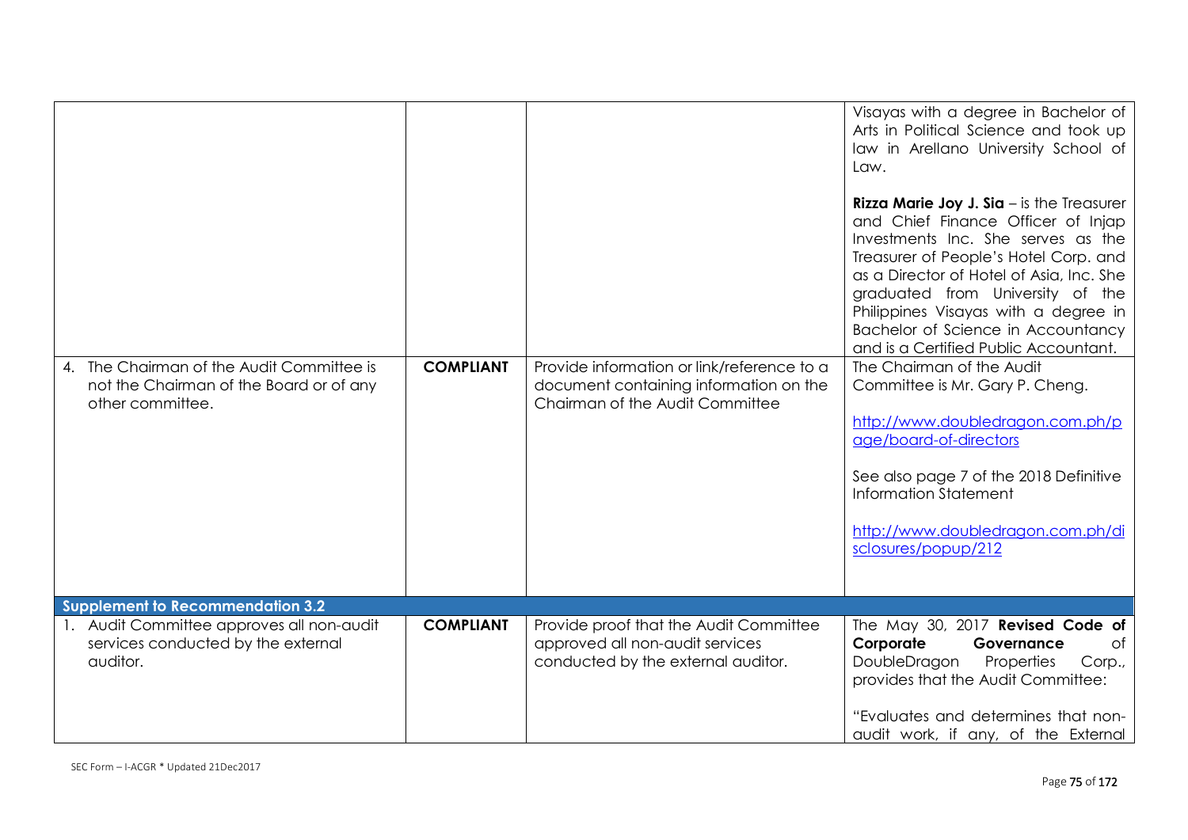| | | | |
|---|---|---|---|
| | | | Visayas with a degree in Bachelor of Arts in Political Science and took up law in Arellano University School of Law.<br><br>**Rizza Marie Joy J. Sia** – is the Treasurer and Chief Finance Officer of Injap Investments Inc. She serves as the Treasurer of People's Hotel Corp. and as a Director of Hotel of Asia, Inc. She graduated from University of the Philippines Visayas with a degree in Bachelor of Science in Accountancy and is a Certified Public Accountant. |
| 4. The Chairman of the Audit Committee is not the Chairman of the Board or of any other committee. | **COMPLIANT** | Provide information or link/reference to a document containing information on the Chairman of the Audit Committee | The Chairman of the Audit Committee is Mr. Gary P. Cheng.<br><br>http://www.doubledragon.com.ph/page/board-of-directors<br><br>See also page 7 of the 2018 Definitive Information Statement<br><br>http://www.doubledragon.com.ph/disclosures/popup/212 |
| **Supplement to Recommendation 3.2** | | | |
| 1. Audit Committee approves all non-audit services conducted by the external auditor. | **COMPLIANT** | Provide proof that the Audit Committee approved all non-audit services conducted by the external auditor. | The May 30, 2017 **Revised Code of Corporate Governance** of DoubleDragon Properties Corp., provides that the Audit Committee:<br><br>"Evaluates and determines that non-audit work, if any, of the External |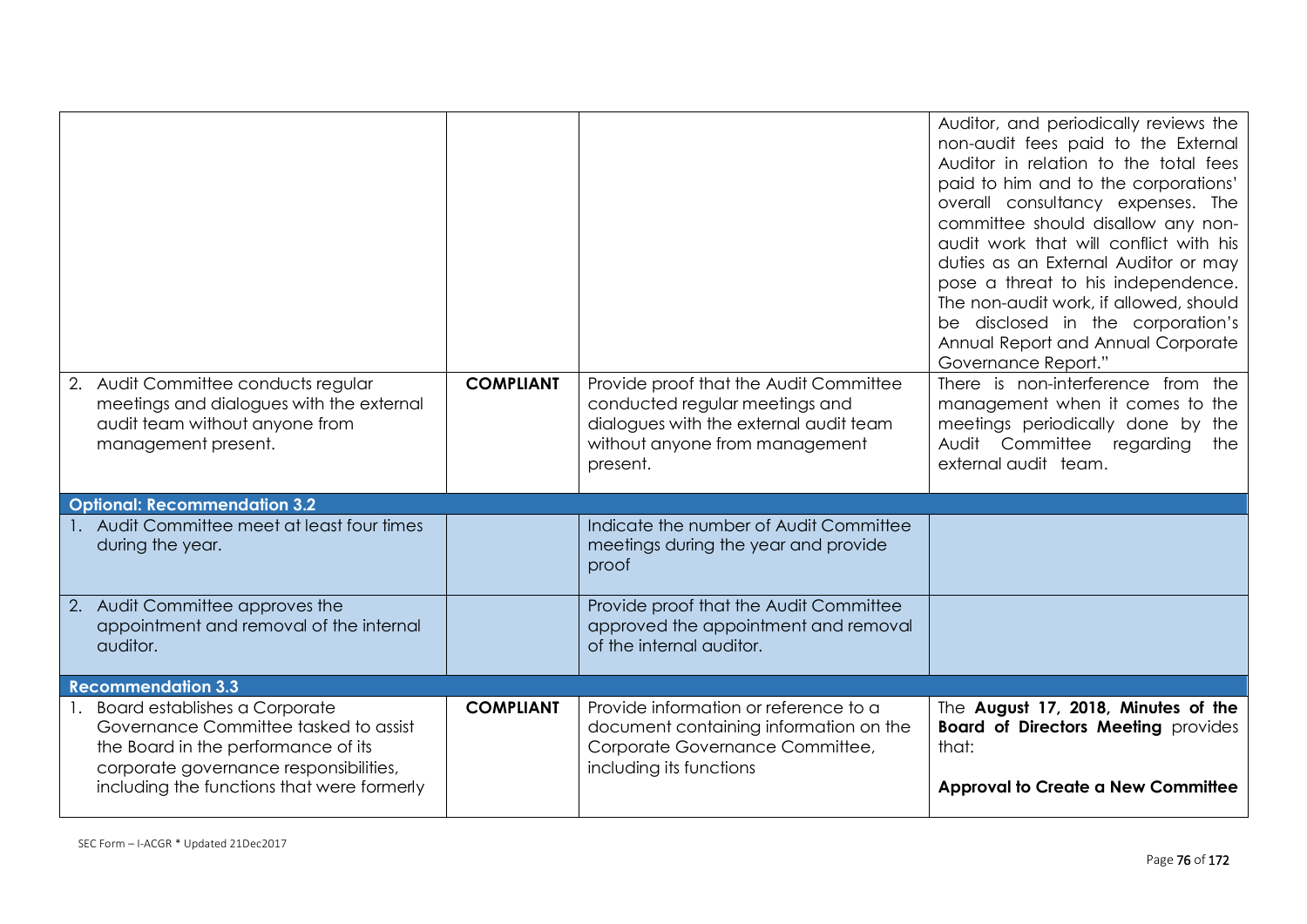| | | | |
|---|---|---|---|
| | | | Auditor, and periodically reviews the non-audit fees paid to the External Auditor in relation to the total fees paid to him and to the corporations' overall consultancy expenses. The committee should disallow any non-audit work that will conflict with his duties as an External Auditor or may pose a threat to his independence. The non-audit work, if allowed, should be disclosed in the corporation's Annual Report and Annual Corporate Governance Report." |
| 2. Audit Committee conducts regular meetings and dialogues with the external audit team without anyone from management present. | **COMPLIANT** | Provide proof that the Audit Committee conducted regular meetings and dialogues with the external audit team without anyone from management present. | There is non-interference from the management when it comes to the meetings periodically done by the Audit Committee regarding the external audit team. |
| **Optional: Recommendation 3.2** | | | |
| 1. Audit Committee meet at least four times during the year. | | Indicate the number of Audit Committee meetings during the year and provide proof | |
| 2. Audit Committee approves the appointment and removal of the internal auditor. | | Provide proof that the Audit Committee approved the appointment and removal of the internal auditor. | |
| **Recommendation 3.3** | | | |
| 1. Board establishes a Corporate Governance Committee tasked to assist the Board in the performance of its corporate governance responsibilities, including the functions that were formerly | **COMPLIANT** | Provide information or reference to a document containing information on the Corporate Governance Committee, including its functions | The **August 17, 2018, Minutes of the Board of Directors Meeting** provides that:<br><br>**Approval to Create a New Committee** |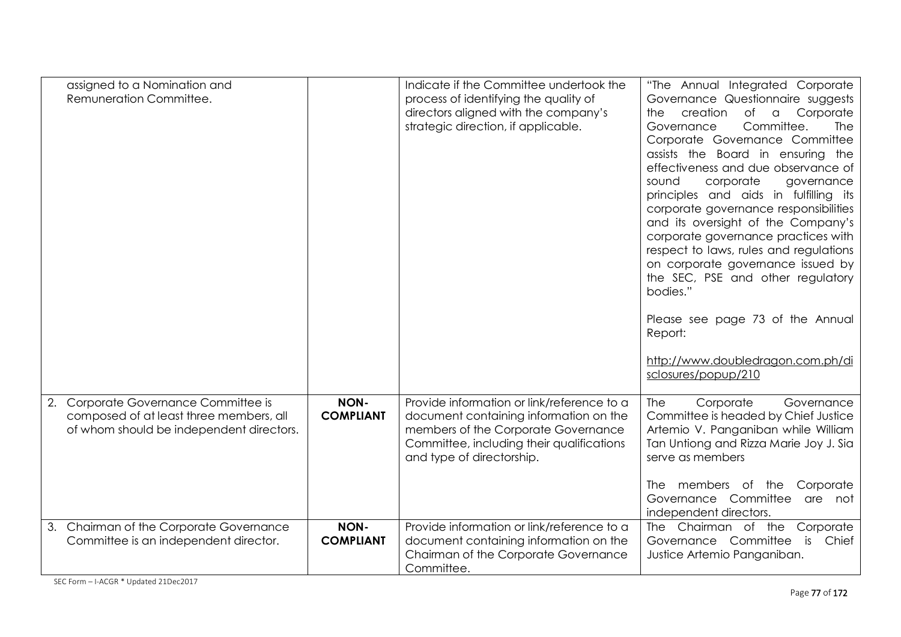| | | | |
|---|---|---|---|
| assigned to a Nomination and Remuneration Committee. | | Indicate if the Committee undertook the process of identifying the quality of directors aligned with the company's strategic direction, if applicable. | "The Annual Integrated Corporate Governance Questionnaire suggests the creation of a Corporate Governance Committee. The Corporate Governance Committee assists the Board in ensuring the effectiveness and due observance of sound corporate governance principles and aids in fulfilling its corporate governance responsibilities and its oversight of the Company's corporate governance practices with respect to laws, rules and regulations on corporate governance issued by the SEC, PSE and other regulatory bodies."<br><br>Please see page 73 of the Annual Report:<br><br>http://www.doubledragon.com.ph/disclosures/popup/210 |
| 2. Corporate Governance Committee is composed of at least three members, all of whom should be independent directors. | **NON-COMPLIANT** | Provide information or link/reference to a document containing information on the members of the Corporate Governance Committee, including their qualifications and type of directorship. | The Corporate Governance Committee is headed by Chief Justice Artemio V. Panganiban while William Tan Untiong and Rizza Marie Joy J. Sia serve as members<br><br>The members of the Corporate Governance Committee are not independent directors. |
| 3. Chairman of the Corporate Governance Committee is an independent director. | **NON-COMPLIANT** | Provide information or link/reference to a document containing information on the Chairman of the Corporate Governance Committee. | The Chairman of the Corporate Governance Committee is Chief Justice Artemio Panganiban. |

SEC Form – I-ACGR * Updated 21Dec2017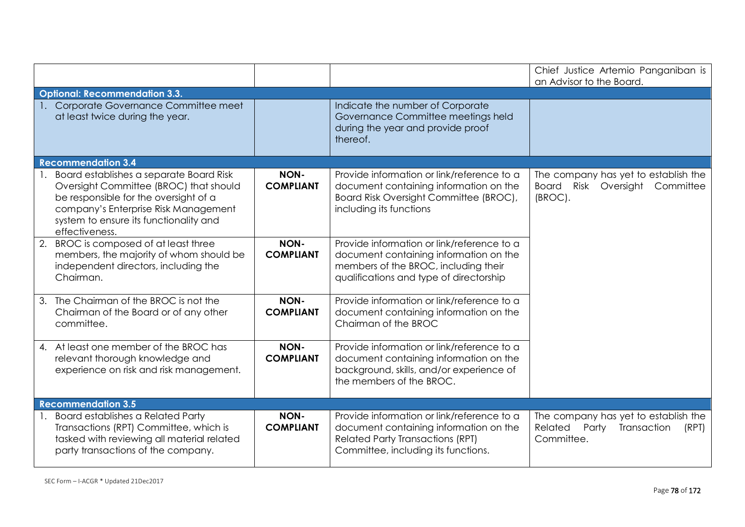| | | | |
|---|---|---|---|
| | | | Chief Justice Artemio Panganiban is an Advisor to the Board. |
| **Optional: Recommendation 3.3.** | | | |
| 1. Corporate Governance Committee meet at least twice during the year. | | Indicate the number of Corporate Governance Committee meetings held during the year and provide proof thereof. | |
| **Recommendation 3.4** | | | |
| 1. Board establishes a separate Board Risk Oversight Committee (BROC) that should be responsible for the oversight of a company's Enterprise Risk Management system to ensure its functionality and effectiveness. | **NON-COMPLIANT** | Provide information or link/reference to a document containing information on the Board Risk Oversight Committee (BROC), including its functions | The company has yet to establish the Board Risk Oversight Committee (BROC). |
| 2. BROC is composed of at least three members, the majority of whom should be independent directors, including the Chairman. | **NON-COMPLIANT** | Provide information or link/reference to a document containing information on the members of the BROC, including their qualifications and type of directorship | |
| 3. The Chairman of the BROC is not the Chairman of the Board or of any other committee. | **NON-COMPLIANT** | Provide information or link/reference to a document containing information on the Chairman of the BROC | |
| 4. At least one member of the BROC has relevant thorough knowledge and experience on risk and risk management. | **NON-COMPLIANT** | Provide information or link/reference to a document containing information on the background, skills, and/or experience of the members of the BROC. | |
| **Recommendation 3.5** | | | |
| 1. Board establishes a Related Party Transactions (RPT) Committee, which is tasked with reviewing all material related party transactions of the company. | **NON-COMPLIANT** | Provide information or link/reference to a document containing information on the Related Party Transactions (RPT) Committee, including its functions. | The company has yet to establish the Related Party Transaction (RPT) Committee. |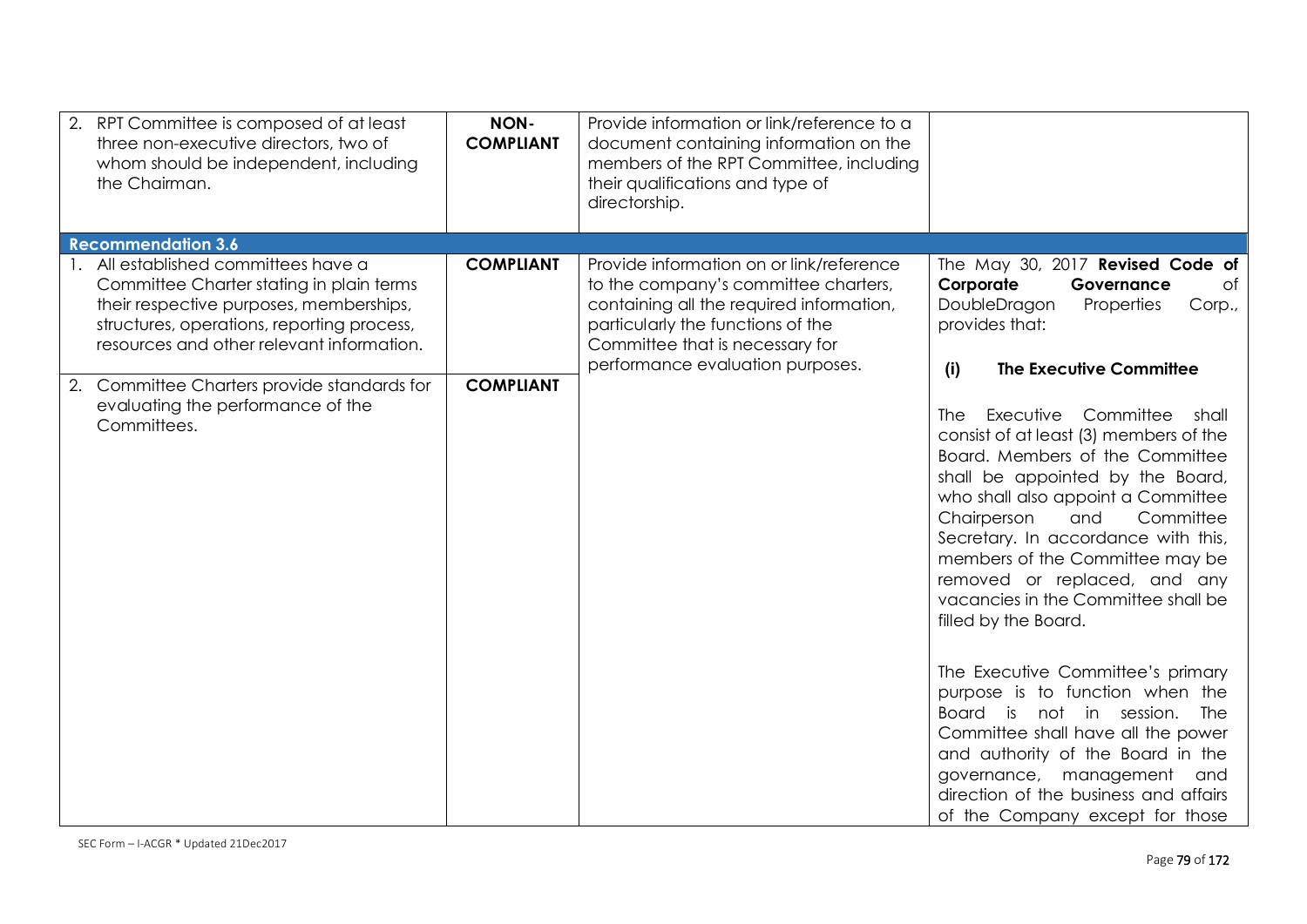| | | | |
|---|---|---|---|
| 2. RPT Committee is composed of at least three non-executive directors, two of whom should be independent, including the Chairman. | **NON-COMPLIANT** | Provide information or link/reference to a document containing information on the members of the RPT Committee, including their qualifications and type of directorship. | |
| **Recommendation 3.6** | | | |
| 1. All established committees have a Committee Charter stating in plain terms their respective purposes, memberships, structures, operations, reporting process, resources and other relevant information. | **COMPLIANT** | Provide information on or link/reference to the company's committee charters, containing all the required information, particularly the functions of the Committee that is necessary for performance evaluation purposes. | The May 30, 2017 **Revised Code of Corporate Governance** of DoubleDragon Properties Corp., provides that:<br><br>**(i) The Executive Committee**<br><br>The Executive Committee shall consist of at least (3) members of the Board. Members of the Committee shall be appointed by the Board, who shall also appoint a Committee Chairperson and Committee Secretary. In accordance with this, members of the Committee may be removed or replaced, and any vacancies in the Committee shall be filled by the Board.<br><br>The Executive Committee's primary purpose is to function when the Board is not in session. The Committee shall have all the power and authority of the Board in the governance, management and direction of the business and affairs of the Company except for those |
| 2. Committee Charters provide standards for evaluating the performance of the Committees. | **COMPLIANT** | | |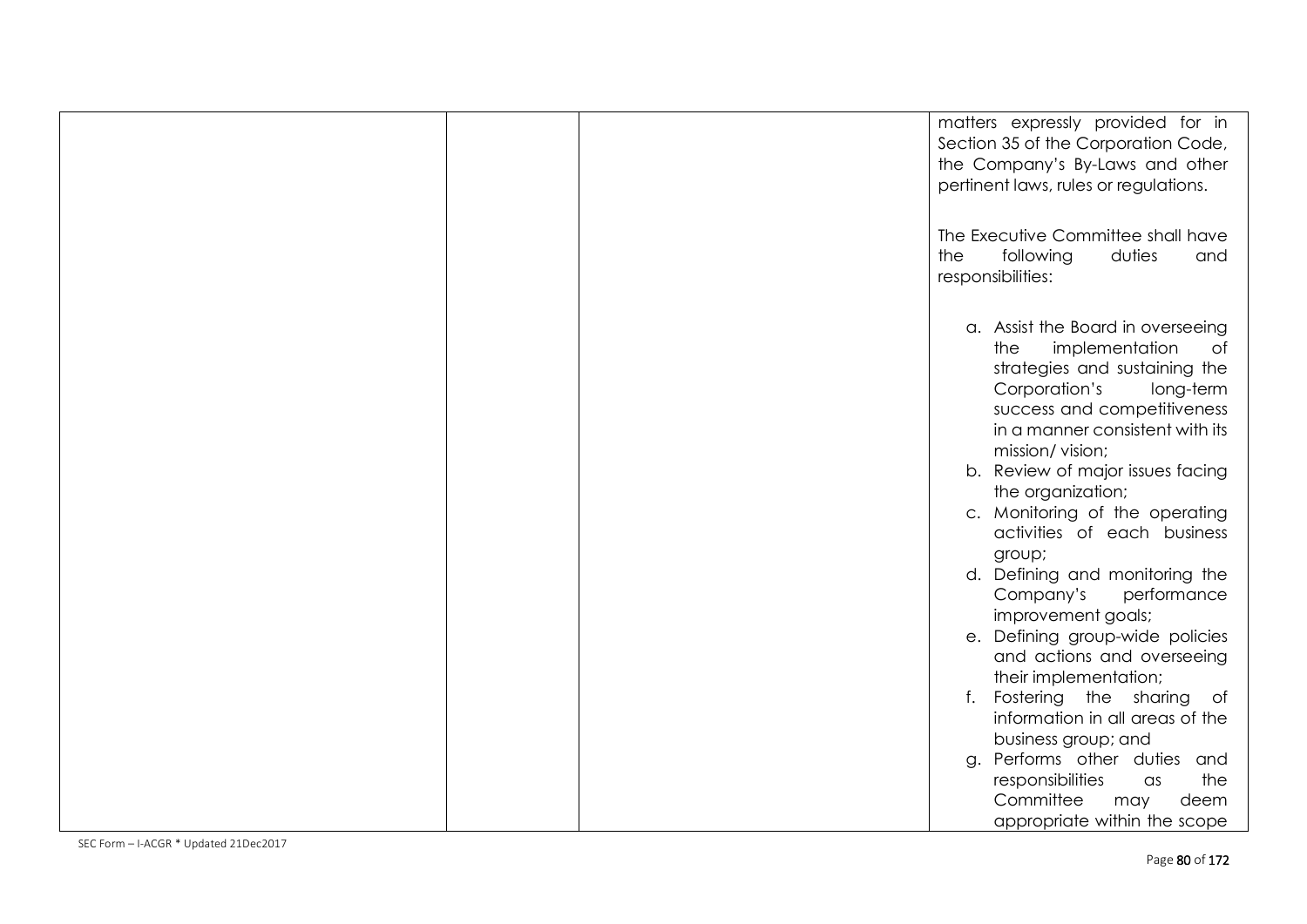|  |  |  | matters expressly provided for in Section 35 of the Corporation Code, the Company's By-Laws and other pertinent laws, rules or regulations.<br><br>The Executive Committee shall have the following duties and responsibilities:<br><br>a. Assist the Board in overseeing the implementation of strategies and sustaining the Corporation's long-term success and competitiveness in a manner consistent with its mission/ vision;<br>b. Review of major issues facing the organization;<br>c. Monitoring of the operating activities of each business group;<br>d. Defining and monitoring the Company's performance improvement goals;<br>e. Defining group-wide policies and actions and overseeing their implementation;<br>f. Fostering the sharing of information in all areas of the business group; and<br>g. Performs other duties and responsibilities as the Committee may deem appropriate within the scope |
|---|---|---|---|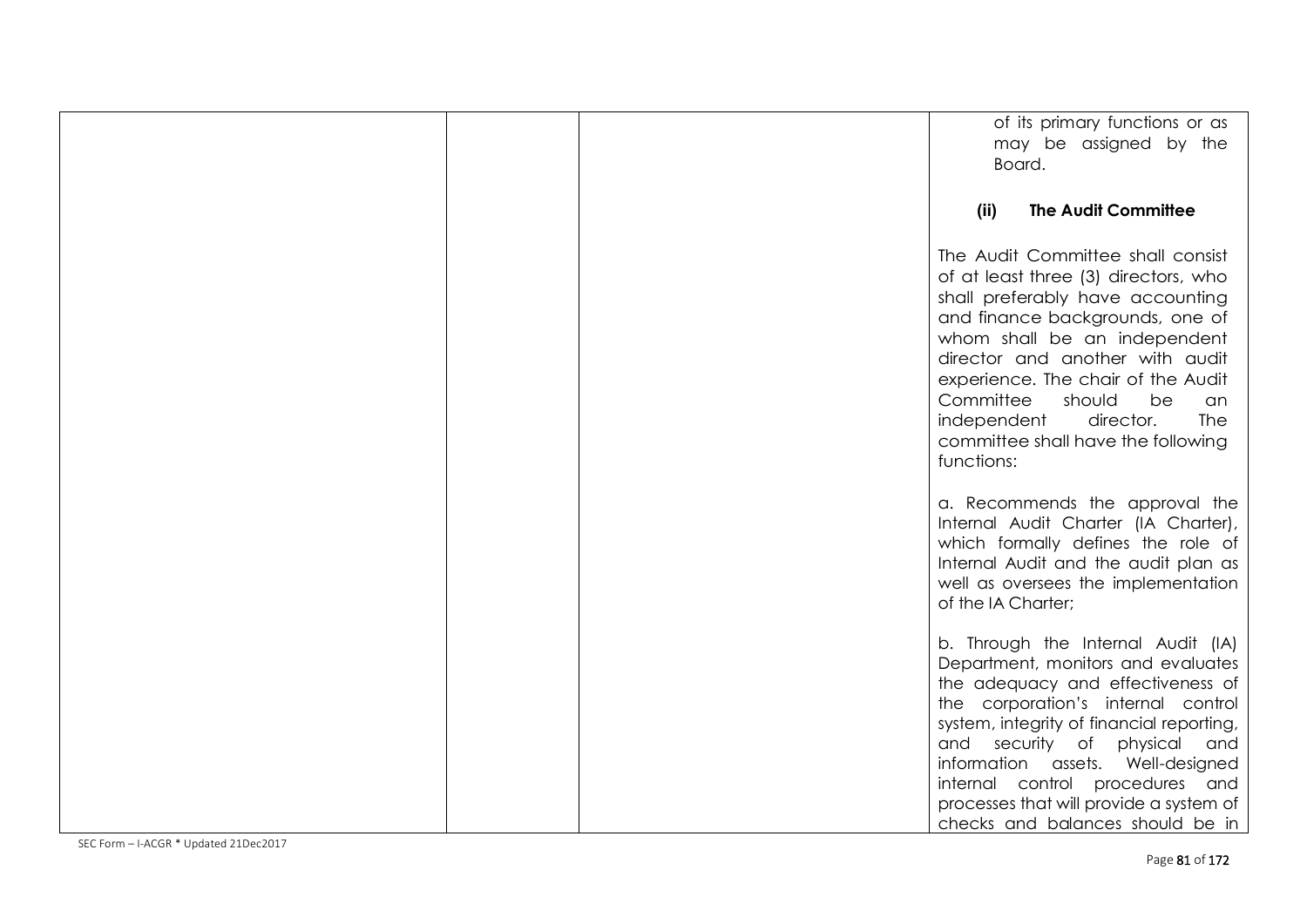| | | | |
|---|---|---|---|
| | | | of its primary functions or as may be assigned by the Board.<br><br>**(ii) The Audit Committee**<br><br>The Audit Committee shall consist of at least three (3) directors, who shall preferably have accounting and finance backgrounds, one of whom shall be an independent director and another with audit experience. The chair of the Audit Committee should be an independent director. The committee shall have the following functions:<br><br>a. Recommends the approval the Internal Audit Charter (IA Charter), which formally defines the role of Internal Audit and the audit plan as well as oversees the implementation of the IA Charter;<br><br>b. Through the Internal Audit (IA) Department, monitors and evaluates the adequacy and effectiveness of the corporation's internal control system, integrity of financial reporting, and security of physical and information assets. Well-designed internal control procedures and processes that will provide a system of checks and balances should be in |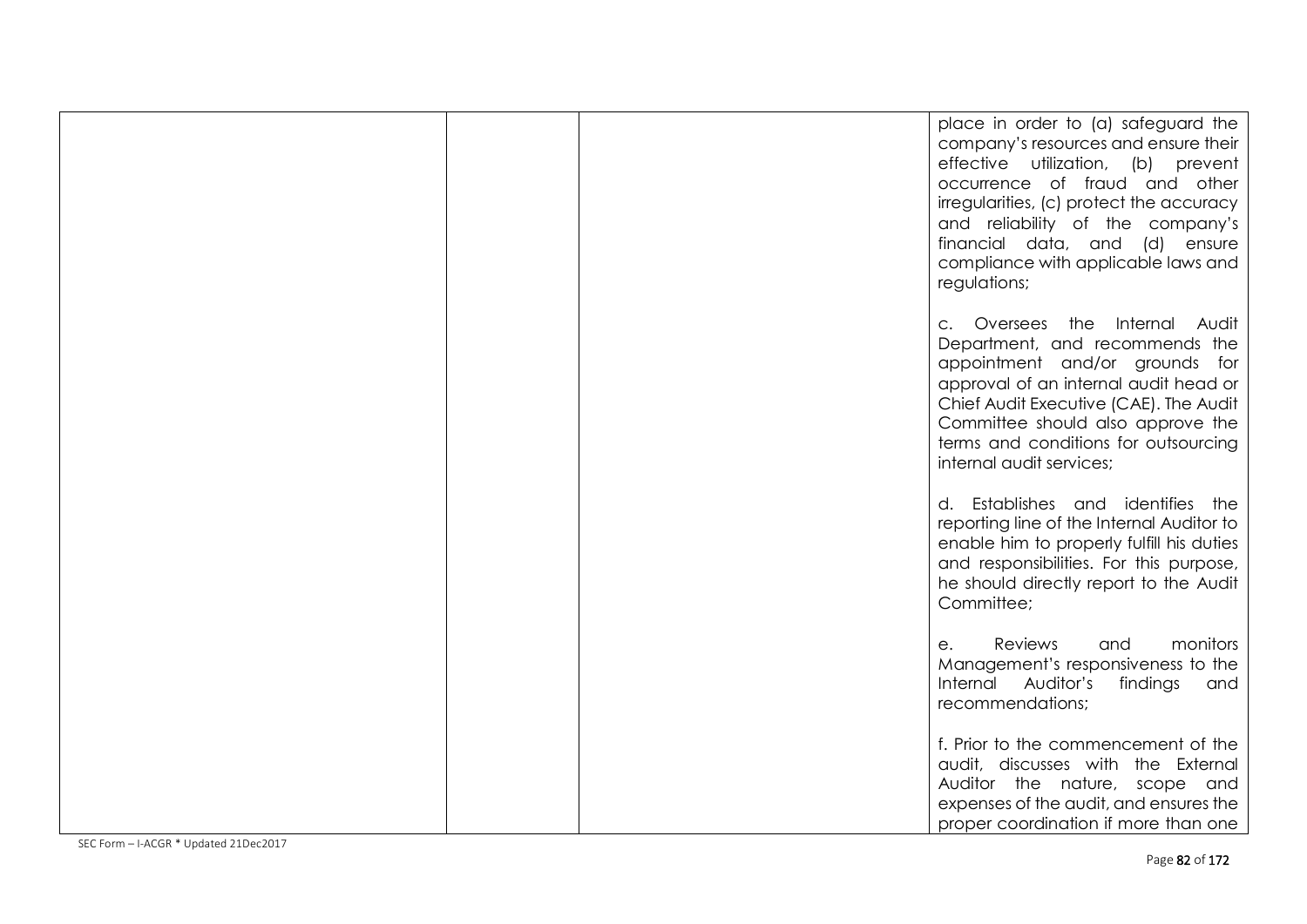| | | | |
|---|---|---|---|
| | | | place in order to (a) safeguard the company's resources and ensure their effective utilization, (b) prevent occurrence of fraud and other irregularities, (c) protect the accuracy and reliability of the company's financial data, and (d) ensure compliance with applicable laws and regulations;<br><br>c. Oversees the Internal Audit Department, and recommends the appointment and/or grounds for approval of an internal audit head or Chief Audit Executive (CAE). The Audit Committee should also approve the terms and conditions for outsourcing internal audit services;<br><br>d. Establishes and identifies the reporting line of the Internal Auditor to enable him to properly fulfill his duties and responsibilities. For this purpose, he should directly report to the Audit Committee;<br><br>e. Reviews and monitors Management's responsiveness to the Internal Auditor's findings and recommendations;<br><br>f. Prior to the commencement of the audit, discusses with the External Auditor the nature, scope and expenses of the audit, and ensures the proper coordination if more than one |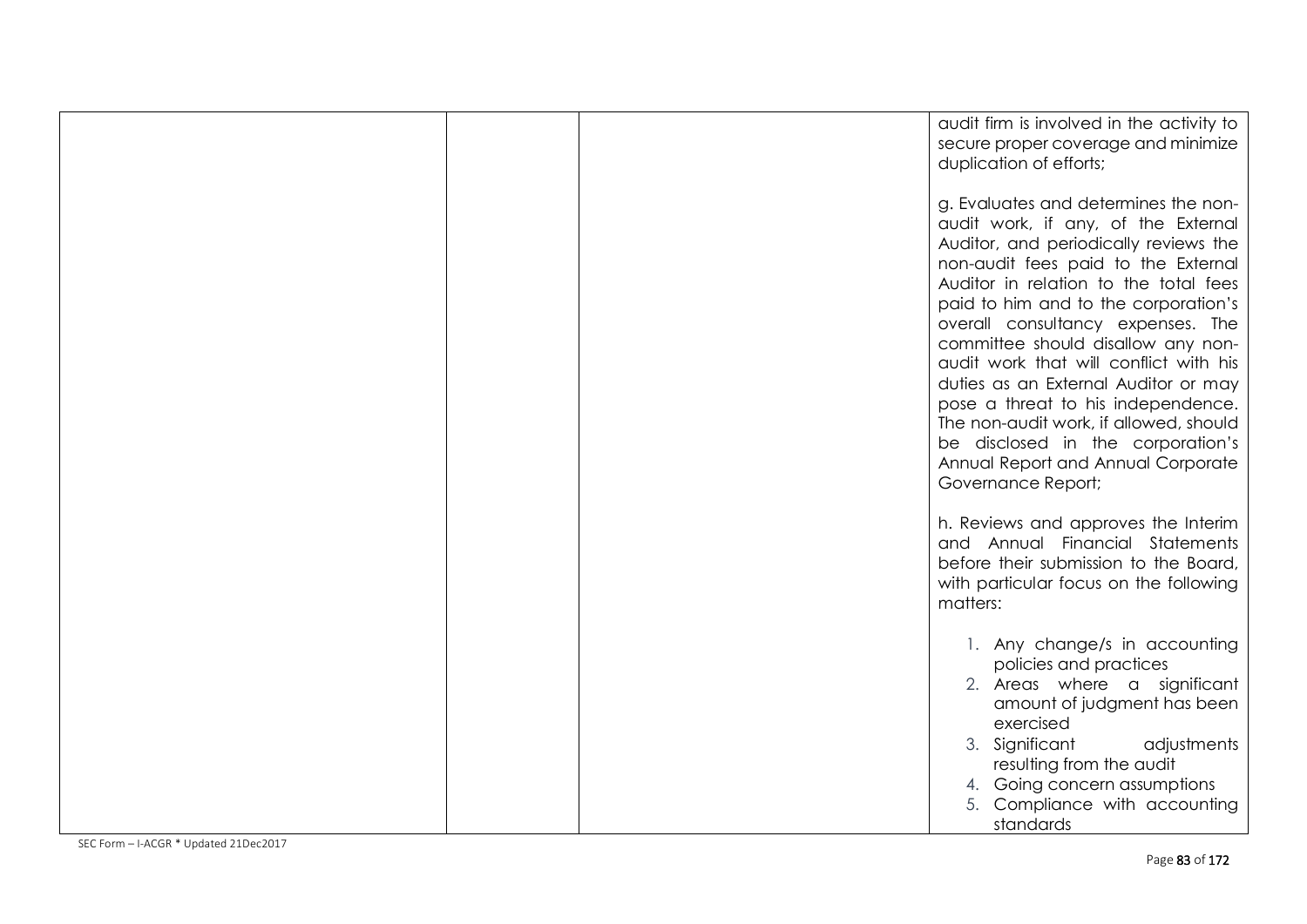|  |  |  | audit firm is involved in the activity to secure proper coverage and minimize duplication of efforts;<br><br>g. Evaluates and determines the non-audit work, if any, of the External Auditor, and periodically reviews the non-audit fees paid to the External Auditor in relation to the total fees paid to him and to the corporation's overall consultancy expenses. The committee should disallow any non-audit work that will conflict with his duties as an External Auditor or may pose a threat to his independence. The non-audit work, if allowed, should be disclosed in the corporation's Annual Report and Annual Corporate Governance Report;<br><br>h. Reviews and approves the Interim and Annual Financial Statements before their submission to the Board, with particular focus on the following matters:<br><br>1. Any change/s in accounting policies and practices<br>2. Areas where a significant amount of judgment has been exercised<br>3. Significant adjustments resulting from the audit<br>4. Going concern assumptions<br>5. Compliance with accounting standards |
|---|---|---|---|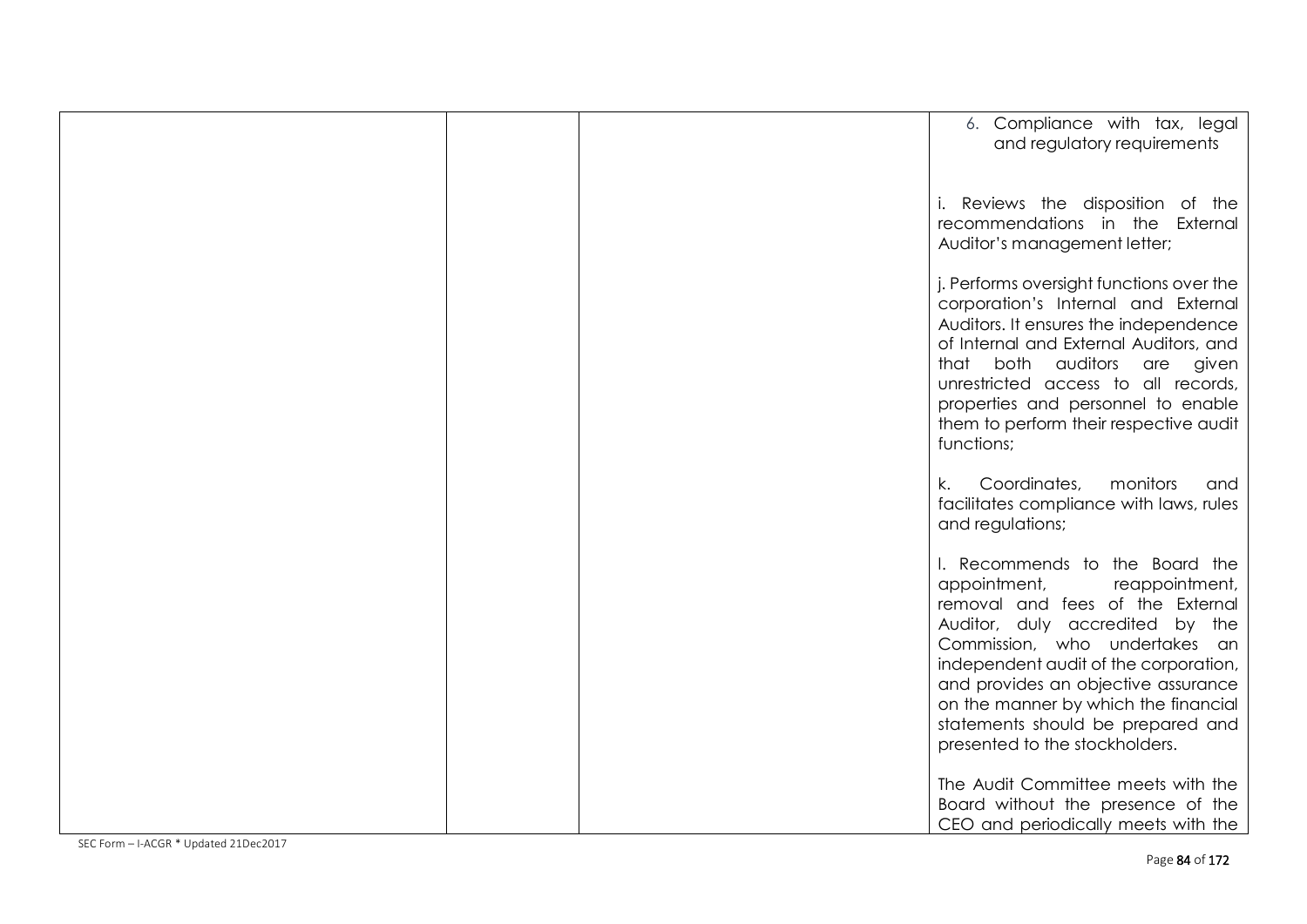| | | | 6. Compliance with tax, legal and regulatory requirements<br><br>i. Reviews the disposition of the recommendations in the External Auditor's management letter;<br><br>j. Performs oversight functions over the corporation's Internal and External Auditors. It ensures the independence of Internal and External Auditors, and that both auditors are given unrestricted access to all records, properties and personnel to enable them to perform their respective audit functions;<br><br>k. Coordinates, monitors and facilitates compliance with laws, rules and regulations;<br><br>l. Recommends to the Board the appointment, reappointment, removal and fees of the External Auditor, duly accredited by the Commission, who undertakes an independent audit of the corporation, and provides an objective assurance on the manner by which the financial statements should be prepared and presented to the stockholders.<br><br>The Audit Committee meets with the Board without the presence of the CEO and periodically meets with the |
|---|---|---|---|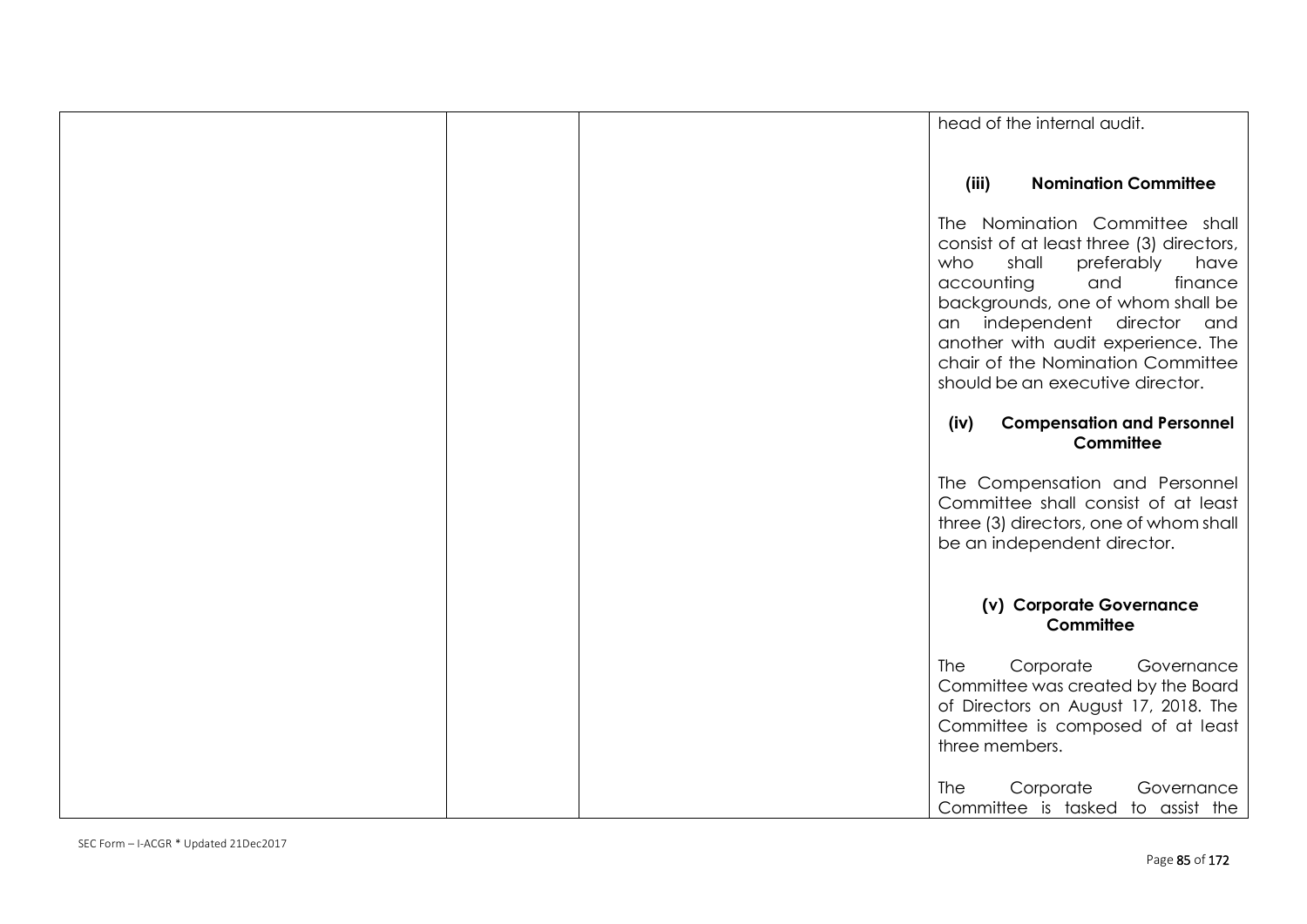| | | | head of the internal audit.<br><br>**(iii) Nomination Committee**<br><br>The Nomination Committee shall consist of at least three (3) directors, who shall preferably have accounting and finance backgrounds, one of whom shall be an independent director and another with audit experience. The chair of the Nomination Committee should be an executive director.<br><br>**(iv) Compensation and Personnel Committee**<br><br>The Compensation and Personnel Committee shall consist of at least three (3) directors, one of whom shall be an independent director.<br><br>**(v) Corporate Governance Committee**<br><br>The Corporate Governance Committee was created by the Board of Directors on August 17, 2018. The Committee is composed of at least three members.<br><br>The Corporate Governance Committee is tasked to assist the |
|---|---|---|---|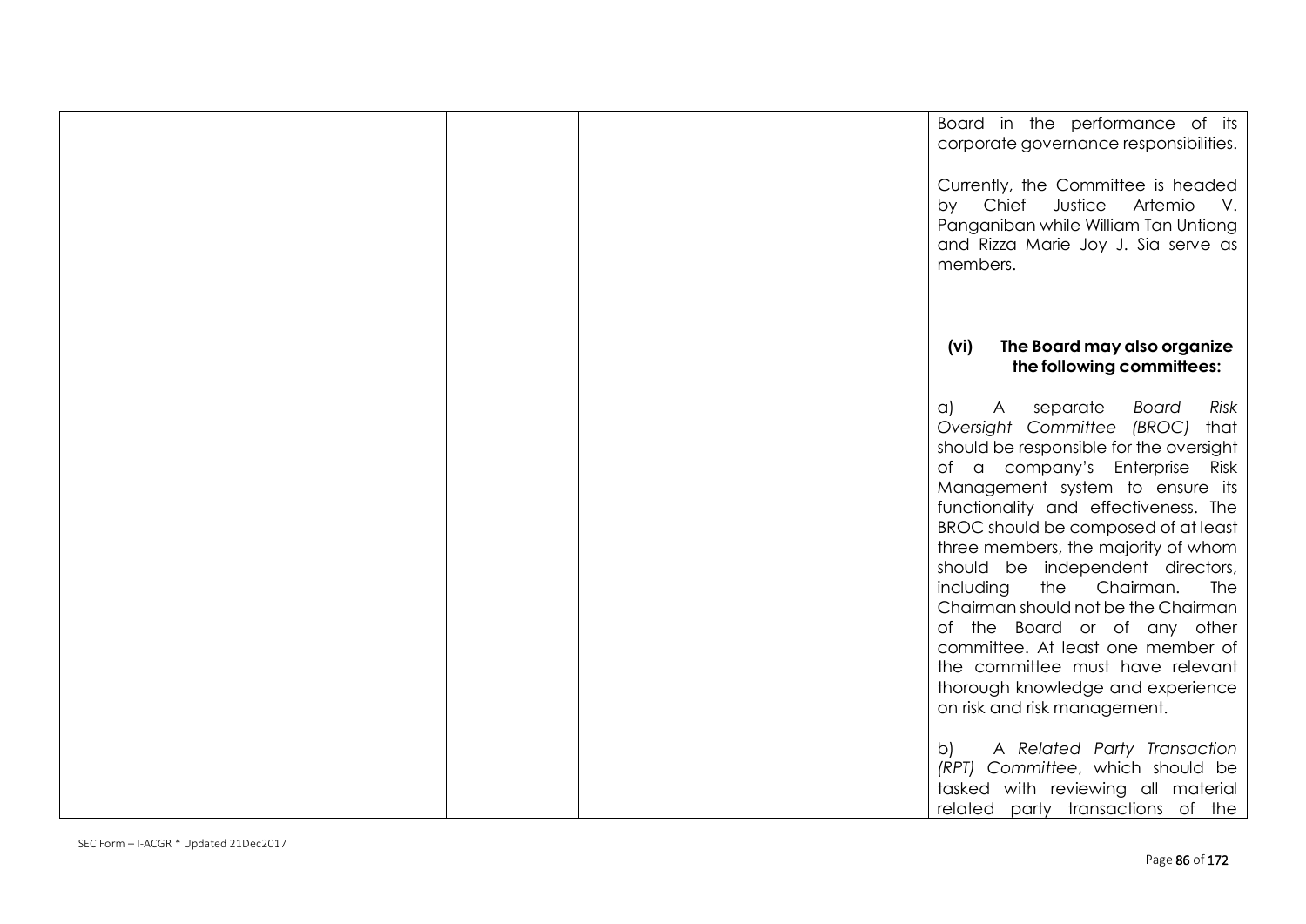| | | | |
|---|---|---|---|
| | | | Board in the performance of its corporate governance responsibilities.<br><br>Currently, the Committee is headed by Chief Justice Artemio V. Panganiban while William Tan Untiong and Rizza Marie Joy J. Sia serve as members.<br><br>**(vi) The Board may also organize the following committees:**<br><br>a) A separate *Board Risk Oversight Committee (BROC)* that should be responsible for the oversight of a company's Enterprise Risk Management system to ensure its functionality and effectiveness. The BROC should be composed of at least three members, the majority of whom should be independent directors, including the Chairman. The Chairman should not be the Chairman of the Board or of any other committee. At least one member of the committee must have relevant thorough knowledge and experience on risk and risk management.<br><br>b) A *Related Party Transaction (RPT) Committee*, which should be tasked with reviewing all material related party transactions of the |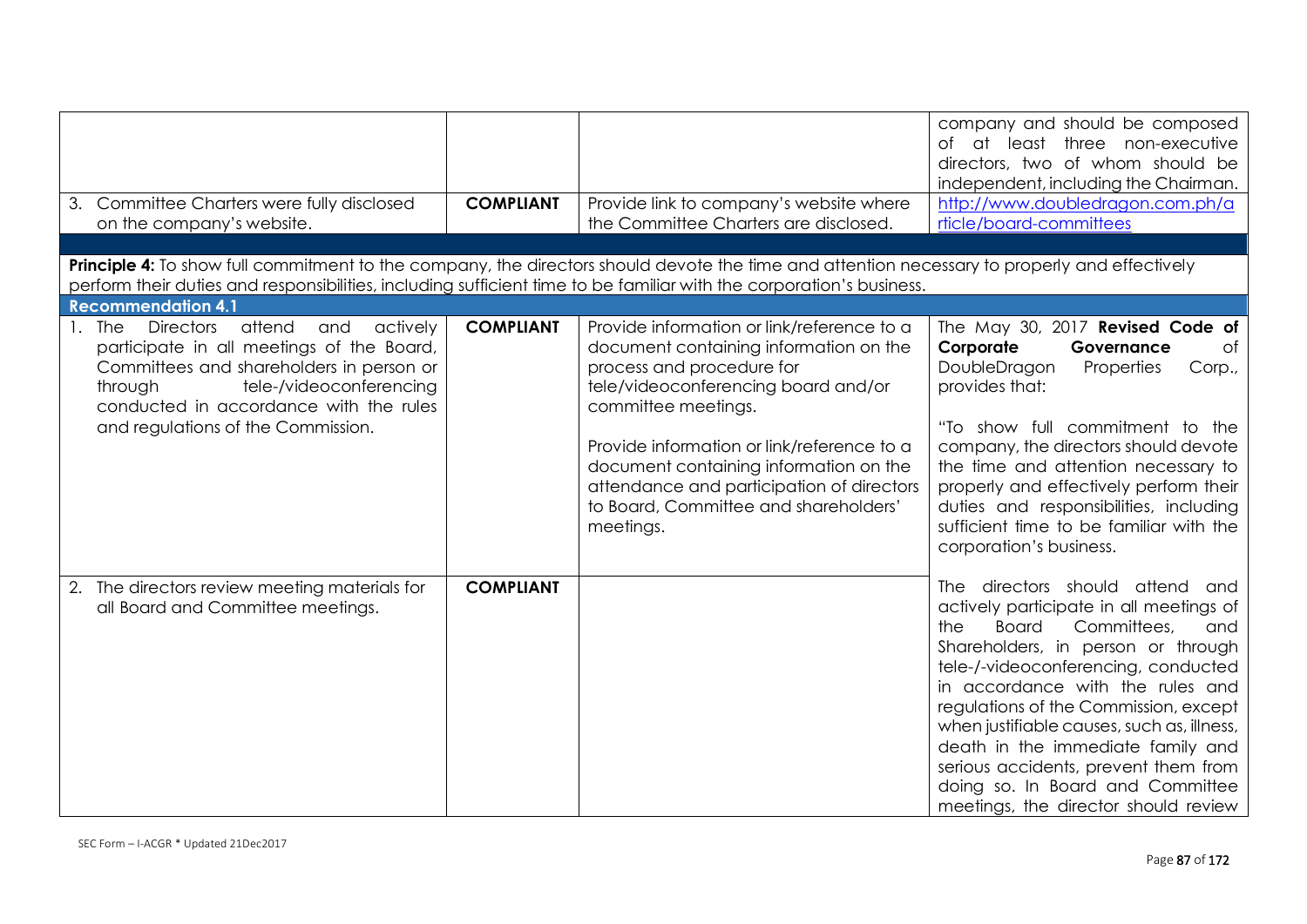| | | | |
|---|---|---|---|
| | | | company and should be composed of at least three non-executive directors, two of whom should be independent, including the Chairman. |
| 3. Committee Charters were fully disclosed on the company's website. | **COMPLIANT** | Provide link to company's website where the Committee Charters are disclosed. | http://www.doubledragon.com.ph/article/board-committees |

**Principle 4:** To show full commitment to the company, the directors should devote the time and attention necessary to properly and effectively perform their duties and responsibilities, including sufficient time to be familiar with the corporation's business.

**Recommendation 4.1**

| | | | |
|---|---|---|---|
| 1. The Directors attend and actively participate in all meetings of the Board, Committees and shareholders in person or through tele-/videoconferencing conducted in accordance with the rules and regulations of the Commission. | **COMPLIANT** | Provide information or link/reference to a document containing information on the process and procedure for tele/videoconferencing board and/or committee meetings.<br><br>Provide information or link/reference to a document containing information on the attendance and participation of directors to Board, Committee and shareholders' meetings. | The May 30, 2017 **Revised Code of Corporate Governance** of DoubleDragon Properties Corp., provides that:<br><br>"To show full commitment to the company, the directors should devote the time and attention necessary to properly and effectively perform their duties and responsibilities, including sufficient time to be familiar with the corporation's business. |
| 2. The directors review meeting materials for all Board and Committee meetings. | **COMPLIANT** | | The directors should attend and actively participate in all meetings of the Board Committees, and Shareholders, in person or through tele-/-videoconferencing, conducted in accordance with the rules and regulations of the Commission, except when justifiable causes, such as, illness, death in the immediate family and serious accidents, prevent them from doing so. In Board and Committee meetings, the director should review |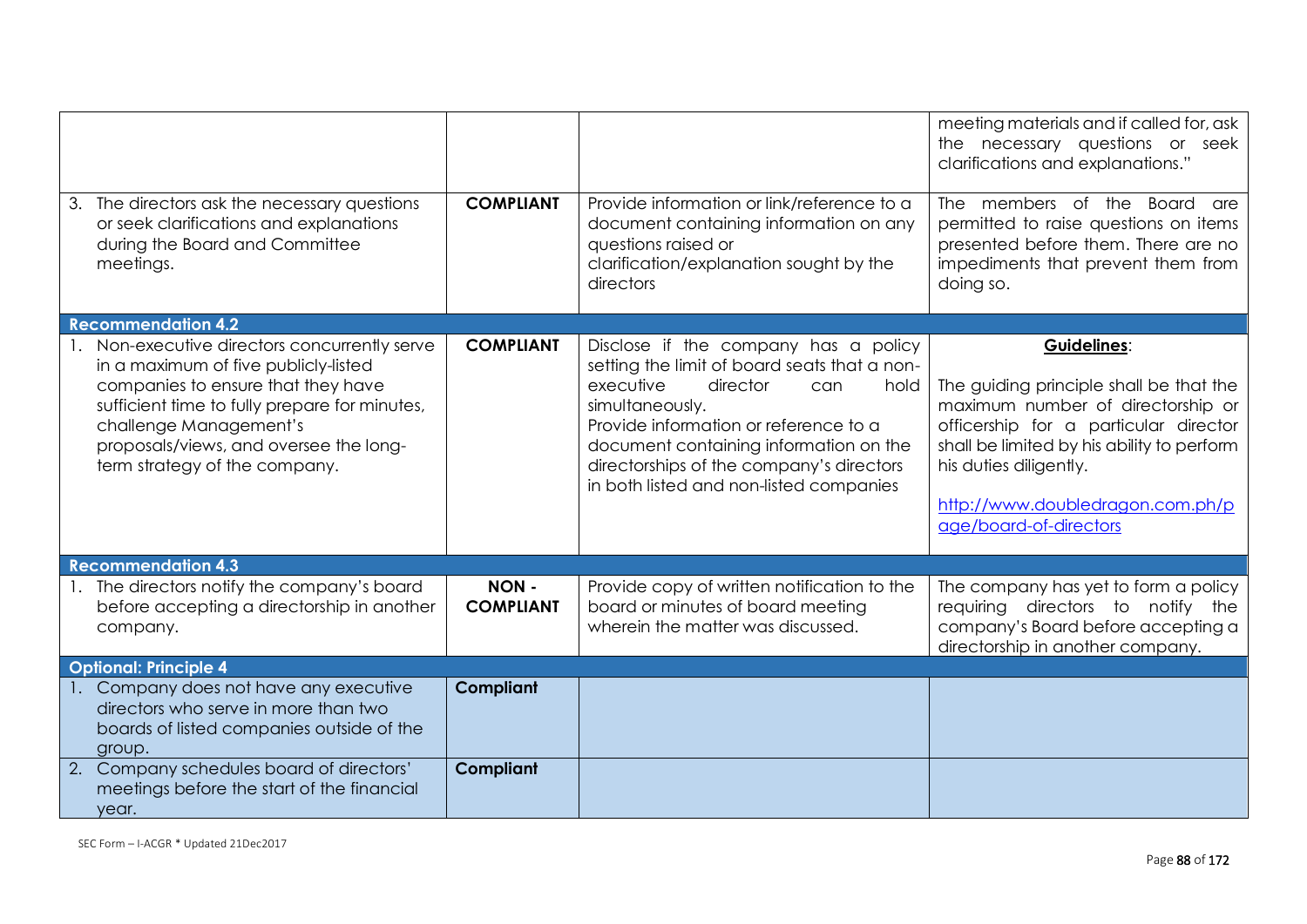| | | | |
|---|---|---|---|
| | | | meeting materials and if called for, ask the necessary questions or seek clarifications and explanations." |
| 3. The directors ask the necessary questions or seek clarifications and explanations during the Board and Committee meetings. | **COMPLIANT** | Provide information or link/reference to a document containing information on any questions raised or clarification/explanation sought by the directors | The members of the Board are permitted to raise questions on items presented before them. There are no impediments that prevent them from doing so. |
| **Recommendation 4.2** | | | |
| 1. Non-executive directors concurrently serve in a maximum of five publicly-listed companies to ensure that they have sufficient time to fully prepare for minutes, challenge Management's proposals/views, and oversee the long-term strategy of the company. | **COMPLIANT** | Disclose if the company has a policy setting the limit of board seats that a non-executive director can hold simultaneously.<br>Provide information or reference to a document containing information on the directorships of the company's directors in both listed and non-listed companies | **Guidelines**:<br><br>The guiding principle shall be that the maximum number of directorship or officership for a particular director shall be limited by his ability to perform his duties diligently.<br><br>http://www.doubledragon.com.ph/page/board-of-directors |
| **Recommendation 4.3** | | | |
| 1. The directors notify the company's board before accepting a directorship in another company. | **NON - COMPLIANT** | Provide copy of written notification to the board or minutes of board meeting wherein the matter was discussed. | The company has yet to form a policy requiring directors to notify the company's Board before accepting a directorship in another company. |
| **Optional: Principle 4** | | | |
| 1. Company does not have any executive directors who serve in more than two boards of listed companies outside of the group. | **Compliant** | | |
| 2. Company schedules board of directors' meetings before the start of the financial year. | **Compliant** | | |

SEC Form – I-ACGR * Updated 21Dec2017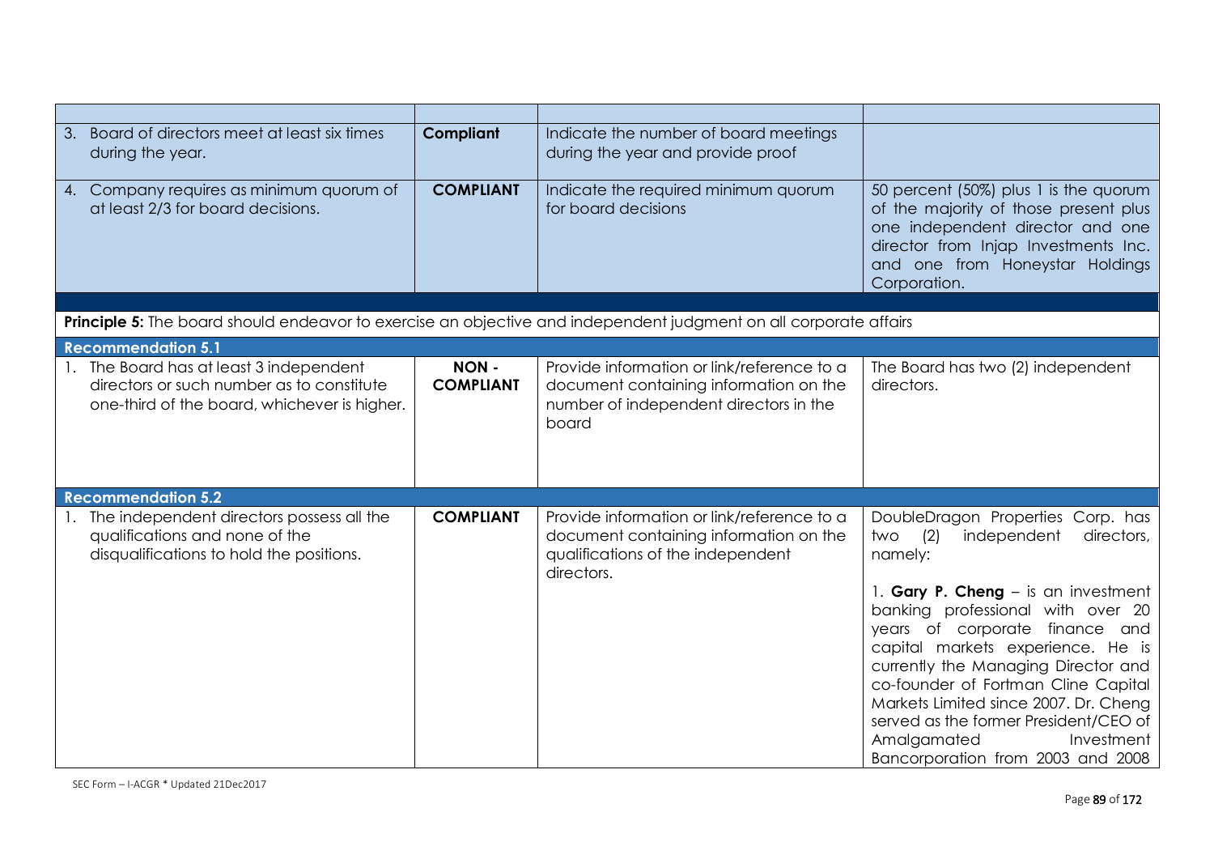| | | | |
|---|---|---|---|
| 3. Board of directors meet at least six times during the year. | **Compliant** | Indicate the number of board meetings during the year and provide proof | |
| 4. Company requires as minimum quorum of at least 2/3 for board decisions. | **COMPLIANT** | Indicate the required minimum quorum for board decisions | 50 percent (50%) plus 1 is the quorum of the majority of those present plus one independent director and one director from Injap Investments Inc. and one from Honeystar Holdings Corporation. |
| | | | |
| **Principle 5:** The board should endeavor to exercise an objective and independent judgment on all corporate affairs | | | |
| **Recommendation 5.1** | | | |
| 1. The Board has at least 3 independent directors or such number as to constitute one-third of the board, whichever is higher. | **NON - COMPLIANT** | Provide information or link/reference to a document containing information on the number of independent directors in the board | The Board has two (2) independent directors. |
| **Recommendation 5.2** | | | |
| 1. The independent directors possess all the qualifications and none of the disqualifications to hold the positions. | **COMPLIANT** | Provide information or link/reference to a document containing information on the qualifications of the independent directors. | DoubleDragon Properties Corp. has two (2) independent directors, namely:<br><br>1. **Gary P. Cheng** – is an investment banking professional with over 20 years of corporate finance and capital markets experience. He is currently the Managing Director and co-founder of Fortman Cline Capital Markets Limited since 2007. Dr. Cheng served as the former President/CEO of Amalgamated Investment Bancorporation from 2003 and 2008 |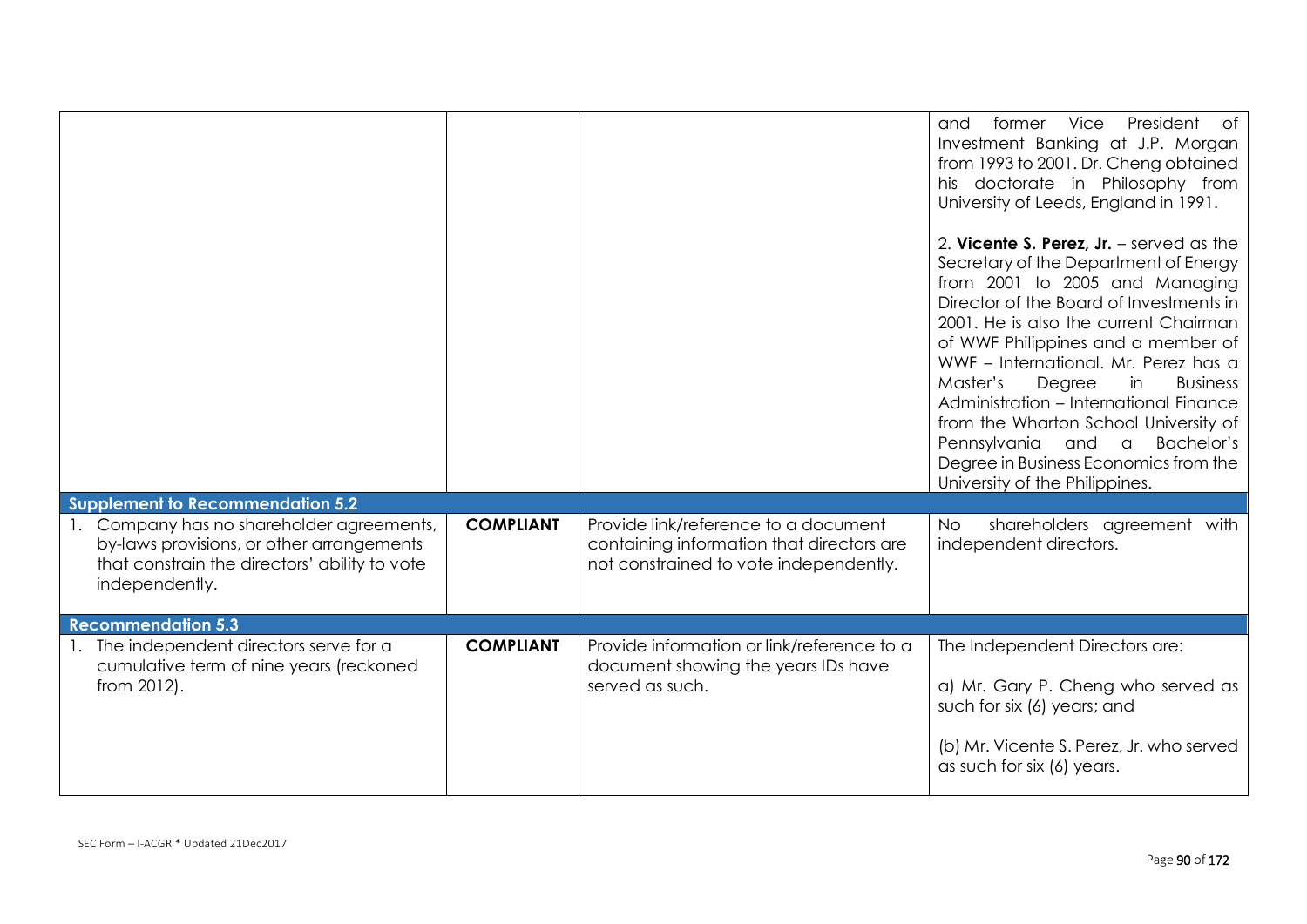| | | | |
|---|---|---|---|
| | | | and former Vice President of Investment Banking at J.P. Morgan from 1993 to 2001. Dr. Cheng obtained his doctorate in Philosophy from University of Leeds, England in 1991.<br><br>2. **Vicente S. Perez, Jr.** – served as the Secretary of the Department of Energy from 2001 to 2005 and Managing Director of the Board of Investments in 2001. He is also the current Chairman of WWF Philippines and a member of WWF – International. Mr. Perez has a Master's Degree in Business Administration – International Finance from the Wharton School University of Pennsylvania and a Bachelor's Degree in Business Economics from the University of the Philippines. |
| **Supplement to Recommendation 5.2** | | | |
| 1. Company has no shareholder agreements, by-laws provisions, or other arrangements that constrain the directors' ability to vote independently. | **COMPLIANT** | Provide link/reference to a document containing information that directors are not constrained to vote independently. | No shareholders agreement with independent directors. |
| **Recommendation 5.3** | | | |
| 1. The independent directors serve for a cumulative term of nine years (reckoned from 2012). | **COMPLIANT** | Provide information or link/reference to a document showing the years IDs have served as such. | The Independent Directors are:<br><br>a) Mr. Gary P. Cheng who served as such for six (6) years; and<br><br>(b) Mr. Vicente S. Perez, Jr. who served as such for six (6) years. |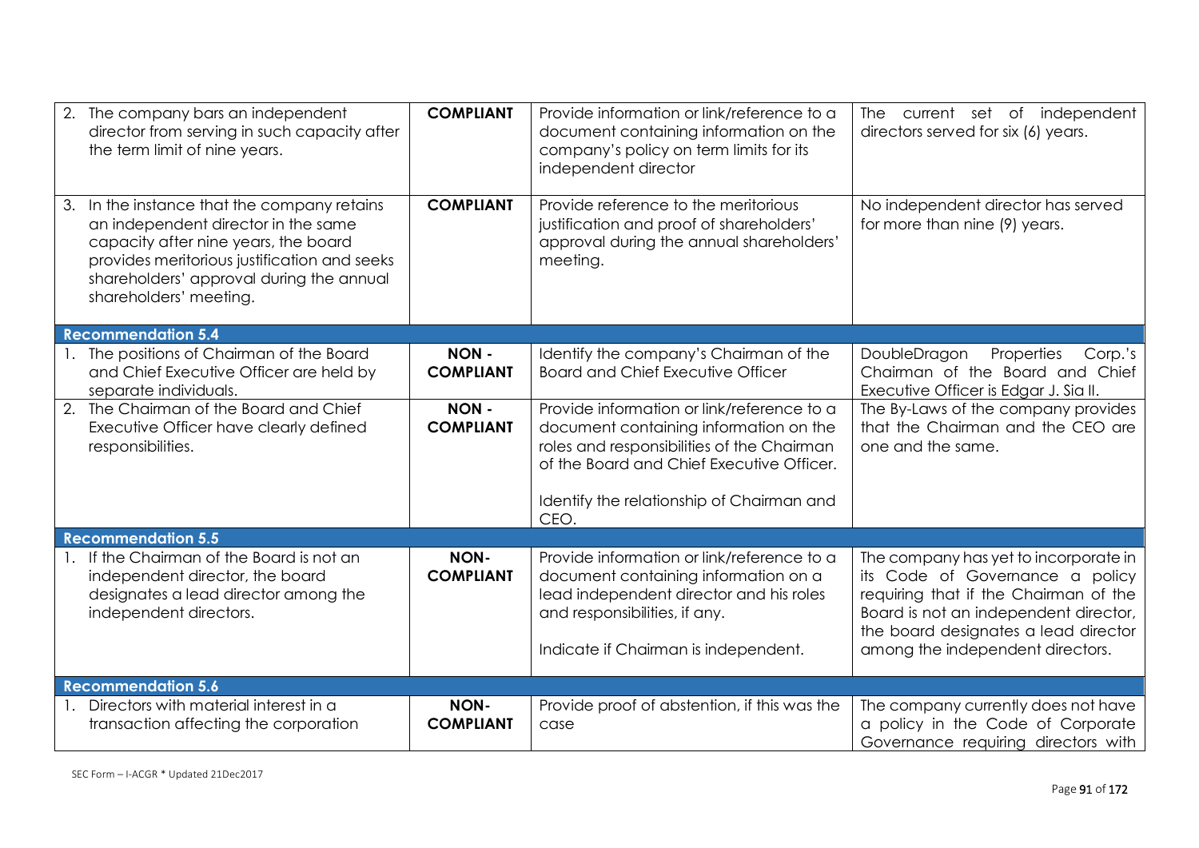| | | | |
|---|---|---|---|
| 2. The company bars an independent director from serving in such capacity after the term limit of nine years. | **COMPLIANT** | Provide information or link/reference to a document containing information on the company's policy on term limits for its independent director | The current set of independent directors served for six (6) years. |
| 3. In the instance that the company retains an independent director in the same capacity after nine years, the board provides meritorious justification and seeks shareholders' approval during the annual shareholders' meeting. | **COMPLIANT** | Provide reference to the meritorious justification and proof of shareholders' approval during the annual shareholders' meeting. | No independent director has served for more than nine (9) years. |
| **Recommendation 5.4** | | | |
| 1. The positions of Chairman of the Board and Chief Executive Officer are held by separate individuals. | **NON - COMPLIANT** | Identify the company's Chairman of the Board and Chief Executive Officer | DoubleDragon Properties Corp.'s Chairman of the Board and Chief Executive Officer is Edgar J. Sia II. |
| 2. The Chairman of the Board and Chief Executive Officer have clearly defined responsibilities. | **NON - COMPLIANT** | Provide information or link/reference to a document containing information on the roles and responsibilities of the Chairman of the Board and Chief Executive Officer.<br><br>Identify the relationship of Chairman and CEO. | The By-Laws of the company provides that the Chairman and the CEO are one and the same. |
| **Recommendation 5.5** | | | |
| 1. If the Chairman of the Board is not an independent director, the board designates a lead director among the independent directors. | **NON-COMPLIANT** | Provide information or link/reference to a document containing information on a lead independent director and his roles and responsibilities, if any.<br><br>Indicate if Chairman is independent. | The company has yet to incorporate in its Code of Governance a policy requiring that if the Chairman of the Board is not an independent director, the board designates a lead director among the independent directors. |
| **Recommendation 5.6** | | | |
| 1. Directors with material interest in a transaction affecting the corporation | **NON-COMPLIANT** | Provide proof of abstention, if this was the case | The company currently does not have a policy in the Code of Corporate Governance requiring directors with |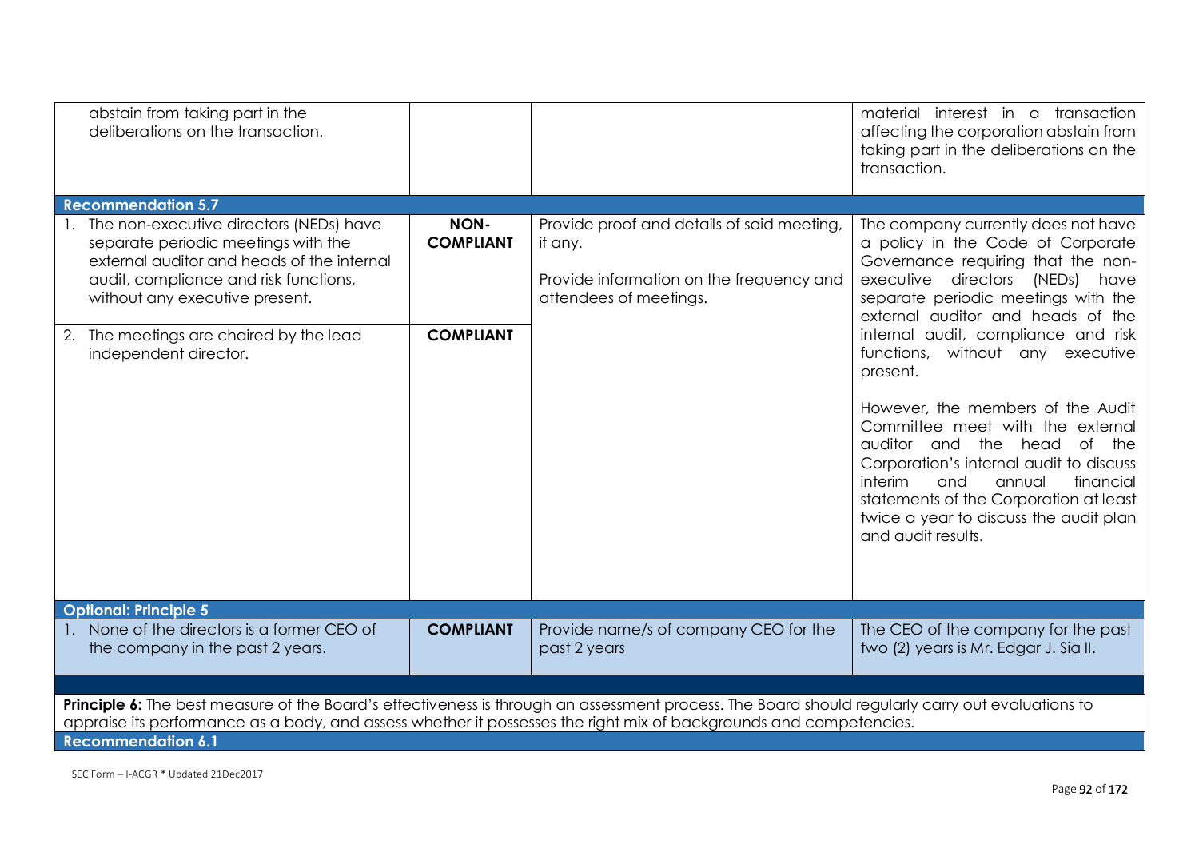| | | | |
|---|---|---|---|
| abstain from taking part in the deliberations on the transaction. | | | material interest in a transaction affecting the corporation abstain from taking part in the deliberations on the transaction. |
| **Recommendation 5.7** | | | |
| 1. The non-executive directors (NEDs) have separate periodic meetings with the external auditor and heads of the internal audit, compliance and risk functions, without any executive present. | **NON-COMPLIANT** | Provide proof and details of said meeting, if any.<br><br>Provide information on the frequency and attendees of meetings. | The company currently does not have a policy in the Code of Corporate Governance requiring that the non-executive directors (NEDs) have separate periodic meetings with the external auditor and heads of the internal audit, compliance and risk functions, without any executive present.<br><br>However, the members of the Audit Committee meet with the external auditor and the head of the Corporation's internal audit to discuss interim and annual financial statements of the Corporation at least twice a year to discuss the audit plan and audit results. |
| 2. The meetings are chaired by the lead independent director. | **COMPLIANT** | | |
| **Optional: Principle 5** | | | |
| 1. None of the directors is a former CEO of the company in the past 2 years. | **COMPLIANT** | Provide name/s of company CEO for the past 2 years | The CEO of the company for the past two (2) years is Mr. Edgar J. Sia II. |

**Principle 6:** The best measure of the Board's effectiveness is through an assessment process. The Board should regularly carry out evaluations to appraise its performance as a body, and assess whether it possesses the right mix of backgrounds and competencies.

**Recommendation 6.1**

SEC Form – I-ACGR * Updated 21Dec2017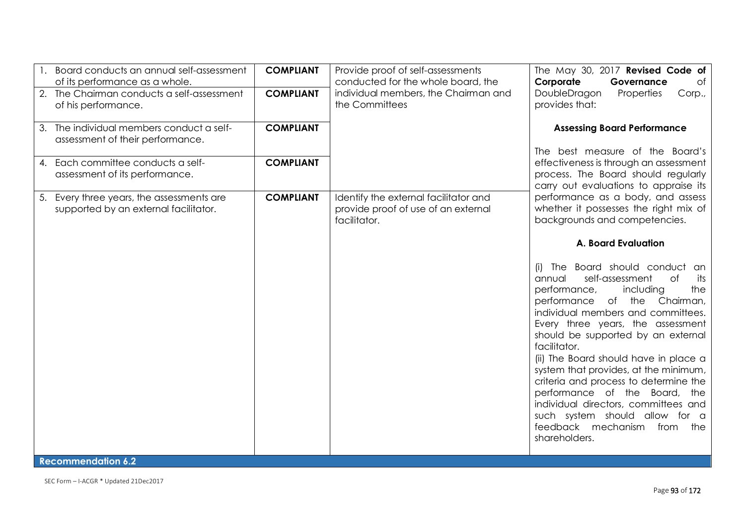| | | | |
|---|---|---|---|
| 1. Board conducts an annual self-assessment of its performance as a whole. | **COMPLIANT** | Provide proof of self-assessments conducted for the whole board, the individual members, the Chairman and the Committees | The May 30, 2017 **Revised Code of Corporate Governance** of DoubleDragon Properties Corp., provides that:<br><br>**Assessing Board Performance**<br><br>The best measure of the Board's effectiveness is through an assessment process. The Board should regularly carry out evaluations to appraise its performance as a body, and assess whether it possesses the right mix of backgrounds and competencies.<br><br>**A. Board Evaluation**<br><br>(i) The Board should conduct an annual self-assessment of its performance, including the performance of the Chairman, individual members and committees. Every three years, the assessment should be supported by an external facilitator.<br>(ii) The Board should have in place a system that provides, at the minimum, criteria and process to determine the performance of the Board, the individual directors, committees and such system should allow for a feedback mechanism from the shareholders. |
| 2. The Chairman conducts a self-assessment of his performance. | **COMPLIANT** | | |
| 3. The individual members conduct a self-assessment of their performance. | **COMPLIANT** | | |
| 4. Each committee conducts a self-assessment of its performance. | **COMPLIANT** | | |
| 5. Every three years, the assessments are supported by an external facilitator. | **COMPLIANT** | Identify the external facilitator and provide proof of use of an external facilitator. | |

**Recommendation 6.2**

SEC Form – I-ACGR * Updated 21Dec2017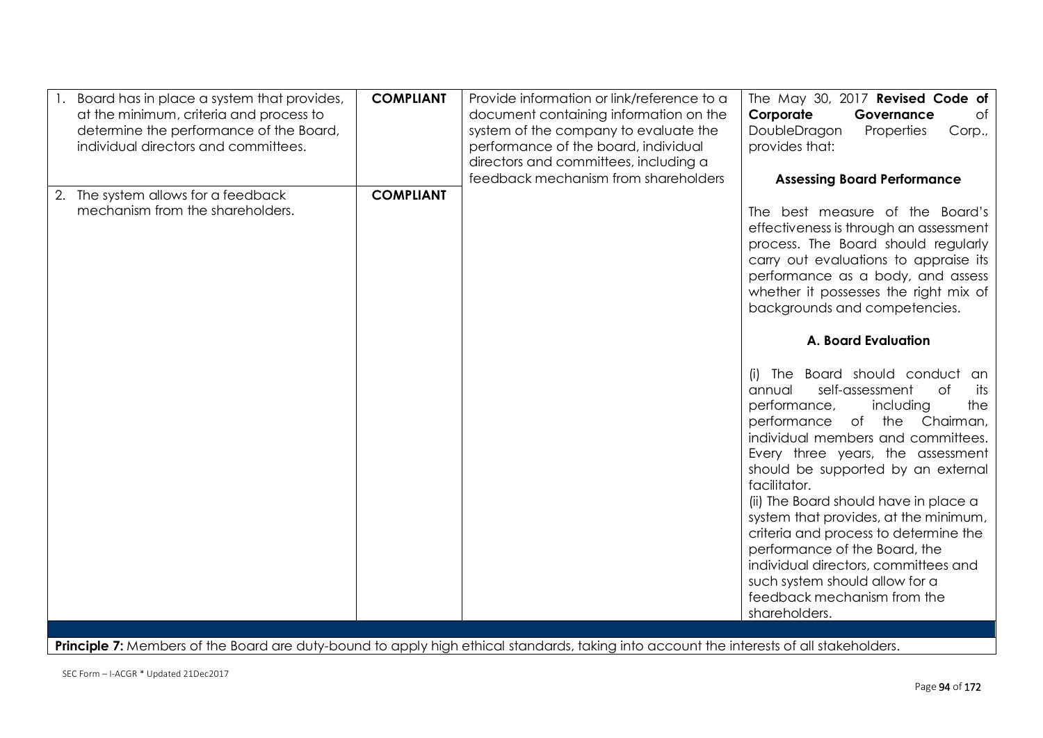| | | | |
|---|---|---|---|
| 1. Board has in place a system that provides, at the minimum, criteria and process to determine the performance of the Board, individual directors and committees. | **COMPLIANT** | Provide information or link/reference to a document containing information on the system of the company to evaluate the performance of the board, individual directors and committees, including a feedback mechanism from shareholders | The May 30, 2017 **Revised Code of Corporate Governance** of DoubleDragon Properties Corp., provides that:<br><br>**Assessing Board Performance**<br><br>The best measure of the Board's effectiveness is through an assessment process. The Board should regularly carry out evaluations to appraise its performance as a body, and assess whether it possesses the right mix of backgrounds and competencies.<br><br>**A. Board Evaluation**<br><br>(i) The Board should conduct an annual self-assessment of its performance, including the performance of the Chairman, individual members and committees. Every three years, the assessment should be supported by an external facilitator.<br>(ii) The Board should have in place a system that provides, at the minimum, criteria and process to determine the performance of the Board, the individual directors, committees and such system should allow for a feedback mechanism from the shareholders. |
| 2. The system allows for a feedback mechanism from the shareholders. | **COMPLIANT** | | |
| **Principle 7:** Members of the Board are duty-bound to apply high ethical standards, taking into account the interests of all stakeholders. | | | |

SEC Form – I-ACGR * Updated 21Dec2017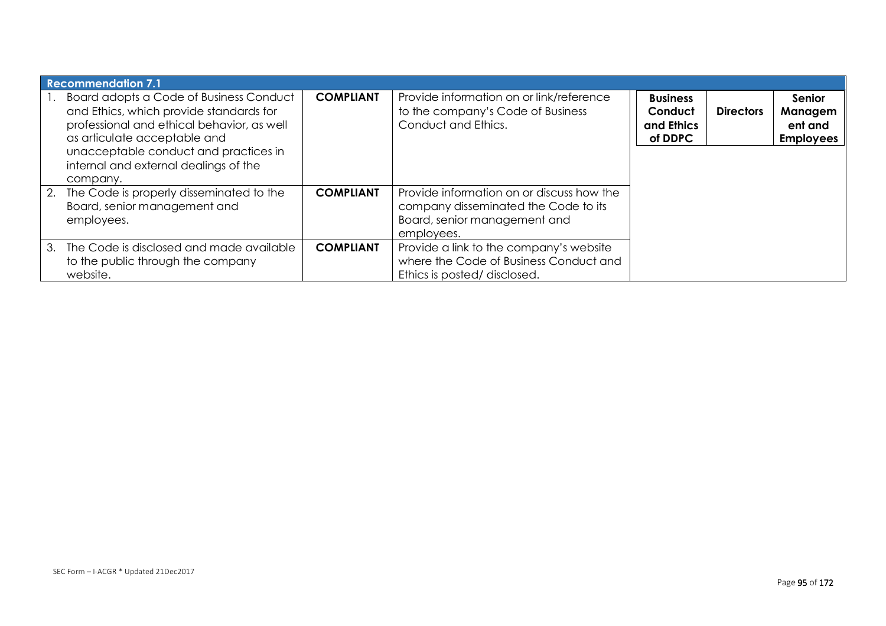| Recommendation 7.1 | | | | | |
|---|---|---|---|---|---|
| 1. Board adopts a Code of Business Conduct and Ethics, which provide standards for professional and ethical behavior, as well as articulate acceptable and unacceptable conduct and practices in internal and external dealings of the company. | **COMPLIANT** | Provide information on or link/reference to the company's Code of Business Conduct and Ethics. | **Business Conduct and Ethics of DDPC** | **Directors** | **Senior Management and Employees** |
| 2. The Code is properly disseminated to the Board, senior management and employees. | **COMPLIANT** | Provide information on or discuss how the company disseminated the Code to its Board, senior management and employees. | | | |
| 3. The Code is disclosed and made available to the public through the company website. | **COMPLIANT** | Provide a link to the company's website where the Code of Business Conduct and Ethics is posted/ disclosed. | | | |

SEC Form – I-ACGR * Updated 21Dec2017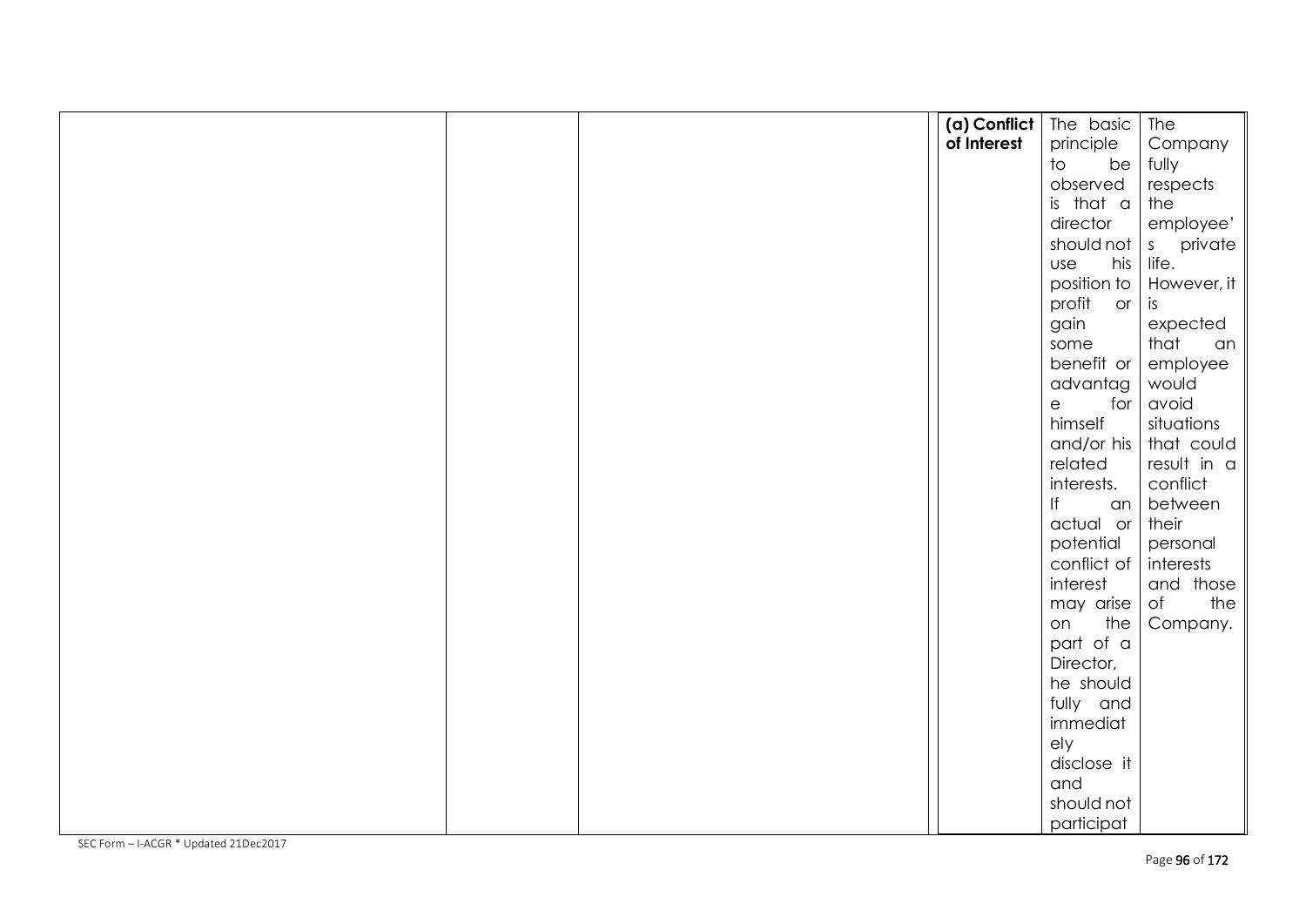|  |  |  | (a) Conflict of Interest | The basic principle to be observed is that a director should not use his position to profit or gain some benefit or advantage for himself and/or his related interests. If an actual or potential conflict of interest may arise on the part of a Director, he should fully and immediately disclose it and should not participat | The Company fully respects the employee's private life. However, it is expected that an employee would avoid situations that could result in a conflict between their personal interests and those of the Company. |
|---|---|---|---|---|---|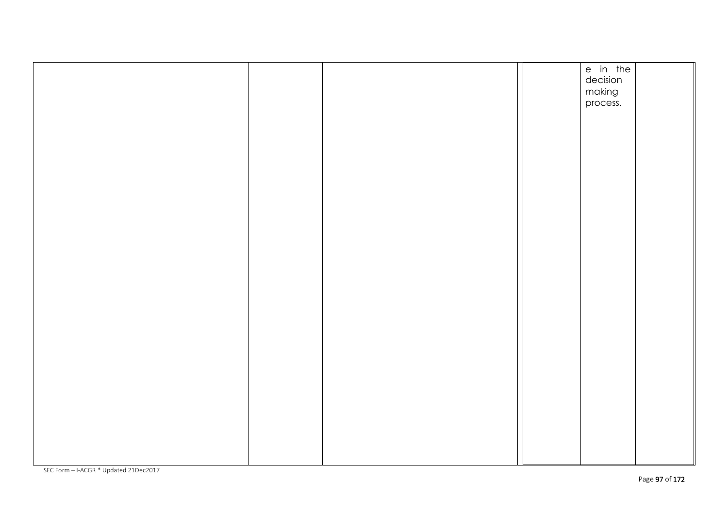| | | | | | |
|---|---|---|---|---|---|
| | | | | e in the decision making process. | |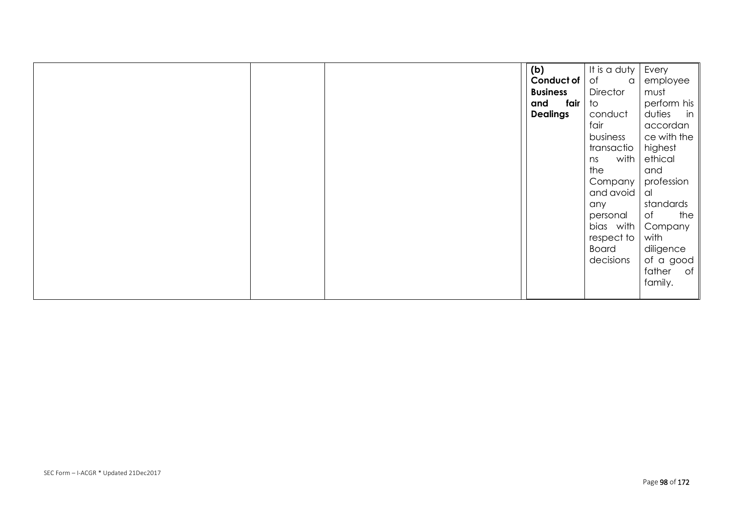|  |  |  | **(b) Conduct of Business and fair Dealings** | It is a duty of a Director to conduct fair business transactions with the Company and avoid any personal bias with respect to Board decisions | Every employee must perform his duties in accordance with the highest ethical and professional standards of the Company with diligence of a good father of family. |
|---|---|---|---|---|---|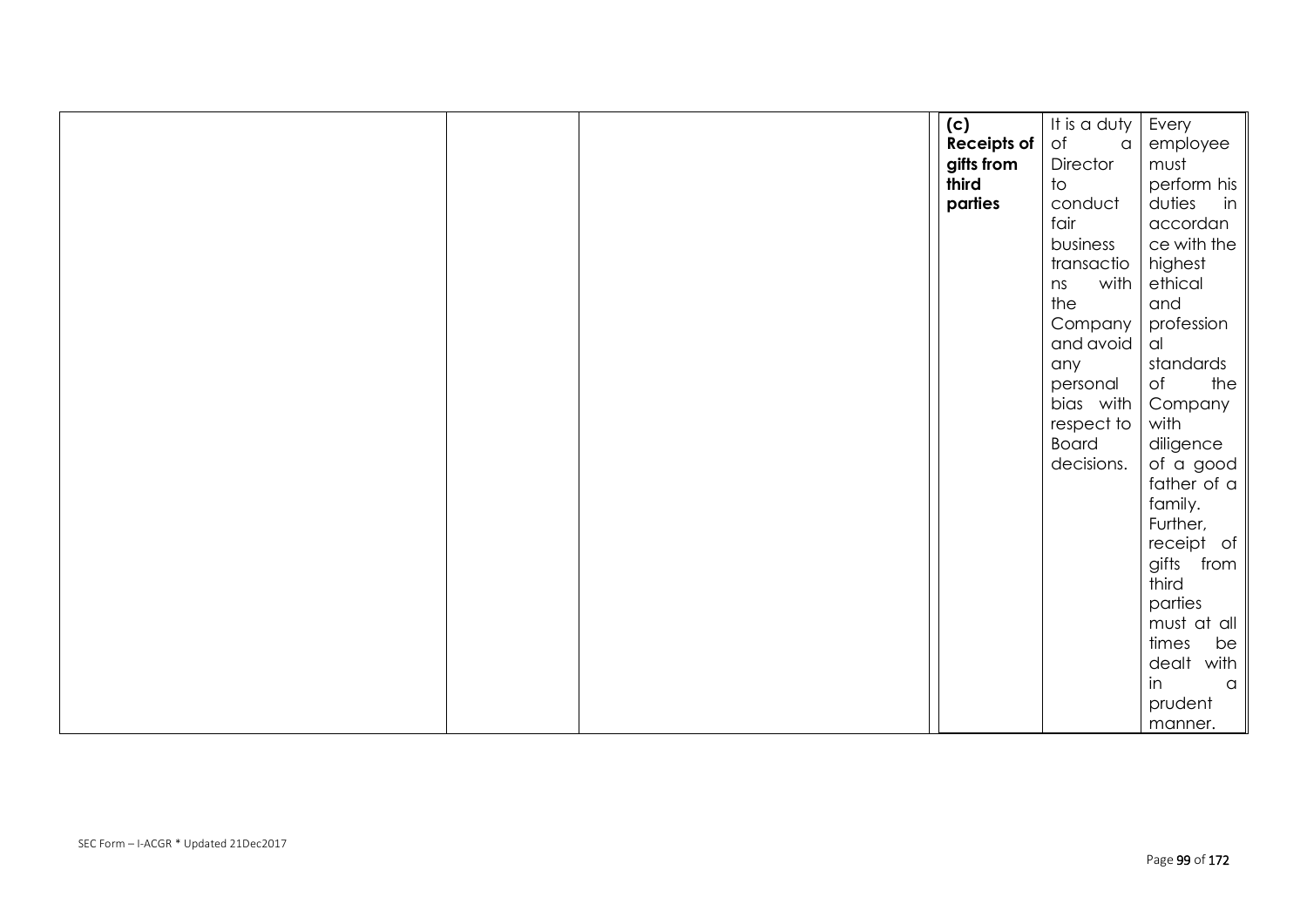|  |  |  | **(c) Receipts of gifts from third parties** | It is a duty of a Director to conduct fair business transactions with the Company and avoid any personal bias with respect to Board decisions. | Every employee must perform his duties in accordance with the highest ethical and professional standards of the Company with diligence of a good father of a family. Further, receipt of gifts from third parties must at all times be dealt with in a prudent manner. |
|---|---|---|---|---|---|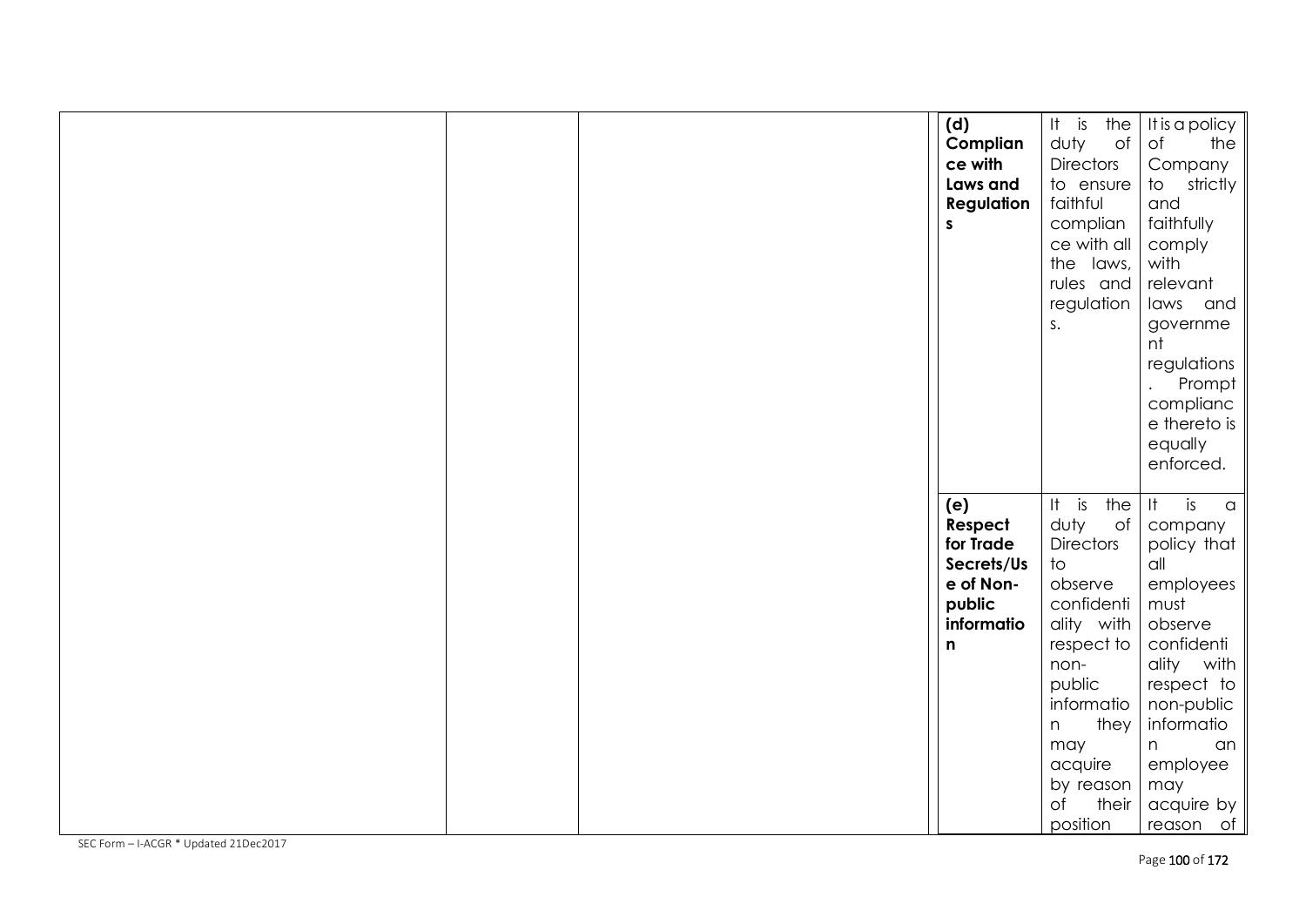| | | | | | |
|---|---|---|---|---|---|
| | | | **(d) Compliance with Laws and Regulations** | It is the duty of Directors to ensure faithful compliance with all the laws, rules and regulations. | It is a policy of the Company to strictly and faithfully comply with relevant laws and government regulations. Prompt compliance thereto is equally enforced. |
| | | | **(e) Respect for Trade Secrets/Use of Non-public information** | It is the duty of Directors to observe confidentiality with respect to non-public information they may acquire by reason of their position | It is a company policy that all employees must observe confidentiality with respect to non-public information an employee may acquire by reason of |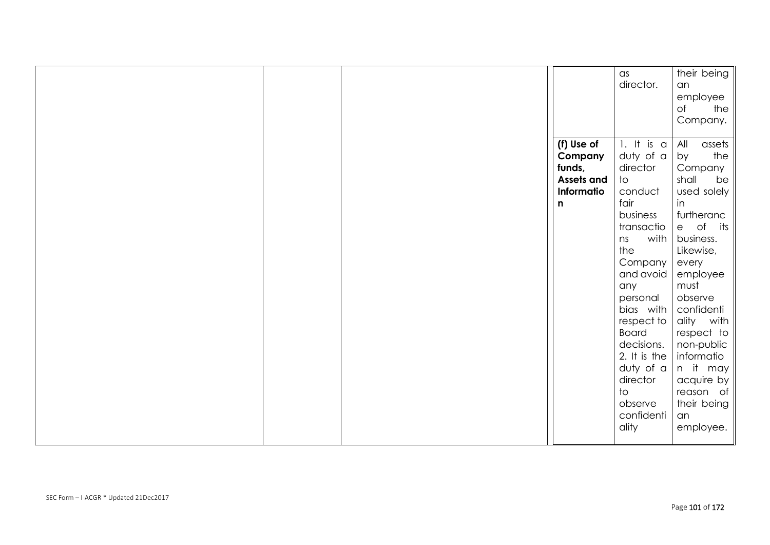| | | | | | |
|---|---|---|---|---|---|
| | | | | as director. | their being an employee of the Company. |
| | | | **(f) Use of Company funds, Assets and Information** | 1. It is a duty of a director to conduct fair business transactions with the Company and avoid any personal bias with respect to Board decisions. 2. It is the duty of a director to observe confidentiality | All assets by the Company shall be used solely in furtherance of its business. Likewise, every employee must observe confidentiality with respect to non-public information it may acquire by reason of their being an employee. |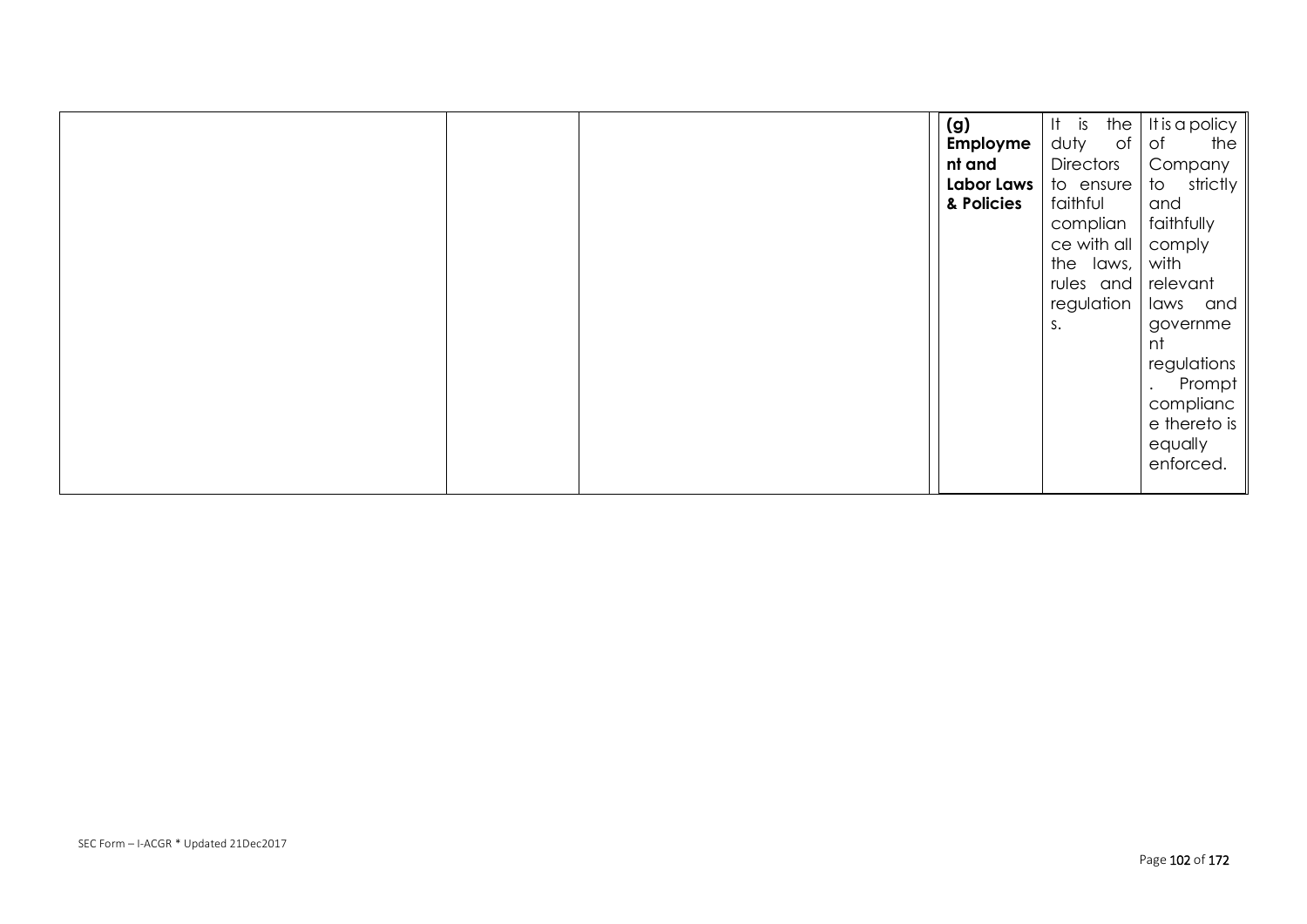|  |  |  |  |  |  |
|---|---|---|---|---|---|
|  |  |  | **(g) Employment and Labor Laws & Policies** | It is the duty of Directors to ensure faithful compliance with all the laws, rules and regulations. | It is a policy of the Company to strictly and faithfully comply with relevant laws and government regulations. Prompt compliance thereto is equally enforced. |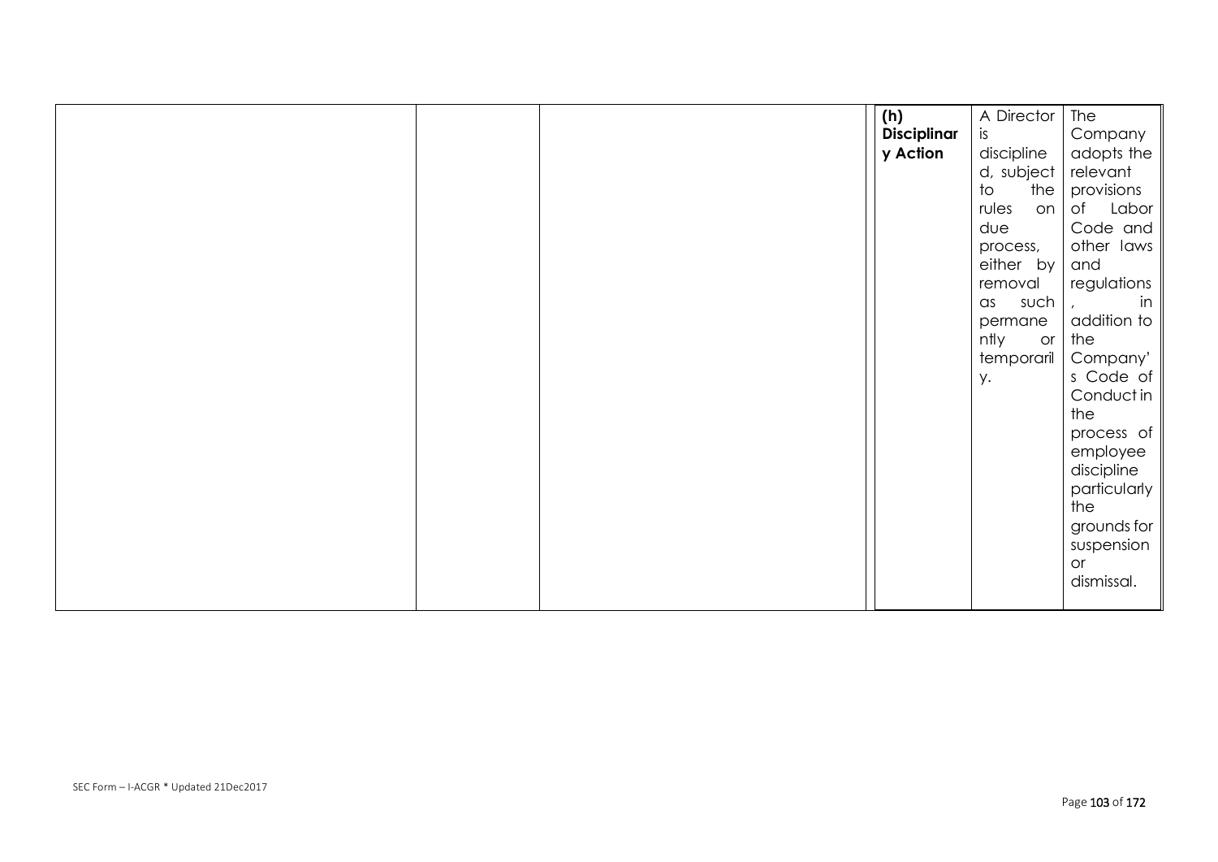| | | | | | |
|---|---|---|---|---|---|
| | | | **(h) Disciplinary Action** | A Director is disciplined, subject to the rules on due process, either by removal as such permanently or temporarily. | The Company adopts the relevant provisions of Labor Code and other laws and regulations, in addition to the Company's Code of Conduct in the process of employee discipline particularly the grounds for suspension or dismissal. |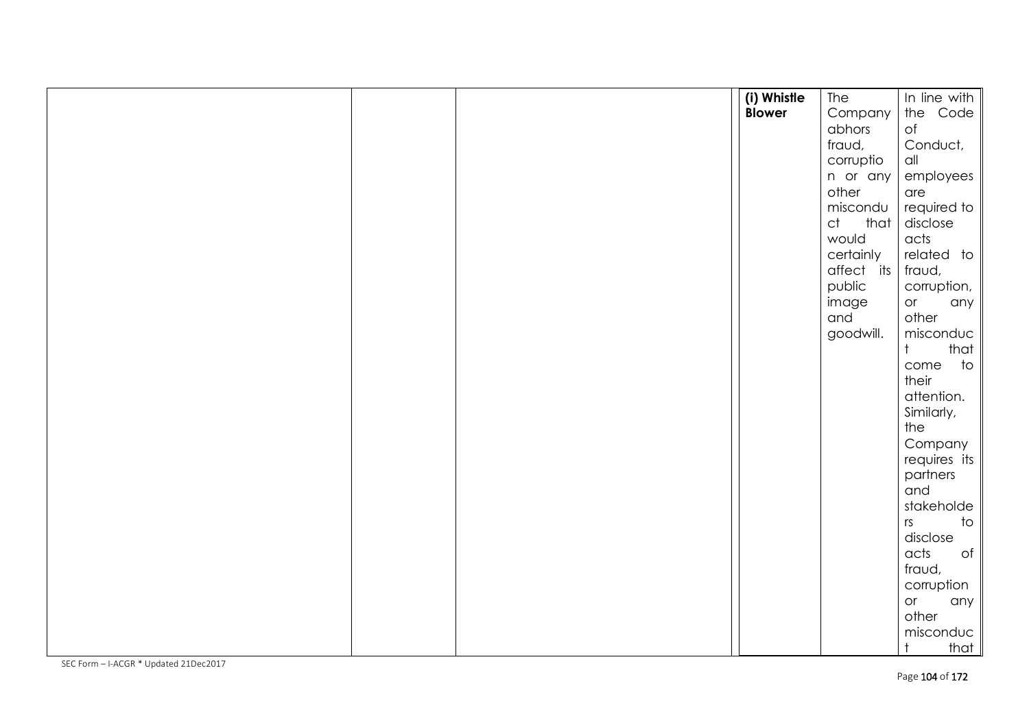|  |  |  | (i) **Whistle Blower** | The Company abhors fraud, corruption or any other misconduct that would certainly affect its public image and goodwill. | In line with the Code of Conduct, all employees are required to disclose acts related to fraud, corruption, or any other misconduct that come to their attention. Similarly, the Company requires its partners and stakeholders to disclose acts of fraud, corruption or any other misconduct that |
|---|---|---|---|---|---|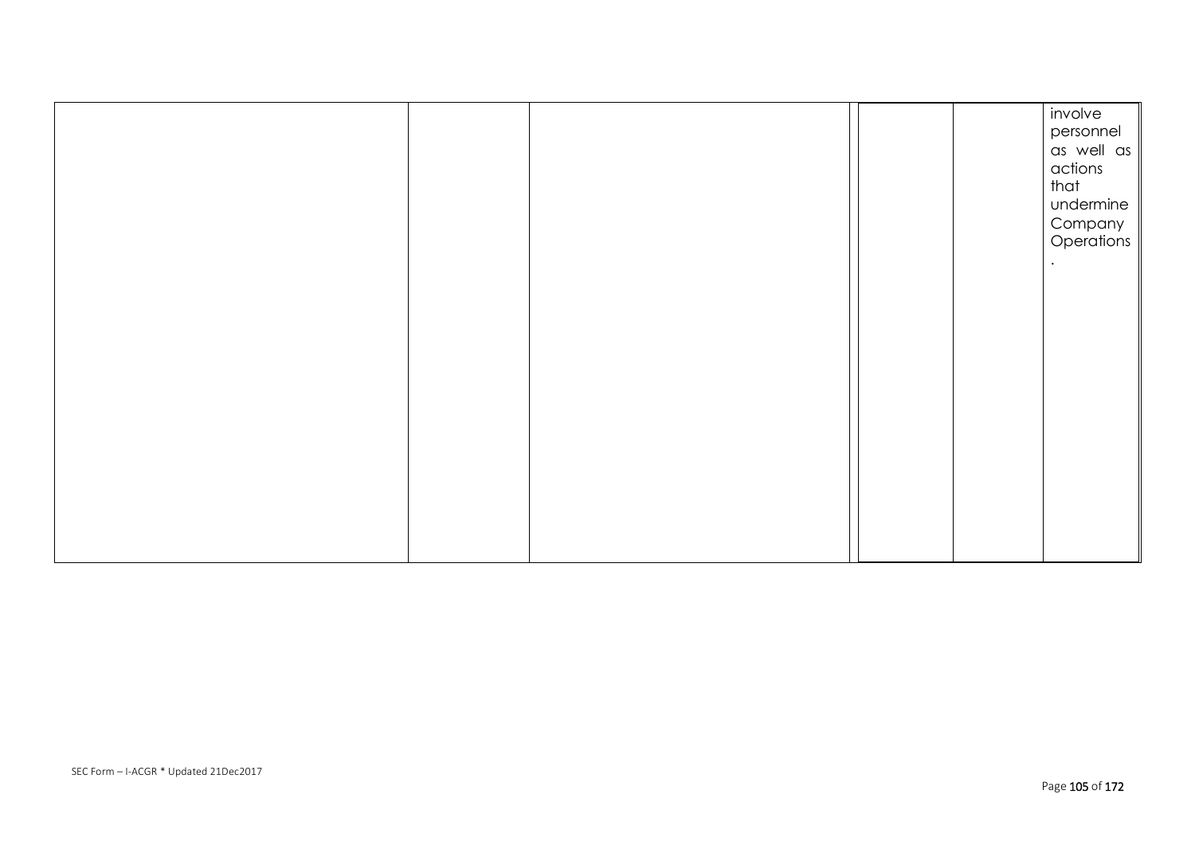| | | | | | |
|---|---|---|---|---|---|
| | | | | | involve personnel as well as actions that undermine Company Operations. |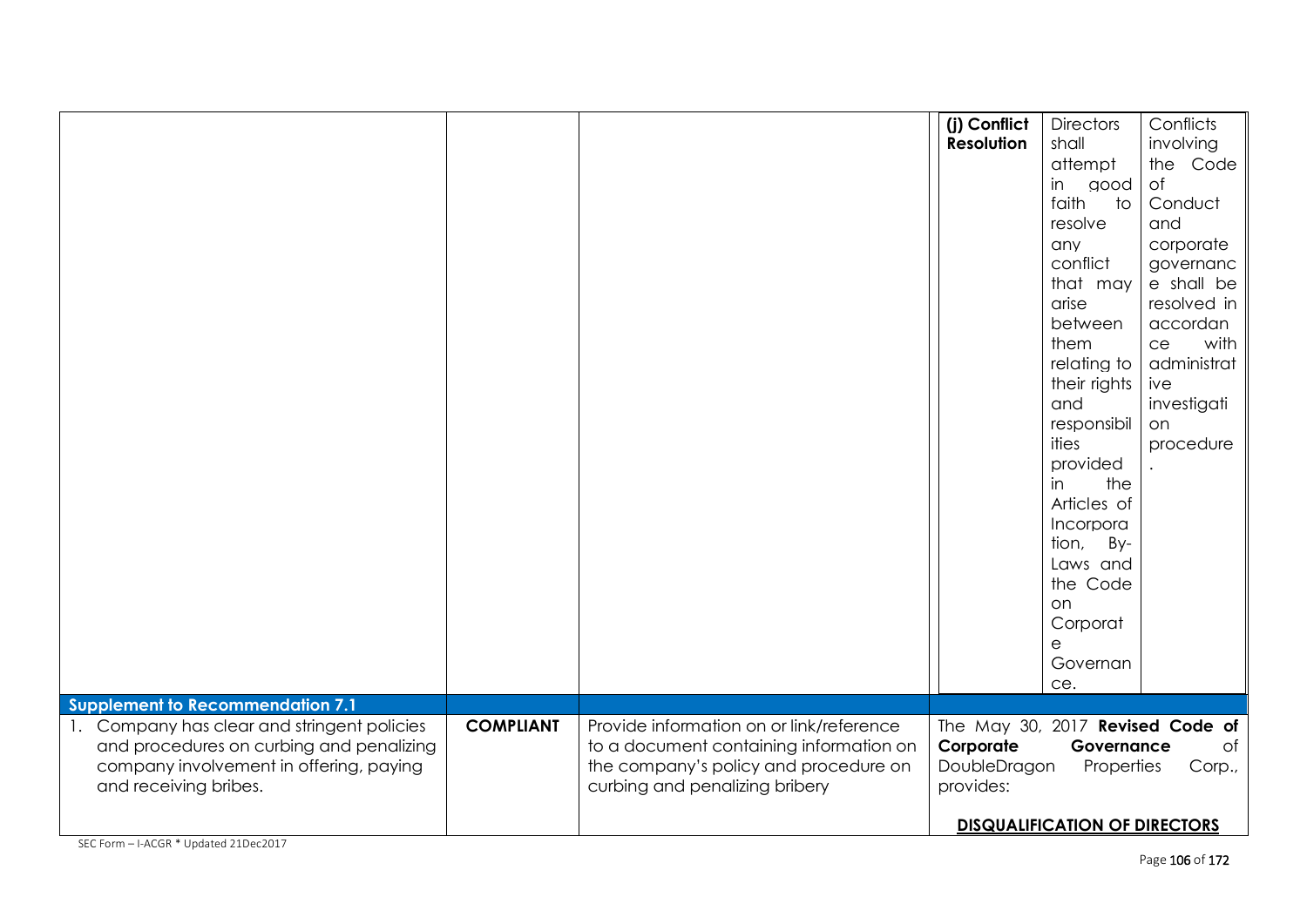| | | | | | |
|---|---|---|---|---|---|
| | | | **(j) Conflict Resolution** | Directors shall attempt in good faith to resolve any conflict that may arise between them relating to their rights and responsibilities provided in the Articles of Incorporation, By-Laws and the Code on Corporate Governance. | Conflicts involving the Code of Conduct and corporate governance shall be resolved in accordance with administrative investigation procedure. |
| **Supplement to Recommendation 7.1** | | | | | |
| 1. Company has clear and stringent policies and procedures on curbing and penalizing company involvement in offering, paying and receiving bribes. | **COMPLIANT** | Provide information on or link/reference to a document containing information on the company's policy and procedure on curbing and penalizing bribery | The May 30, 2017 **Revised Code of Corporate Governance** of DoubleDragon Properties Corp., provides:<br><br>**<u>DISQUALIFICATION OF DIRECTORS</u>** | | |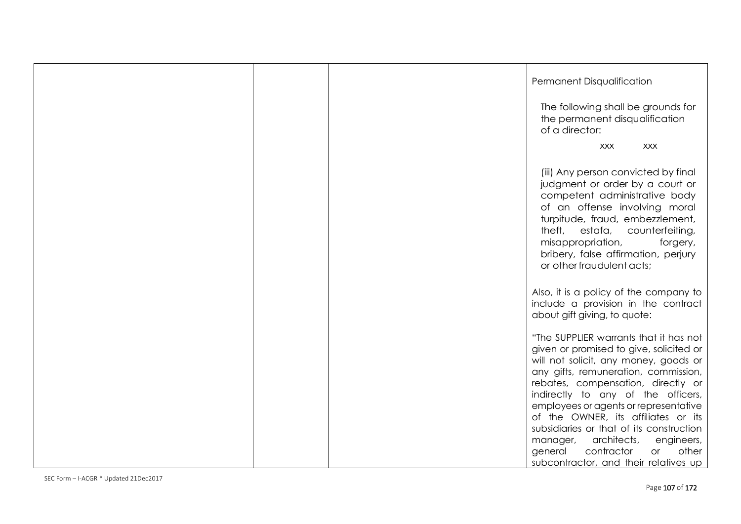| | | | Permanent Disqualification<br><br>The following shall be grounds for the permanent disqualification of a director:<br><br>xxx xxx<br><br>(iii) Any person convicted by final judgment or order by a court or competent administrative body of an offense involving moral turpitude, fraud, embezzlement, theft, estafa, counterfeiting, misappropriation, forgery, bribery, false affirmation, perjury or other fraudulent acts;<br><br>Also, it is a policy of the company to include a provision in the contract about gift giving, to quote:<br><br>"The SUPPLIER warrants that it has not given or promised to give, solicited or will not solicit, any money, goods or any gifts, remuneration, commission, rebates, compensation, directly or indirectly to any of the officers, employees or agents or representative of the OWNER, its affiliates or its subsidiaries or that of its construction manager, architects, engineers, general contractor or other subcontractor, and their relatives up |
|---|---|---|---|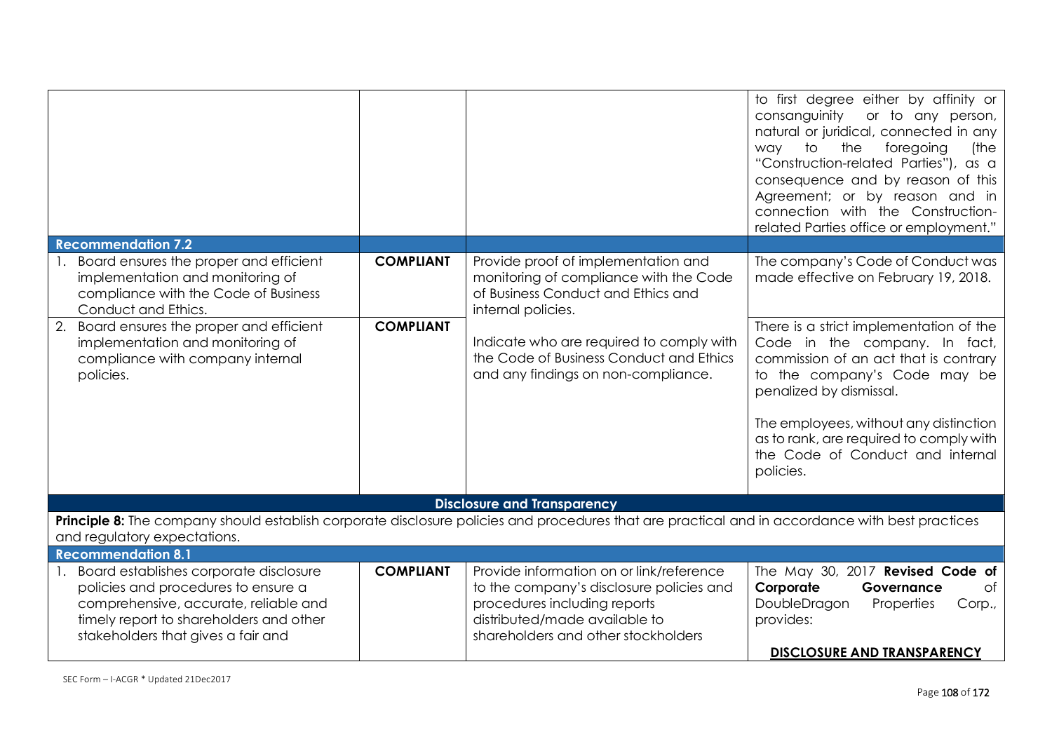| | | | |
|---|---|---|---|
| | | | to first degree either by affinity or consanguinity or to any person, natural or juridical, connected in any way to the foregoing (the "Construction-related Parties"), as a consequence and by reason of this Agreement; or by reason and in connection with the Construction-related Parties office or employment." |
| **Recommendation 7.2** | | | |
| 1. Board ensures the proper and efficient implementation and monitoring of compliance with the Code of Business Conduct and Ethics. | **COMPLIANT** | Provide proof of implementation and monitoring of compliance with the Code of Business Conduct and Ethics and internal policies. | The company's Code of Conduct was made effective on February 19, 2018. |
| 2. Board ensures the proper and efficient implementation and monitoring of compliance with company internal policies. | **COMPLIANT** | Indicate who are required to comply with the Code of Business Conduct and Ethics and any findings on non-compliance. | There is a strict implementation of the Code in the company. In fact, commission of an act that is contrary to the company's Code may be penalized by dismissal.<br><br>The employees, without any distinction as to rank, are required to comply with the Code of Conduct and internal policies. |
| **Disclosure and Transparency** | | | |
| **Principle 8:** The company should establish corporate disclosure policies and procedures that are practical and in accordance with best practices and regulatory expectations. | | | |
| **Recommendation 8.1** | | | |
| 1. Board establishes corporate disclosure policies and procedures to ensure a comprehensive, accurate, reliable and timely report to shareholders and other stakeholders that gives a fair and | **COMPLIANT** | Provide information on or link/reference to the company's disclosure policies and procedures including reports distributed/made available to shareholders and other stockholders | The May 30, 2017 **Revised Code of Corporate Governance** of DoubleDragon Properties Corp., provides:<br><br>**DISCLOSURE AND TRANSPARENCY** |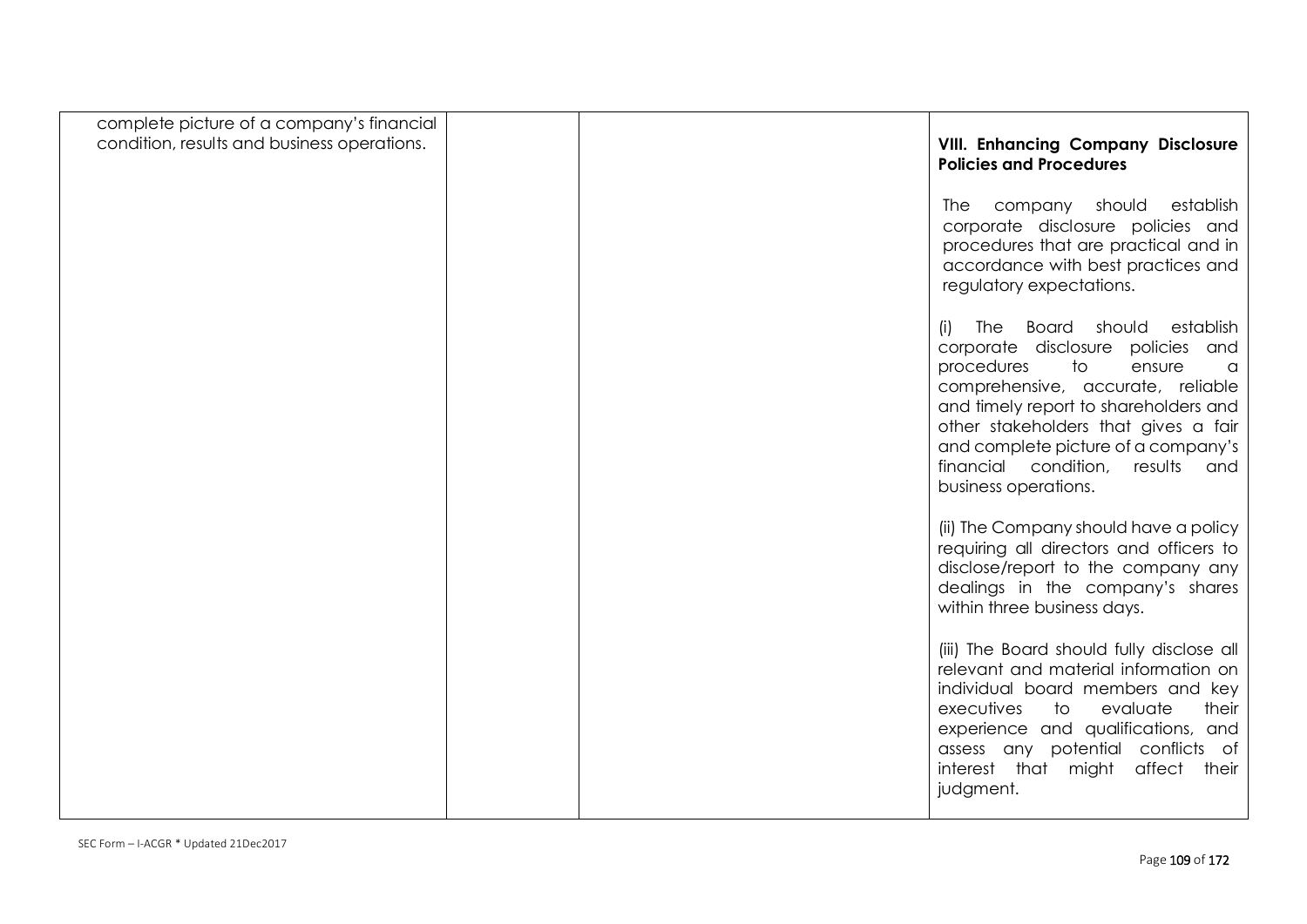| | | | |
|---|---|---|---|
| complete picture of a company's financial condition, results and business operations. | | | **VIII. Enhancing Company Disclosure Policies and Procedures**<br><br>The company should establish corporate disclosure policies and procedures that are practical and in accordance with best practices and regulatory expectations.<br><br>(i) The Board should establish corporate disclosure policies and procedures to ensure a comprehensive, accurate, reliable and timely report to shareholders and other stakeholders that gives a fair and complete picture of a company's financial condition, results and business operations.<br><br>(ii) The Company should have a policy requiring all directors and officers to disclose/report to the company any dealings in the company's shares within three business days.<br><br>(iii) The Board should fully disclose all relevant and material information on individual board members and key executives to evaluate their experience and qualifications, and assess any potential conflicts of interest that might affect their judgment. |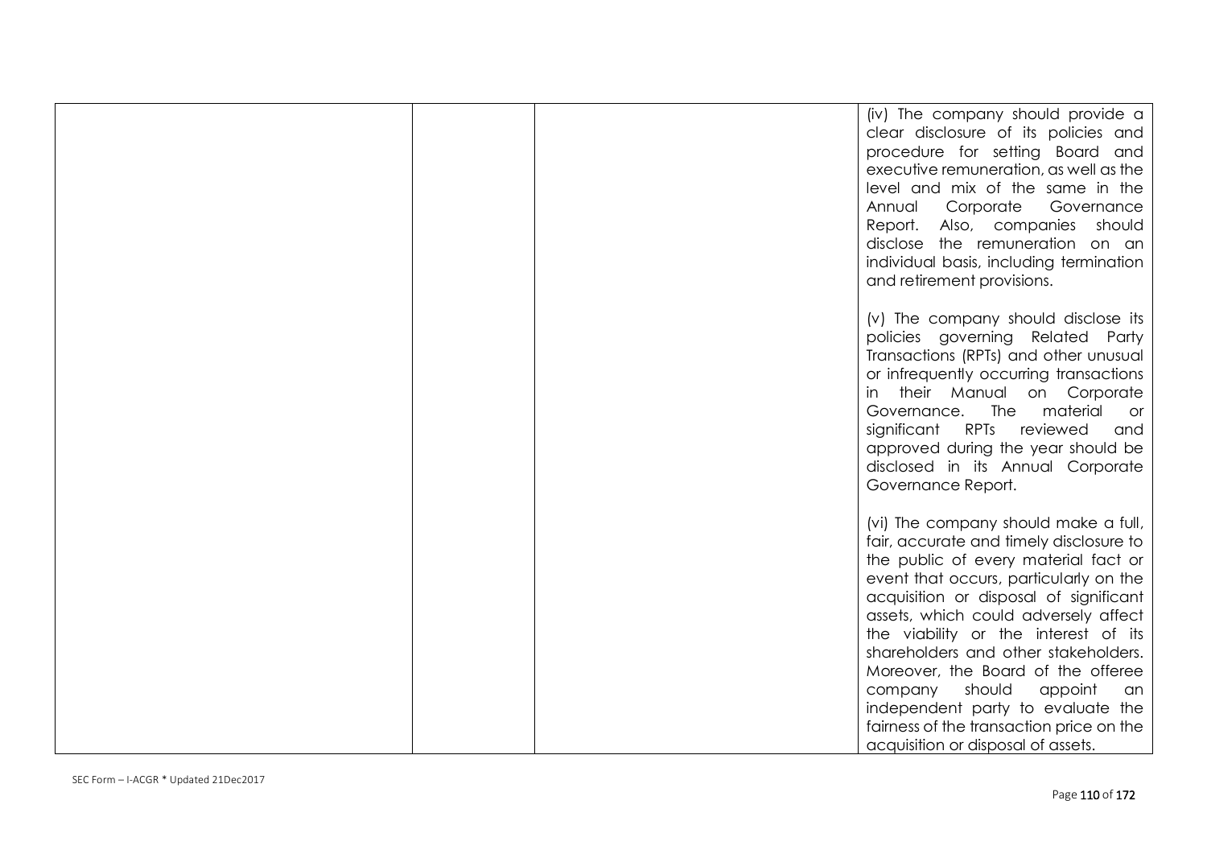|  |  |  | (iv) The company should provide a clear disclosure of its policies and procedure for setting Board and executive remuneration, as well as the level and mix of the same in the Annual Corporate Governance Report. Also, companies should disclose the remuneration on an individual basis, including termination and retirement provisions.<br><br>(v) The company should disclose its policies governing Related Party Transactions (RPTs) and other unusual or infrequently occurring transactions in their Manual on Corporate Governance. The material or significant RPTs reviewed and approved during the year should be disclosed in its Annual Corporate Governance Report.<br><br>(vi) The company should make a full, fair, accurate and timely disclosure to the public of every material fact or event that occurs, particularly on the acquisition or disposal of significant assets, which could adversely affect the viability or the interest of its shareholders and other stakeholders. Moreover, the Board of the offeree company should appoint an independent party to evaluate the fairness of the transaction price on the acquisition or disposal of assets. |
|---|---|---|---|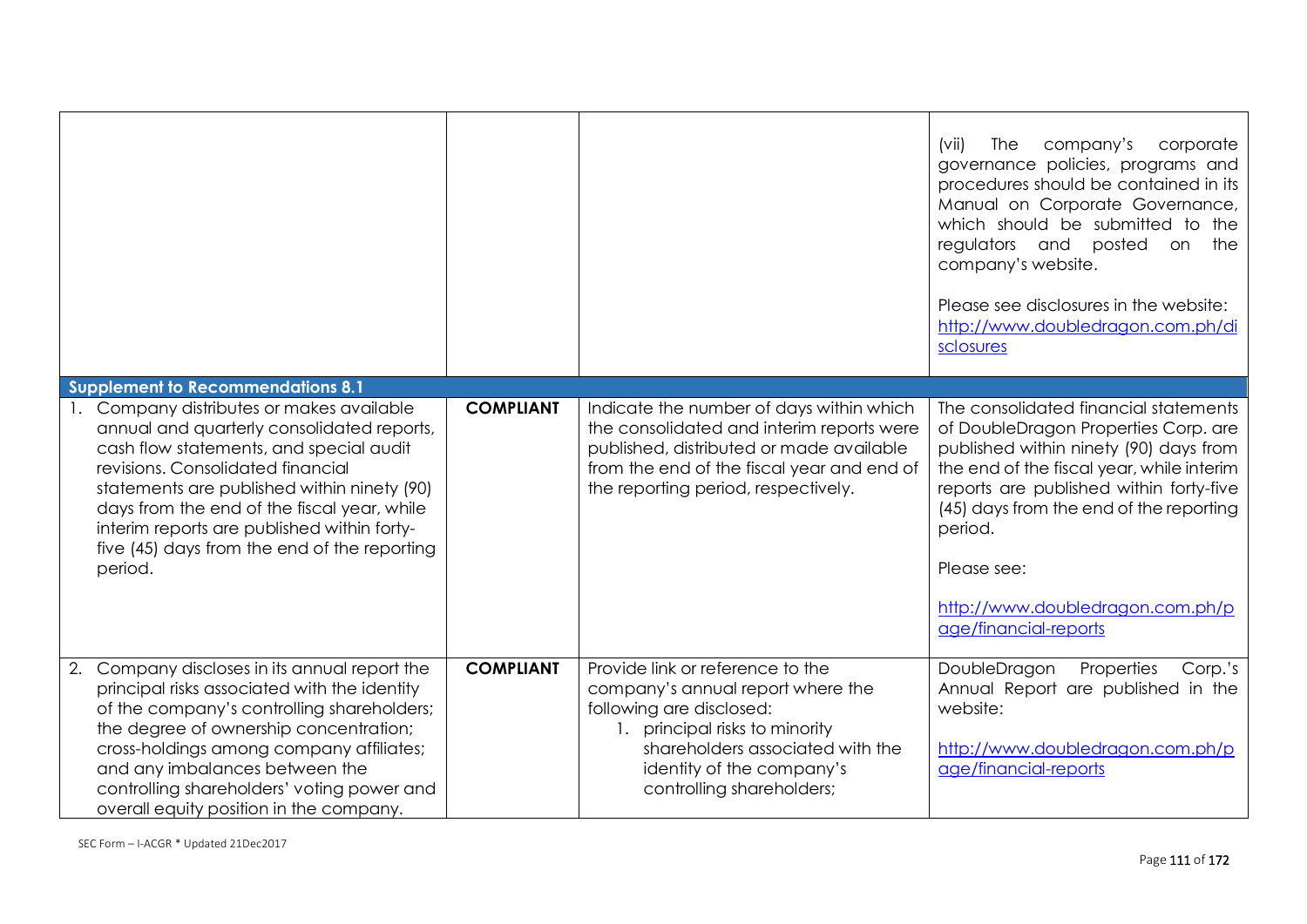| | | | |
|---|---|---|---|
| | | | (vii) The company's corporate governance policies, programs and procedures should be contained in its Manual on Corporate Governance, which should be submitted to the regulators and posted on the company's website.<br><br>Please see disclosures in the website: http://www.doubledragon.com.ph/disclosures |
| **Supplement to Recommendations 8.1** | | | |
| 1. Company distributes or makes available annual and quarterly consolidated reports, cash flow statements, and special audit revisions. Consolidated financial statements are published within ninety (90) days from the end of the fiscal year, while interim reports are published within forty-five (45) days from the end of the reporting period. | **COMPLIANT** | Indicate the number of days within which the consolidated and interim reports were published, distributed or made available from the end of the fiscal year and end of the reporting period, respectively. | The consolidated financial statements of DoubleDragon Properties Corp. are published within ninety (90) days from the end of the fiscal year, while interim reports are published within forty-five (45) days from the end of the reporting period.<br><br>Please see:<br><br>http://www.doubledragon.com.ph/page/financial-reports |
| 2. Company discloses in its annual report the principal risks associated with the identity of the company's controlling shareholders; the degree of ownership concentration; cross-holdings among company affiliates; and any imbalances between the controlling shareholders' voting power and overall equity position in the company. | **COMPLIANT** | Provide link or reference to the company's annual report where the following are disclosed:<br>1. principal risks to minority shareholders associated with the identity of the company's controlling shareholders; | DoubleDragon Properties Corp.'s Annual Report are published in the website:<br><br>http://www.doubledragon.com.ph/page/financial-reports |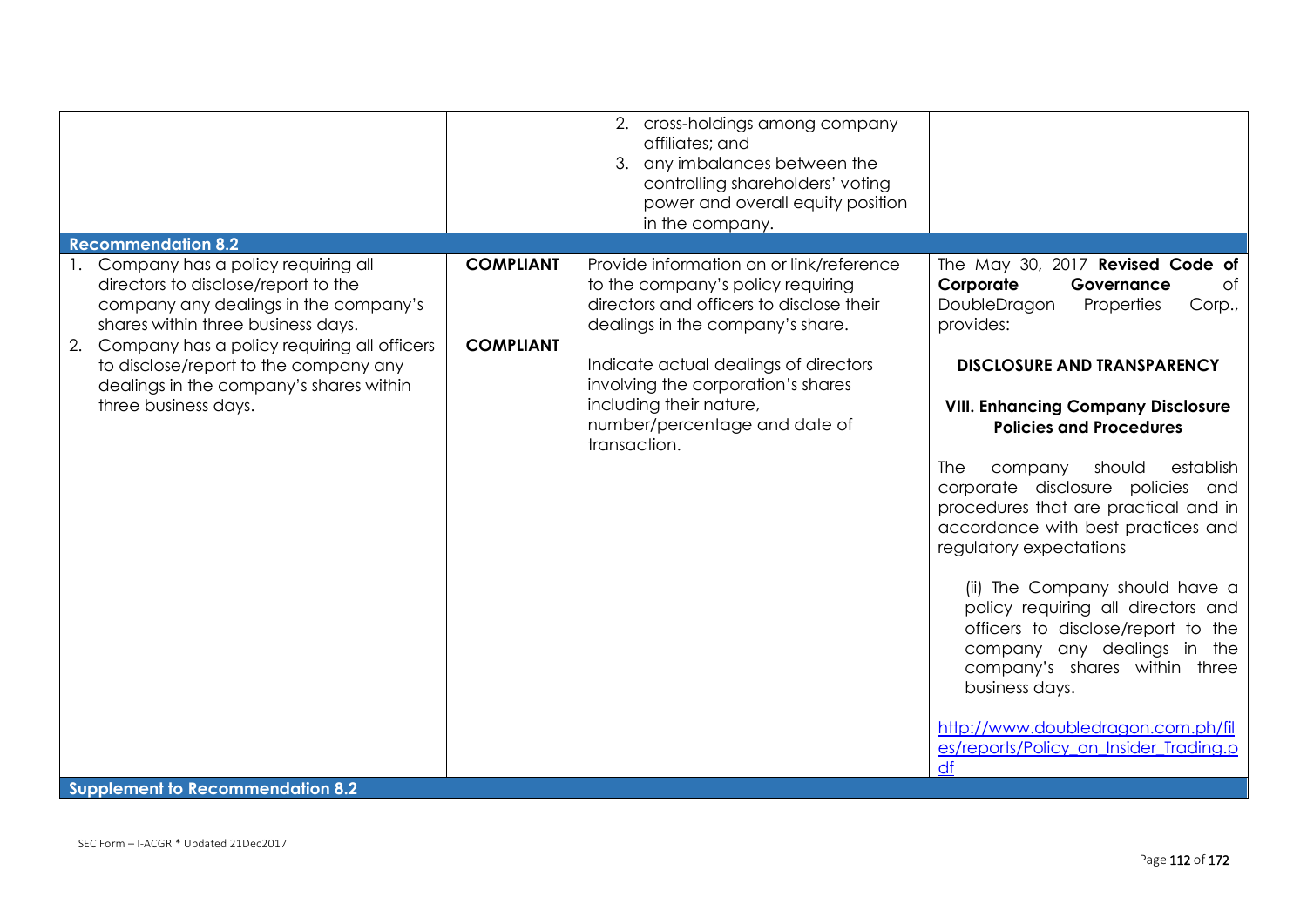| | | | |
|---|---|---|---|
| | | 2. cross-holdings among company affiliates; and<br>3. any imbalances between the controlling shareholders' voting power and overall equity position in the company. | |
| **Recommendation 8.2** | | | |
| 1. Company has a policy requiring all directors to disclose/report to the company any dealings in the company's shares within three business days. | **COMPLIANT** | Provide information on or link/reference to the company's policy requiring directors and officers to disclose their dealings in the company's share.<br><br>Indicate actual dealings of directors involving the corporation's shares including their nature, number/percentage and date of transaction. | The May 30, 2017 **Revised Code of Corporate Governance** of DoubleDragon Properties Corp., provides:<br><br>**DISCLOSURE AND TRANSPARENCY**<br><br>**VIII. Enhancing Company Disclosure Policies and Procedures**<br><br>The company should establish corporate disclosure policies and procedures that are practical and in accordance with best practices and regulatory expectations<br><br>(ii) The Company should have a policy requiring all directors and officers to disclose/report to the company any dealings in the company's shares within three business days.<br><br>http://www.doubledragon.com.ph/files/reports/Policy_on_Insider_Trading.pdf |
| 2. Company has a policy requiring all officers to disclose/report to the company any dealings in the company's shares within three business days. | **COMPLIANT** | | |
| **Supplement to Recommendation 8.2** | | | |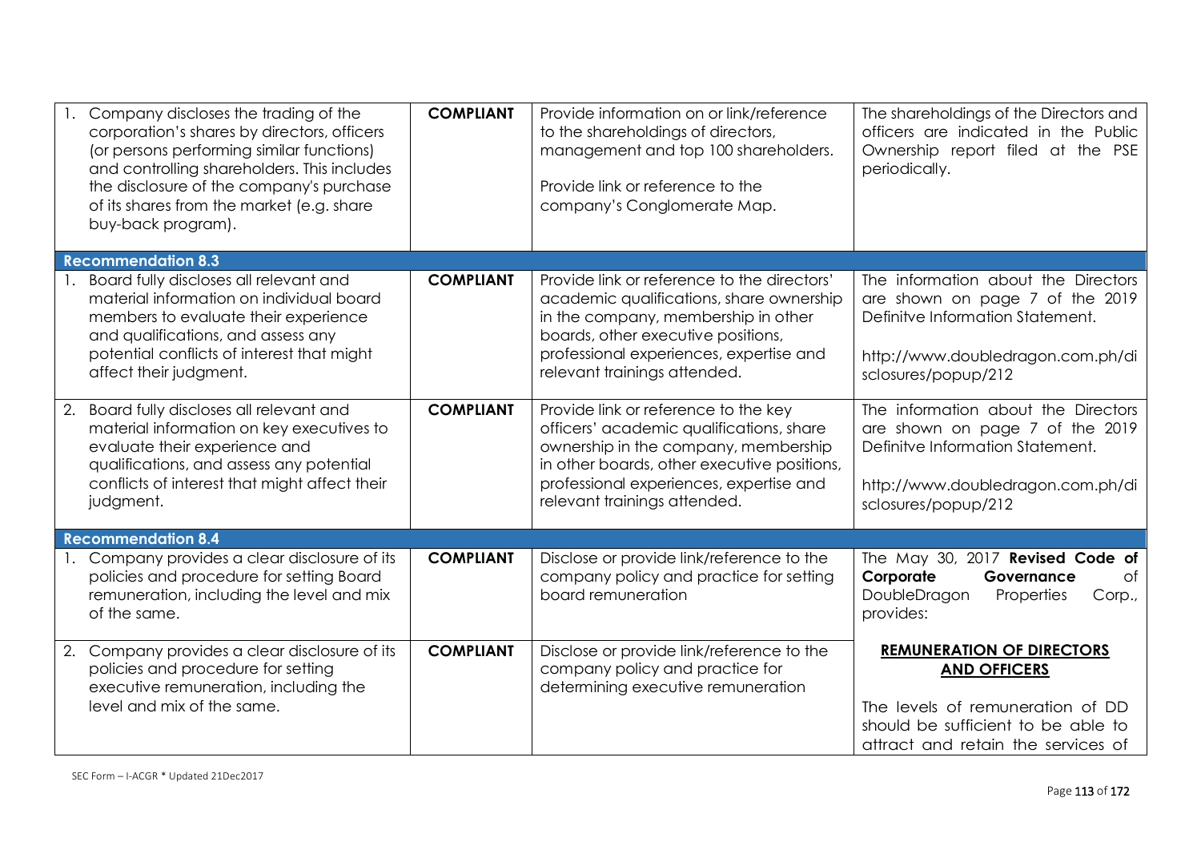| | | | |
|---|---|---|---|
| 1. Company discloses the trading of the corporation's shares by directors, officers (or persons performing similar functions) and controlling shareholders. This includes the disclosure of the company's purchase of its shares from the market (e.g. share buy-back program). | **COMPLIANT** | Provide information on or link/reference to the shareholdings of directors, management and top 100 shareholders.<br><br>Provide link or reference to the company's Conglomerate Map. | The shareholdings of the Directors and officers are indicated in the Public Ownership report filed at the PSE periodically. |
| **Recommendation 8.3** | | | |
| 1. Board fully discloses all relevant and material information on individual board members to evaluate their experience and qualifications, and assess any potential conflicts of interest that might affect their judgment. | **COMPLIANT** | Provide link or reference to the directors' academic qualifications, share ownership in the company, membership in other boards, other executive positions, professional experiences, expertise and relevant trainings attended. | The information about the Directors are shown on page 7 of the 2019 Definitve Information Statement.<br><br>http://www.doubledragon.com.ph/disclosures/popup/212 |
| 2. Board fully discloses all relevant and material information on key executives to evaluate their experience and qualifications, and assess any potential conflicts of interest that might affect their judgment. | **COMPLIANT** | Provide link or reference to the key officers' academic qualifications, share ownership in the company, membership in other boards, other executive positions, professional experiences, expertise and relevant trainings attended. | The information about the Directors are shown on page 7 of the 2019 Definitve Information Statement.<br><br>http://www.doubledragon.com.ph/disclosures/popup/212 |
| **Recommendation 8.4** | | | |
| 1. Company provides a clear disclosure of its policies and procedure for setting Board remuneration, including the level and mix of the same. | **COMPLIANT** | Disclose or provide link/reference to the company policy and practice for setting board remuneration | The May 30, 2017 **Revised Code of Corporate Governance** of DoubleDragon Properties Corp., provides:<br><br>**REMUNERATION OF DIRECTORS AND OFFICERS**<br><br>The levels of remuneration of DD should be sufficient to be able to attract and retain the services of |
| 2. Company provides a clear disclosure of its policies and procedure for setting executive remuneration, including the level and mix of the same. | **COMPLIANT** | Disclose or provide link/reference to the company policy and practice for determining executive remuneration | |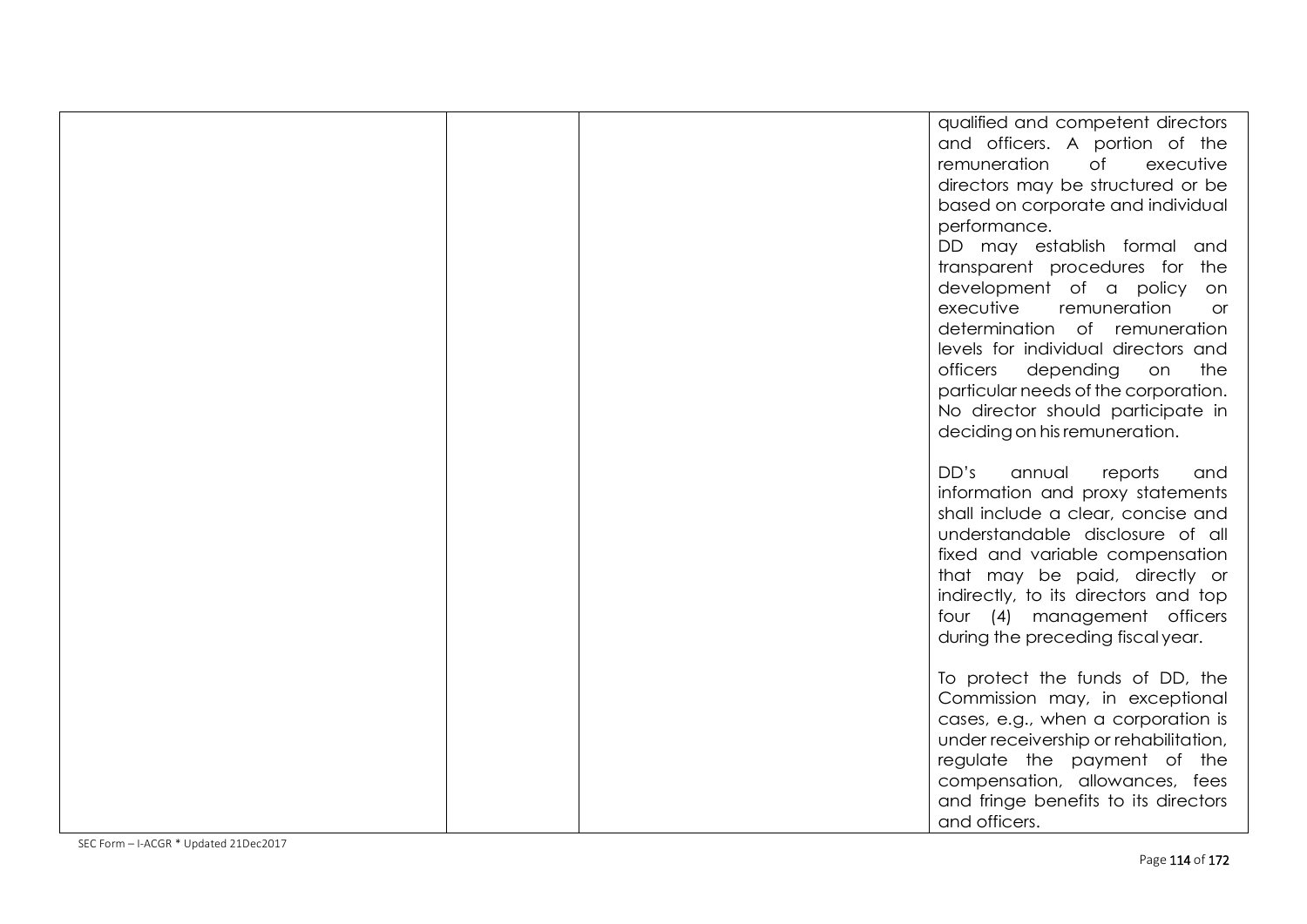| | | | |
|---|---|---|---|
| | | | qualified and competent directors and officers. A portion of the remuneration of executive directors may be structured or be based on corporate and individual performance.<br>DD may establish formal and transparent procedures for the development of a policy on executive remuneration or determination of remuneration levels for individual directors and officers depending on the particular needs of the corporation. No director should participate in deciding on his remuneration.<br><br>DD's annual reports and information and proxy statements shall include a clear, concise and understandable disclosure of all fixed and variable compensation that may be paid, directly or indirectly, to its directors and top four (4) management officers during the preceding fiscal year.<br><br>To protect the funds of DD, the Commission may, in exceptional cases, e.g., when a corporation is under receivership or rehabilitation, regulate the payment of the compensation, allowances, fees and fringe benefits to its directors and officers. |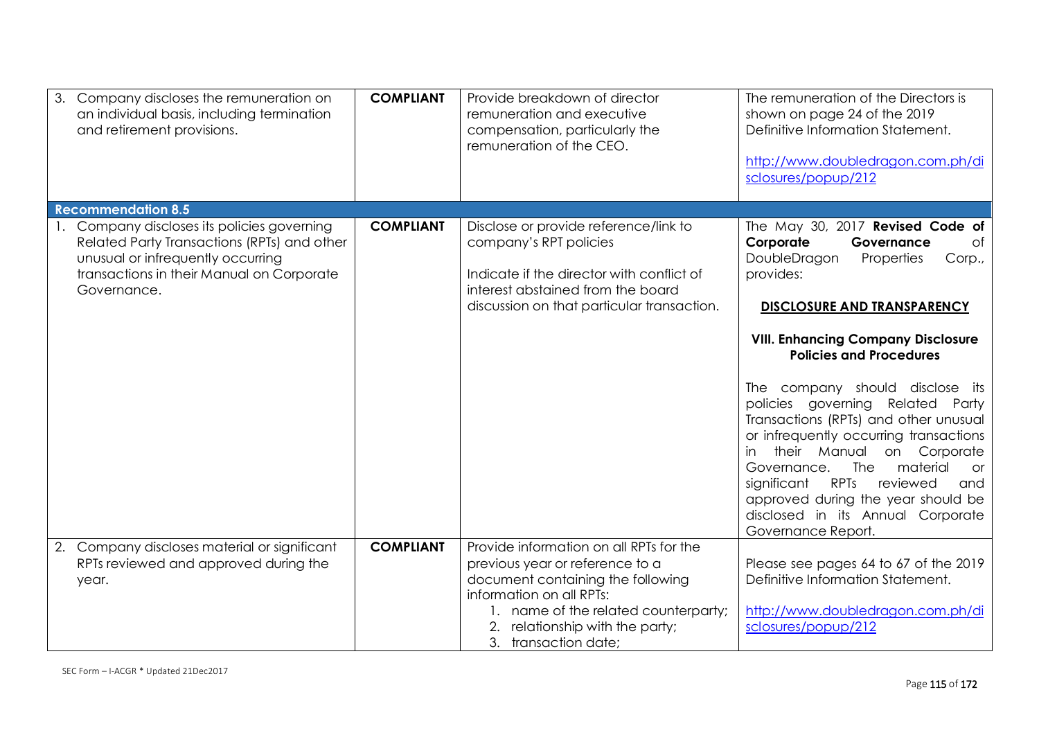| | | | |
|---|---|---|---|
| 3. Company discloses the remuneration on an individual basis, including termination and retirement provisions. | **COMPLIANT** | Provide breakdown of director remuneration and executive compensation, particularly the remuneration of the CEO. | The remuneration of the Directors is shown on page 24 of the 2019 Definitive Information Statement.<br><br>http://www.doubledragon.com.ph/disclosures/popup/212 |
| **Recommendation 8.5** | | | |
| 1. Company discloses its policies governing Related Party Transactions (RPTs) and other unusual or infrequently occurring transactions in their Manual on Corporate Governance. | **COMPLIANT** | Disclose or provide reference/link to company's RPT policies<br><br>Indicate if the director with conflict of interest abstained from the board discussion on that particular transaction. | The May 30, 2017 **Revised Code of Corporate Governance** of DoubleDragon Properties Corp., provides:<br><br>**DISCLOSURE AND TRANSPARENCY**<br><br>**VIII. Enhancing Company Disclosure Policies and Procedures**<br><br>The company should disclose its policies governing Related Party Transactions (RPTs) and other unusual or infrequently occurring transactions in their Manual on Corporate Governance. The material or significant RPTs reviewed and approved during the year should be disclosed in its Annual Corporate Governance Report. |
| 2. Company discloses material or significant RPTs reviewed and approved during the year. | **COMPLIANT** | Provide information on all RPTs for the previous year or reference to a document containing the following information on all RPTs:<br>1. name of the related counterparty;<br>2. relationship with the party;<br>3. transaction date; | Please see pages 64 to 67 of the 2019 Definitive Information Statement.<br><br>http://www.doubledragon.com.ph/disclosures/popup/212 |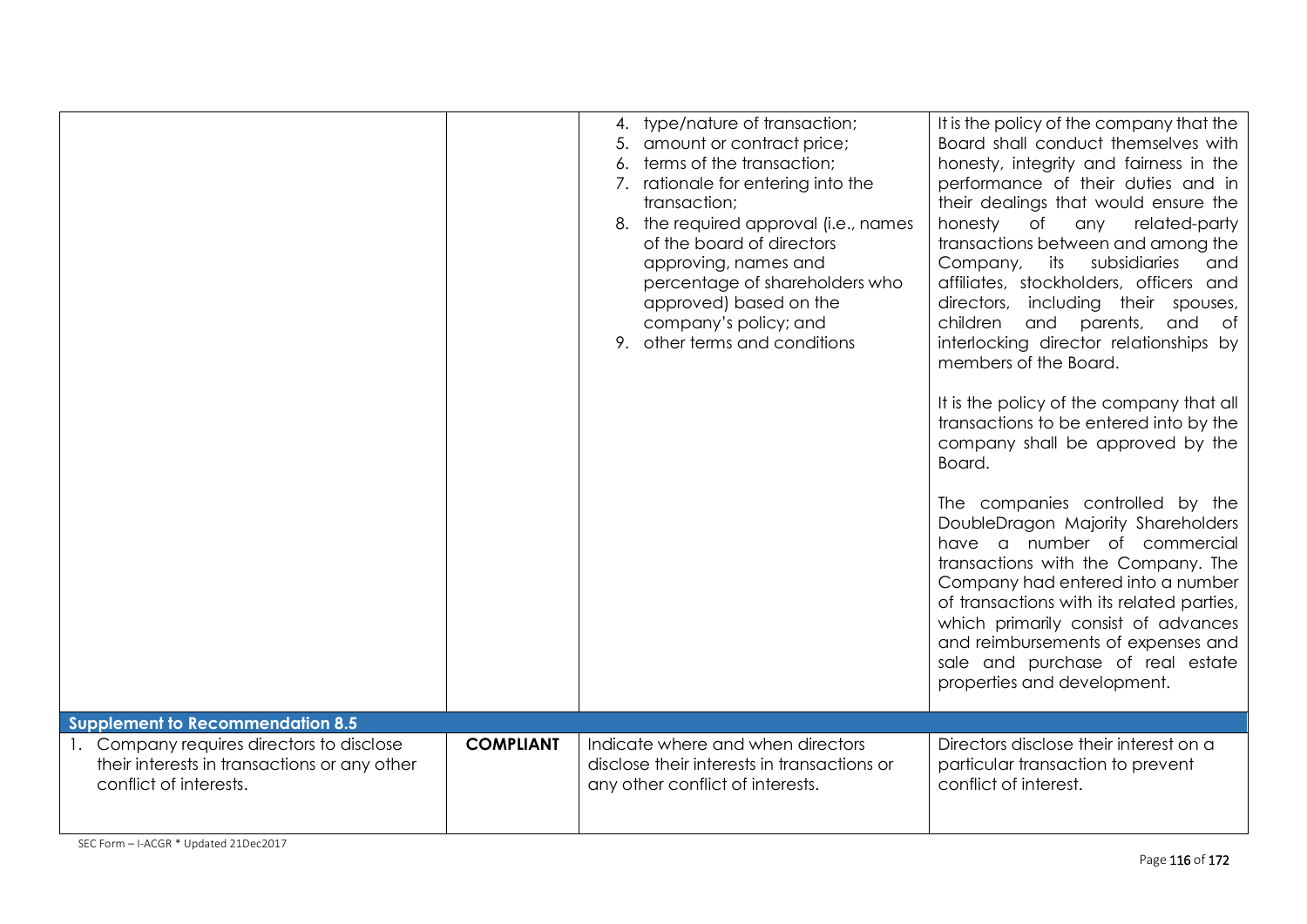| | | | |
|---|---|---|---|
| | | 4. type/nature of transaction;<br>5. amount or contract price;<br>6. terms of the transaction;<br>7. rationale for entering into the transaction;<br>8. the required approval (i.e., names of the board of directors approving, names and percentage of shareholders who approved) based on the company's policy; and<br>9. other terms and conditions | It is the policy of the company that the Board shall conduct themselves with honesty, integrity and fairness in the performance of their duties and in their dealings that would ensure the honesty of any related-party transactions between and among the Company, its subsidiaries and affiliates, stockholders, officers and directors, including their spouses, children and parents, and of interlocking director relationships by members of the Board.<br><br>It is the policy of the company that all transactions to be entered into by the company shall be approved by the Board.<br><br>The companies controlled by the DoubleDragon Majority Shareholders have a number of commercial transactions with the Company. The Company had entered into a number of transactions with its related parties, which primarily consist of advances and reimbursements of expenses and sale and purchase of real estate properties and development. |
| **Supplement to Recommendation 8.5** | | | |
| 1. Company requires directors to disclose their interests in transactions or any other conflict of interests. | **COMPLIANT** | Indicate where and when directors disclose their interests in transactions or any other conflict of interests. | Directors disclose their interest on a particular transaction to prevent conflict of interest. |

SEC Form – I-ACGR * Updated 21Dec2017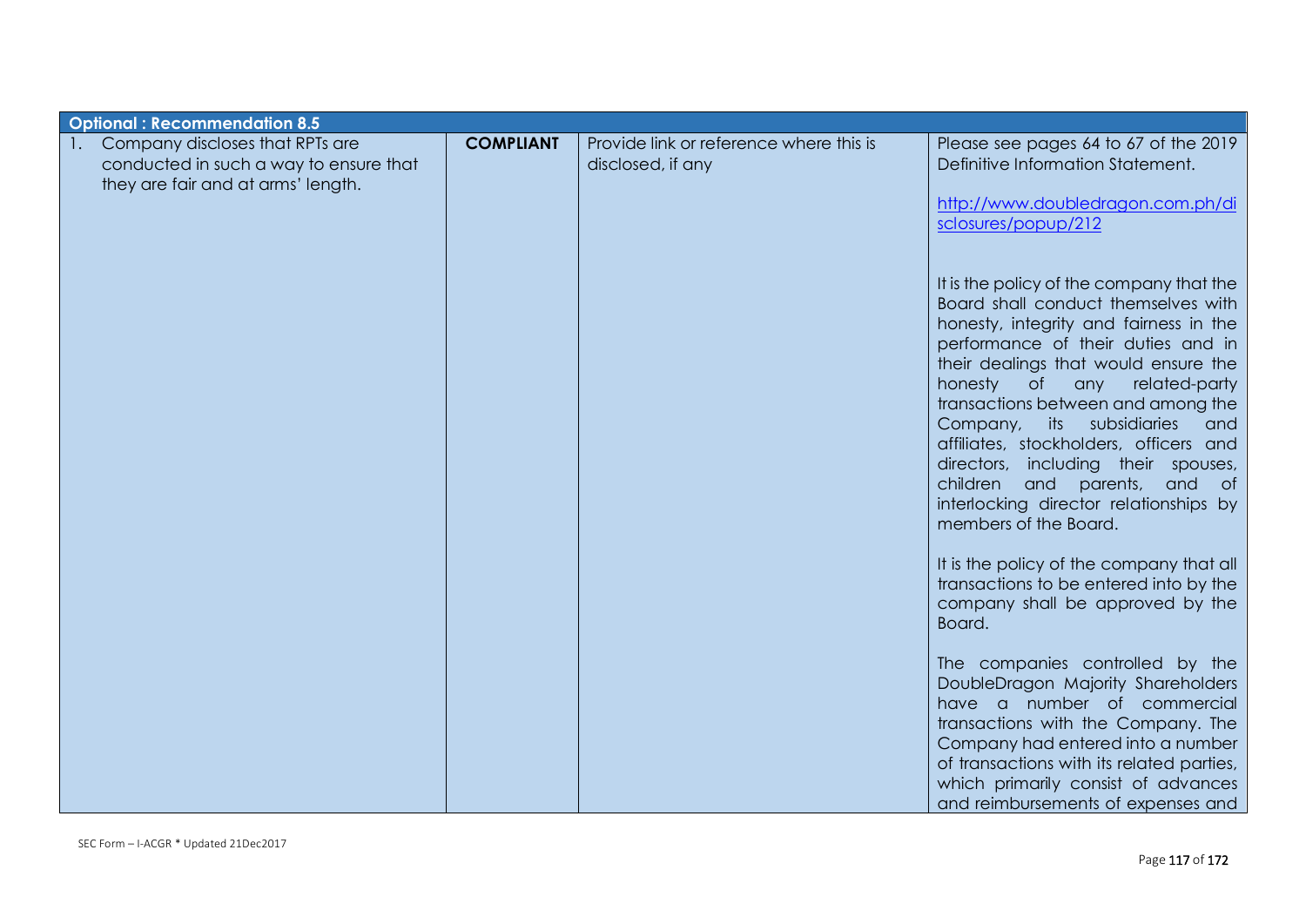| Optional : Recommendation 8.5 | | | |
|---|---|---|---|
| 1. Company discloses that RPTs are conducted in such a way to ensure that they are fair and at arms' length. | **COMPLIANT** | Provide link or reference where this is disclosed, if any | Please see pages 64 to 67 of the 2019 Definitive Information Statement.<br><br>http://www.doubledragon.com.ph/disclosures/popup/212<br><br>It is the policy of the company that the Board shall conduct themselves with honesty, integrity and fairness in the performance of their duties and in their dealings that would ensure the honesty of any related-party transactions between and among the Company, its subsidiaries and affiliates, stockholders, officers and directors, including their spouses, children and parents, and of interlocking director relationships by members of the Board.<br><br>It is the policy of the company that all transactions to be entered into by the company shall be approved by the Board.<br><br>The companies controlled by the DoubleDragon Majority Shareholders have a number of commercial transactions with the Company. The Company had entered into a number of transactions with its related parties, which primarily consist of advances and reimbursements of expenses and |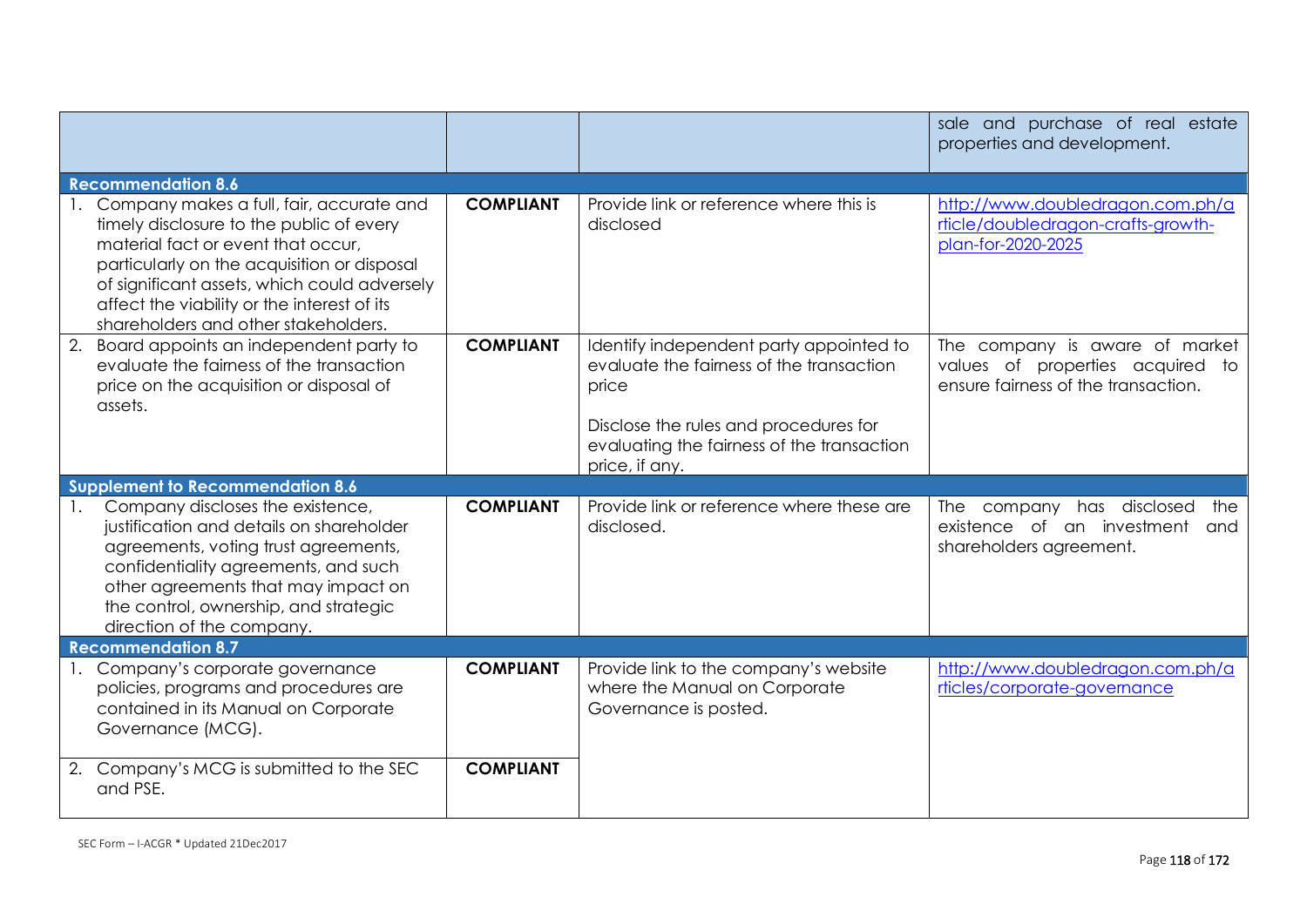| | | | |
|---|---|---|---|
| | | | sale and purchase of real estate properties and development. |
| **Recommendation 8.6** | | | |
| 1. Company makes a full, fair, accurate and timely disclosure to the public of every material fact or event that occur, particularly on the acquisition or disposal of significant assets, which could adversely affect the viability or the interest of its shareholders and other stakeholders. | **COMPLIANT** | Provide link or reference where this is disclosed | http://www.doubledragon.com.ph/article/doubledragon-crafts-growth-plan-for-2020-2025 |
| 2. Board appoints an independent party to evaluate the fairness of the transaction price on the acquisition or disposal of assets. | **COMPLIANT** | Identify independent party appointed to evaluate the fairness of the transaction price<br><br>Disclose the rules and procedures for evaluating the fairness of the transaction price, if any. | The company is aware of market values of properties acquired to ensure fairness of the transaction. |
| **Supplement to Recommendation 8.6** | | | |
| 1. Company discloses the existence, justification and details on shareholder agreements, voting trust agreements, confidentiality agreements, and such other agreements that may impact on the control, ownership, and strategic direction of the company. | **COMPLIANT** | Provide link or reference where these are disclosed. | The company has disclosed the existence of an investment and shareholders agreement. |
| **Recommendation 8.7** | | | |
| 1. Company's corporate governance policies, programs and procedures are contained in its Manual on Corporate Governance (MCG). | **COMPLIANT** | Provide link to the company's website where the Manual on Corporate Governance is posted. | http://www.doubledragon.com.ph/articles/corporate-governance |
| 2. Company's MCG is submitted to the SEC and PSE. | **COMPLIANT** | | |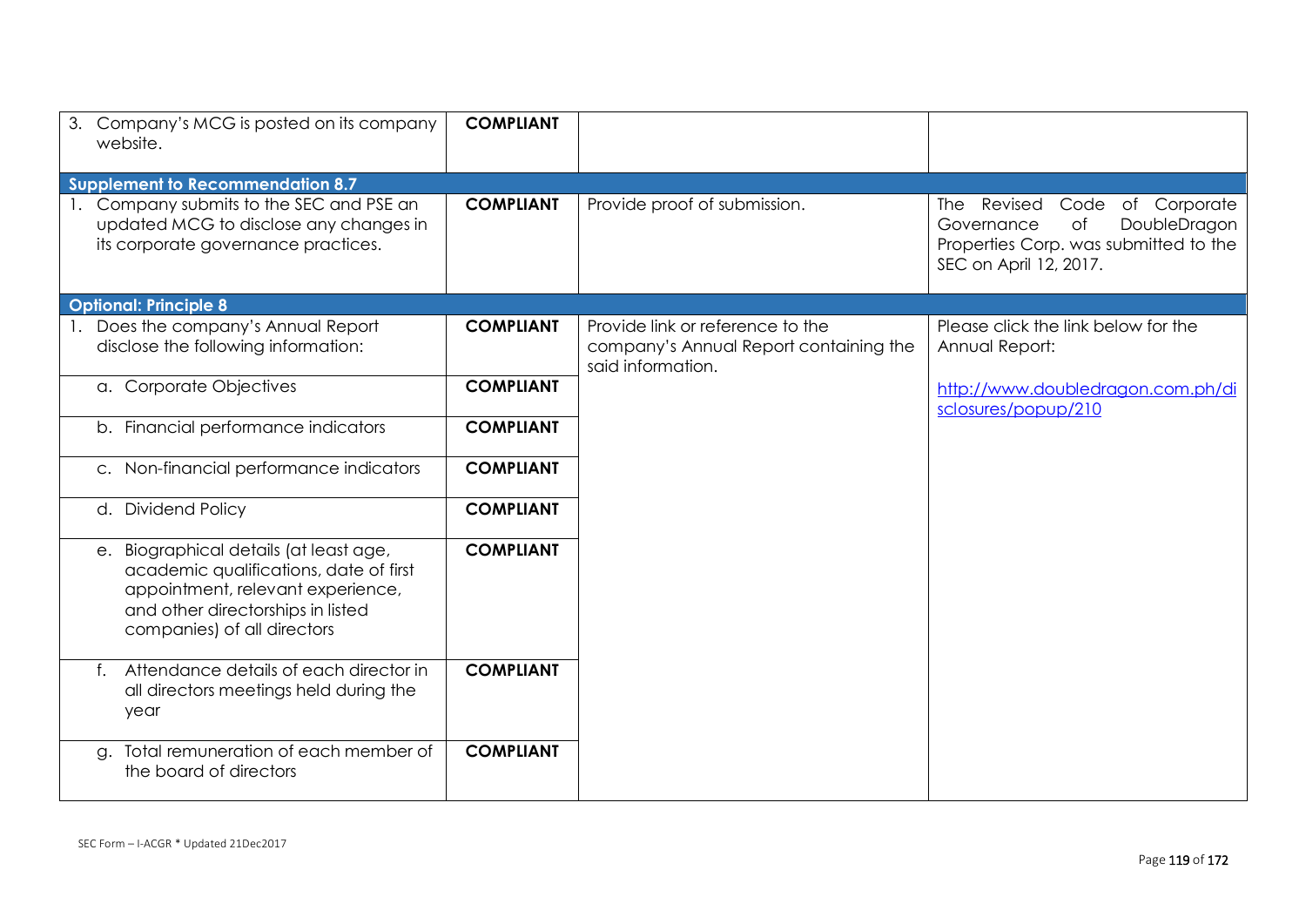| | | | |
|---|---|---|---|
| 3. Company's MCG is posted on its company website. | **COMPLIANT** | | |
| **Supplement to Recommendation 8.7** | | | |
| 1. Company submits to the SEC and PSE an updated MCG to disclose any changes in its corporate governance practices. | **COMPLIANT** | Provide proof of submission. | The Revised Code of Corporate Governance of DoubleDragon Properties Corp. was submitted to the SEC on April 12, 2017. |
| **Optional: Principle 8** | | | |
| 1. Does the company's Annual Report disclose the following information: | **COMPLIANT** | Provide link or reference to the company's Annual Report containing the said information. | Please click the link below for the Annual Report: |
| a. Corporate Objectives | **COMPLIANT** | | http://www.doubledragon.com.ph/disclosures/popup/210 |
| b. Financial performance indicators | **COMPLIANT** | | |
| c. Non-financial performance indicators | **COMPLIANT** | | |
| d. Dividend Policy | **COMPLIANT** | | |
| e. Biographical details (at least age, academic qualifications, date of first appointment, relevant experience, and other directorships in listed companies) of all directors | **COMPLIANT** | | |
| f. Attendance details of each director in all directors meetings held during the year | **COMPLIANT** | | |
| g. Total remuneration of each member of the board of directors | **COMPLIANT** | | |

SEC Form – I-ACGR * Updated 21Dec2017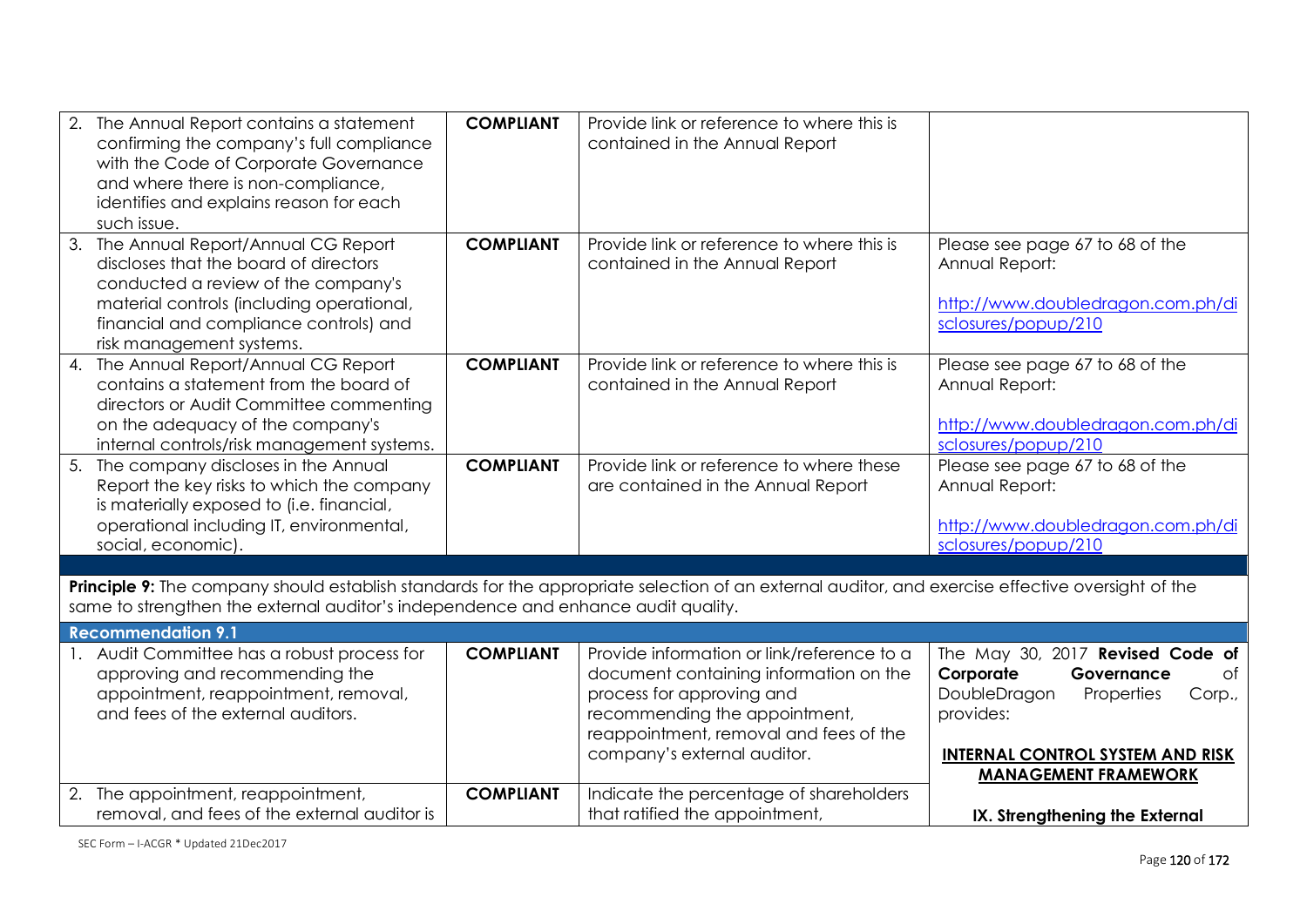| | | | |
|---|---|---|---|
| 2. The Annual Report contains a statement confirming the company's full compliance with the Code of Corporate Governance and where there is non-compliance, identifies and explains reason for each such issue. | **COMPLIANT** | Provide link or reference to where this is contained in the Annual Report | |
| 3. The Annual Report/Annual CG Report discloses that the board of directors conducted a review of the company's material controls (including operational, financial and compliance controls) and risk management systems. | **COMPLIANT** | Provide link or reference to where this is contained in the Annual Report | Please see page 67 to 68 of the Annual Report: [http://www.doubledragon.com.ph/disclosures/popup/210](http://www.doubledragon.com.ph/disclosures/popup/210) |
| 4. The Annual Report/Annual CG Report contains a statement from the board of directors or Audit Committee commenting on the adequacy of the company's internal controls/risk management systems. | **COMPLIANT** | Provide link or reference to where this is contained in the Annual Report | Please see page 67 to 68 of the Annual Report: [http://www.doubledragon.com.ph/disclosures/popup/210](http://www.doubledragon.com.ph/disclosures/popup/210) |
| 5. The company discloses in the Annual Report the key risks to which the company is materially exposed to (i.e. financial, operational including IT, environmental, social, economic). | **COMPLIANT** | Provide link or reference to where these are contained in the Annual Report | Please see page 67 to 68 of the Annual Report: [http://www.doubledragon.com.ph/disclosures/popup/210](http://www.doubledragon.com.ph/disclosures/popup/210) |
| **Principle 9:** The company should establish standards for the appropriate selection of an external auditor, and exercise effective oversight of the same to strengthen the external auditor's independence and enhance audit quality. | | | |
| **Recommendation 9.1** | | | |
| 1. Audit Committee has a robust process for approving and recommending the appointment, reappointment, removal, and fees of the external auditors. | **COMPLIANT** | Provide information or link/reference to a document containing information on the process for approving and recommending the appointment, reappointment, removal and fees of the company's external auditor. | The May 30, 2017 **Revised Code of Corporate Governance** of DoubleDragon Properties Corp., provides: **INTERNAL CONTROL SYSTEM AND RISK MANAGEMENT FRAMEWORK** |
| 2. The appointment, reappointment, removal, and fees of the external auditor is | **COMPLIANT** | Indicate the percentage of shareholders that ratified the appointment, | **IX. Strengthening the External** |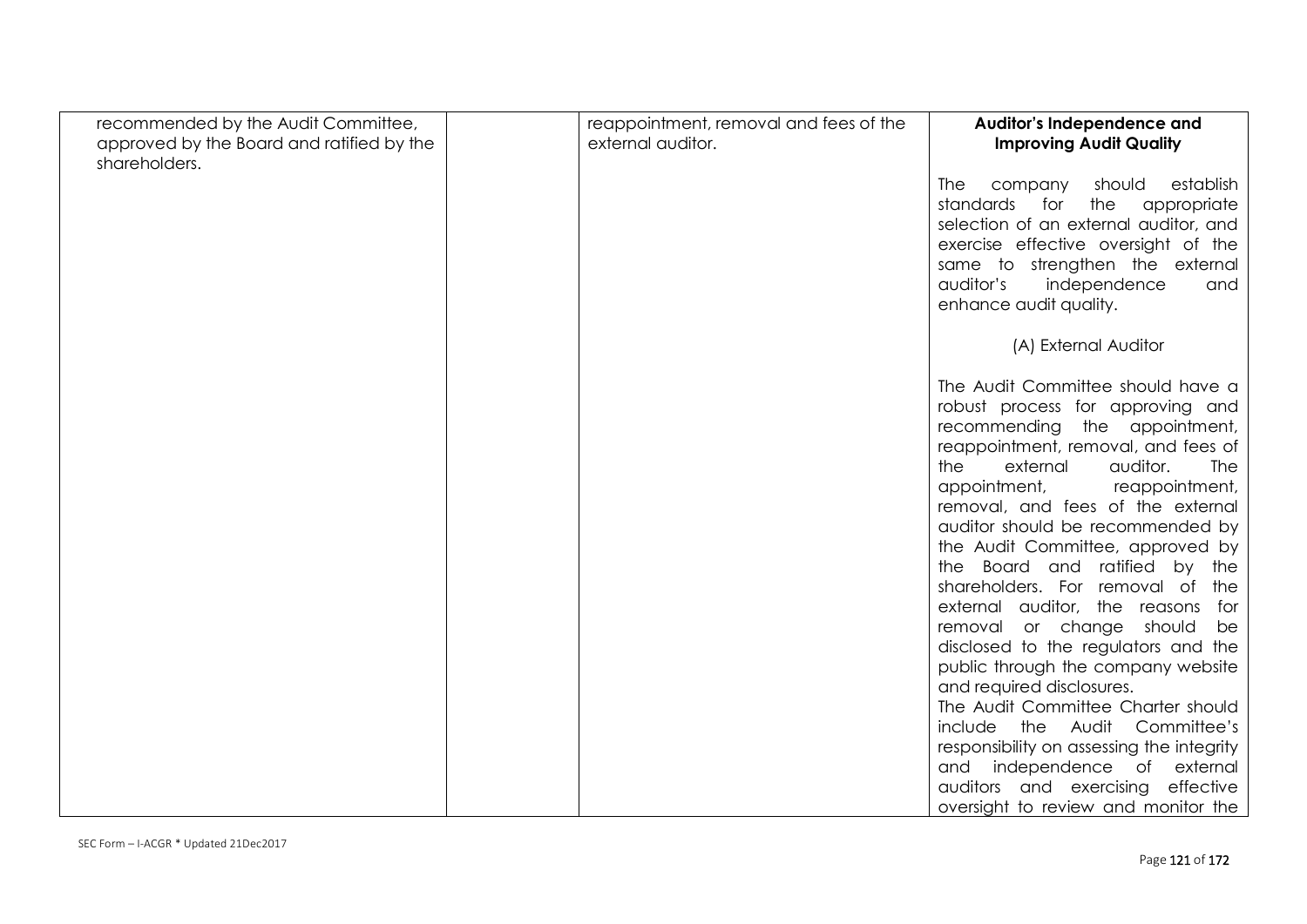| | | | |
|---|---|---|---|
| recommended by the Audit Committee, approved by the Board and ratified by the shareholders. | | reappointment, removal and fees of the external auditor. | **Auditor's Independence and Improving Audit Quality**<br><br>The company should establish standards for the appropriate selection of an external auditor, and exercise effective oversight of the same to strengthen the external auditor's independence and enhance audit quality.<br><br>(A) External Auditor<br><br>The Audit Committee should have a robust process for approving and recommending the appointment, reappointment, removal, and fees of the external auditor. The appointment, reappointment, removal, and fees of the external auditor should be recommended by the Audit Committee, approved by the Board and ratified by the shareholders. For removal of the external auditor, the reasons for removal or change should be disclosed to the regulators and the public through the company website and required disclosures.<br>The Audit Committee Charter should include the Audit Committee's responsibility on assessing the integrity and independence of external auditors and exercising effective oversight to review and monitor the |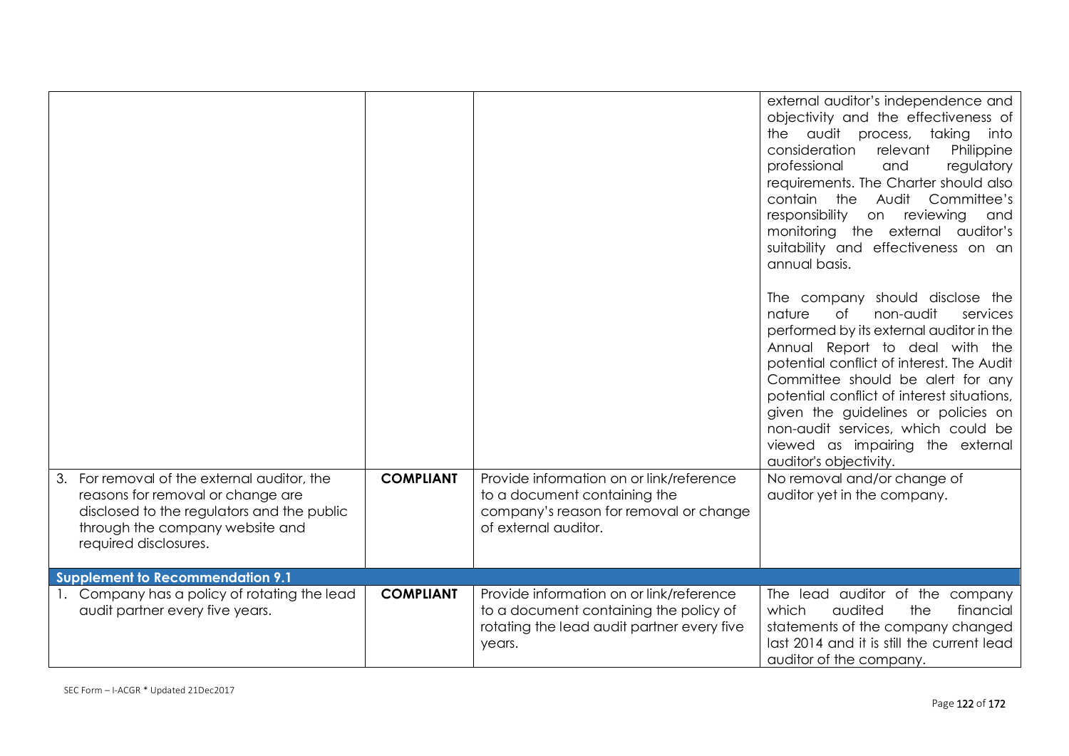| | | | |
|---|---|---|---|
| | | | external auditor's independence and objectivity and the effectiveness of the audit process, taking into consideration relevant Philippine professional and regulatory requirements. The Charter should also contain the Audit Committee's responsibility on reviewing and monitoring the external auditor's suitability and effectiveness on an annual basis.<br><br>The company should disclose the nature of non-audit services performed by its external auditor in the Annual Report to deal with the potential conflict of interest. The Audit Committee should be alert for any potential conflict of interest situations, given the guidelines or policies on non-audit services, which could be viewed as impairing the external auditor's objectivity. |
| 3. For removal of the external auditor, the reasons for removal or change are disclosed to the regulators and the public through the company website and required disclosures. | **COMPLIANT** | Provide information on or link/reference to a document containing the company's reason for removal or change of external auditor. | No removal and/or change of auditor yet in the company. |
| **Supplement to Recommendation 9.1** | | | |
| 1. Company has a policy of rotating the lead audit partner every five years. | **COMPLIANT** | Provide information on or link/reference to a document containing the policy of rotating the lead audit partner every five years. | The lead auditor of the company which audited the financial statements of the company changed last 2014 and it is still the current lead auditor of the company. |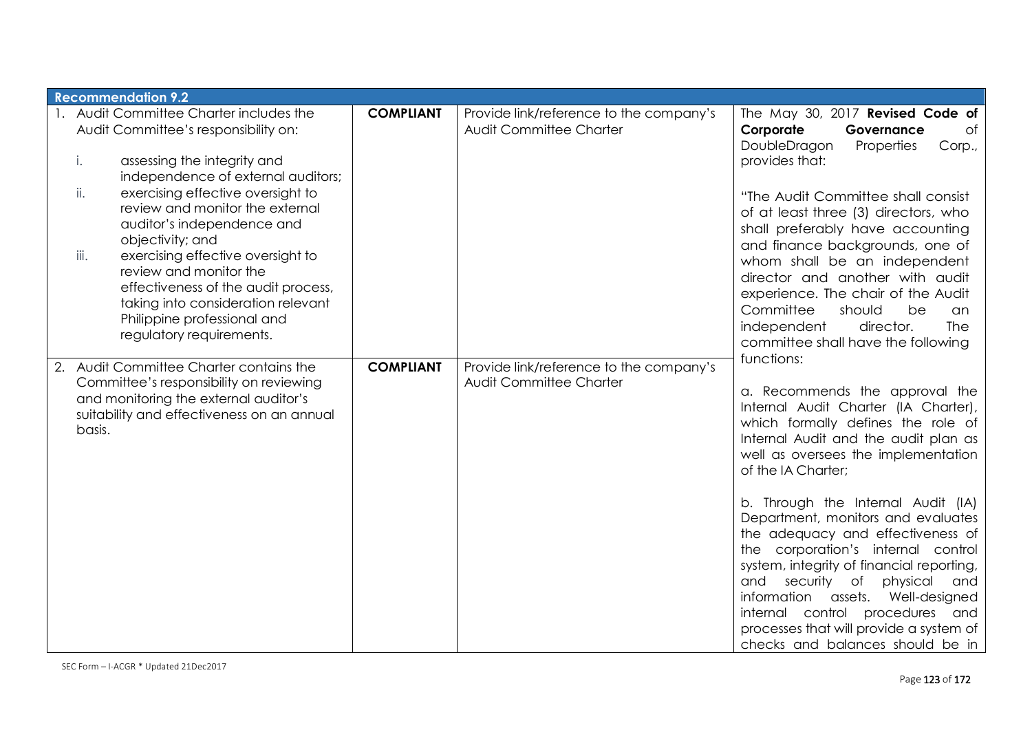| Recommendation 9.2 | | | |
|---|---|---|---|
| 1. Audit Committee Charter includes the Audit Committee's responsibility on:<br><br>i. assessing the integrity and independence of external auditors;<br>ii. exercising effective oversight to review and monitor the external auditor's independence and objectivity; and<br>iii. exercising effective oversight to review and monitor the effectiveness of the audit process, taking into consideration relevant Philippine professional and regulatory requirements. | **COMPLIANT** | Provide link/reference to the company's Audit Committee Charter | The May 30, 2017 **Revised Code of Corporate Governance** of DoubleDragon Properties Corp., provides that:<br><br>"The Audit Committee shall consist of at least three (3) directors, who shall preferably have accounting and finance backgrounds, one of whom shall be an independent director and another with audit experience. The chair of the Audit Committee should be an independent director. The committee shall have the following functions:<br><br>a. Recommends the approval the Internal Audit Charter (IA Charter), which formally defines the role of Internal Audit and the audit plan as well as oversees the implementation of the IA Charter;<br><br>b. Through the Internal Audit (IA) Department, monitors and evaluates the adequacy and effectiveness of the corporation's internal control system, integrity of financial reporting, and security of physical and information assets. Well-designed internal control procedures and processes that will provide a system of checks and balances should be in |
| 2. Audit Committee Charter contains the Committee's responsibility on reviewing and monitoring the external auditor's suitability and effectiveness on an annual basis. | **COMPLIANT** | Provide link/reference to the company's Audit Committee Charter | |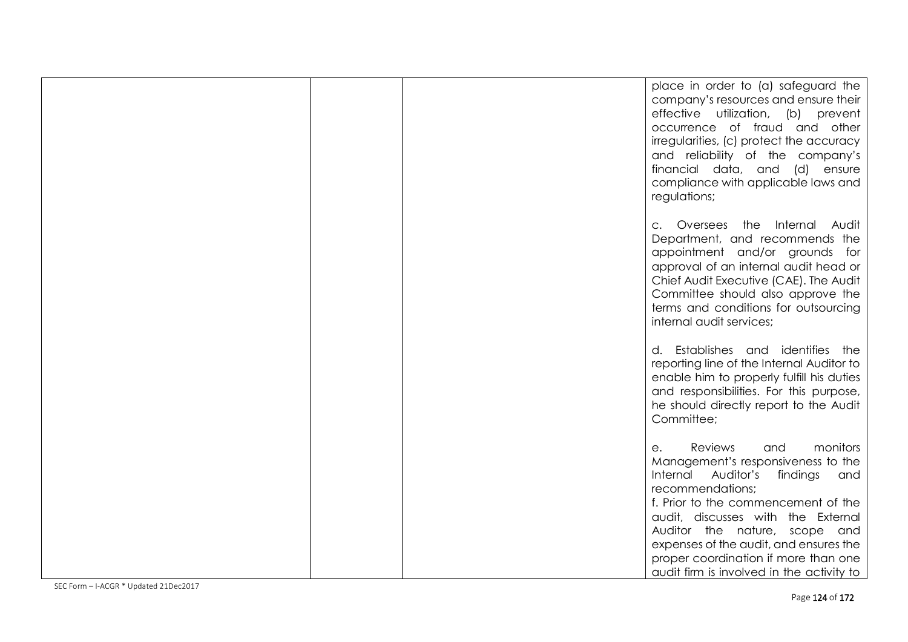| | | | |
|---|---|---|---|
| | | | place in order to (a) safeguard the company's resources and ensure their effective utilization, (b) prevent occurrence of fraud and other irregularities, (c) protect the accuracy and reliability of the company's financial data, and (d) ensure compliance with applicable laws and regulations;<br><br>c. Oversees the Internal Audit Department, and recommends the appointment and/or grounds for approval of an internal audit head or Chief Audit Executive (CAE). The Audit Committee should also approve the terms and conditions for outsourcing internal audit services;<br><br>d. Establishes and identifies the reporting line of the Internal Auditor to enable him to properly fulfill his duties and responsibilities. For this purpose, he should directly report to the Audit Committee;<br><br>e. Reviews and monitors Management's responsiveness to the Internal Auditor's findings and recommendations;<br>f. Prior to the commencement of the audit, discusses with the External Auditor the nature, scope and expenses of the audit, and ensures the proper coordination if more than one audit firm is involved in the activity to |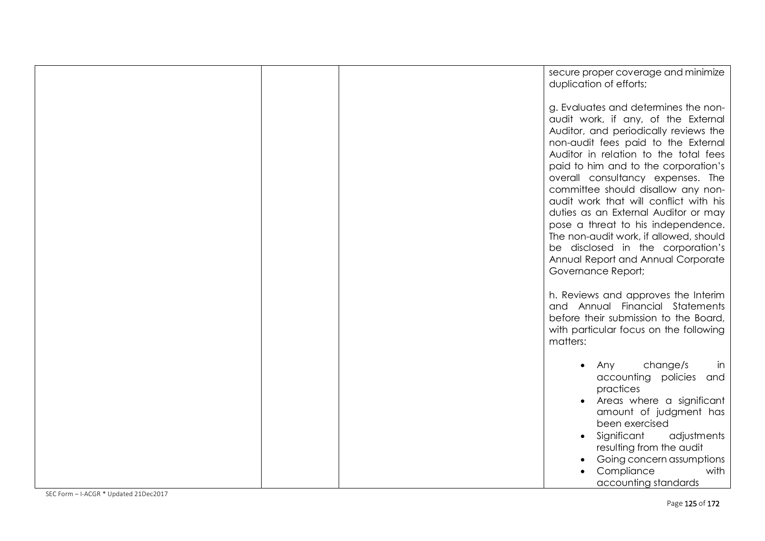| | | | |
|---|---|---|---|
| | | | secure proper coverage and minimize duplication of efforts;<br><br>g. Evaluates and determines the non-audit work, if any, of the External Auditor, and periodically reviews the non-audit fees paid to the External Auditor in relation to the total fees paid to him and to the corporation's overall consultancy expenses. The committee should disallow any non-audit work that will conflict with his duties as an External Auditor or may pose a threat to his independence. The non-audit work, if allowed, should be disclosed in the corporation's Annual Report and Annual Corporate Governance Report;<br><br>h. Reviews and approves the Interim and Annual Financial Statements before their submission to the Board, with particular focus on the following matters:<br><br>• Any change/s in accounting policies and practices<br>• Areas where a significant amount of judgment has been exercised<br>• Significant adjustments resulting from the audit<br>• Going concern assumptions<br>• Compliance with accounting standards |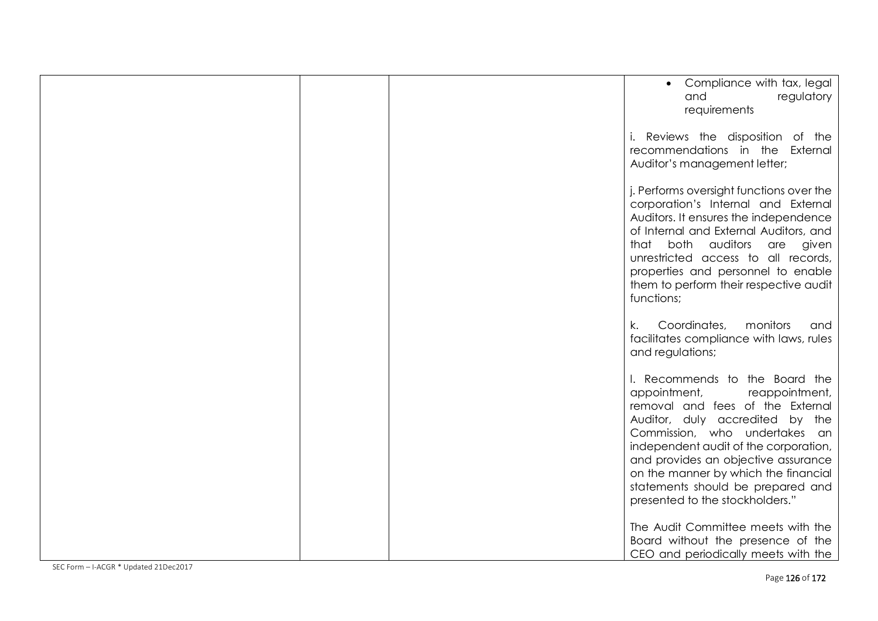| | | | |
|---|---|---|---|
| | | | • Compliance with tax, legal and regulatory requirements<br><br>i. Reviews the disposition of the recommendations in the External Auditor's management letter;<br><br>j. Performs oversight functions over the corporation's Internal and External Auditors. It ensures the independence of Internal and External Auditors, and that both auditors are given unrestricted access to all records, properties and personnel to enable them to perform their respective audit functions;<br><br>k. Coordinates, monitors and facilitates compliance with laws, rules and regulations;<br><br>l. Recommends to the Board the appointment, reappointment, removal and fees of the External Auditor, duly accredited by the Commission, who undertakes an independent audit of the corporation, and provides an objective assurance on the manner by which the financial statements should be prepared and presented to the stockholders."<br><br>The Audit Committee meets with the Board without the presence of the CEO and periodically meets with the |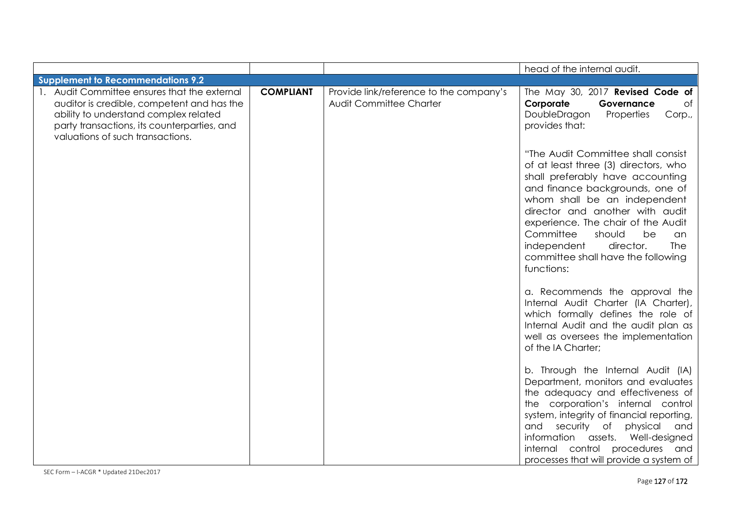| | | | |
|---|---|---|---|
| | | | head of the internal audit. |
| **Supplement to Recommendations 9.2** | | | |
| 1. Audit Committee ensures that the external auditor is credible, competent and has the ability to understand complex related party transactions, its counterparties, and valuations of such transactions. | **COMPLIANT** | Provide link/reference to the company's Audit Committee Charter | The May 30, 2017 **Revised Code of Corporate Governance** of DoubleDragon Properties Corp., provides that:<br><br>"The Audit Committee shall consist of at least three (3) directors, who shall preferably have accounting and finance backgrounds, one of whom shall be an independent director and another with audit experience. The chair of the Audit Committee should be an independent director. The committee shall have the following functions:<br><br>a. Recommends the approval the Internal Audit Charter (IA Charter), which formally defines the role of Internal Audit and the audit plan as well as oversees the implementation of the IA Charter;<br><br>b. Through the Internal Audit (IA) Department, monitors and evaluates the adequacy and effectiveness of the corporation's internal control system, integrity of financial reporting, and security of physical and information assets. Well-designed internal control procedures and processes that will provide a system of |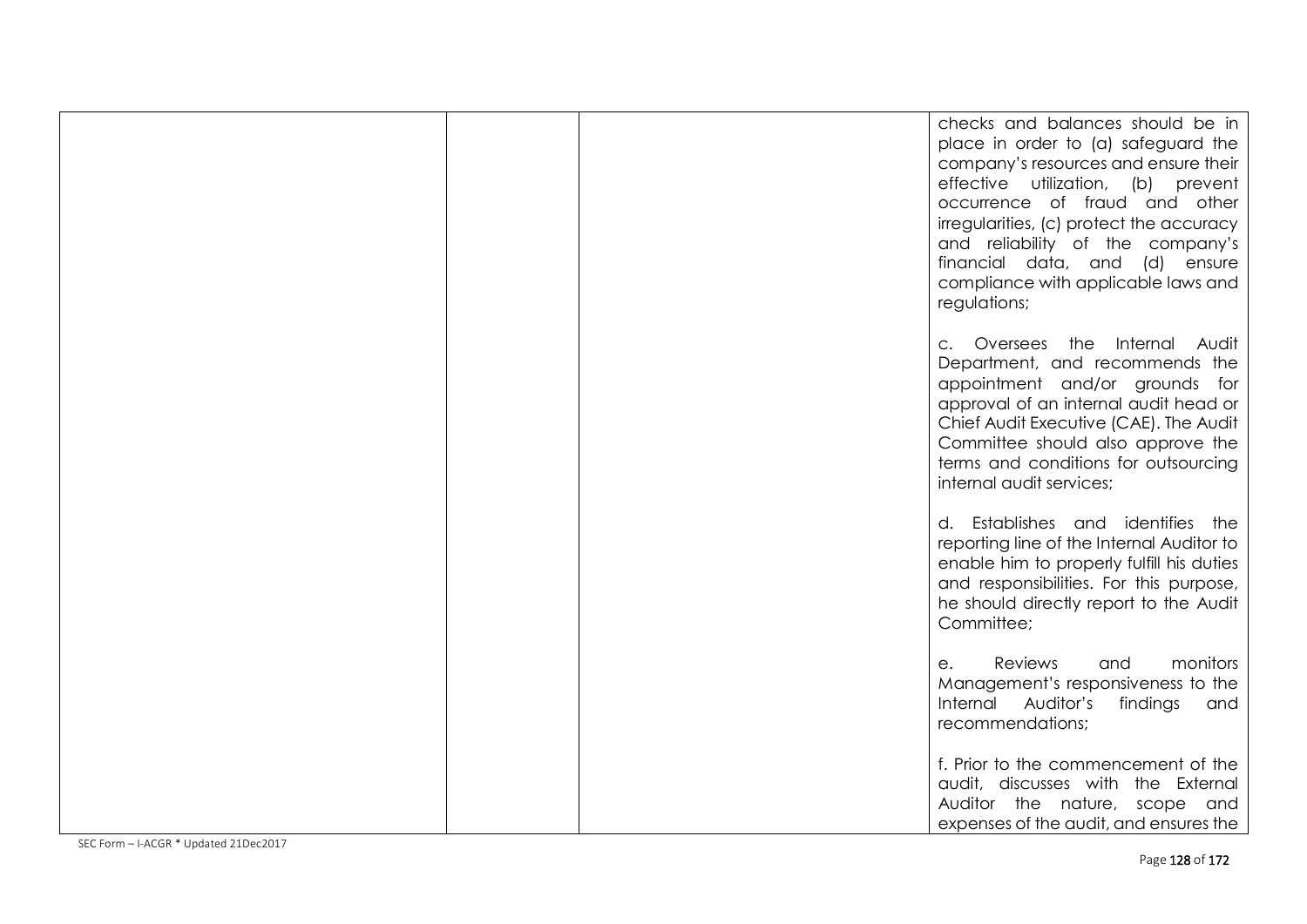| | | | |
|---|---|---|---|
| | | | checks and balances should be in place in order to (a) safeguard the company's resources and ensure their effective utilization, (b) prevent occurrence of fraud and other irregularities, (c) protect the accuracy and reliability of the company's financial data, and (d) ensure compliance with applicable laws and regulations;<br><br>c. Oversees the Internal Audit Department, and recommends the appointment and/or grounds for approval of an internal audit head or Chief Audit Executive (CAE). The Audit Committee should also approve the terms and conditions for outsourcing internal audit services;<br><br>d. Establishes and identifies the reporting line of the Internal Auditor to enable him to properly fulfill his duties and responsibilities. For this purpose, he should directly report to the Audit Committee;<br><br>e. Reviews and monitors Management's responsiveness to the Internal Auditor's findings and recommendations;<br><br>f. Prior to the commencement of the audit, discusses with the External Auditor the nature, scope and expenses of the audit, and ensures the |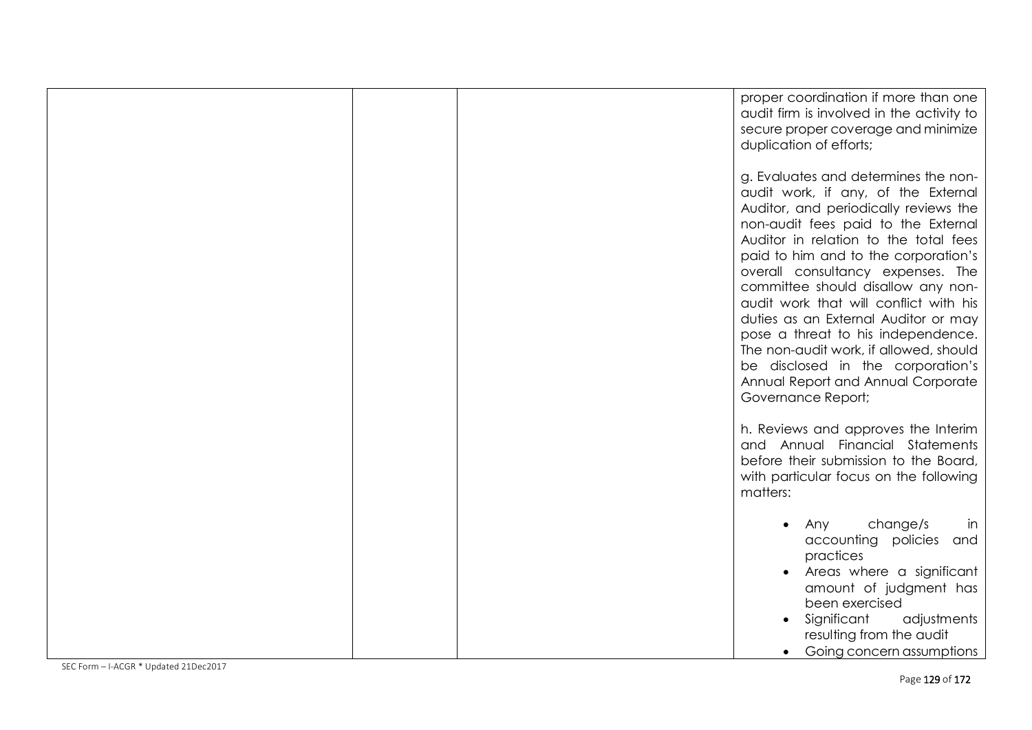|  |  |  | proper coordination if more than one audit firm is involved in the activity to secure proper coverage and minimize duplication of efforts;<br><br>g. Evaluates and determines the non-audit work, if any, of the External Auditor, and periodically reviews the non-audit fees paid to the External Auditor in relation to the total fees paid to him and to the corporation's overall consultancy expenses. The committee should disallow any non-audit work that will conflict with his duties as an External Auditor or may pose a threat to his independence. The non-audit work, if allowed, should be disclosed in the corporation's Annual Report and Annual Corporate Governance Report;<br><br>h. Reviews and approves the Interim and Annual Financial Statements before their submission to the Board, with particular focus on the following matters:<br><br>• Any change/s in accounting policies and practices<br>• Areas where a significant amount of judgment has been exercised<br>• Significant adjustments resulting from the audit<br>• Going concern assumptions |
|---|---|---|---|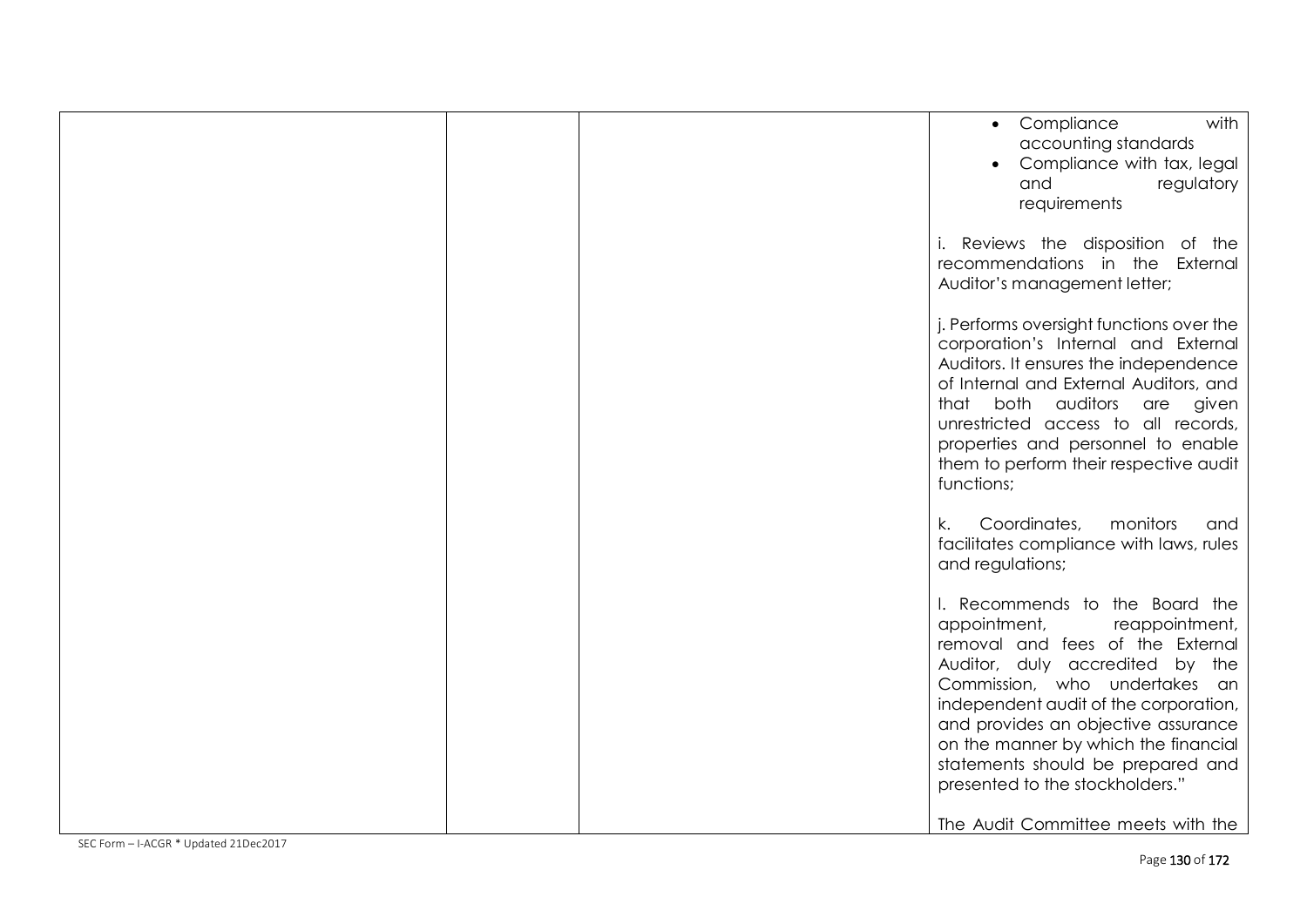| | | | • Compliance with accounting standards<br>• Compliance with tax, legal and regulatory requirements<br><br>i. Reviews the disposition of the recommendations in the External Auditor's management letter;<br><br>j. Performs oversight functions over the corporation's Internal and External Auditors. It ensures the independence of Internal and External Auditors, and that both auditors are given unrestricted access to all records, properties and personnel to enable them to perform their respective audit functions;<br><br>k. Coordinates, monitors and facilitates compliance with laws, rules and regulations;<br><br>l. Recommends to the Board the appointment, reappointment, removal and fees of the External Auditor, duly accredited by the Commission, who undertakes an independent audit of the corporation, and provides an objective assurance on the manner by which the financial statements should be prepared and presented to the stockholders."<br><br>The Audit Committee meets with the |
|---|---|---|---|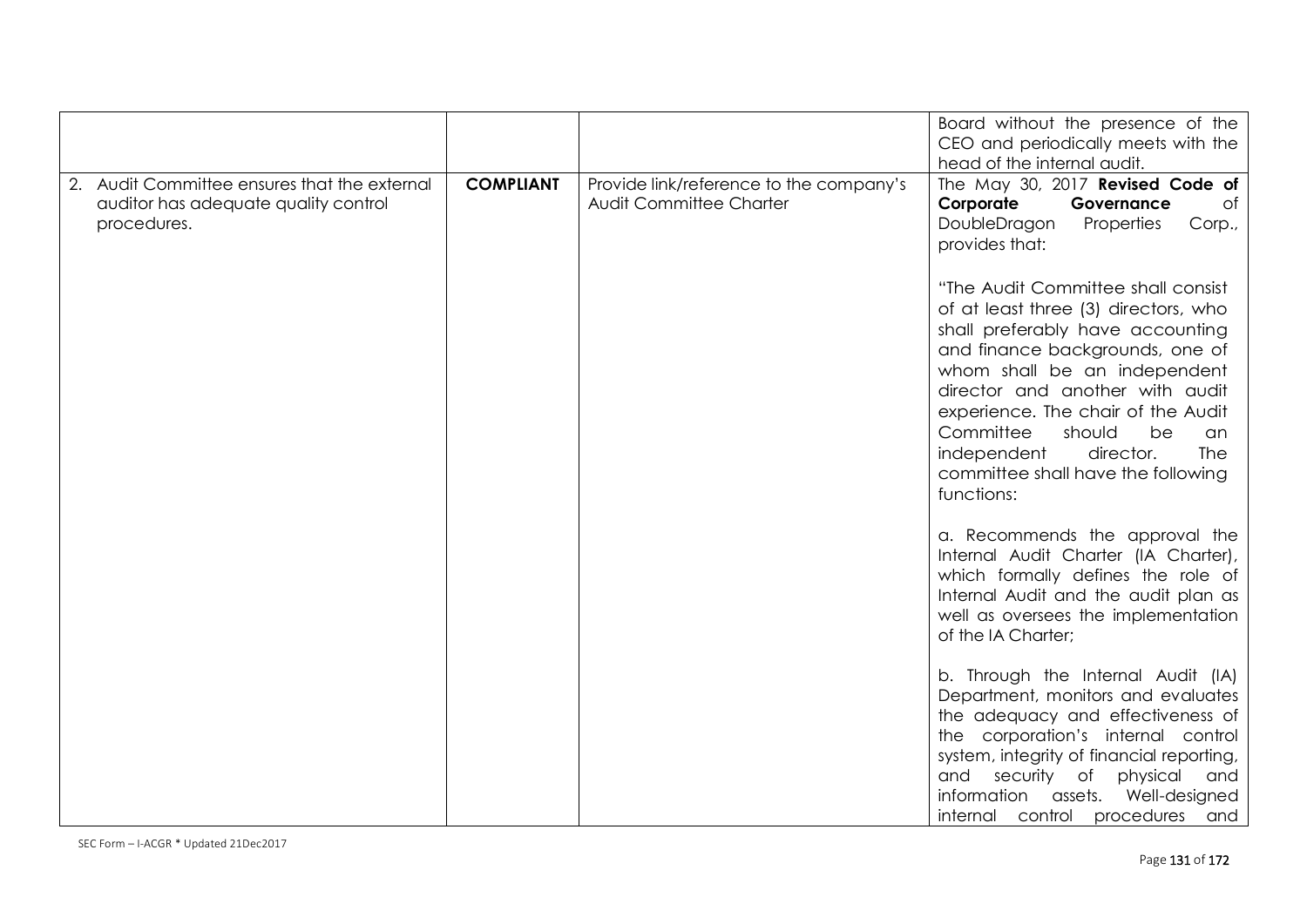| | | | |
|---|---|---|---|
| | | | Board without the presence of the CEO and periodically meets with the head of the internal audit. |
| 2. Audit Committee ensures that the external auditor has adequate quality control procedures. | **COMPLIANT** | Provide link/reference to the company's Audit Committee Charter | The May 30, 2017 **Revised Code of Corporate Governance** of DoubleDragon Properties Corp., provides that:<br><br>"The Audit Committee shall consist of at least three (3) directors, who shall preferably have accounting and finance backgrounds, one of whom shall be an independent director and another with audit experience. The chair of the Audit Committee should be an independent director. The committee shall have the following functions:<br><br>a. Recommends the approval the Internal Audit Charter (IA Charter), which formally defines the role of Internal Audit and the audit plan as well as oversees the implementation of the IA Charter;<br><br>b. Through the Internal Audit (IA) Department, monitors and evaluates the adequacy and effectiveness of the corporation's internal control system, integrity of financial reporting, and security of physical and information assets. Well-designed internal control procedures and |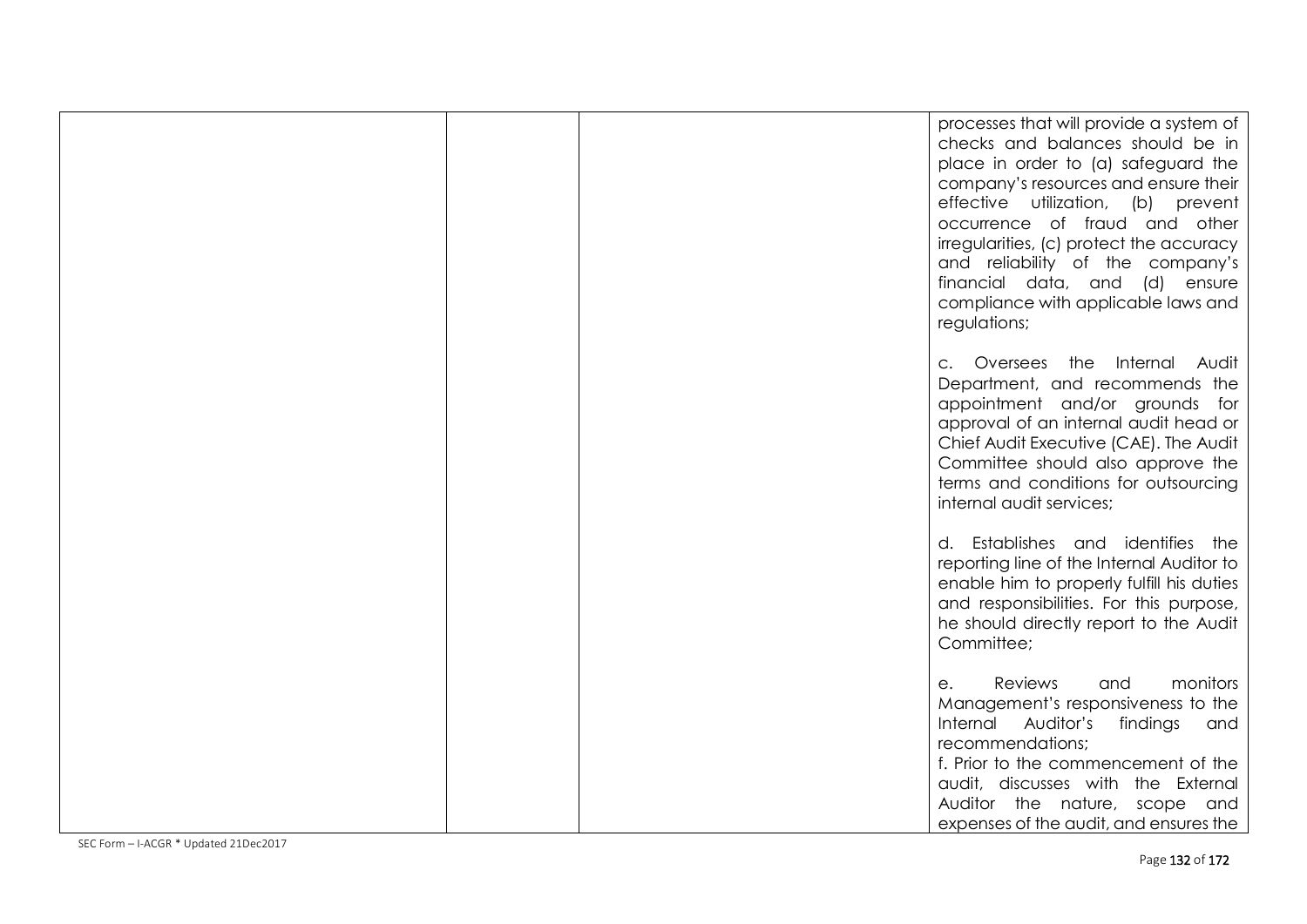| | | | |
|---|---|---|---|
| | | | processes that will provide a system of checks and balances should be in place in order to (a) safeguard the company's resources and ensure their effective utilization, (b) prevent occurrence of fraud and other irregularities, (c) protect the accuracy and reliability of the company's financial data, and (d) ensure compliance with applicable laws and regulations;<br><br>c. Oversees the Internal Audit Department, and recommends the appointment and/or grounds for approval of an internal audit head or Chief Audit Executive (CAE). The Audit Committee should also approve the terms and conditions for outsourcing internal audit services;<br><br>d. Establishes and identifies the reporting line of the Internal Auditor to enable him to properly fulfill his duties and responsibilities. For this purpose, he should directly report to the Audit Committee;<br><br>e. Reviews and monitors Management's responsiveness to the Internal Auditor's findings and recommendations;<br>f. Prior to the commencement of the audit, discusses with the External Auditor the nature, scope and expenses of the audit, and ensures the |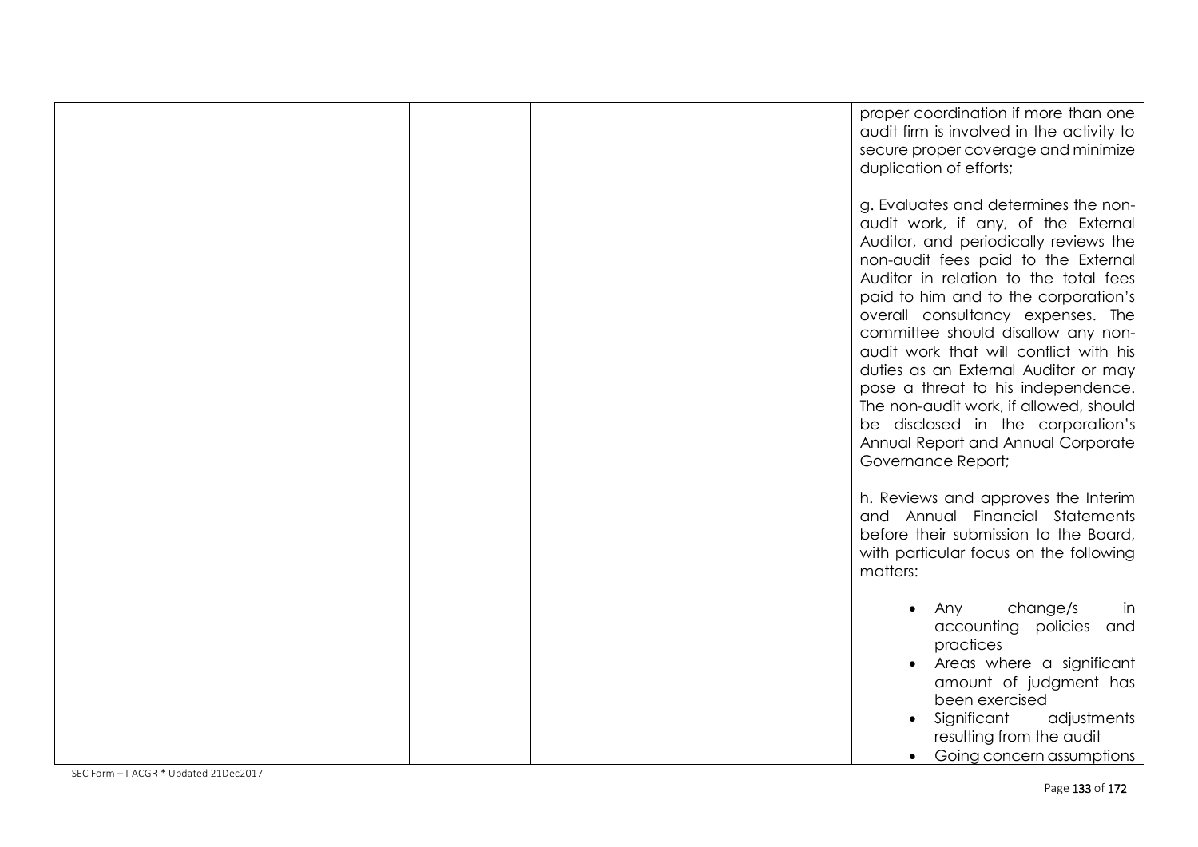| | | | |
|---|---|---|---|
| | | | proper coordination if more than one audit firm is involved in the activity to secure proper coverage and minimize duplication of efforts;<br><br>g. Evaluates and determines the non-audit work, if any, of the External Auditor, and periodically reviews the non-audit fees paid to the External Auditor in relation to the total fees paid to him and to the corporation's overall consultancy expenses. The committee should disallow any non-audit work that will conflict with his duties as an External Auditor or may pose a threat to his independence. The non-audit work, if allowed, should be disclosed in the corporation's Annual Report and Annual Corporate Governance Report;<br><br>h. Reviews and approves the Interim and Annual Financial Statements before their submission to the Board, with particular focus on the following matters:<br><br>• Any change/s in accounting policies and practices<br>• Areas where a significant amount of judgment has been exercised<br>• Significant adjustments resulting from the audit<br>• Going concern assumptions |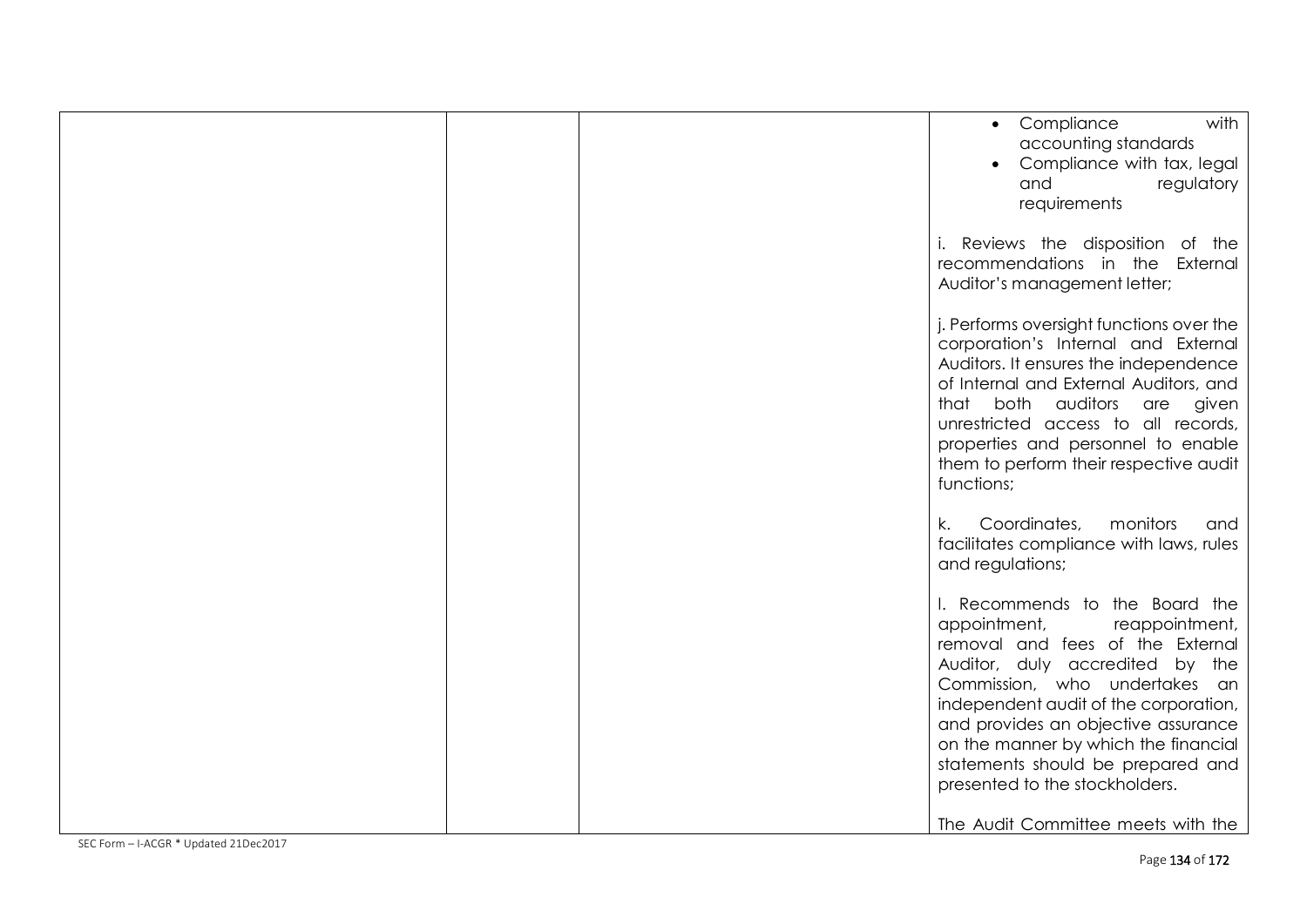| | | | • Compliance with accounting standards<br>• Compliance with tax, legal and regulatory requirements<br><br>i. Reviews the disposition of the recommendations in the External Auditor's management letter;<br><br>j. Performs oversight functions over the corporation's Internal and External Auditors. It ensures the independence of Internal and External Auditors, and that both auditors are given unrestricted access to all records, properties and personnel to enable them to perform their respective audit functions;<br><br>k. Coordinates, monitors and facilitates compliance with laws, rules and regulations;<br><br>l. Recommends to the Board the appointment, reappointment, removal and fees of the External Auditor, duly accredited by the Commission, who undertakes an independent audit of the corporation, and provides an objective assurance on the manner by which the financial statements should be prepared and presented to the stockholders.<br><br>The Audit Committee meets with the |
|---|---|---|---|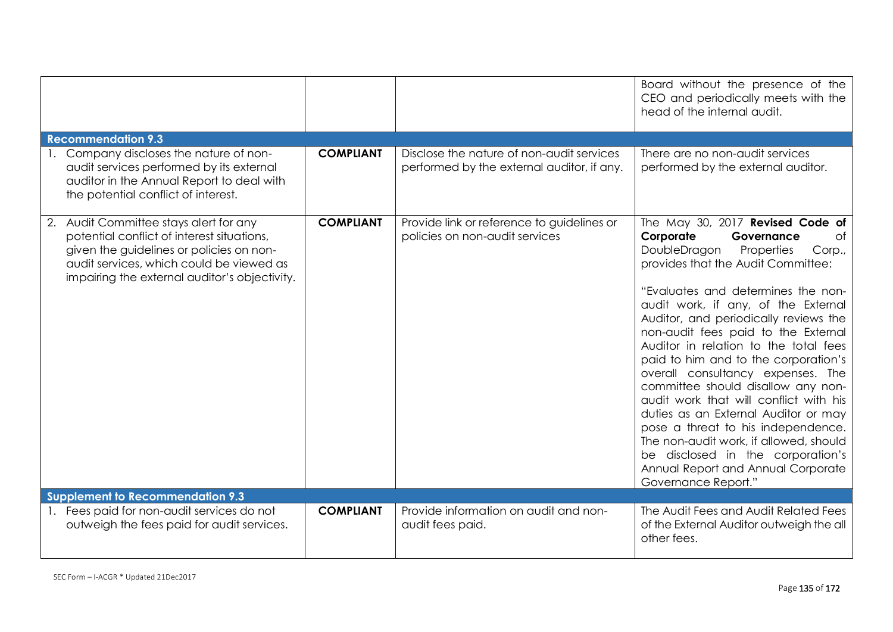| | | | |
|---|---|---|---|
| | | | Board without the presence of the CEO and periodically meets with the head of the internal audit. |
| **Recommendation 9.3** | | | |
| 1. Company discloses the nature of non-audit services performed by its external auditor in the Annual Report to deal with the potential conflict of interest. | **COMPLIANT** | Disclose the nature of non-audit services performed by the external auditor, if any. | There are no non-audit services performed by the external auditor. |
| 2. Audit Committee stays alert for any potential conflict of interest situations, given the guidelines or policies on non-audit services, which could be viewed as impairing the external auditor's objectivity. | **COMPLIANT** | Provide link or reference to guidelines or policies on non-audit services | The May 30, 2017 **Revised Code of Corporate Governance** of DoubleDragon Properties Corp., provides that the Audit Committee:<br><br>"Evaluates and determines the non-audit work, if any, of the External Auditor, and periodically reviews the non-audit fees paid to the External Auditor in relation to the total fees paid to him and to the corporation's overall consultancy expenses. The committee should disallow any non-audit work that will conflict with his duties as an External Auditor or may pose a threat to his independence. The non-audit work, if allowed, should be disclosed in the corporation's Annual Report and Annual Corporate Governance Report." |
| **Supplement to Recommendation 9.3** | | | |
| 1. Fees paid for non-audit services do not outweigh the fees paid for audit services. | **COMPLIANT** | Provide information on audit and non-audit fees paid. | The Audit Fees and Audit Related Fees of the External Auditor outweigh the all other fees. |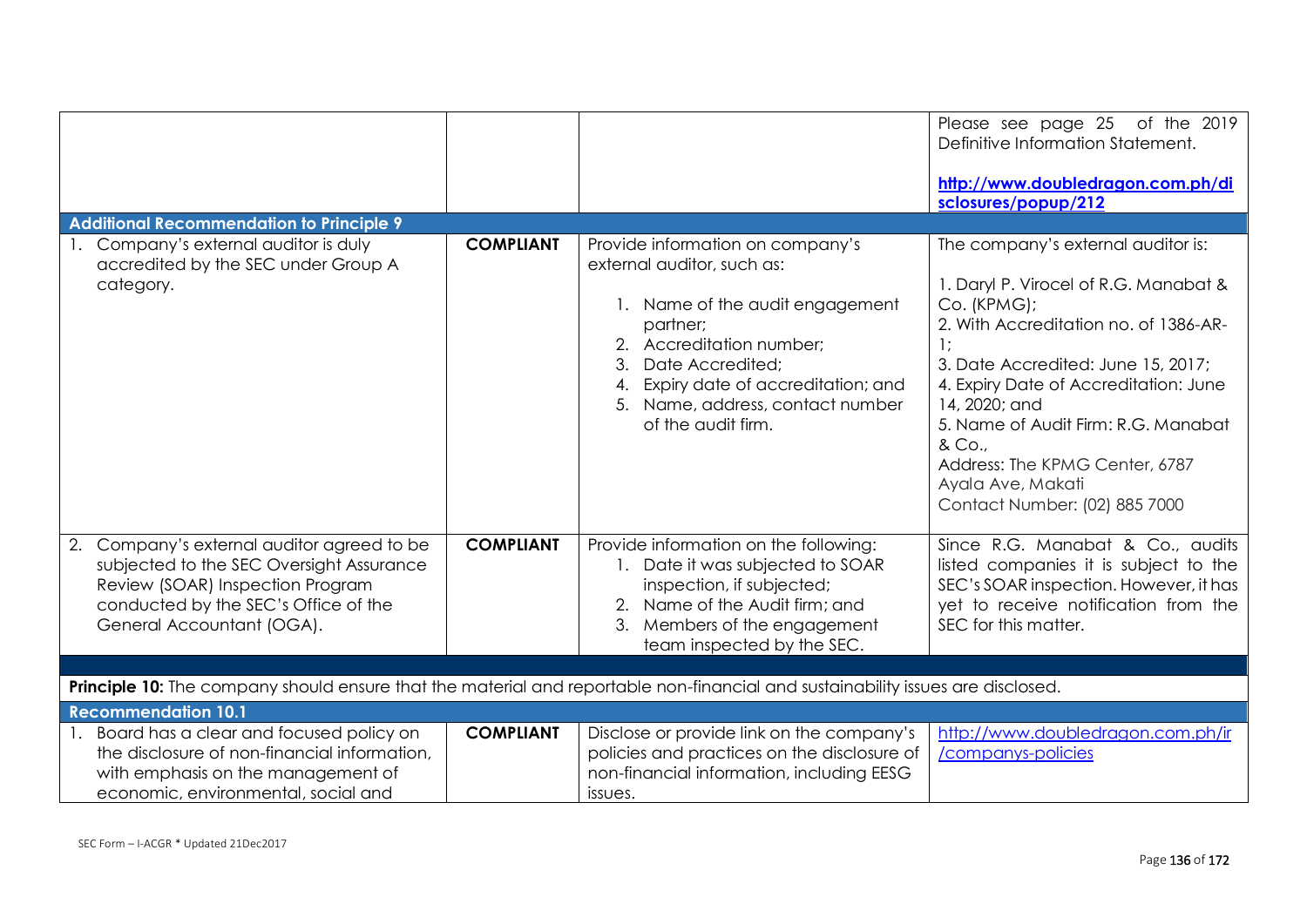| | | | |
|---|---|---|---|
| | | | Please see page 25 of the 2019 Definitive Information Statement.<br><br>[http://www.doubledragon.com.ph/disclosures/popup/212](http://www.doubledragon.com.ph/disclosures/popup/212) |
| **Additional Recommendation to Principle 9** | | | |
| 1. Company's external auditor is duly accredited by the SEC under Group A category. | **COMPLIANT** | Provide information on company's external auditor, such as:<br><br>1. Name of the audit engagement partner;<br>2. Accreditation number;<br>3. Date Accredited;<br>4. Expiry date of accreditation; and<br>5. Name, address, contact number of the audit firm. | The company's external auditor is:<br><br>1. Daryl P. Virocel of R.G. Manabat & Co. (KPMG);<br>2. With Accreditation no. of 1386-AR-1;<br>3. Date Accredited: June 15, 2017;<br>4. Expiry Date of Accreditation: June 14, 2020; and<br>5. Name of Audit Firm: R.G. Manabat & Co.,<br>Address: The KPMG Center, 6787 Ayala Ave, Makati<br>Contact Number: (02) 885 7000 |
| 2. Company's external auditor agreed to be subjected to the SEC Oversight Assurance Review (SOAR) Inspection Program conducted by the SEC's Office of the General Accountant (OGA). | **COMPLIANT** | Provide information on the following:<br>1. Date it was subjected to SOAR inspection, if subjected;<br>2. Name of the Audit firm; and<br>3. Members of the engagement team inspected by the SEC. | Since R.G. Manabat & Co., audits listed companies it is subject to the SEC's SOAR inspection. However, it has yet to receive notification from the SEC for this matter. |
| **Principle 10:** The company should ensure that the material and reportable non-financial and sustainability issues are disclosed. | | | |
| **Recommendation 10.1** | | | |
| 1. Board has a clear and focused policy on the disclosure of non-financial information, with emphasis on the management of economic, environmental, social and | **COMPLIANT** | Disclose or provide link on the company's policies and practices on the disclosure of non-financial information, including EESG issues. | [http://www.doubledragon.com.ph/ir/companys-policies](http://www.doubledragon.com.ph/ir/companys-policies) |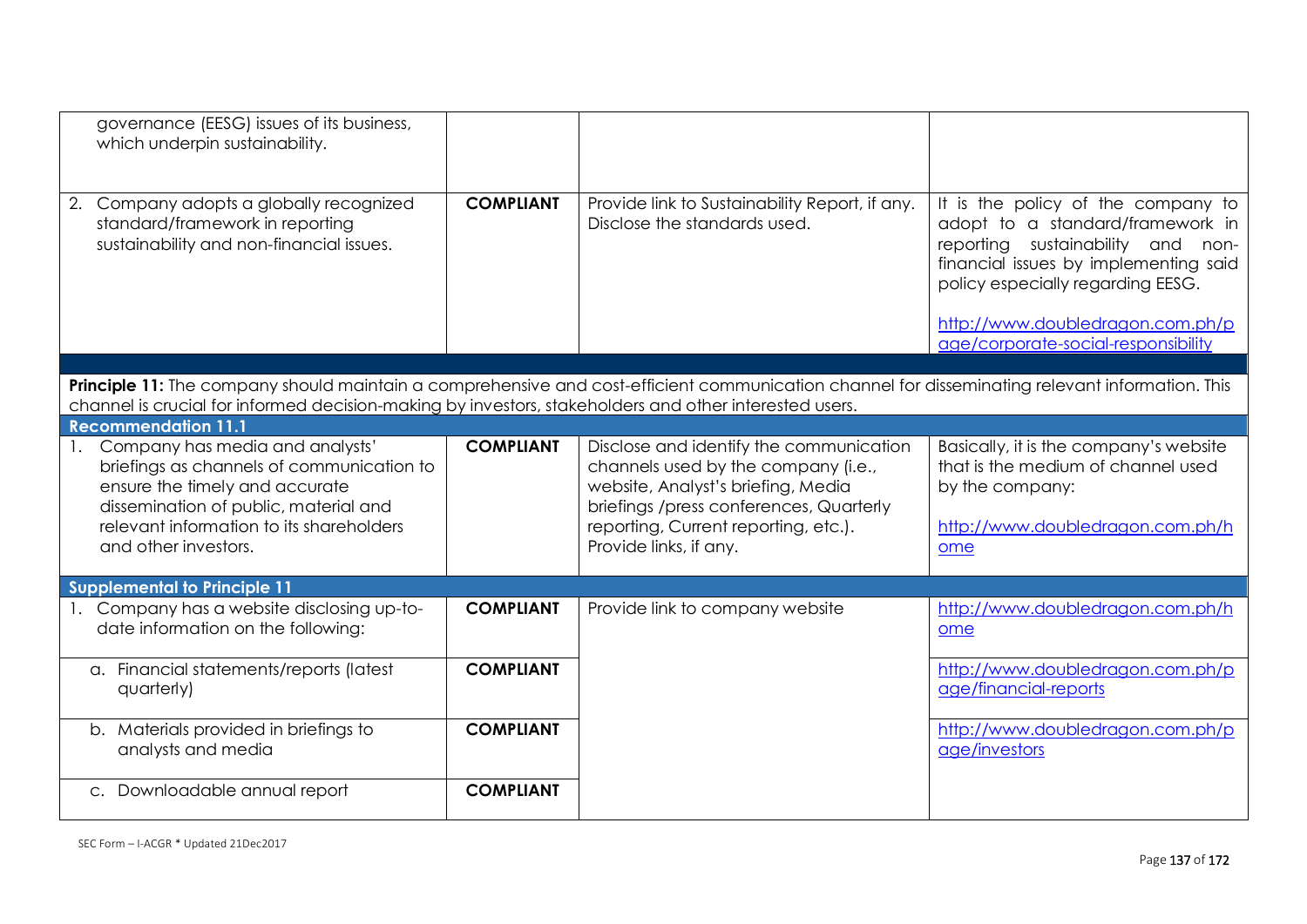| | | | |
|---|---|---|---|
| governance (EESG) issues of its business, which underpin sustainability. | | | |
| 2. Company adopts a globally recognized standard/framework in reporting sustainability and non-financial issues. | **COMPLIANT** | Provide link to Sustainability Report, if any. Disclose the standards used. | It is the policy of the company to adopt to a standard/framework in reporting sustainability and non-financial issues by implementing said policy especially regarding EESG.<br><br>http://www.doubledragon.com.ph/page/corporate-social-responsibility |
| | | | |
| **Principle 11:** The company should maintain a comprehensive and cost-efficient communication channel for disseminating relevant information. This channel is crucial for informed decision-making by investors, stakeholders and other interested users. | | | |
| **Recommendation 11.1** | | | |
| 1. Company has media and analysts' briefings as channels of communication to ensure the timely and accurate dissemination of public, material and relevant information to its shareholders and other investors. | **COMPLIANT** | Disclose and identify the communication channels used by the company (i.e., website, Analyst's briefing, Media briefings /press conferences, Quarterly reporting, Current reporting, etc.). Provide links, if any. | Basically, it is the company's website that is the medium of channel used by the company:<br><br>http://www.doubledragon.com.ph/home |
| **Supplemental to Principle 11** | | | |
| 1. Company has a website disclosing up-to-date information on the following: | **COMPLIANT** | Provide link to company website | http://www.doubledragon.com.ph/home |
| a. Financial statements/reports (latest quarterly) | **COMPLIANT** | | http://www.doubledragon.com.ph/page/financial-reports |
| b. Materials provided in briefings to analysts and media | **COMPLIANT** | | http://www.doubledragon.com.ph/page/investors |
| c. Downloadable annual report | **COMPLIANT** | | |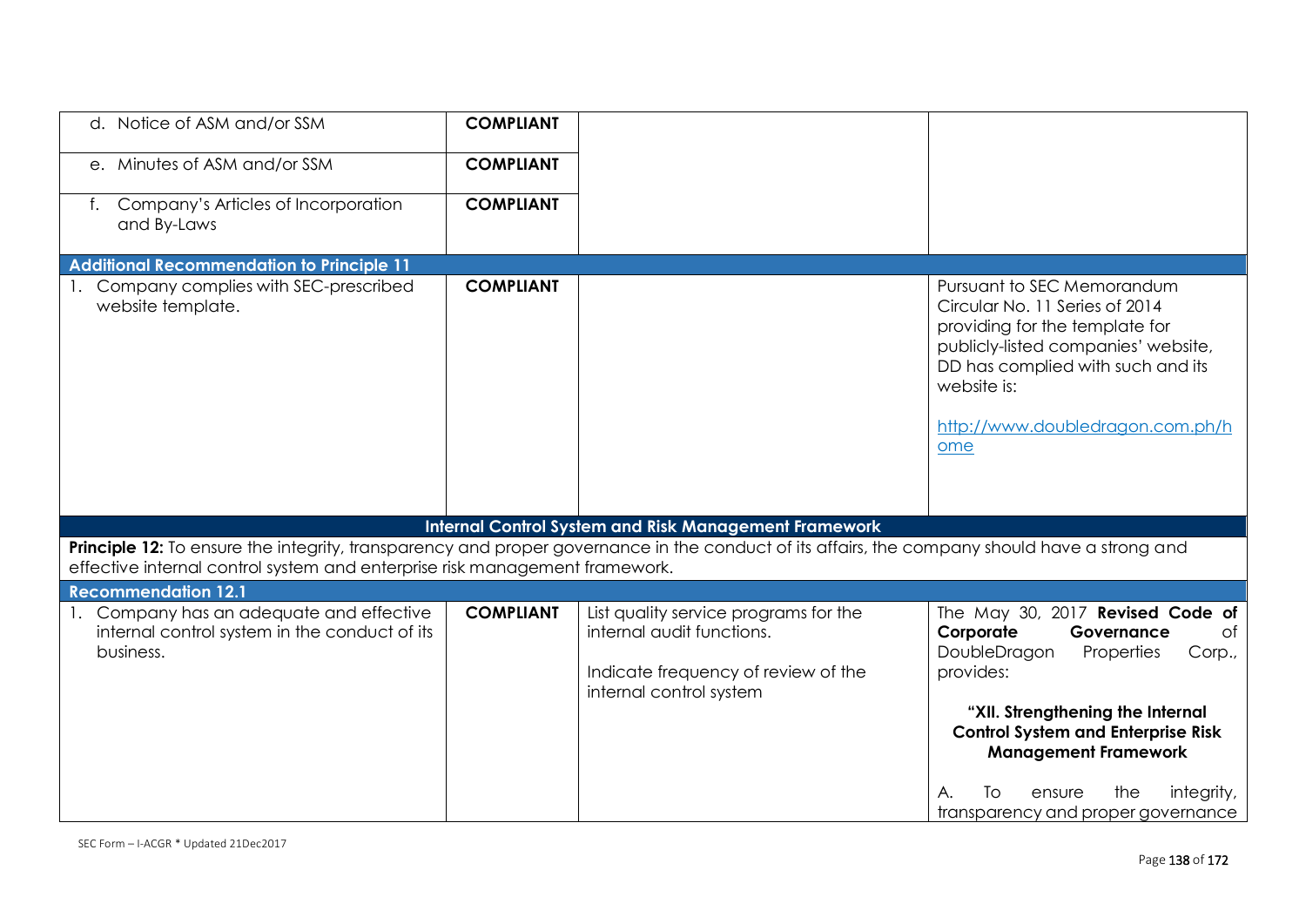| | | | |
|---|---|---|---|
| d. Notice of ASM and/or SSM | **COMPLIANT** | | |
| e. Minutes of ASM and/or SSM | **COMPLIANT** | | |
| f. Company's Articles of Incorporation and By-Laws | **COMPLIANT** | | |
| **Additional Recommendation to Principle 11** | | | |
| 1. Company complies with SEC-prescribed website template. | **COMPLIANT** | | Pursuant to SEC Memorandum Circular No. 11 Series of 2014 providing for the template for publicly-listed companies' website, DD has complied with such and its website is:<br><br>http://www.doubledragon.com.ph/home |
| **Internal Control System and Risk Management Framework** | | | |
| **Principle 12:** To ensure the integrity, transparency and proper governance in the conduct of its affairs, the company should have a strong and effective internal control system and enterprise risk management framework. | | | |
| **Recommendation 12.1** | | | |
| 1. Company has an adequate and effective internal control system in the conduct of its business. | **COMPLIANT** | List quality service programs for the internal audit functions.<br><br>Indicate frequency of review of the internal control system | The May 30, 2017 **Revised Code of Corporate Governance** of DoubleDragon Properties Corp., provides:<br><br>**"XII. Strengthening the Internal Control System and Enterprise Risk Management Framework**<br><br>A. To ensure the integrity, transparency and proper governance |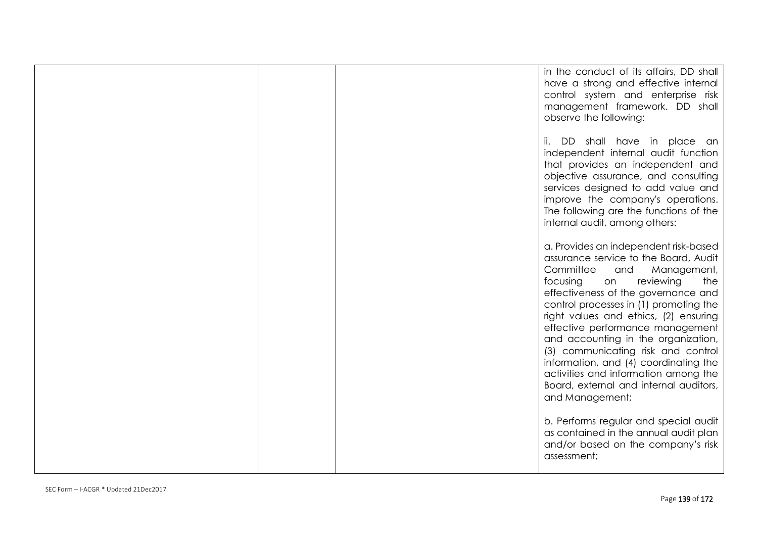| | | | |
|---|---|---|---|
| | | | in the conduct of its affairs, DD shall have a strong and effective internal control system and enterprise risk management framework. DD shall observe the following:<br><br>ii. DD shall have in place an independent internal audit function that provides an independent and objective assurance, and consulting services designed to add value and improve the company's operations. The following are the functions of the internal audit, among others:<br><br>a. Provides an independent risk-based assurance service to the Board, Audit Committee and Management, focusing on reviewing the effectiveness of the governance and control processes in (1) promoting the right values and ethics, (2) ensuring effective performance management and accounting in the organization, (3) communicating risk and control information, and (4) coordinating the activities and information among the Board, external and internal auditors, and Management;<br><br>b. Performs regular and special audit as contained in the annual audit plan and/or based on the company's risk assessment; |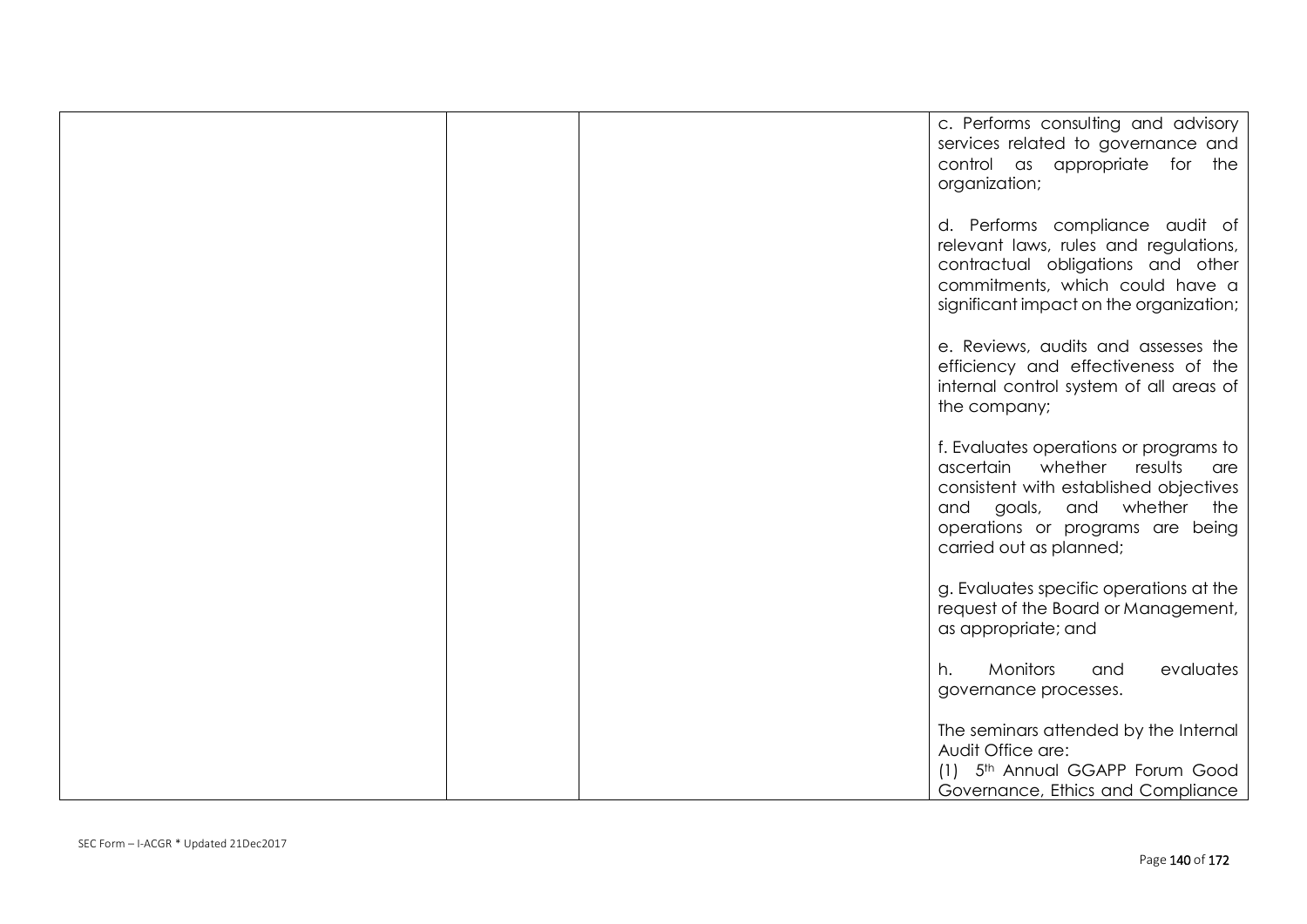| | | | |
|---|---|---|---|
| | | | c. Performs consulting and advisory services related to governance and control as appropriate for the organization;<br><br>d. Performs compliance audit of relevant laws, rules and regulations, contractual obligations and other commitments, which could have a significant impact on the organization;<br><br>e. Reviews, audits and assesses the efficiency and effectiveness of the internal control system of all areas of the company;<br><br>f. Evaluates operations or programs to ascertain whether results are consistent with established objectives and goals, and whether the operations or programs are being carried out as planned;<br><br>g. Evaluates specific operations at the request of the Board or Management, as appropriate; and<br><br>h. Monitors and evaluates governance processes.<br><br>The seminars attended by the Internal Audit Office are:<br>(1) 5th Annual GGAPP Forum Good Governance, Ethics and Compliance |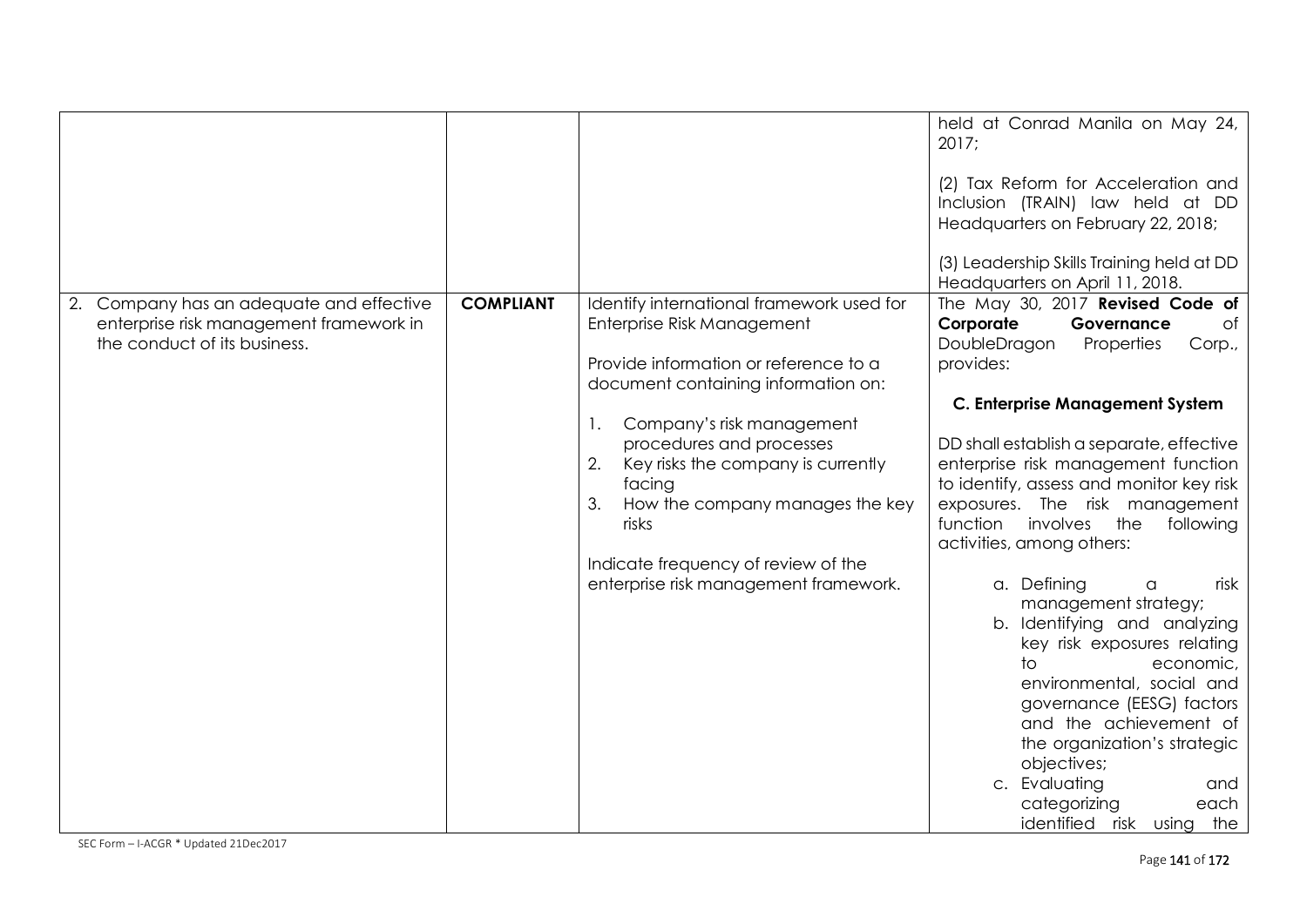|  |  |  |  |
|---|---|---|---|
|  |  |  | held at Conrad Manila on May 24, 2017;<br><br>(2) Tax Reform for Acceleration and Inclusion (TRAIN) law held at DD Headquarters on February 22, 2018;<br><br>(3) Leadership Skills Training held at DD Headquarters on April 11, 2018. |
| 2. Company has an adequate and effective enterprise risk management framework in the conduct of its business. | **COMPLIANT** | Identify international framework used for Enterprise Risk Management<br><br>Provide information or reference to a document containing information on:<br><br>1. Company's risk management procedures and processes<br>2. Key risks the company is currently facing<br>3. How the company manages the key risks<br><br>Indicate frequency of review of the enterprise risk management framework. | The May 30, 2017 **Revised Code of Corporate Governance** of DoubleDragon Properties Corp., provides:<br><br>**C. Enterprise Management System**<br><br>DD shall establish a separate, effective enterprise risk management function to identify, assess and monitor key risk exposures. The risk management function involves the following activities, among others:<br><br>a. Defining a risk management strategy;<br>b. Identifying and analyzing key risk exposures relating to economic, environmental, social and governance (EESG) factors and the achievement of the organization's strategic objectives;<br>c. Evaluating and categorizing each identified risk using the |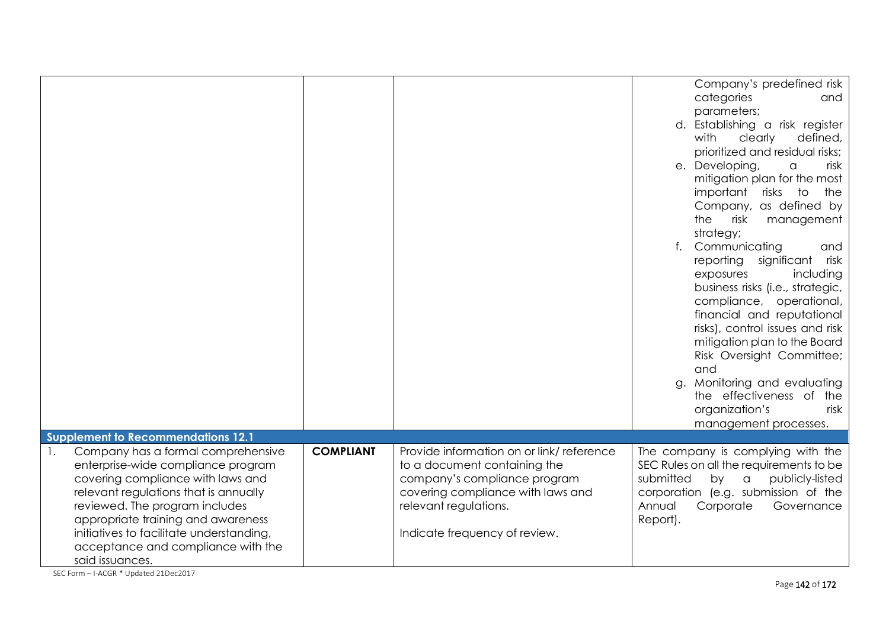| | | | |
|---|---|---|---|
| | | | Company's predefined risk categories and parameters;<br>d. Establishing a risk register with clearly defined, prioritized and residual risks;<br>e. Developing, a risk mitigation plan for the most important risks to the Company, as defined by the risk management strategy;<br>f. Communicating and reporting significant risk exposures including business risks (i.e., strategic, compliance, operational, financial and reputational risks), control issues and risk mitigation plan to the Board Risk Oversight Committee; and<br>g. Monitoring and evaluating the effectiveness of the organization's risk management processes. |
| **Supplement to Recommendations 12.1** | | | |
| 1. Company has a formal comprehensive enterprise-wide compliance program covering compliance with laws and relevant regulations that is annually reviewed. The program includes appropriate training and awareness initiatives to facilitate understanding, acceptance and compliance with the said issuances. | **COMPLIANT** | Provide information on or link/ reference to a document containing the company's compliance program covering compliance with laws and relevant regulations.<br><br>Indicate frequency of review. | The company is complying with the SEC Rules on all the requirements to be submitted by a publicly-listed corporation (e.g. submission of the Annual Corporate Governance Report). |

SEC Form – I-ACGR * Updated 21Dec2017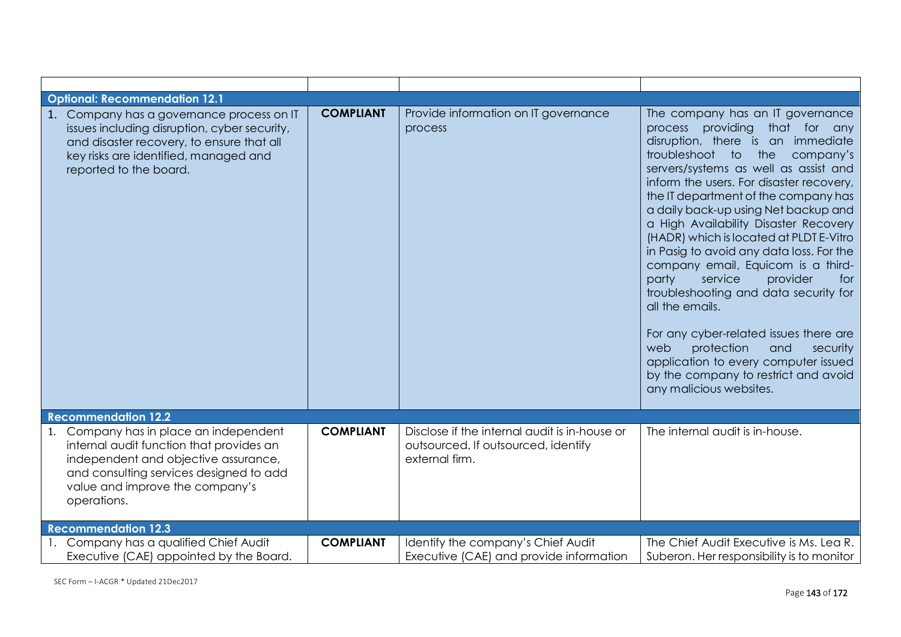| | | | |
|---|---|---|---|
| **Optional: Recommendation 12.1** | | | |
| 1. Company has a governance process on IT issues including disruption, cyber security, and disaster recovery, to ensure that all key risks are identified, managed and reported to the board. | **COMPLIANT** | Provide information on IT governance process | The company has an IT governance process providing that for any disruption, there is an immediate troubleshoot to the company's servers/systems as well as assist and inform the users. For disaster recovery, the IT department of the company has a daily back-up using Net backup and a High Availability Disaster Recovery (HADR) which is located at PLDT E-Vitro in Pasig to avoid any data loss. For the company email, Equicom is a third-party service provider for troubleshooting and data security for all the emails.<br><br>For any cyber-related issues there are web protection and security application to every computer issued by the company to restrict and avoid any malicious websites. |
| **Recommendation 12.2** | | | |
| 1. Company has in place an independent internal audit function that provides an independent and objective assurance, and consulting services designed to add value and improve the company's operations. | **COMPLIANT** | Disclose if the internal audit is in-house or outsourced. If outsourced, identify external firm. | The internal audit is in-house. |
| **Recommendation 12.3** | | | |
| 1. Company has a qualified Chief Audit Executive (CAE) appointed by the Board. | **COMPLIANT** | Identify the company's Chief Audit Executive (CAE) and provide information | The Chief Audit Executive is Ms. Lea R. Suberon. Her responsibility is to monitor |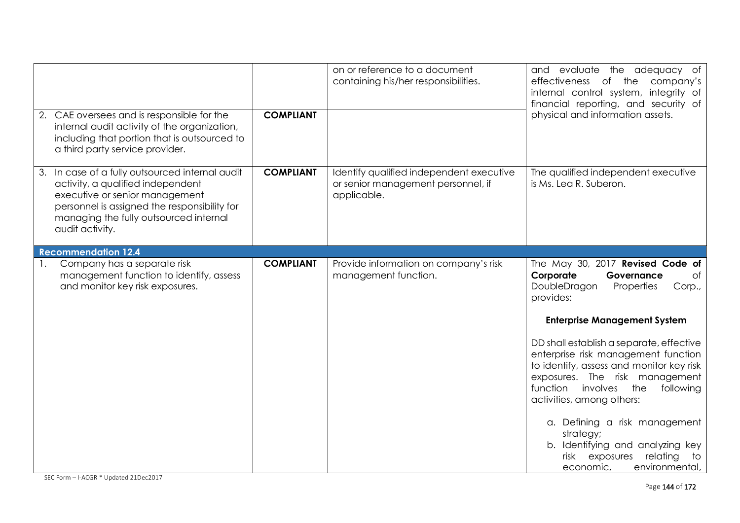| | | | |
|---|---|---|---|
| | | on or reference to a document containing his/her responsibilities. | and evaluate the adequacy of effectiveness of the company's internal control system, integrity of financial reporting, and security of physical and information assets. |
| 2. CAE oversees and is responsible for the internal audit activity of the organization, including that portion that is outsourced to a third party service provider. | **COMPLIANT** | | |
| 3. In case of a fully outsourced internal audit activity, a qualified independent executive or senior management personnel is assigned the responsibility for managing the fully outsourced internal audit activity. | **COMPLIANT** | Identify qualified independent executive or senior management personnel, if applicable. | The qualified independent executive is Ms. Lea R. Suberon. |
| **Recommendation 12.4** | | | |
| 1. Company has a separate risk management function to identify, assess and monitor key risk exposures. | **COMPLIANT** | Provide information on company's risk management function. | The May 30, 2017 **Revised Code of Corporate Governance** of DoubleDragon Properties Corp., provides:<br><br>**Enterprise Management System**<br><br>DD shall establish a separate, effective enterprise risk management function to identify, assess and monitor key risk exposures. The risk management function involves the following activities, among others:<br><br>a. Defining a risk management strategy;<br>b. Identifying and analyzing key risk exposures relating to economic, environmental, |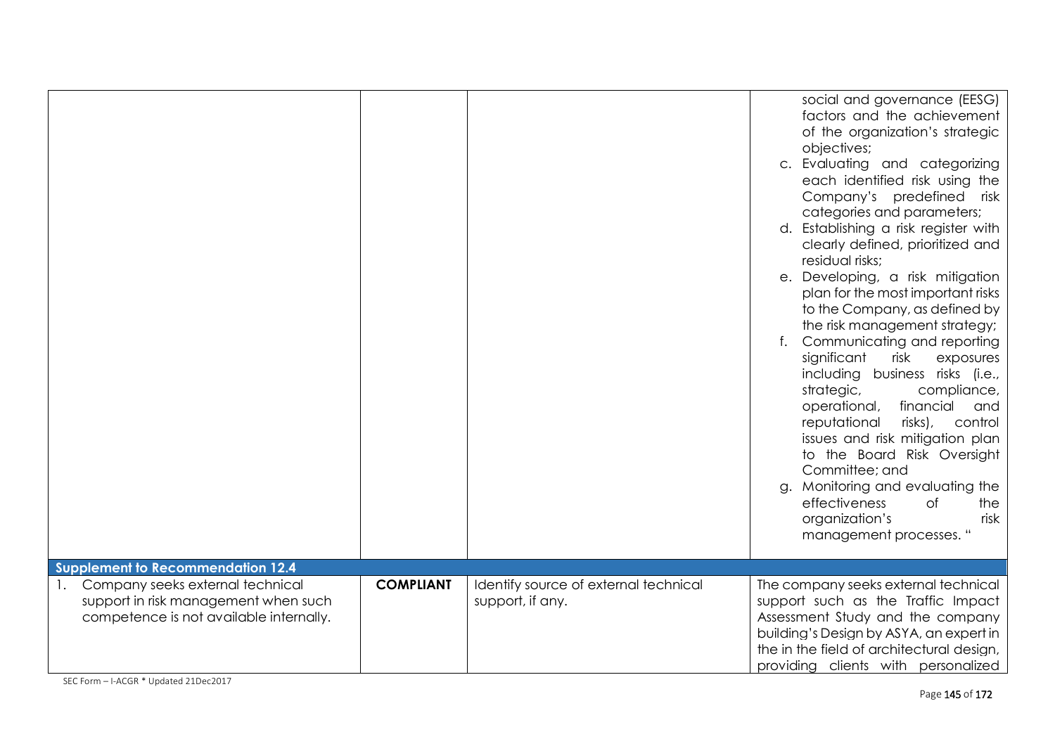| | | | |
|---|---|---|---|
| | | | social and governance (EESG) factors and the achievement of the organization's strategic objectives;<br>c. Evaluating and categorizing each identified risk using the Company's predefined risk categories and parameters;<br>d. Establishing a risk register with clearly defined, prioritized and residual risks;<br>e. Developing, a risk mitigation plan for the most important risks to the Company, as defined by the risk management strategy;<br>f. Communicating and reporting significant risk exposures including business risks (i.e., strategic, compliance, operational, financial and reputational risks), control issues and risk mitigation plan to the Board Risk Oversight Committee; and<br>g. Monitoring and evaluating the effectiveness of the organization's risk management processes. " |
| **Supplement to Recommendation 12.4** | | | |
| 1. Company seeks external technical support in risk management when such competence is not available internally. | **COMPLIANT** | Identify source of external technical support, if any. | The company seeks external technical support such as the Traffic Impact Assessment Study and the company building's Design by ASYA, an expert in the in the field of architectural design, providing clients with personalized |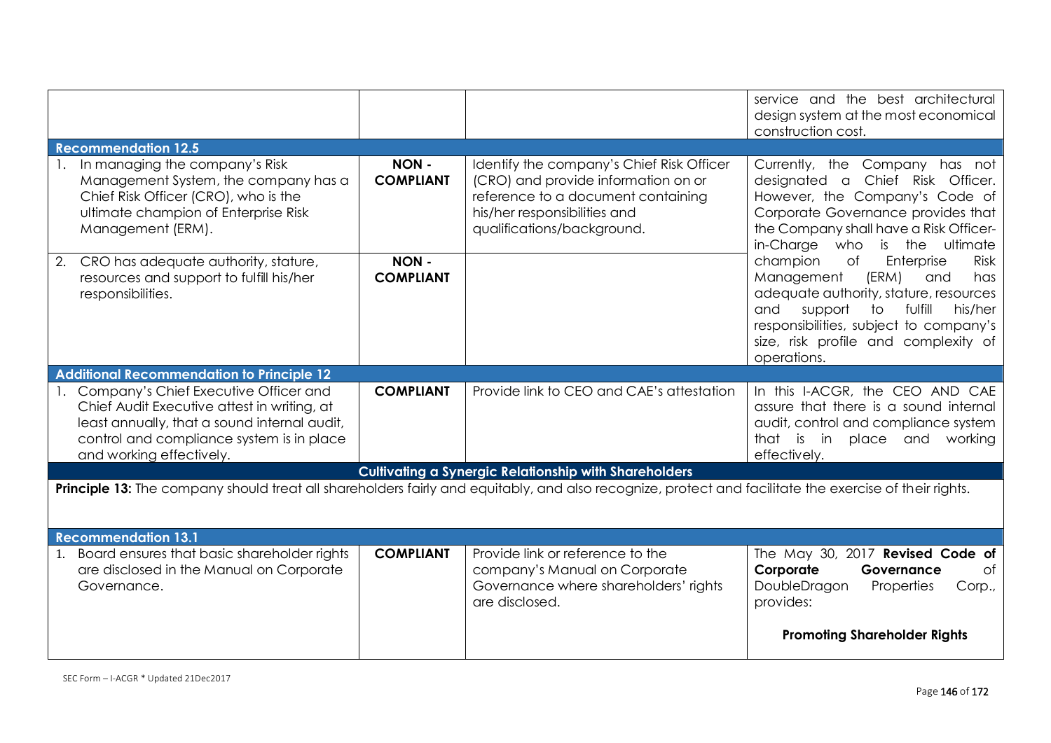| | | | |
|---|---|---|---|
| | | | service and the best architectural design system at the most economical construction cost. |
| **Recommendation 12.5** | | | |
| 1. In managing the company's Risk Management System, the company has a Chief Risk Officer (CRO), who is the ultimate champion of Enterprise Risk Management (ERM). | **NON - COMPLIANT** | Identify the company's Chief Risk Officer (CRO) and provide information on or reference to a document containing his/her responsibilities and qualifications/background. | Currently, the Company has not designated a Chief Risk Officer. However, the Company's Code of Corporate Governance provides that the Company shall have a Risk Officer-in-Charge who is the ultimate champion of Enterprise Risk Management (ERM) and has adequate authority, stature, resources and support to fulfill his/her responsibilities, subject to company's size, risk profile and complexity of operations. |
| 2. CRO has adequate authority, stature, resources and support to fulfill his/her responsibilities. | **NON - COMPLIANT** | | |
| **Additional Recommendation to Principle 12** | | | |
| 1. Company's Chief Executive Officer and Chief Audit Executive attest in writing, at least annually, that a sound internal audit, control and compliance system is in place and working effectively. | **COMPLIANT** | Provide link to CEO and CAE's attestation | In this I-ACGR, the CEO AND CAE assure that there is a sound internal audit, control and compliance system that is in place and working effectively. |
| | | **Cultivating a Synergic Relationship with Shareholders** | |
| **Principle 13:** The company should treat all shareholders fairly and equitably, and also recognize, protect and facilitate the exercise of their rights. | | | |
| **Recommendation 13.1** | | | |
| 1. Board ensures that basic shareholder rights are disclosed in the Manual on Corporate Governance. | **COMPLIANT** | Provide link or reference to the company's Manual on Corporate Governance where shareholders' rights are disclosed. | The May 30, 2017 **Revised Code of Corporate Governance** of DoubleDragon Properties Corp., provides:<br><br>**Promoting Shareholder Rights** |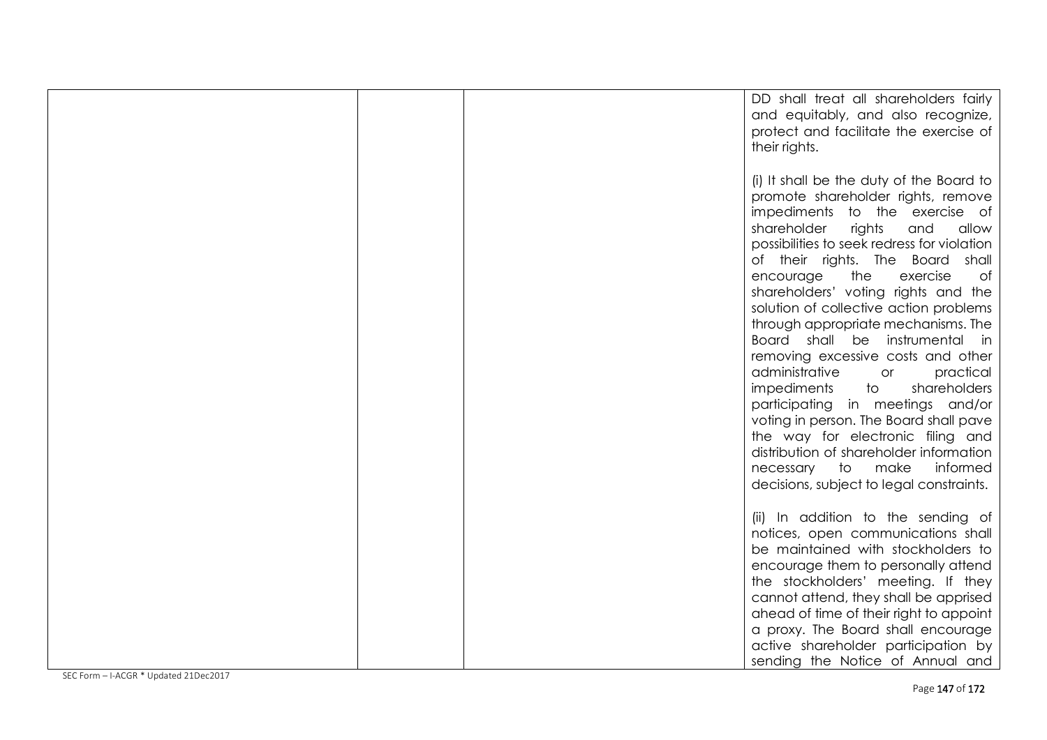| | | | |
|---|---|---|---|
| | | | DD shall treat all shareholders fairly and equitably, and also recognize, protect and facilitate the exercise of their rights.<br><br>(i) It shall be the duty of the Board to promote shareholder rights, remove impediments to the exercise of shareholder rights and allow possibilities to seek redress for violation of their rights. The Board shall encourage the exercise of shareholders' voting rights and the solution of collective action problems through appropriate mechanisms. The Board shall be instrumental in removing excessive costs and other administrative or practical impediments to shareholders participating in meetings and/or voting in person. The Board shall pave the way for electronic filing and distribution of shareholder information necessary to make informed decisions, subject to legal constraints.<br><br>(ii) In addition to the sending of notices, open communications shall be maintained with stockholders to encourage them to personally attend the stockholders' meeting. If they cannot attend, they shall be apprised ahead of time of their right to appoint a proxy. The Board shall encourage active shareholder participation by sending the Notice of Annual and |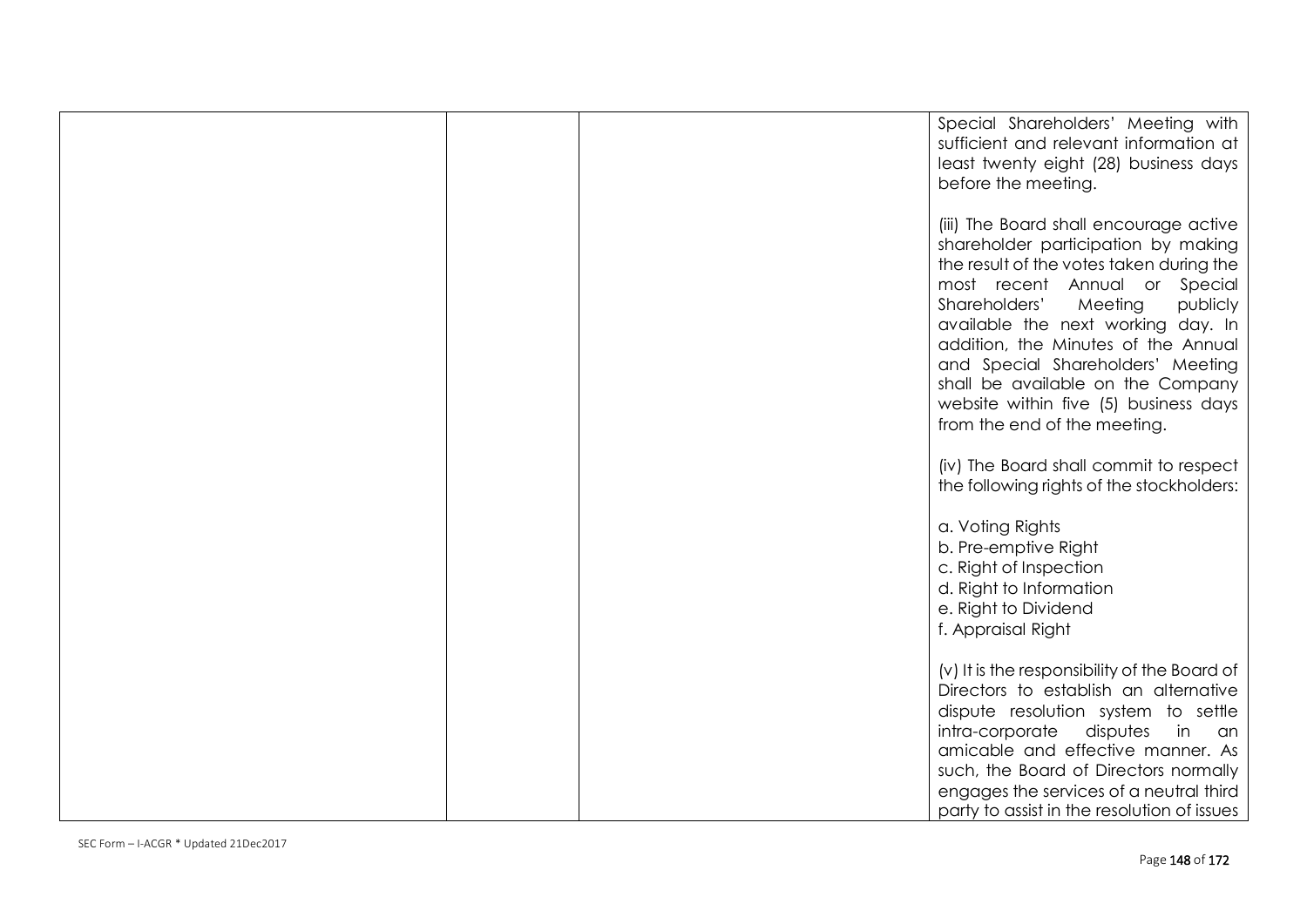| | | | |
|---|---|---|---|
| | | | Special Shareholders' Meeting with sufficient and relevant information at least twenty eight (28) business days before the meeting.<br><br>(iii) The Board shall encourage active shareholder participation by making the result of the votes taken during the most recent Annual or Special Shareholders' Meeting publicly available the next working day. In addition, the Minutes of the Annual and Special Shareholders' Meeting shall be available on the Company website within five (5) business days from the end of the meeting.<br><br>(iv) The Board shall commit to respect the following rights of the stockholders:<br><br>a. Voting Rights<br>b. Pre-emptive Right<br>c. Right of Inspection<br>d. Right to Information<br>e. Right to Dividend<br>f. Appraisal Right<br><br>(v) It is the responsibility of the Board of Directors to establish an alternative dispute resolution system to settle intra-corporate disputes in an amicable and effective manner. As such, the Board of Directors normally engages the services of a neutral third party to assist in the resolution of issues |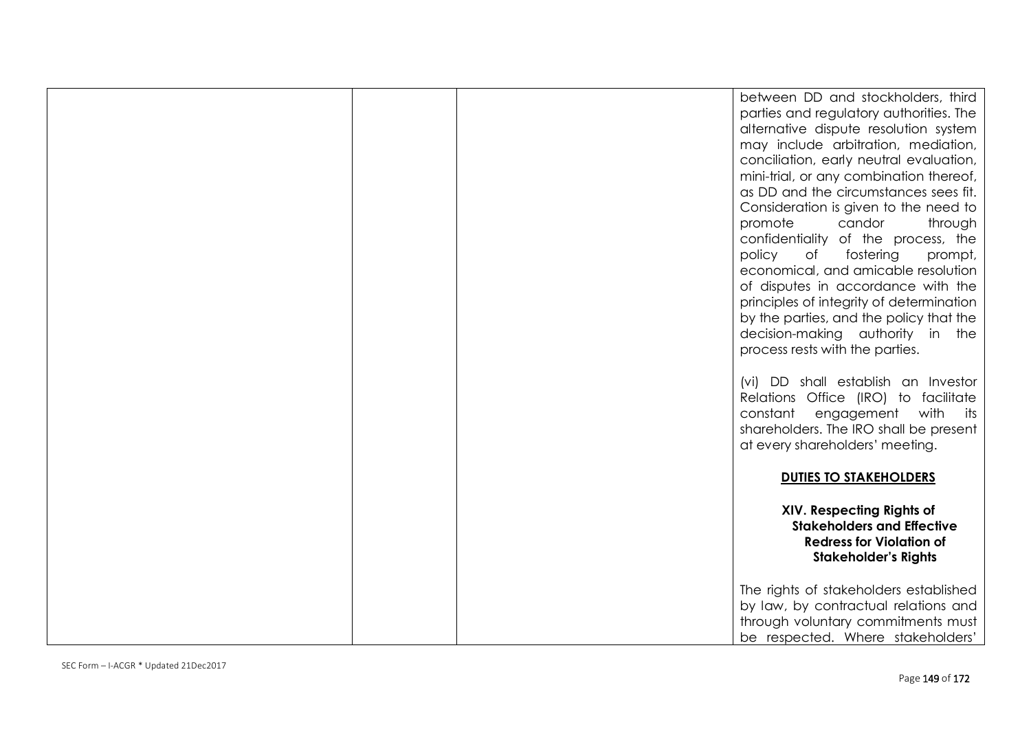| | | | between DD and stockholders, third parties and regulatory authorities. The alternative dispute resolution system may include arbitration, mediation, conciliation, early neutral evaluation, mini-trial, or any combination thereof, as DD and the circumstances sees fit. Consideration is given to the need to promote candor through confidentiality of the process, the policy of fostering prompt, economical, and amicable resolution of disputes in accordance with the principles of integrity of determination by the parties, and the policy that the decision-making authority in the process rests with the parties.<br><br>(vi) DD shall establish an Investor Relations Office (IRO) to facilitate constant engagement with its shareholders. The IRO shall be present at every shareholders' meeting.<br><br>**<u>DUTIES TO STAKEHOLDERS</u>**<br><br>**XIV. Respecting Rights of Stakeholders and Effective Redress for Violation of Stakeholder's Rights**<br><br>The rights of stakeholders established by law, by contractual relations and through voluntary commitments must be respected. Where stakeholders' |
|---|---|---|---|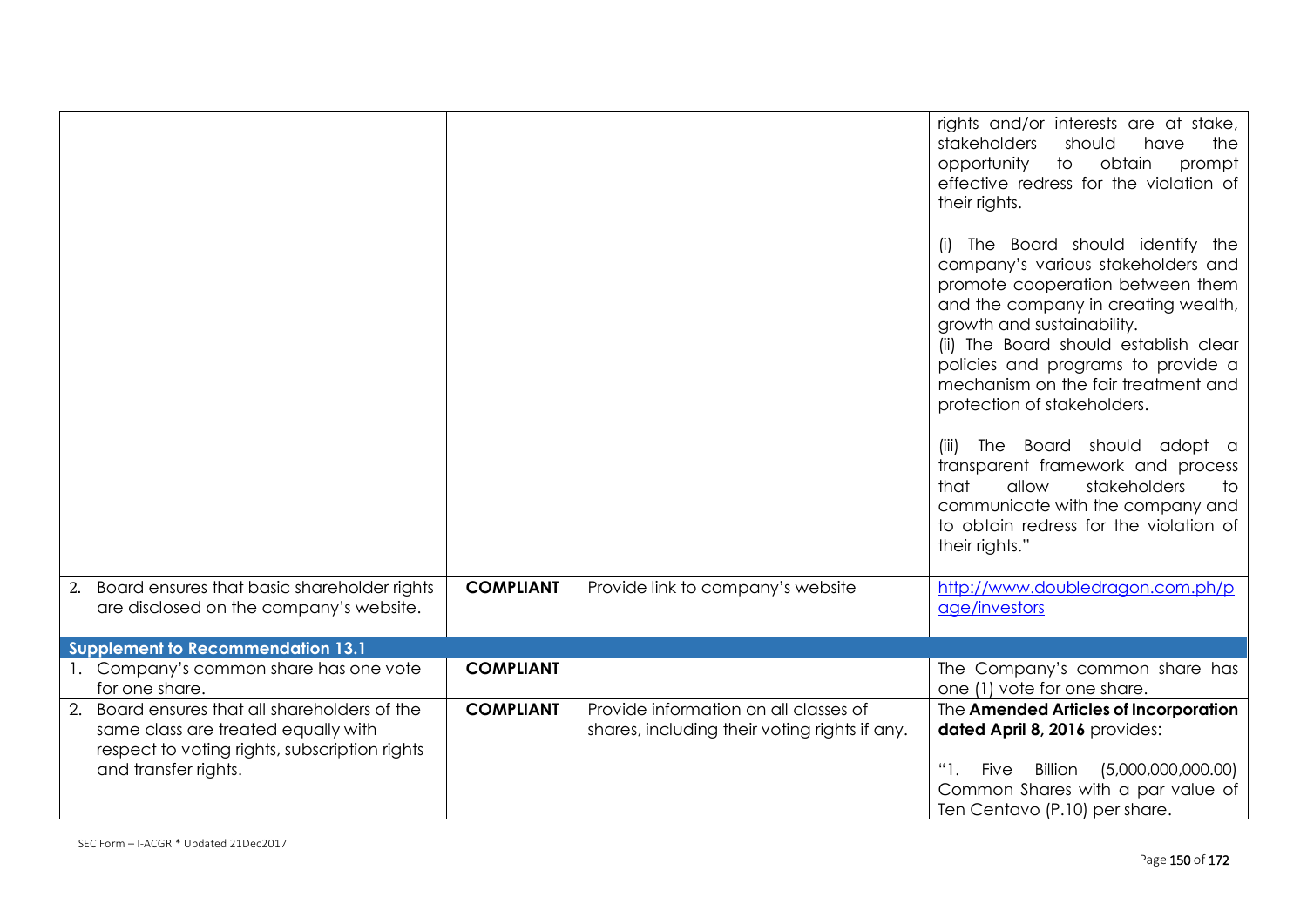| | | | |
|---|---|---|---|
| | | | rights and/or interests are at stake, stakeholders should have the opportunity to obtain prompt effective redress for the violation of their rights.<br><br>(i) The Board should identify the company's various stakeholders and promote cooperation between them and the company in creating wealth, growth and sustainability.<br>(ii) The Board should establish clear policies and programs to provide a mechanism on the fair treatment and protection of stakeholders.<br><br>(iii) The Board should adopt a transparent framework and process that allow stakeholders to communicate with the company and to obtain redress for the violation of their rights." |
| 2. Board ensures that basic shareholder rights are disclosed on the company's website. | **COMPLIANT** | Provide link to company's website | http://www.doubledragon.com.ph/page/investors |
| **Supplement to Recommendation 13.1** | | | |
| 1. Company's common share has one vote for one share. | **COMPLIANT** | | The Company's common share has one (1) vote for one share. |
| 2. Board ensures that all shareholders of the same class are treated equally with respect to voting rights, subscription rights and transfer rights. | **COMPLIANT** | Provide information on all classes of shares, including their voting rights if any. | The **Amended Articles of Incorporation dated April 8, 2016** provides:<br><br>"1. Five Billion (5,000,000,000.00) Common Shares with a par value of Ten Centavo (P.10) per share. |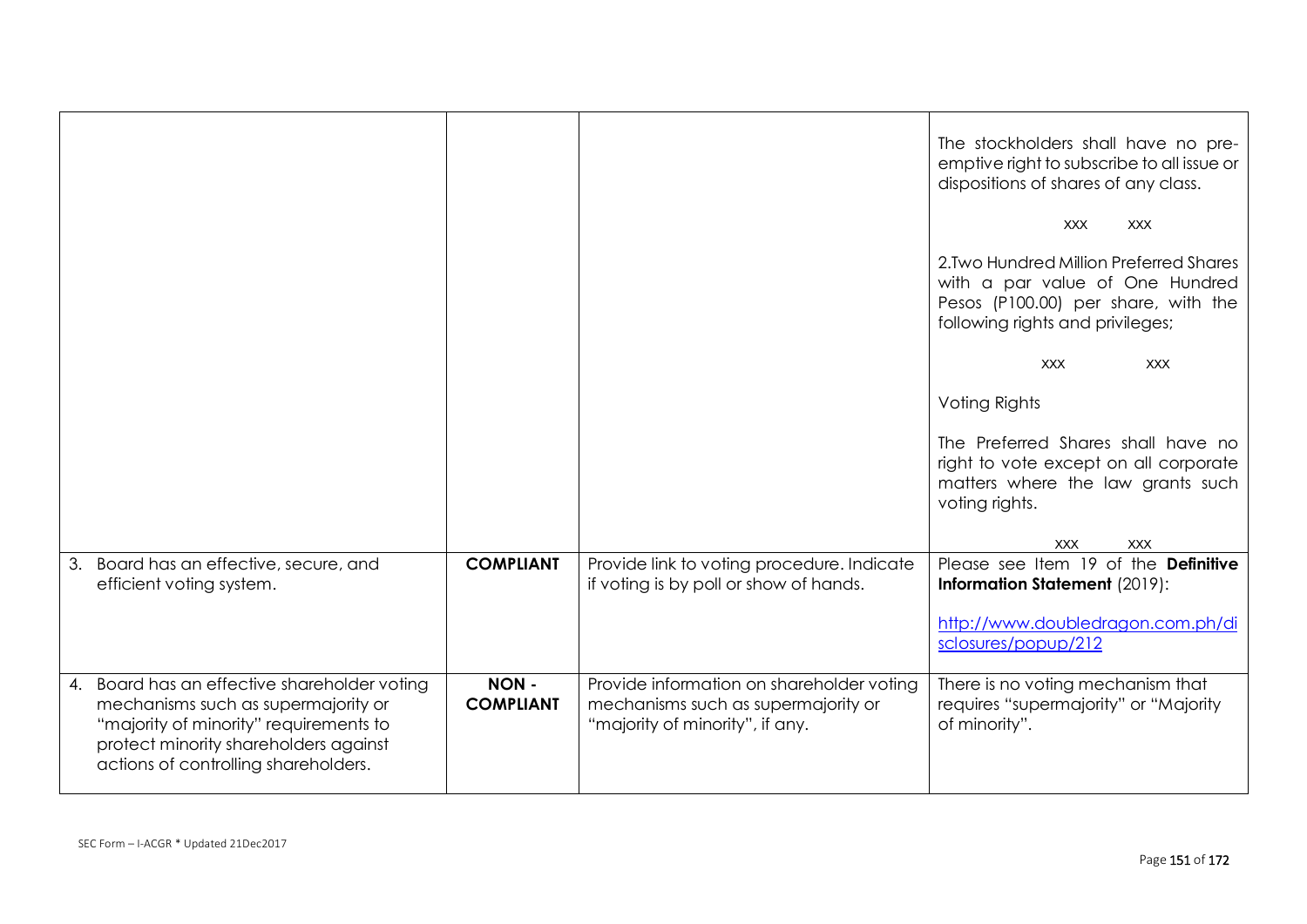| | | | |
|---|---|---|---|
| | | | The stockholders shall have no pre-emptive right to subscribe to all issue or dispositions of shares of any class.<br><br>xxx xxx<br><br>2.Two Hundred Million Preferred Shares with a par value of One Hundred Pesos (P100.00) per share, with the following rights and privileges;<br><br>xxx xxx<br><br>Voting Rights<br><br>The Preferred Shares shall have no right to vote except on all corporate matters where the law grants such voting rights.<br><br>xxx xxx |
| 3. Board has an effective, secure, and efficient voting system. | **COMPLIANT** | Provide link to voting procedure. Indicate if voting is by poll or show of hands. | Please see Item 19 of the **Definitive Information Statement** (2019):<br><br>http://www.doubledragon.com.ph/disclosures/popup/212 |
| 4. Board has an effective shareholder voting mechanisms such as supermajority or "majority of minority" requirements to protect minority shareholders against actions of controlling shareholders. | **NON - COMPLIANT** | Provide information on shareholder voting mechanisms such as supermajority or "majority of minority", if any. | There is no voting mechanism that requires "supermajority" or "Majority of minority". |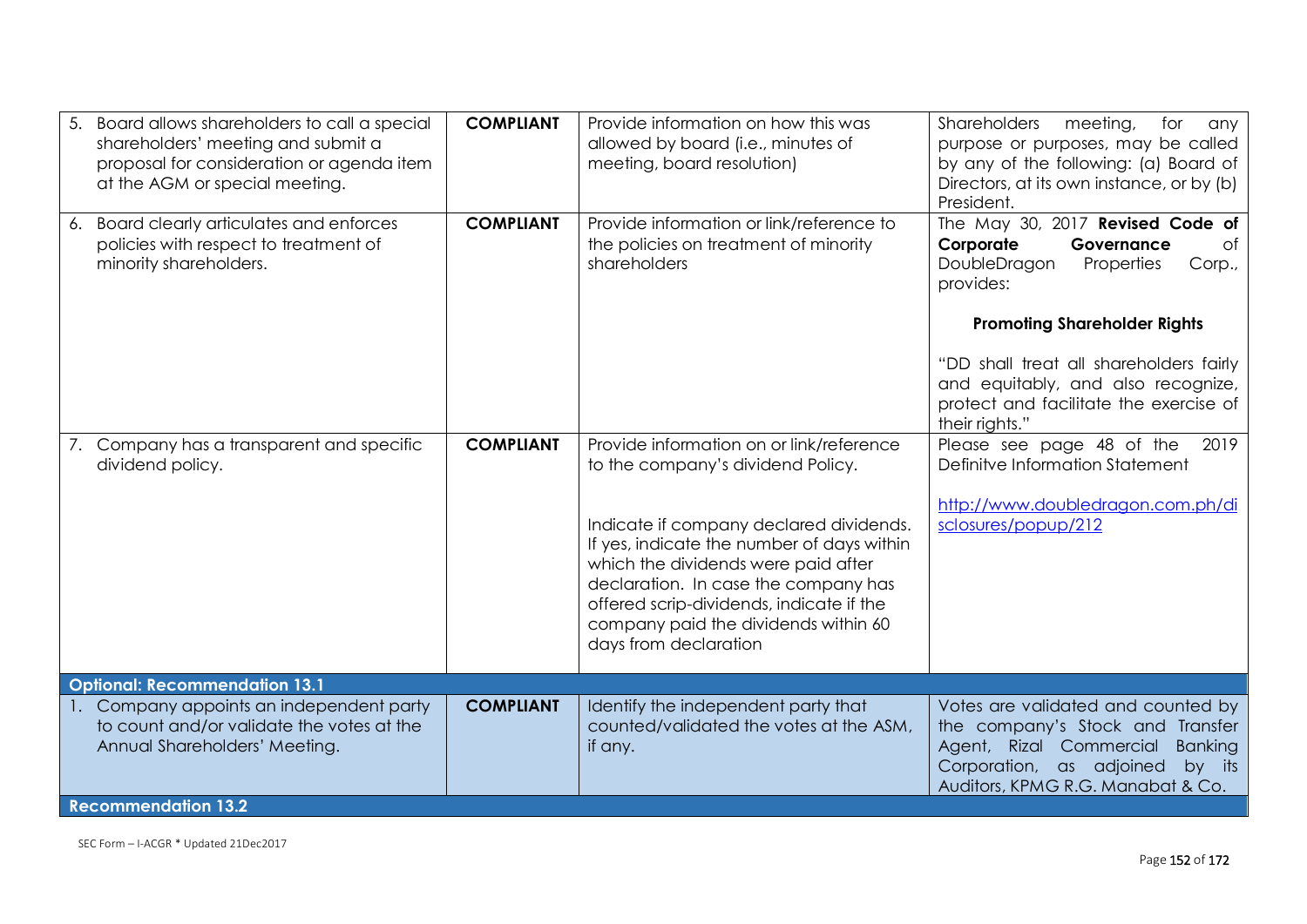| | | | |
|---|---|---|---|
| 5. Board allows shareholders to call a special shareholders' meeting and submit a proposal for consideration or agenda item at the AGM or special meeting. | **COMPLIANT** | Provide information on how this was allowed by board (i.e., minutes of meeting, board resolution) | Shareholders meeting, for any purpose or purposes, may be called by any of the following: (a) Board of Directors, at its own instance, or by (b) President. |
| 6. Board clearly articulates and enforces policies with respect to treatment of minority shareholders. | **COMPLIANT** | Provide information or link/reference to the policies on treatment of minority shareholders | The May 30, 2017 **Revised Code of Corporate Governance** of DoubleDragon Properties Corp., provides:<br><br>**Promoting Shareholder Rights**<br><br>"DD shall treat all shareholders fairly and equitably, and also recognize, protect and facilitate the exercise of their rights." |
| 7. Company has a transparent and specific dividend policy. | **COMPLIANT** | Provide information on or link/reference to the company's dividend Policy.<br><br>Indicate if company declared dividends. If yes, indicate the number of days within which the dividends were paid after declaration. In case the company has offered scrip-dividends, indicate if the company paid the dividends within 60 days from declaration | Please see page 48 of the 2019 Definitve Information Statement<br><br>http://www.doubledragon.com.ph/disclosures/popup/212 |
| **Optional: Recommendation 13.1** | | | |
| 1. Company appoints an independent party to count and/or validate the votes at the Annual Shareholders' Meeting. | **COMPLIANT** | Identify the independent party that counted/validated the votes at the ASM, if any. | Votes are validated and counted by the company's Stock and Transfer Agent, Rizal Commercial Banking Corporation, as adjoined by its Auditors, KPMG R.G. Manabat & Co. |
| **Recommendation 13.2** | | | |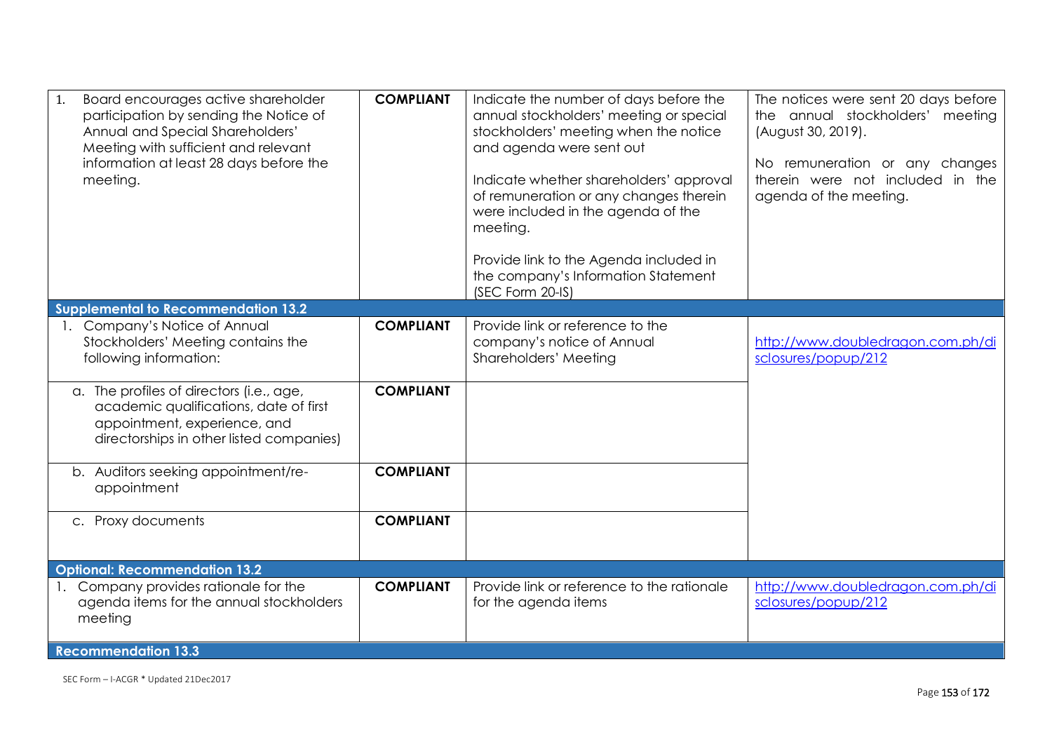| | | | |
|---|---|---|---|
| 1. Board encourages active shareholder participation by sending the Notice of Annual and Special Shareholders' Meeting with sufficient and relevant information at least 28 days before the meeting. | **COMPLIANT** | Indicate the number of days before the annual stockholders' meeting or special stockholders' meeting when the notice and agenda were sent out<br><br>Indicate whether shareholders' approval of remuneration or any changes therein were included in the agenda of the meeting.<br><br>Provide link to the Agenda included in the company's Information Statement (SEC Form 20-IS) | The notices were sent 20 days before the annual stockholders' meeting (August 30, 2019).<br><br>No remuneration or any changes therein were not included in the agenda of the meeting. |
| **Supplemental to Recommendation 13.2** | | | |
| 1. Company's Notice of Annual Stockholders' Meeting contains the following information: | **COMPLIANT** | Provide link or reference to the company's notice of Annual Shareholders' Meeting | http://www.doubledragon.com.ph/disclosures/popup/212 |
| a. The profiles of directors (i.e., age, academic qualifications, date of first appointment, experience, and directorships in other listed companies) | **COMPLIANT** | | |
| b. Auditors seeking appointment/re-appointment | **COMPLIANT** | | |
| c. Proxy documents | **COMPLIANT** | | |
| **Optional: Recommendation 13.2** | | | |
| 1. Company provides rationale for the agenda items for the annual stockholders meeting | **COMPLIANT** | Provide link or reference to the rationale for the agenda items | http://www.doubledragon.com.ph/disclosures/popup/212 |
| **Recommendation 13.3** | | | |

SEC Form – I-ACGR * Updated 21Dec2017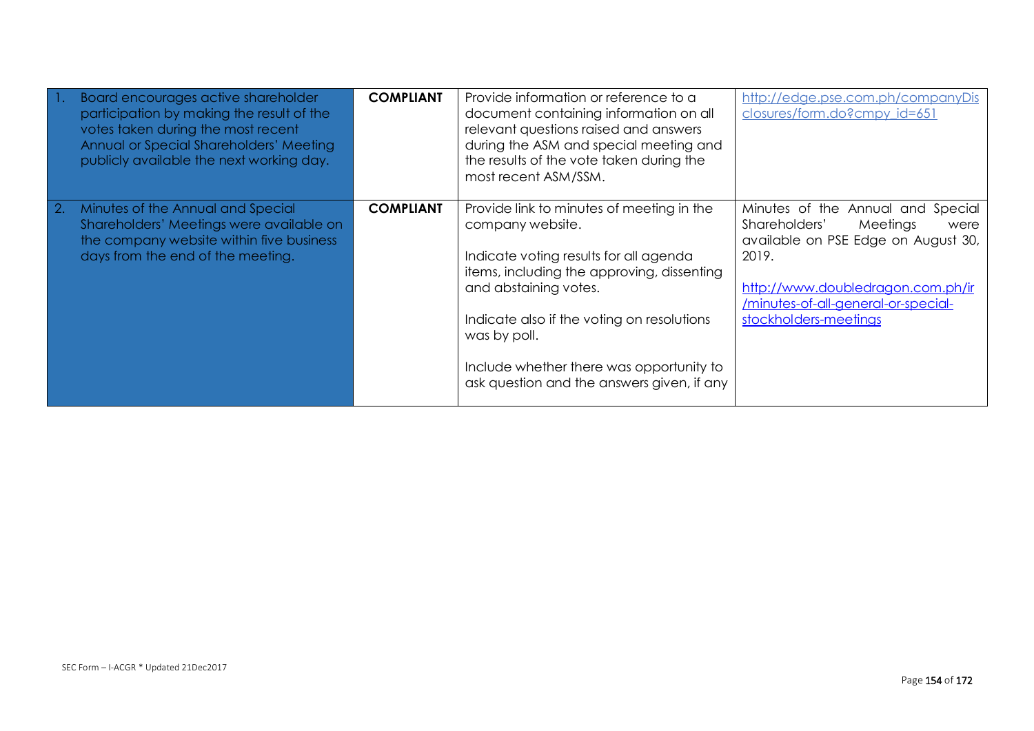| | | | |
|---|---|---|---|
| 1. Board encourages active shareholder participation by making the result of the votes taken during the most recent Annual or Special Shareholders' Meeting publicly available the next working day. | **COMPLIANT** | Provide information or reference to a document containing information on all relevant questions raised and answers during the ASM and special meeting and the results of the vote taken during the most recent ASM/SSM. | http://edge.pse.com.ph/companyDisclosures/form.do?cmpy_id=651 |
| 2. Minutes of the Annual and Special Shareholders' Meetings were available on the company website within five business days from the end of the meeting. | **COMPLIANT** | Provide link to minutes of meeting in the company website.<br><br>Indicate voting results for all agenda items, including the approving, dissenting and abstaining votes.<br><br>Indicate also if the voting on resolutions was by poll.<br><br>Include whether there was opportunity to ask question and the answers given, if any | Minutes of the Annual and Special Shareholders' Meetings were available on PSE Edge on August 30, 2019.<br><br>http://www.doubledragon.com.ph/ir/minutes-of-all-general-or-special-stockholders-meetings |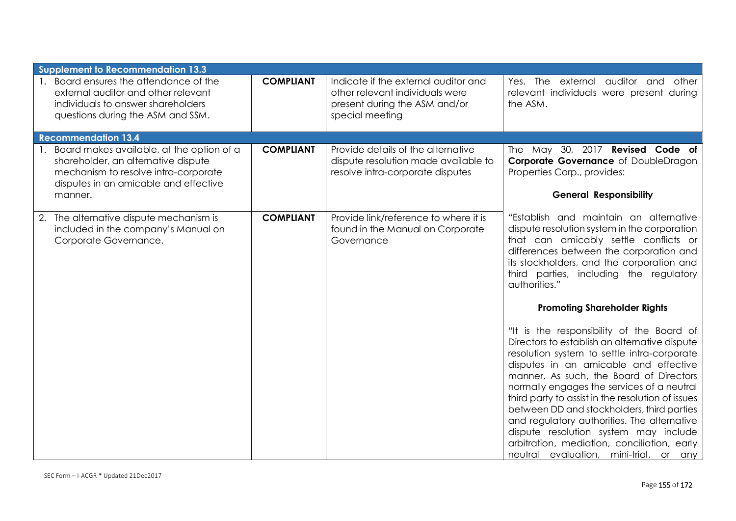| | | | |
|---|---|---|---|
| **Supplement to Recommendation 13.3** | | | |
| 1. Board ensures the attendance of the external auditor and other relevant individuals to answer shareholders questions during the ASM and SSM. | **COMPLIANT** | Indicate if the external auditor and other relevant individuals were present during the ASM and/or special meeting | Yes. The external auditor and other relevant individuals were present during the ASM. |
| **Recommendation 13.4** | | | |
| 1. Board makes available, at the option of a shareholder, an alternative dispute mechanism to resolve intra-corporate disputes in an amicable and effective manner. | **COMPLIANT** | Provide details of the alternative dispute resolution made available to resolve intra-corporate disputes | The May 30, 2017 **Revised Code of Corporate Governance** of DoubleDragon Properties Corp., provides:<br><br>**General Responsibility**<br><br>"Establish and maintain an alternative dispute resolution system in the corporation that can amicably settle conflicts or differences between the corporation and its stockholders, and the corporation and third parties, including the regulatory authorities."<br><br>**Promoting Shareholder Rights**<br><br>"It is the responsibility of the Board of Directors to establish an alternative dispute resolution system to settle intra-corporate disputes in an amicable and effective manner. As such, the Board of Directors normally engages the services of a neutral third party to assist in the resolution of issues between DD and stockholders, third parties and regulatory authorities. The alternative dispute resolution system may include arbitration, mediation, conciliation, early neutral evaluation, mini-trial, or any |
| 2. The alternative dispute mechanism is included in the company's Manual on Corporate Governance. | **COMPLIANT** | Provide link/reference to where it is found in the Manual on Corporate Governance | |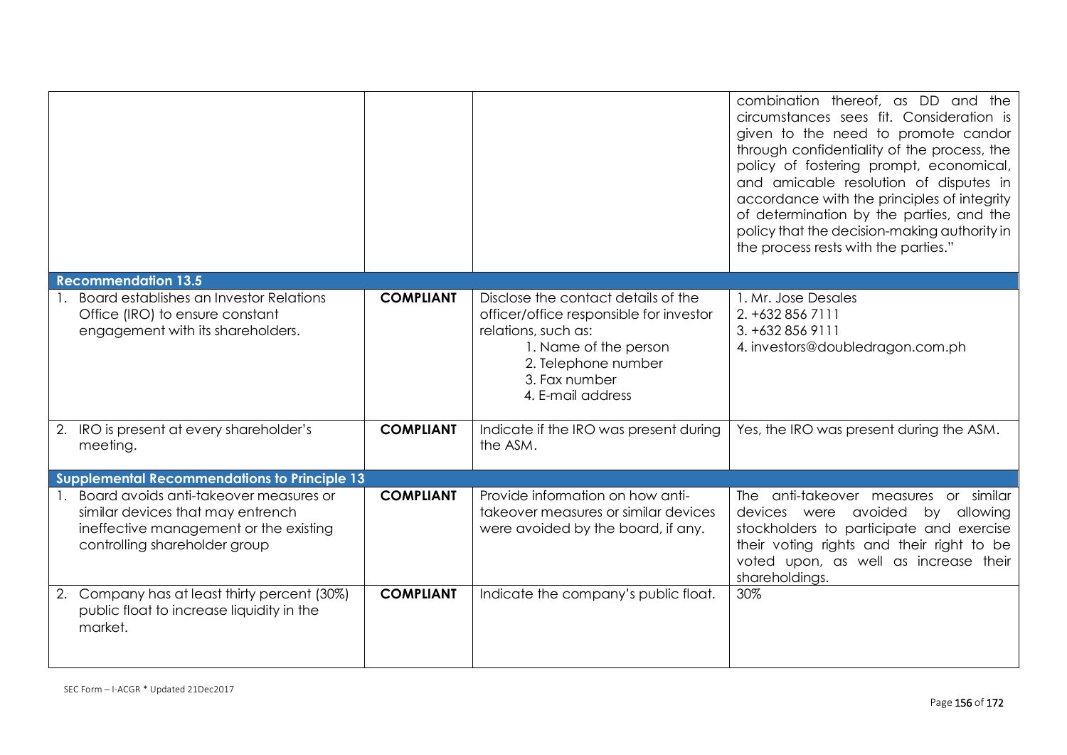| | | | |
|---|---|---|---|
| | | | combination thereof, as DD and the circumstances sees fit. Consideration is given to the need to promote candor through confidentiality of the process, the policy of fostering prompt, economical, and amicable resolution of disputes in accordance with the principles of integrity of determination by the parties, and the policy that the decision-making authority in the process rests with the parties." |
| **Recommendation 13.5** | | | |
| 1. Board establishes an Investor Relations Office (IRO) to ensure constant engagement with its shareholders. | **COMPLIANT** | Disclose the contact details of the officer/office responsible for investor relations, such as:<br>1. Name of the person<br>2. Telephone number<br>3. Fax number<br>4. E-mail address | 1. Mr. Jose Desales<br>2. +632 856 7111<br>3. +632 856 9111<br>4. investors@doubledragon.com.ph |
| 2. IRO is present at every shareholder's meeting. | **COMPLIANT** | Indicate if the IRO was present during the ASM. | Yes, the IRO was present during the ASM. |
| **Supplemental Recommendations to Principle 13** | | | |
| 1. Board avoids anti-takeover measures or similar devices that may entrench ineffective management or the existing controlling shareholder group | **COMPLIANT** | Provide information on how anti-takeover measures or similar devices were avoided by the board, if any. | The anti-takeover measures or similar devices were avoided by allowing stockholders to participate and exercise their voting rights and their right to be voted upon, as well as increase their shareholdings. |
| 2. Company has at least thirty percent (30%) public float to increase liquidity in the market. | **COMPLIANT** | Indicate the company's public float. | 30% |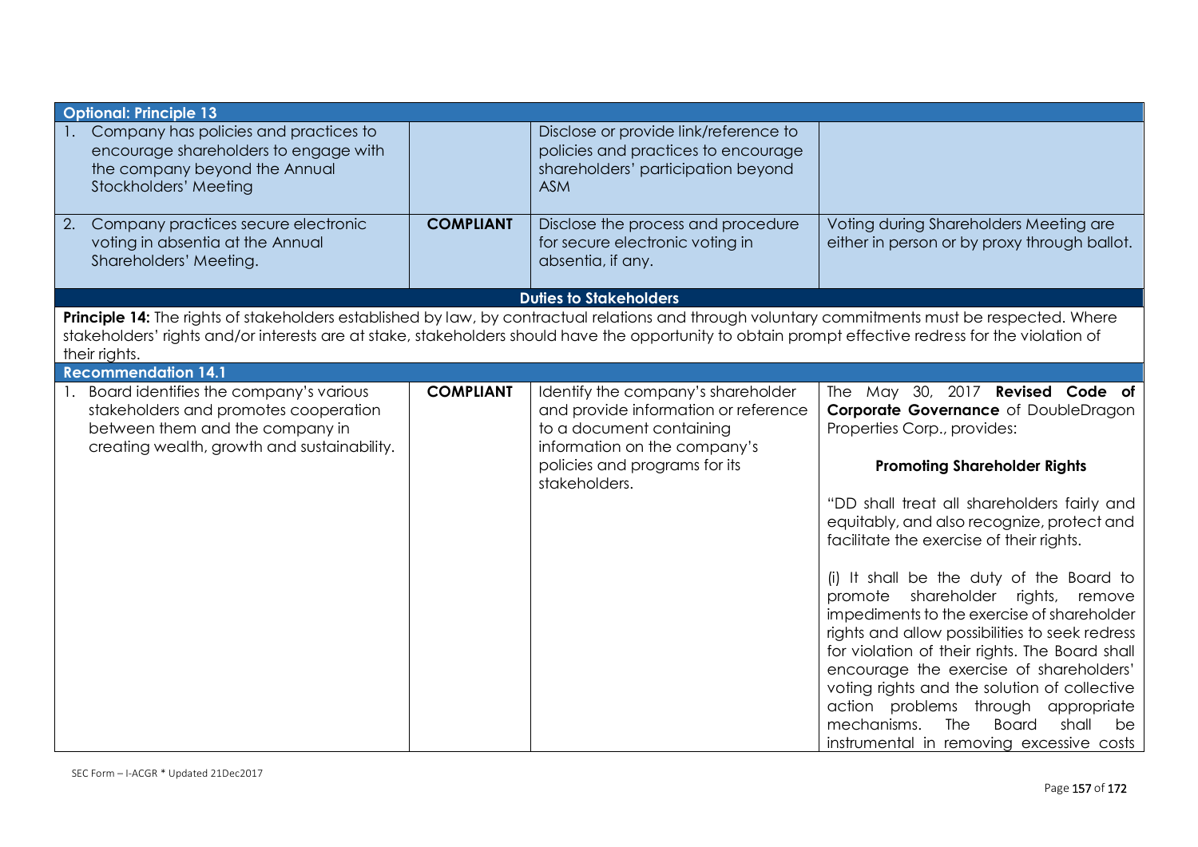| | | | |
|---|---|---|---|
| **Optional: Principle 13** | | | |
| 1. Company has policies and practices to encourage shareholders to engage with the company beyond the Annual Stockholders' Meeting | | Disclose or provide link/reference to policies and practices to encourage shareholders' participation beyond ASM | |
| 2. Company practices secure electronic voting in absentia at the Annual Shareholders' Meeting. | **COMPLIANT** | Disclose the process and procedure for secure electronic voting in absentia, if any. | Voting during Shareholders Meeting are either in person or by proxy through ballot. |

**Duties to Stakeholders**

**Principle 14:** The rights of stakeholders established by law, by contractual relations and through voluntary commitments must be respected. Where stakeholders' rights and/or interests are at stake, stakeholders should have the opportunity to obtain prompt effective redress for the violation of their rights.

| | | | |
|---|---|---|---|
| **Recommendation 14.1** | | | |
| 1. Board identifies the company's various stakeholders and promotes cooperation between them and the company in creating wealth, growth and sustainability. | **COMPLIANT** | Identify the company's shareholder and provide information or reference to a document containing information on the company's policies and programs for its stakeholders. | The May 30, 2017 **Revised Code of Corporate Governance** of DoubleDragon Properties Corp., provides:<br><br>**Promoting Shareholder Rights**<br><br>"DD shall treat all shareholders fairly and equitably, and also recognize, protect and facilitate the exercise of their rights.<br><br>(i) It shall be the duty of the Board to promote shareholder rights, remove impediments to the exercise of shareholder rights and allow possibilities to seek redress for violation of their rights. The Board shall encourage the exercise of shareholders' voting rights and the solution of collective action problems through appropriate mechanisms. The Board shall be instrumental in removing excessive costs |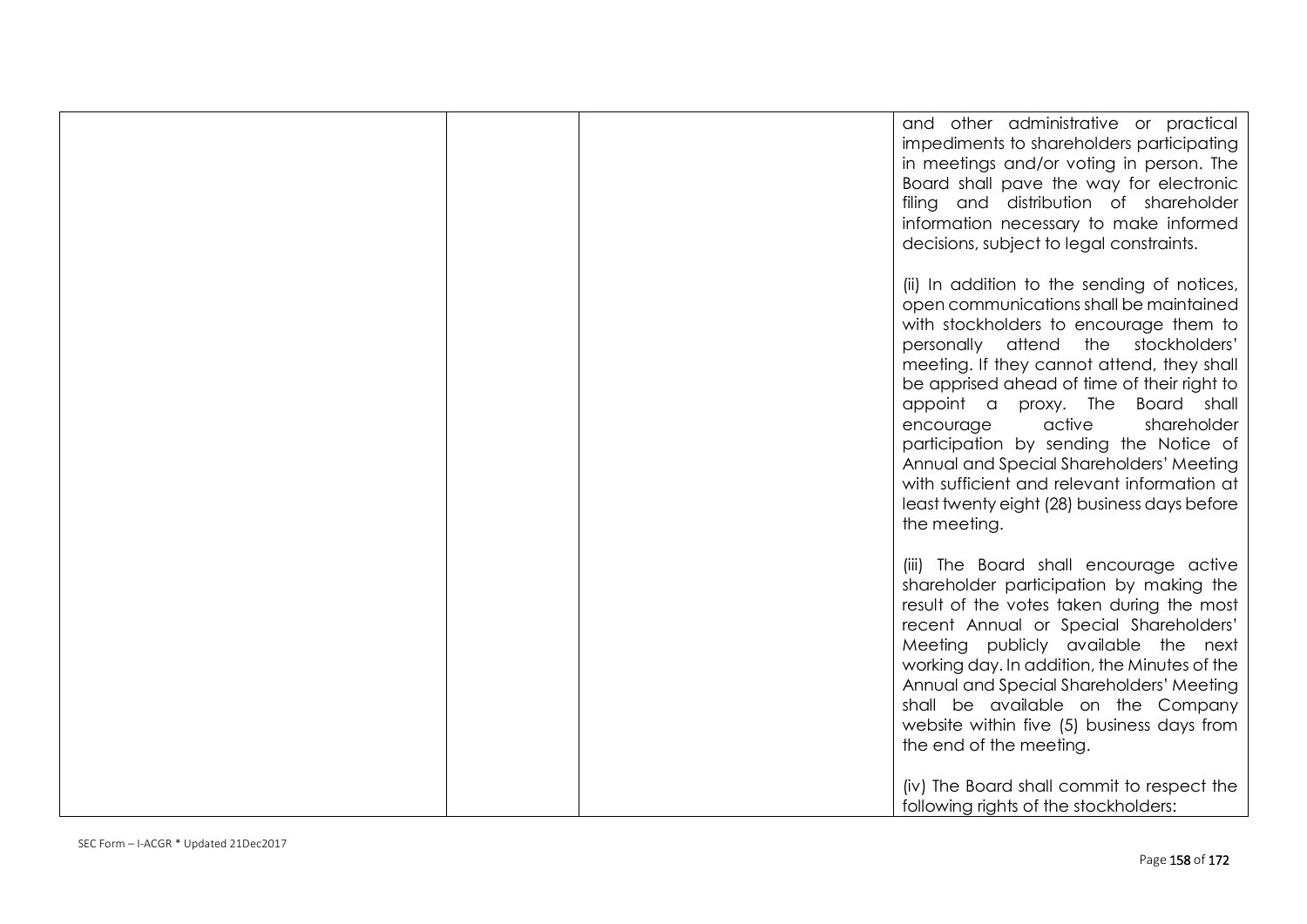| | | | |
|---|---|---|---|
| | | | and other administrative or practical impediments to shareholders participating in meetings and/or voting in person. The Board shall pave the way for electronic filing and distribution of shareholder information necessary to make informed decisions, subject to legal constraints.<br><br>(ii) In addition to the sending of notices, open communications shall be maintained with stockholders to encourage them to personally attend the stockholders' meeting. If they cannot attend, they shall be apprised ahead of time of their right to appoint a proxy. The Board shall encourage active shareholder participation by sending the Notice of Annual and Special Shareholders' Meeting with sufficient and relevant information at least twenty eight (28) business days before the meeting.<br><br>(iii) The Board shall encourage active shareholder participation by making the result of the votes taken during the most recent Annual or Special Shareholders' Meeting publicly available the next working day. In addition, the Minutes of the Annual and Special Shareholders' Meeting shall be available on the Company website within five (5) business days from the end of the meeting.<br><br>(iv) The Board shall commit to respect the following rights of the stockholders: |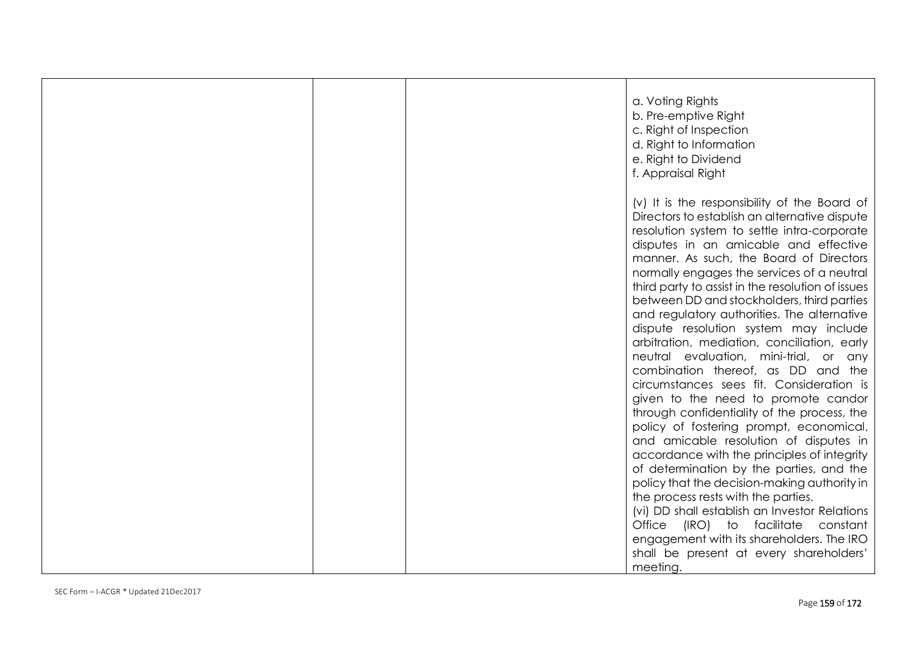| | | | |
|---|---|---|---|
| | | | a. Voting Rights<br>b. Pre-emptive Right<br>c. Right of Inspection<br>d. Right to Information<br>e. Right to Dividend<br>f. Appraisal Right<br><br>(v) It is the responsibility of the Board of Directors to establish an alternative dispute resolution system to settle intra-corporate disputes in an amicable and effective manner. As such, the Board of Directors normally engages the services of a neutral third party to assist in the resolution of issues between DD and stockholders, third parties and regulatory authorities. The alternative dispute resolution system may include arbitration, mediation, conciliation, early neutral evaluation, mini-trial, or any combination thereof, as DD and the circumstances sees fit. Consideration is given to the need to promote candor through confidentiality of the process, the policy of fostering prompt, economical, and amicable resolution of disputes in accordance with the principles of integrity of determination by the parties, and the policy that the decision-making authority in the process rests with the parties.<br>(vi) DD shall establish an Investor Relations Office (IRO) to facilitate constant engagement with its shareholders. The IRO shall be present at every shareholders' meeting. |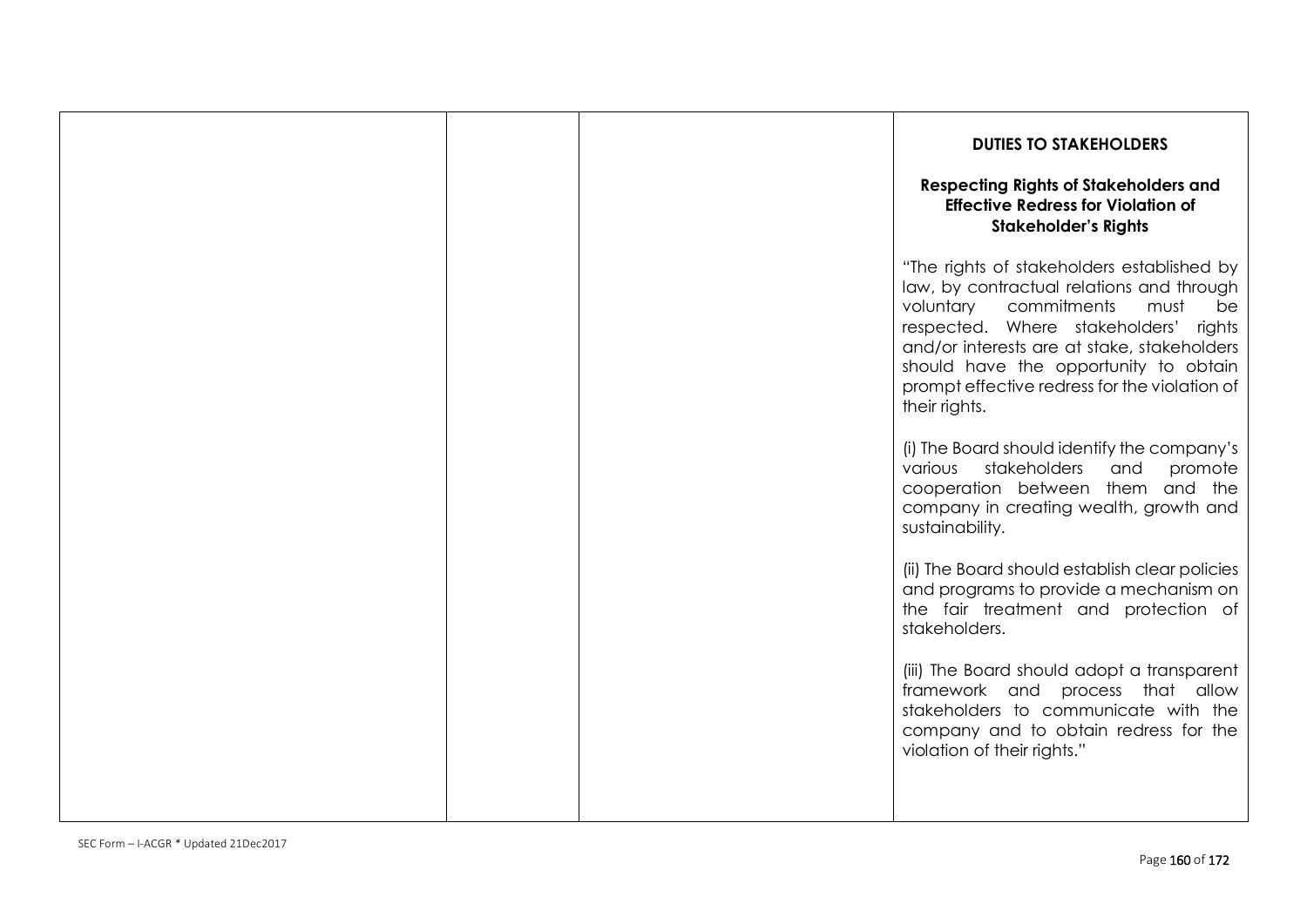| | | | **DUTIES TO STAKEHOLDERS**<br><br>**Respecting Rights of Stakeholders and Effective Redress for Violation of Stakeholder's Rights**<br><br>"The rights of stakeholders established by law, by contractual relations and through voluntary commitments must be respected. Where stakeholders' rights and/or interests are at stake, stakeholders should have the opportunity to obtain prompt effective redress for the violation of their rights.<br><br>(i) The Board should identify the company's various stakeholders and promote cooperation between them and the company in creating wealth, growth and sustainability.<br><br>(ii) The Board should establish clear policies and programs to provide a mechanism on the fair treatment and protection of stakeholders.<br><br>(iii) The Board should adopt a transparent framework and process that allow stakeholders to communicate with the company and to obtain redress for the violation of their rights." |
|---|---|---|---|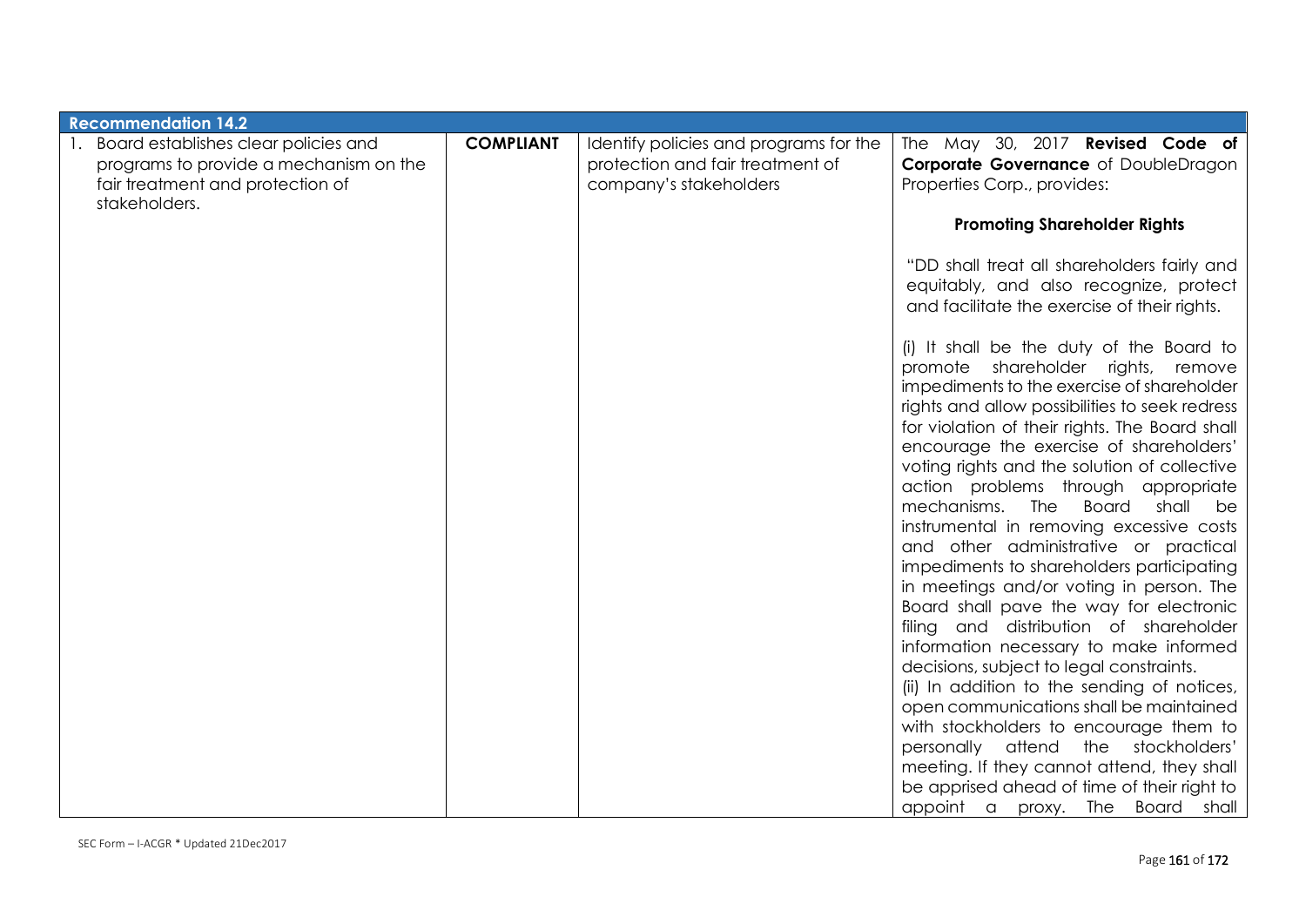| Recommendation 14.2 | | | |
|---|---|---|---|
| 1. Board establishes clear policies and programs to provide a mechanism on the fair treatment and protection of stakeholders. | **COMPLIANT** | Identify policies and programs for the protection and fair treatment of company's stakeholders | The May 30, 2017 **Revised Code of Corporate Governance** of DoubleDragon Properties Corp., provides:<br><br>**Promoting Shareholder Rights**<br><br>"DD shall treat all shareholders fairly and equitably, and also recognize, protect and facilitate the exercise of their rights.<br><br>(i) It shall be the duty of the Board to promote shareholder rights, remove impediments to the exercise of shareholder rights and allow possibilities to seek redress for violation of their rights. The Board shall encourage the exercise of shareholders' voting rights and the solution of collective action problems through appropriate mechanisms. The Board shall be instrumental in removing excessive costs and other administrative or practical impediments to shareholders participating in meetings and/or voting in person. The Board shall pave the way for electronic filing and distribution of shareholder information necessary to make informed decisions, subject to legal constraints.<br>(ii) In addition to the sending of notices, open communications shall be maintained with stockholders to encourage them to personally attend the stockholders' meeting. If they cannot attend, they shall be apprised ahead of time of their right to appoint a proxy. The Board shall |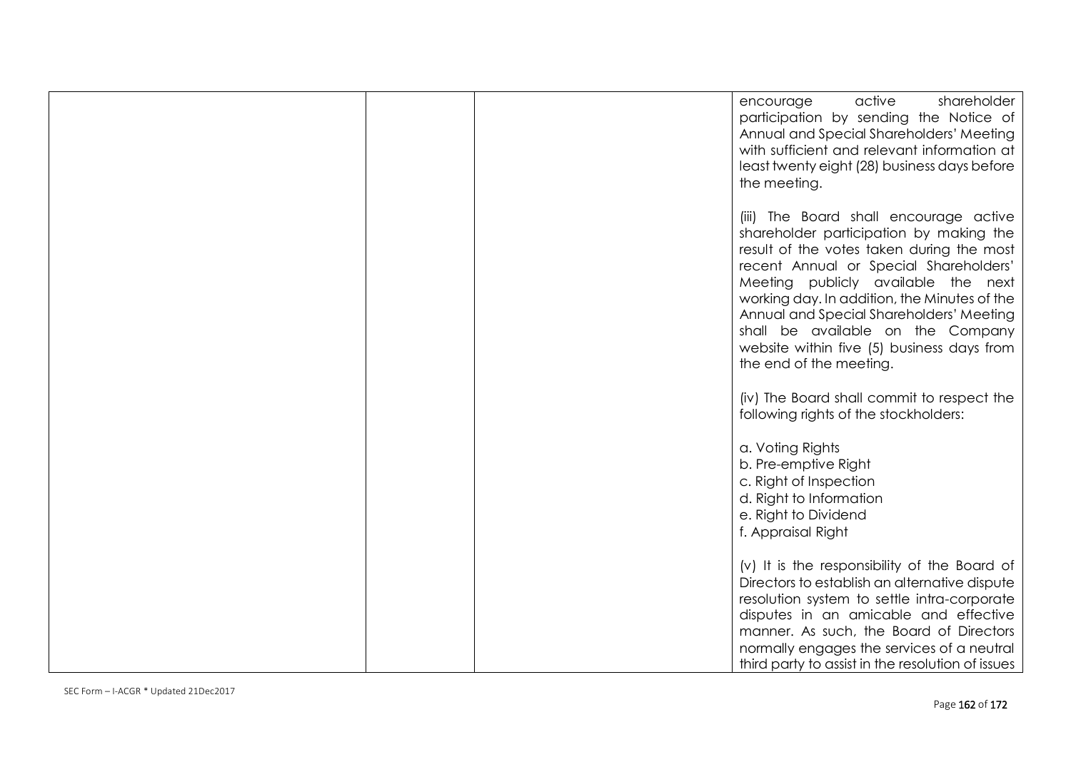| | | | |
|---|---|---|---|
| | | | encourage active shareholder participation by sending the Notice of Annual and Special Shareholders' Meeting with sufficient and relevant information at least twenty eight (28) business days before the meeting.<br><br>(iii) The Board shall encourage active shareholder participation by making the result of the votes taken during the most recent Annual or Special Shareholders' Meeting publicly available the next working day. In addition, the Minutes of the Annual and Special Shareholders' Meeting shall be available on the Company website within five (5) business days from the end of the meeting.<br><br>(iv) The Board shall commit to respect the following rights of the stockholders:<br><br>a. Voting Rights<br>b. Pre-emptive Right<br>c. Right of Inspection<br>d. Right to Information<br>e. Right to Dividend<br>f. Appraisal Right<br><br>(v) It is the responsibility of the Board of Directors to establish an alternative dispute resolution system to settle intra-corporate disputes in an amicable and effective manner. As such, the Board of Directors normally engages the services of a neutral third party to assist in the resolution of issues |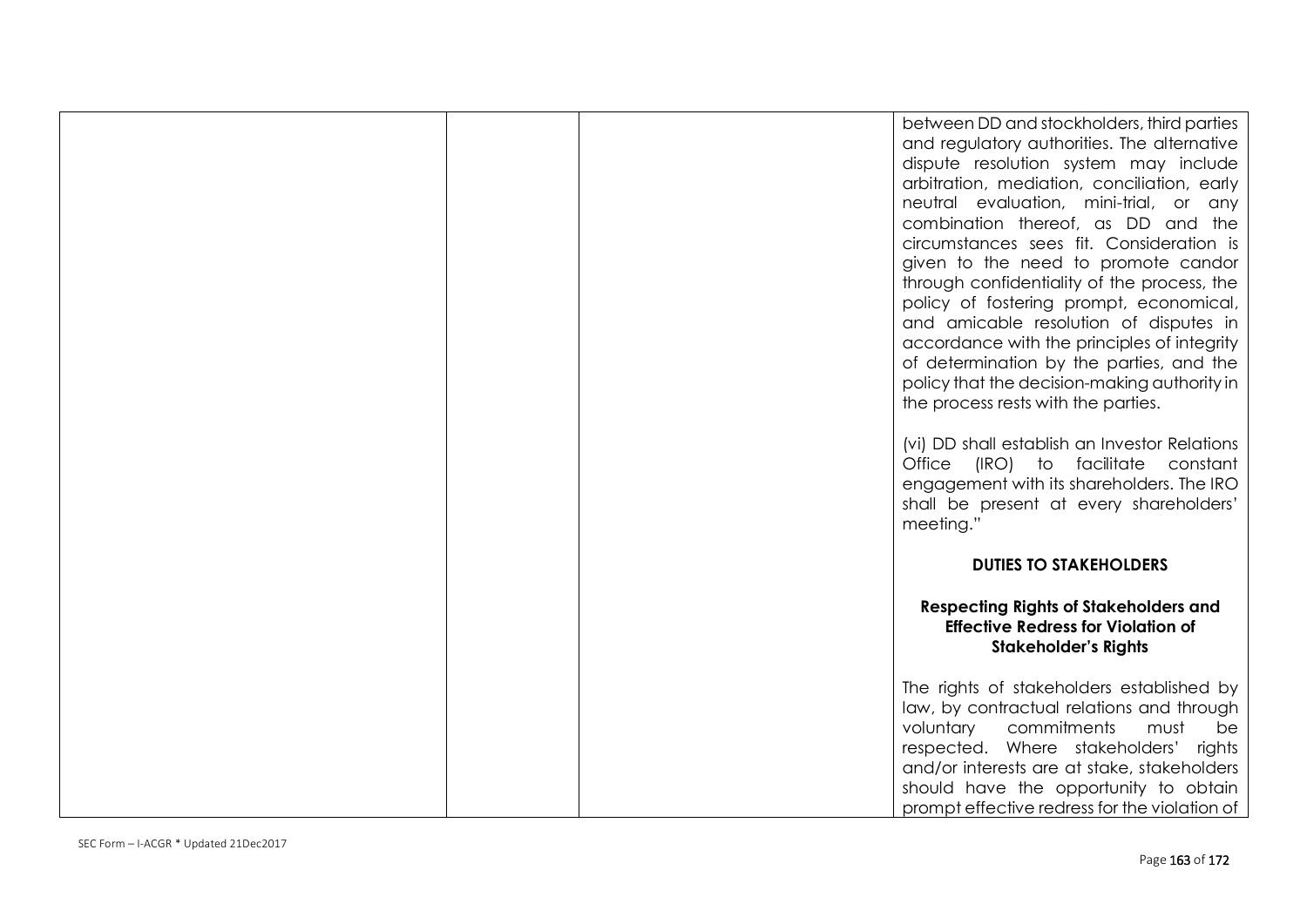| | | | between DD and stockholders, third parties and regulatory authorities. The alternative dispute resolution system may include arbitration, mediation, conciliation, early neutral evaluation, mini-trial, or any combination thereof, as DD and the circumstances sees fit. Consideration is given to the need to promote candor through confidentiality of the process, the policy of fostering prompt, economical, and amicable resolution of disputes in accordance with the principles of integrity of determination by the parties, and the policy that the decision-making authority in the process rests with the parties.<br><br>(vi) DD shall establish an Investor Relations Office (IRO) to facilitate constant engagement with its shareholders. The IRO shall be present at every shareholders' meeting."<br><br>**DUTIES TO STAKEHOLDERS**<br><br>**Respecting Rights of Stakeholders and Effective Redress for Violation of Stakeholder's Rights**<br><br>The rights of stakeholders established by law, by contractual relations and through voluntary commitments must be respected. Where stakeholders' rights and/or interests are at stake, stakeholders should have the opportunity to obtain prompt effective redress for the violation of |
|---|---|---|---|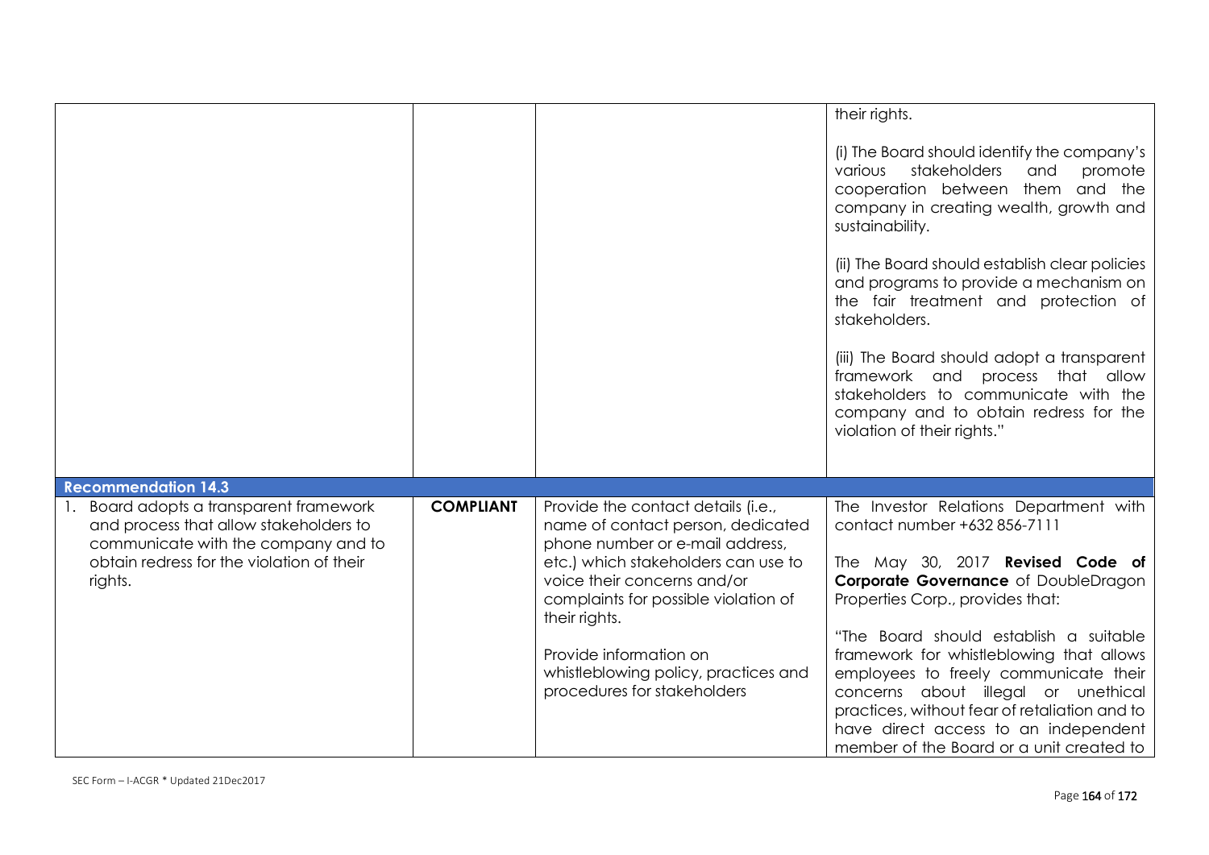| | | | |
|---|---|---|---|
| | | | their rights.<br><br>(i) The Board should identify the company's various stakeholders and promote cooperation between them and the company in creating wealth, growth and sustainability.<br><br>(ii) The Board should establish clear policies and programs to provide a mechanism on the fair treatment and protection of stakeholders.<br><br>(iii) The Board should adopt a transparent framework and process that allow stakeholders to communicate with the company and to obtain redress for the violation of their rights." |
| **Recommendation 14.3** | | | |
| 1. Board adopts a transparent framework and process that allow stakeholders to communicate with the company and to obtain redress for the violation of their rights. | **COMPLIANT** | Provide the contact details (i.e., name of contact person, dedicated phone number or e-mail address, etc.) which stakeholders can use to voice their concerns and/or complaints for possible violation of their rights.<br><br>Provide information on whistleblowing policy, practices and procedures for stakeholders | The Investor Relations Department with contact number +632 856-7111<br><br>The May 30, 2017 **Revised Code of Corporate Governance** of DoubleDragon Properties Corp., provides that:<br><br>"The Board should establish a suitable framework for whistleblowing that allows employees to freely communicate their concerns about illegal or unethical practices, without fear of retaliation and to have direct access to an independent member of the Board or a unit created to |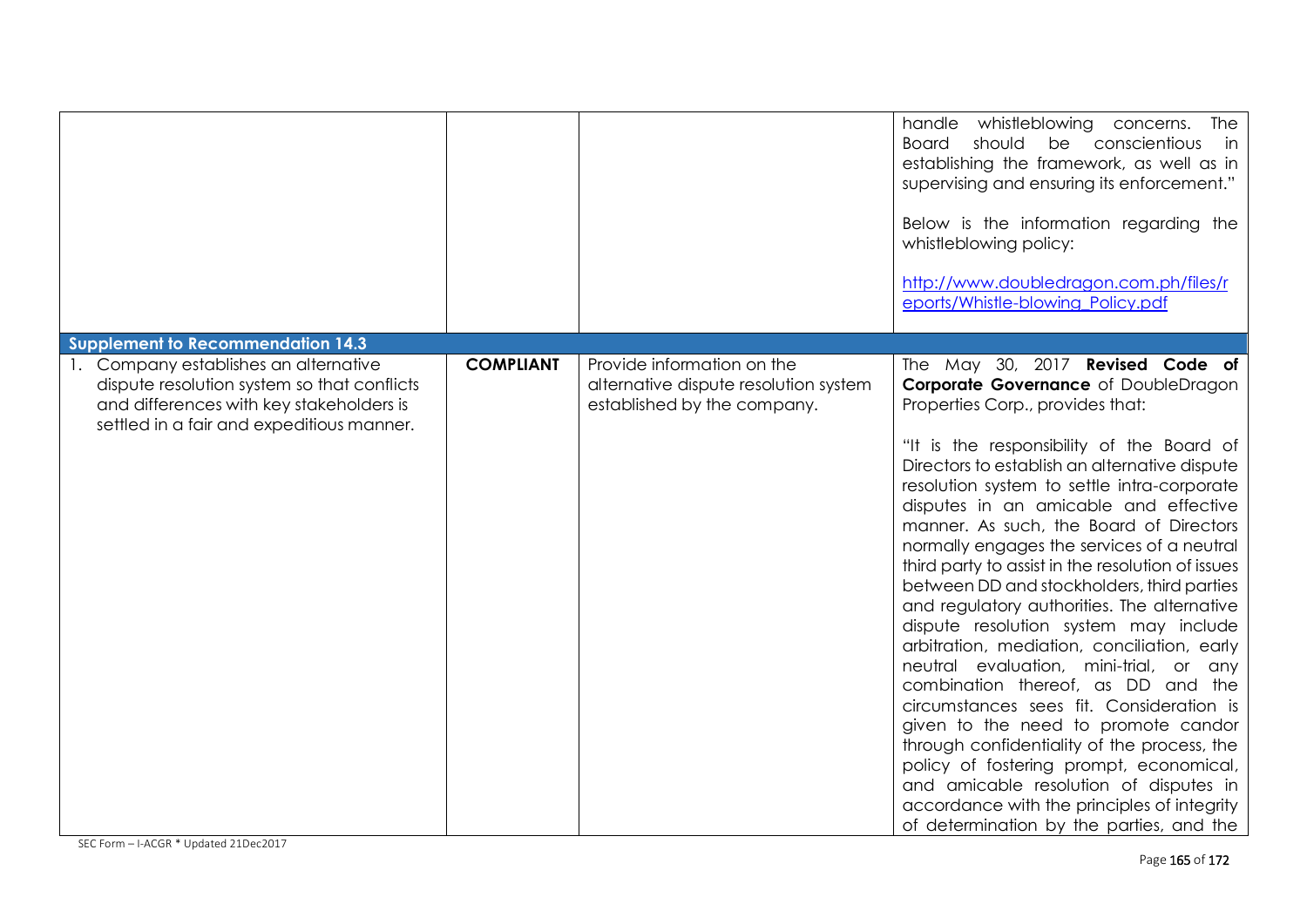| | | | |
|---|---|---|---|
| | | | handle whistleblowing concerns. The Board should be conscientious in establishing the framework, as well as in supervising and ensuring its enforcement."<br><br>Below is the information regarding the whistleblowing policy:<br><br>http://www.doubledragon.com.ph/files/reports/Whistle-blowing_Policy.pdf |
| **Supplement to Recommendation 14.3** | | | |
| 1. Company establishes an alternative dispute resolution system so that conflicts and differences with key stakeholders is settled in a fair and expeditious manner. | **COMPLIANT** | Provide information on the alternative dispute resolution system established by the company. | The May 30, 2017 **Revised Code of Corporate Governance** of DoubleDragon Properties Corp., provides that:<br><br>"It is the responsibility of the Board of Directors to establish an alternative dispute resolution system to settle intra-corporate disputes in an amicable and effective manner. As such, the Board of Directors normally engages the services of a neutral third party to assist in the resolution of issues between DD and stockholders, third parties and regulatory authorities. The alternative dispute resolution system may include arbitration, mediation, conciliation, early neutral evaluation, mini-trial, or any combination thereof, as DD and the circumstances sees fit. Consideration is given to the need to promote candor through confidentiality of the process, the policy of fostering prompt, economical, and amicable resolution of disputes in accordance with the principles of integrity of determination by the parties, and the |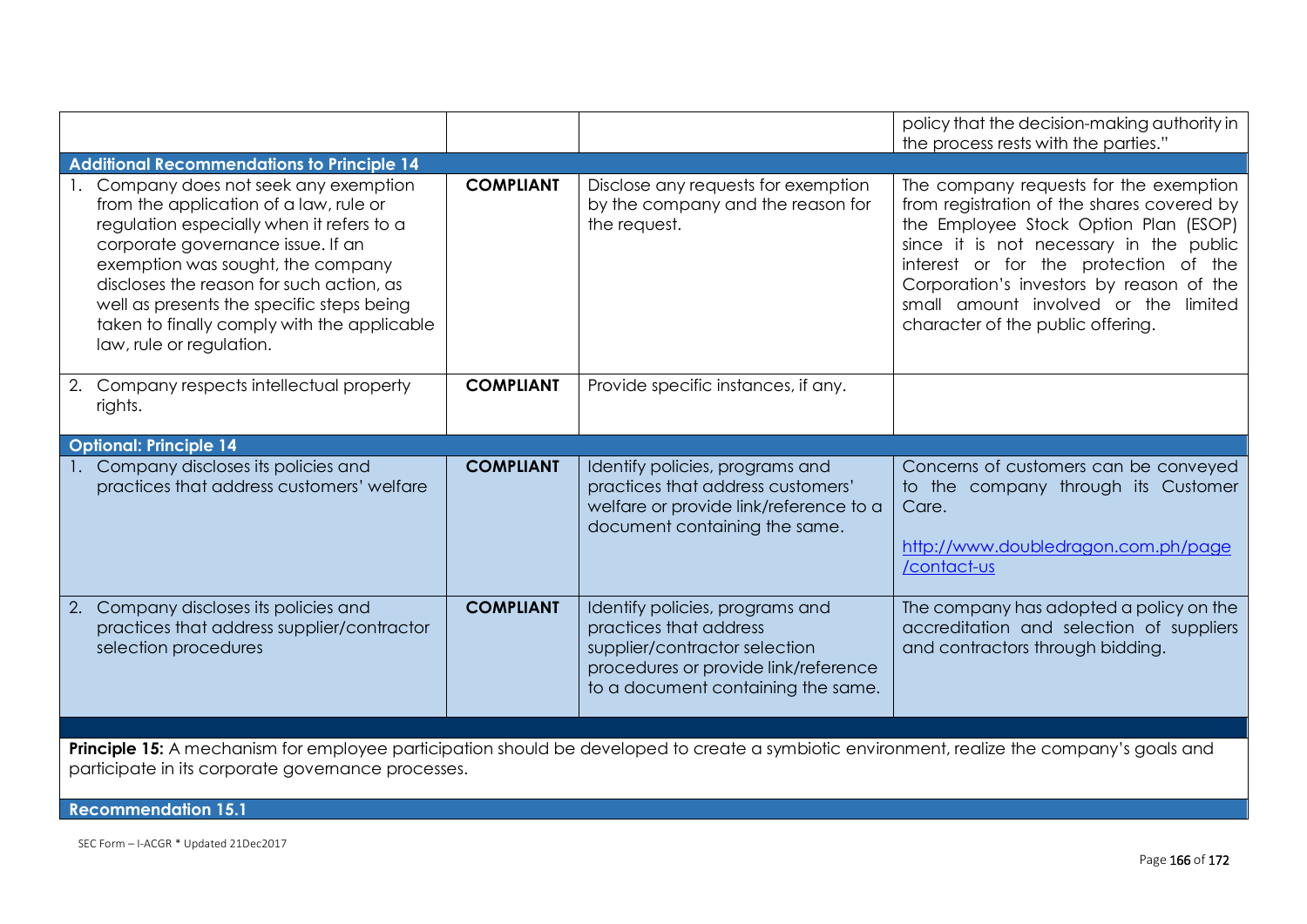| | | | |
|---|---|---|---|
| | | | policy that the decision-making authority in the process rests with the parties." |
| **Additional Recommendations to Principle 14** | | | |
| 1. Company does not seek any exemption from the application of a law, rule or regulation especially when it refers to a corporate governance issue. If an exemption was sought, the company discloses the reason for such action, as well as presents the specific steps being taken to finally comply with the applicable law, rule or regulation. | **COMPLIANT** | Disclose any requests for exemption by the company and the reason for the request. | The company requests for the exemption from registration of the shares covered by the Employee Stock Option Plan (ESOP) since it is not necessary in the public interest or for the protection of the Corporation's investors by reason of the small amount involved or the limited character of the public offering. |
| 2. Company respects intellectual property rights. | **COMPLIANT** | Provide specific instances, if any. | |
| **Optional: Principle 14** | | | |
| 1. Company discloses its policies and practices that address customers' welfare | **COMPLIANT** | Identify policies, programs and practices that address customers' welfare or provide link/reference to a document containing the same. | Concerns of customers can be conveyed to the company through its Customer Care. http://www.doubledragon.com.ph/page/contact-us |
| 2. Company discloses its policies and practices that address supplier/contractor selection procedures | **COMPLIANT** | Identify policies, programs and practices that address supplier/contractor selection procedures or provide link/reference to a document containing the same. | The company has adopted a policy on the accreditation and selection of suppliers and contractors through bidding. |

**Principle 15:** A mechanism for employee participation should be developed to create a symbiotic environment, realize the company's goals and participate in its corporate governance processes.

**Recommendation 15.1**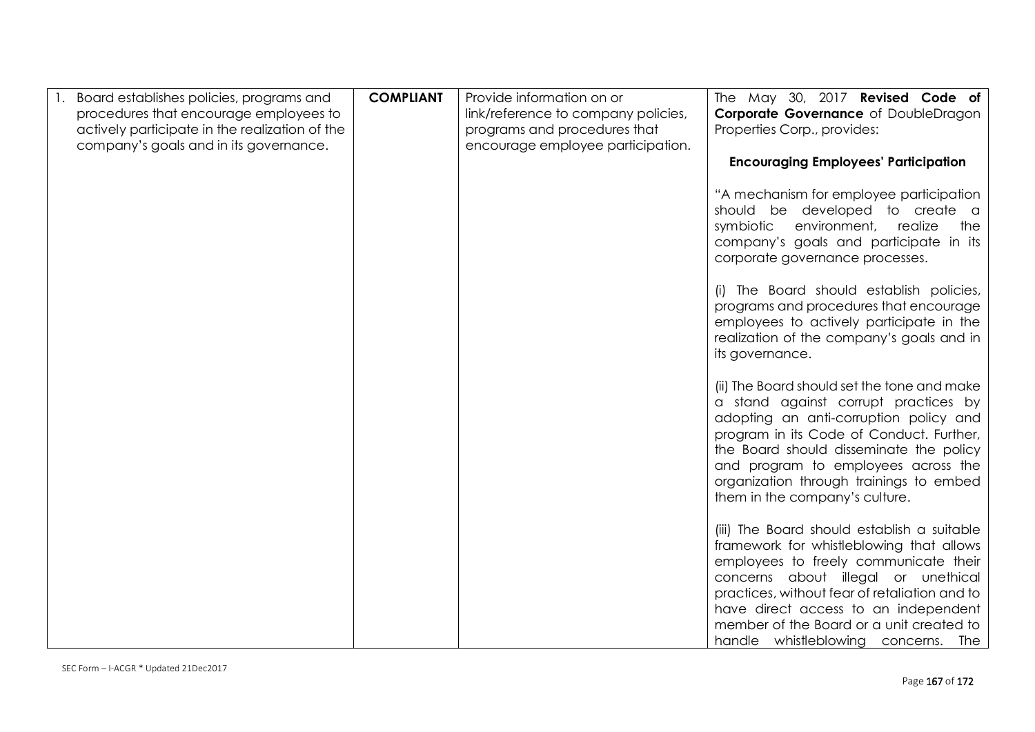| | | | |
|---|---|---|---|
| 1. Board establishes policies, programs and procedures that encourage employees to actively participate in the realization of the company's goals and in its governance. | **COMPLIANT** | Provide information on or link/reference to company policies, programs and procedures that encourage employee participation. | The May 30, 2017 **Revised Code of Corporate Governance** of DoubleDragon Properties Corp., provides:<br><br>**Encouraging Employees' Participation**<br><br>"A mechanism for employee participation should be developed to create a symbiotic environment, realize the company's goals and participate in its corporate governance processes.<br><br>(i) The Board should establish policies, programs and procedures that encourage employees to actively participate in the realization of the company's goals and in its governance.<br><br>(ii) The Board should set the tone and make a stand against corrupt practices by adopting an anti-corruption policy and program in its Code of Conduct. Further, the Board should disseminate the policy and program to employees across the organization through trainings to embed them in the company's culture.<br><br>(iii) The Board should establish a suitable framework for whistleblowing that allows employees to freely communicate their concerns about illegal or unethical practices, without fear of retaliation and to have direct access to an independent member of the Board or a unit created to handle whistleblowing concerns. The |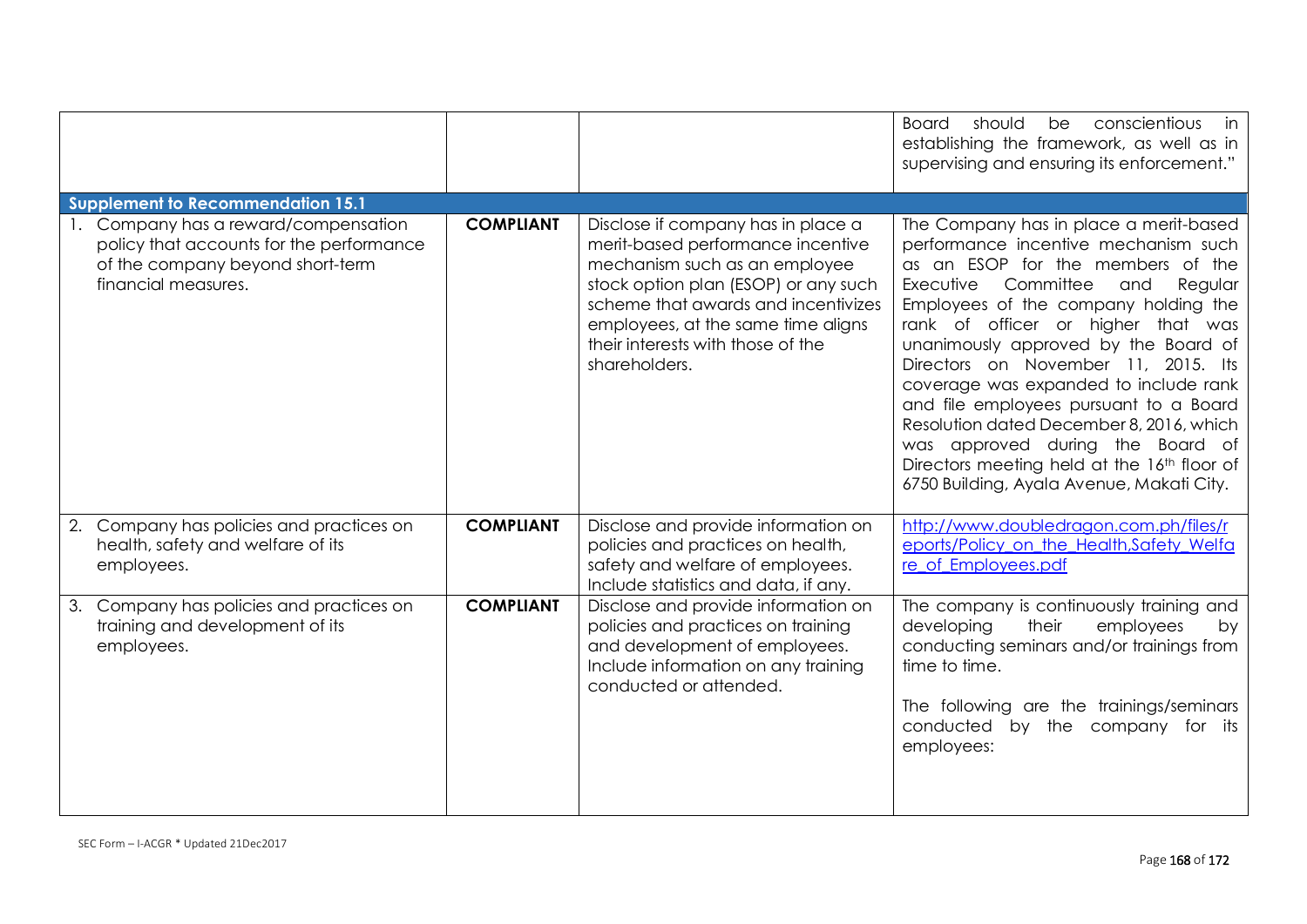| | | | |
|---|---|---|---|
| | | | Board should be conscientious in establishing the framework, as well as in supervising and ensuring its enforcement." |
| **Supplement to Recommendation 15.1** | | | |
| 1. Company has a reward/compensation policy that accounts for the performance of the company beyond short-term financial measures. | **COMPLIANT** | Disclose if company has in place a merit-based performance incentive mechanism such as an employee stock option plan (ESOP) or any such scheme that awards and incentivizes employees, at the same time aligns their interests with those of the shareholders. | The Company has in place a merit-based performance incentive mechanism such as an ESOP for the members of the Executive Committee and Regular Employees of the company holding the rank of officer or higher that was unanimously approved by the Board of Directors on November 11, 2015. Its coverage was expanded to include rank and file employees pursuant to a Board Resolution dated December 8, 2016, which was approved during the Board of Directors meeting held at the 16th floor of 6750 Building, Ayala Avenue, Makati City. |
| 2. Company has policies and practices on health, safety and welfare of its employees. | **COMPLIANT** | Disclose and provide information on policies and practices on health, safety and welfare of employees. Include statistics and data, if any. | http://www.doubledragon.com.ph/files/reports/Policy_on_the_Health,Safety_Welfare_of_Employees.pdf |
| 3. Company has policies and practices on training and development of its employees. | **COMPLIANT** | Disclose and provide information on policies and practices on training and development of employees. Include information on any training conducted or attended. | The company is continuously training and developing their employees by conducting seminars and/or trainings from time to time.<br><br>The following are the trainings/seminars conducted by the company for its employees: |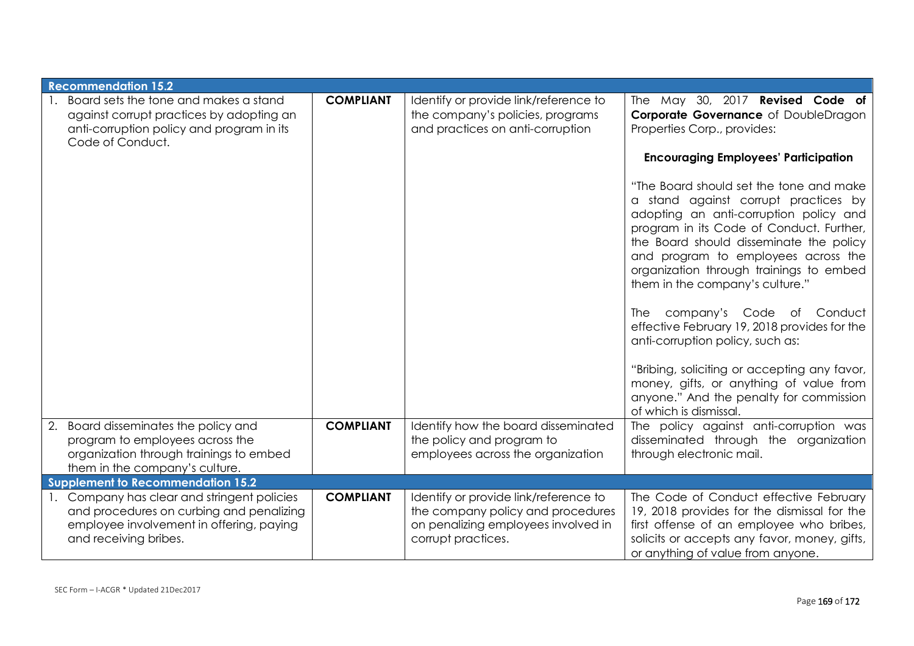| Recommendation 15.2 | | | |
|---|---|---|---|
| 1. Board sets the tone and makes a stand against corrupt practices by adopting an anti-corruption policy and program in its Code of Conduct. | **COMPLIANT** | Identify or provide link/reference to the company's policies, programs and practices on anti-corruption | The May 30, 2017 **Revised Code of Corporate Governance** of DoubleDragon Properties Corp., provides:<br><br>**Encouraging Employees' Participation**<br><br>"The Board should set the tone and make a stand against corrupt practices by adopting an anti-corruption policy and program in its Code of Conduct. Further, the Board should disseminate the policy and program to employees across the organization through trainings to embed them in the company's culture."<br><br>The company's Code of Conduct effective February 19, 2018 provides for the anti-corruption policy, such as:<br><br>"Bribing, soliciting or accepting any favor, money, gifts, or anything of value from anyone." And the penalty for commission of which is dismissal. |
| 2. Board disseminates the policy and program to employees across the organization through trainings to embed them in the company's culture. | **COMPLIANT** | Identify how the board disseminated the policy and program to employees across the organization | The policy against anti-corruption was disseminated through the organization through electronic mail. |
| **Supplement to Recommendation 15.2** | | | |
| 1. Company has clear and stringent policies and procedures on curbing and penalizing employee involvement in offering, paying and receiving bribes. | **COMPLIANT** | Identify or provide link/reference to the company policy and procedures on penalizing employees involved in corrupt practices. | The Code of Conduct effective February 19, 2018 provides for the dismissal for the first offense of an employee who bribes, solicits or accepts any favor, money, gifts, or anything of value from anyone. |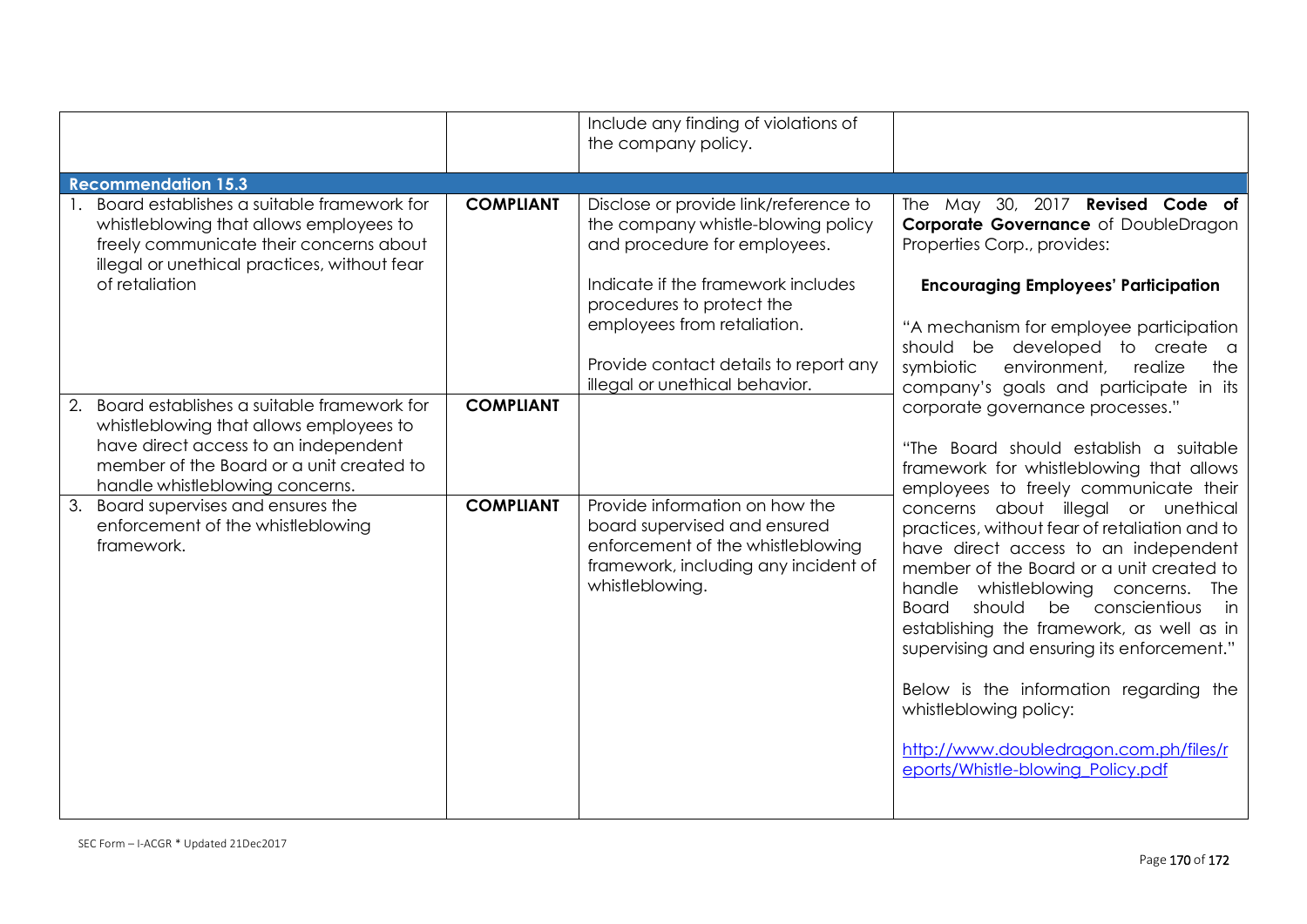| | | | |
|---|---|---|---|
| | | Include any finding of violations of the company policy. | |
| **Recommendation 15.3** | | | |
| 1. Board establishes a suitable framework for whistleblowing that allows employees to freely communicate their concerns about illegal or unethical practices, without fear of retaliation | **COMPLIANT** | Disclose or provide link/reference to the company whistle-blowing policy and procedure for employees.<br><br>Indicate if the framework includes procedures to protect the employees from retaliation.<br><br>Provide contact details to report any illegal or unethical behavior. | The May 30, 2017 **Revised Code of Corporate Governance** of DoubleDragon Properties Corp., provides:<br><br>**Encouraging Employees' Participation**<br><br>"A mechanism for employee participation should be developed to create a symbiotic environment, realize the company's goals and participate in its corporate governance processes."<br><br>"The Board should establish a suitable framework for whistleblowing that allows employees to freely communicate their concerns about illegal or unethical practices, without fear of retaliation and to have direct access to an independent member of the Board or a unit created to handle whistleblowing concerns. The Board should be conscientious in establishing the framework, as well as in supervising and ensuring its enforcement."<br><br>Below is the information regarding the whistleblowing policy:<br><br>http://www.doubledragon.com.ph/files/reports/Whistle-blowing_Policy.pdf |
| 2. Board establishes a suitable framework for whistleblowing that allows employees to have direct access to an independent member of the Board or a unit created to handle whistleblowing concerns. | **COMPLIANT** | | |
| 3. Board supervises and ensures the enforcement of the whistleblowing framework. | **COMPLIANT** | Provide information on how the board supervised and ensured enforcement of the whistleblowing framework, including any incident of whistleblowing. | |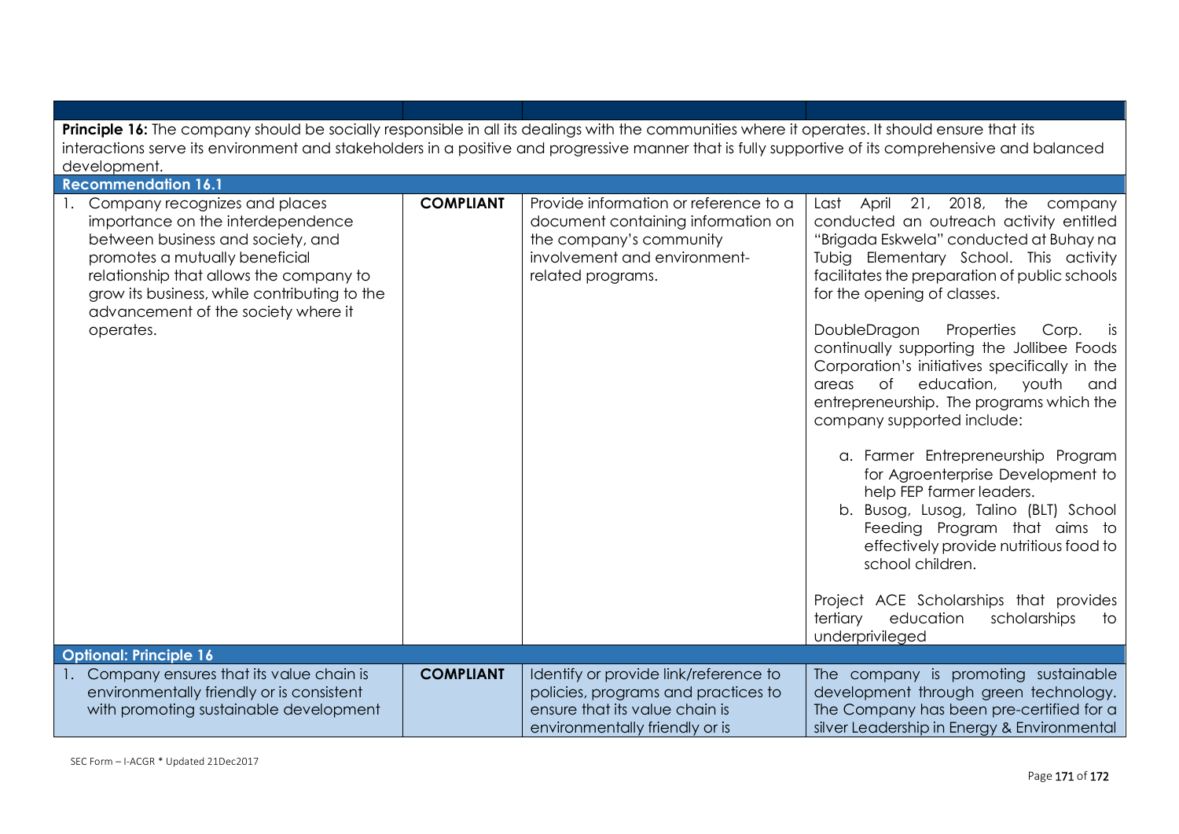| | | | |
|---|---|---|---|
| **Principle 16:** The company should be socially responsible in all its dealings with the communities where it operates. It should ensure that its interactions serve its environment and stakeholders in a positive and progressive manner that is fully supportive of its comprehensive and balanced development. | | | |
| **Recommendation 16.1** | | | |
| 1. Company recognizes and places importance on the interdependence between business and society, and promotes a mutually beneficial relationship that allows the company to grow its business, while contributing to the advancement of the society where it operates. | **COMPLIANT** | Provide information or reference to a document containing information on the company's community involvement and environment-related programs. | Last April 21, 2018, the company conducted an outreach activity entitled "Brigada Eskwela" conducted at Buhay na Tubig Elementary School. This activity facilitates the preparation of public schools for the opening of classes.<br><br>DoubleDragon Properties Corp. is continually supporting the Jollibee Foods Corporation's initiatives specifically in the areas of education, youth and entrepreneurship. The programs which the company supported include:<br><br>a. Farmer Entrepreneurship Program for Agroenterprise Development to help FEP farmer leaders.<br>b. Busog, Lusog, Talino (BLT) School Feeding Program that aims to effectively provide nutritious food to school children.<br><br>Project ACE Scholarships that provides tertiary education scholarships to underprivileged |
| **Optional: Principle 16** | | | |
| 1. Company ensures that its value chain is environmentally friendly or is consistent with promoting sustainable development | **COMPLIANT** | Identify or provide link/reference to policies, programs and practices to ensure that its value chain is environmentally friendly or is | The company is promoting sustainable development through green technology. The Company has been pre-certified for a silver Leadership in Energy & Environmental |

SEC Form – I-ACGR * Updated 21Dec2017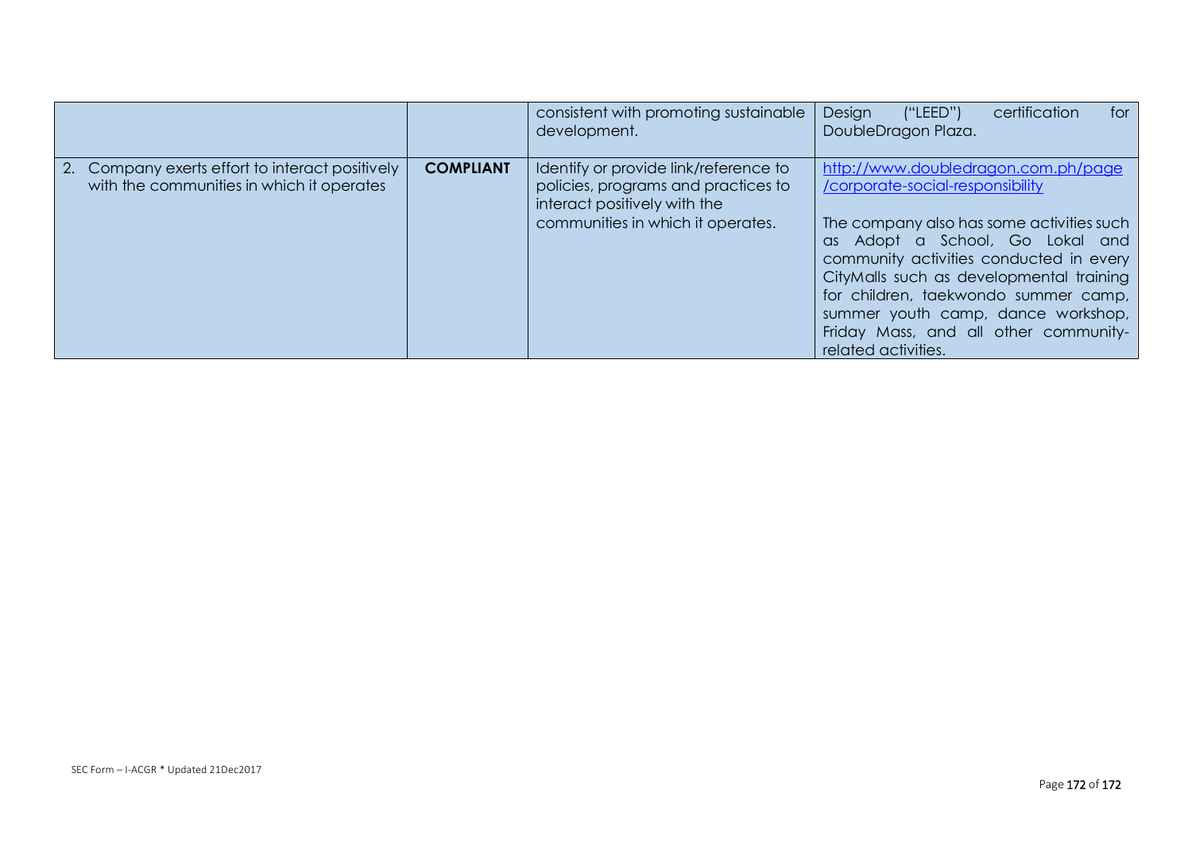|  |  |  |  |
|---|---|---|---|
|  |  | consistent with promoting sustainable development. | Design ("LEED") certification for DoubleDragon Plaza. |
| 2. Company exerts effort to interact positively with the communities in which it operates | **COMPLIANT** | Identify or provide link/reference to policies, programs and practices to interact positively with the communities in which it operates. | http://www.doubledragon.com.ph/page/corporate-social-responsibility<br><br>The company also has some activities such as Adopt a School, Go Lokal and community activities conducted in every CityMalls such as developmental training for children, taekwondo summer camp, summer youth camp, dance workshop, Friday Mass, and all other community-related activities. |

SEC Form – I-ACGR * Updated 21Dec2017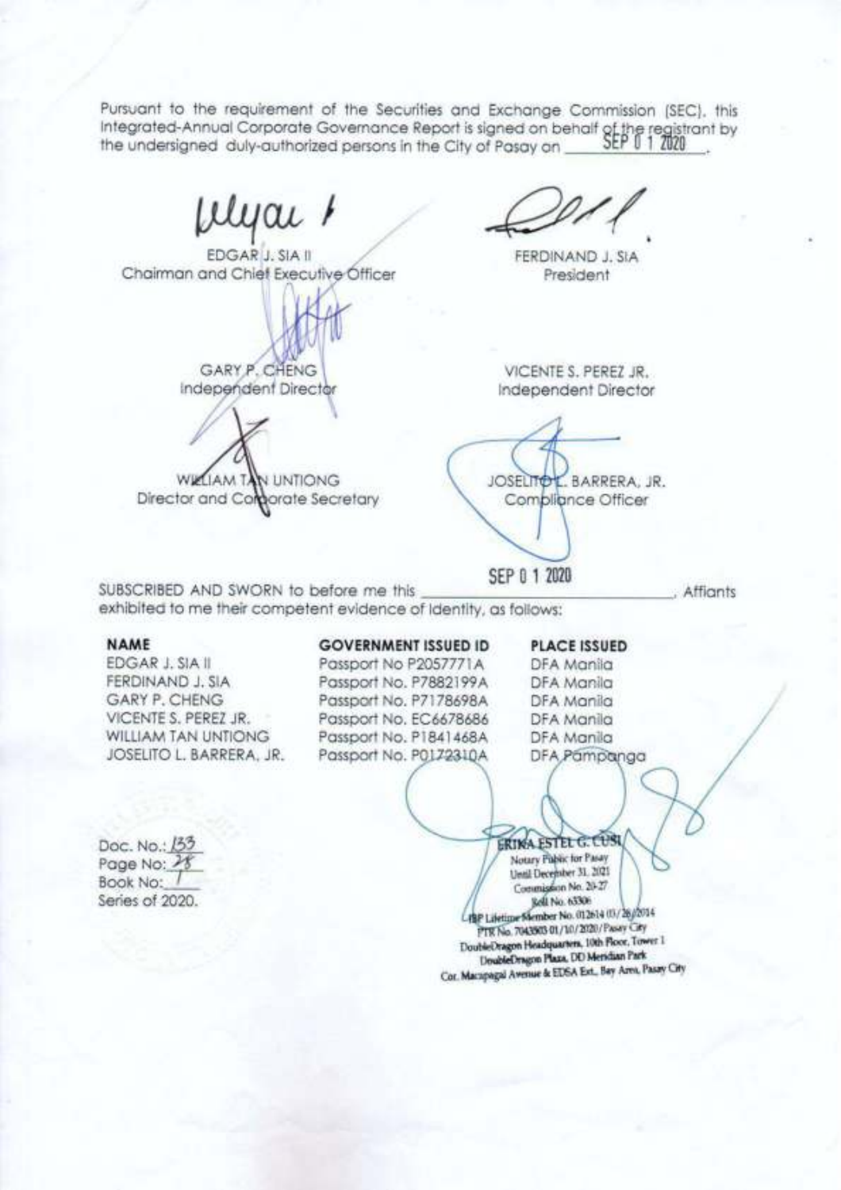Pursuant to the requirement of the Securities and Exchange Commission (SEC), this Integrated-Annual Corporate Governance Report is signed on behalf of the registrant by the undersigned duly-authorized persons in the City of Pasay on SEP 0 1 2020.

| | |
|---|---|
| EDGAR J. SIA II<br>Chairman and Chief Executive Officer | FERDINAND J. SIA<br>President |
| GARY P. CHENG<br>Independent Director | VICENTE S. PEREZ JR.<br>Independent Director |
| WILLIAM TAN UNTIONG<br>Director and Corporate Secretary | JOSELITO L. BARRERA, JR.<br>Compliance Officer |

SUBSCRIBED AND SWORN to before me this SEP 0 1 2020, Affiants exhibited to me their competent evidence of identity, as follows:

| NAME | GOVERNMENT ISSUED ID | PLACE ISSUED |
|---|---|---|
| EDGAR J. SIA II | Passport No P2057771A | DFA Manila |
| FERDINAND J. SIA | Passport No. P7882199A | DFA Manila |
| GARY P. CHENG | Passport No. P7178698A | DFA Manila |
| VICENTE S. PEREZ JR. | Passport No. EC6678686 | DFA Manila |
| WILLIAM TAN UNTIONG | Passport No. P1841468A | DFA Manila |
| JOSELITO L. BARRERA, JR. | Passport No. P0172310A | DFA Pampanga |

Doc. No.: 133
Page No: 28
Book No: I
Series of 2020.

ERIKA ESTEL G. CUSI
Notary Public for Pasay
Until December 31, 2021
Commission No. 20-27
Roll No. 65306
IBP Lifetime Member No. 012614 03/28/2014
PTR No. 7043503 01/10/2020/ Pasay City
DoubleDragon Headquarters, 10th Floor, Tower 1
DoubleDragon Plaza, DD Meridian Park
Cor. Macapagal Avenue & EDSA Ext., Bay Area, Pasay City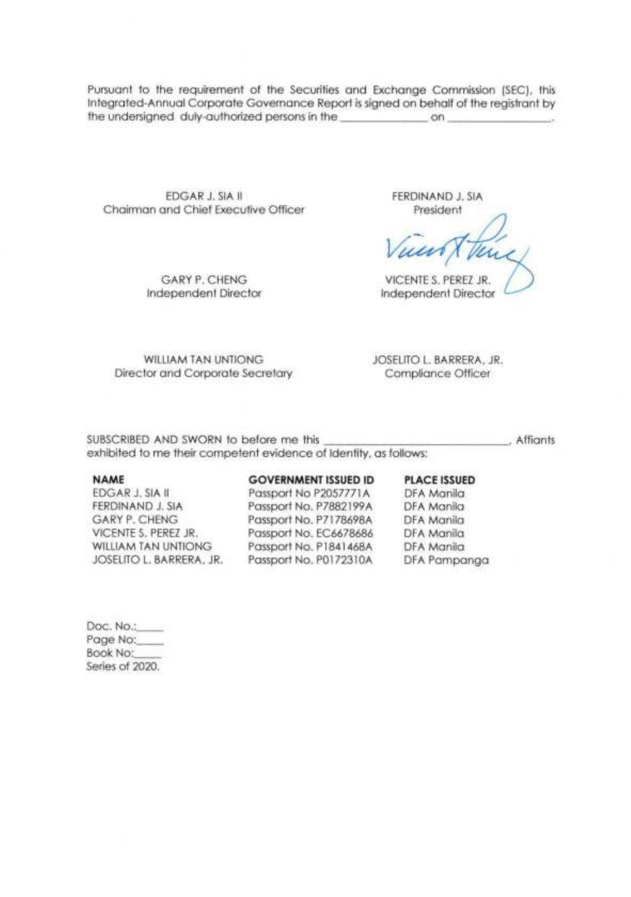Pursuant to the requirement of the Securities and Exchange Commission (SEC), this Integrated-Annual Corporate Governance Report is signed on behalf of the registrant by the undersigned duly-authorized persons in the _____________ on _______________.

EDGAR J. SIA II
Chairman and Chief Executive Officer

FERDINAND J. SIA
President

GARY P. CHENG
Independent Director

VICENTE S. PEREZ JR.
Independent Director

WILLIAM TAN UNTIONG
Director and Corporate Secretary

JOSELITO L. BARRERA, JR.
Compliance Officer

SUBSCRIBED AND SWORN to before me this _______________________________. Affiants exhibited to me their competent evidence of Identity, as follows:

| NAME | GOVERNMENT ISSUED ID | PLACE ISSUED |
| --- | --- | --- |
| EDGAR J. SIA II | Passport No P2057771A | DFA Manila |
| FERDINAND J. SIA | Passport No. P7882199A | DFA Manila |
| GARY P. CHENG | Passport No. P7178698A | DFA Manila |
| VICENTE S. PEREZ JR. | Passport No. EC6678686 | DFA Manila |
| WILLIAM TAN UNTIONG | Passport No. P1841468A | DFA Manila |
| JOSELITO L. BARRERA, JR. | Passport No. P0172310A | DFA Pampanga |

Doc. No.:_____
Page No:_____
Book No:_____
Series of 2020.